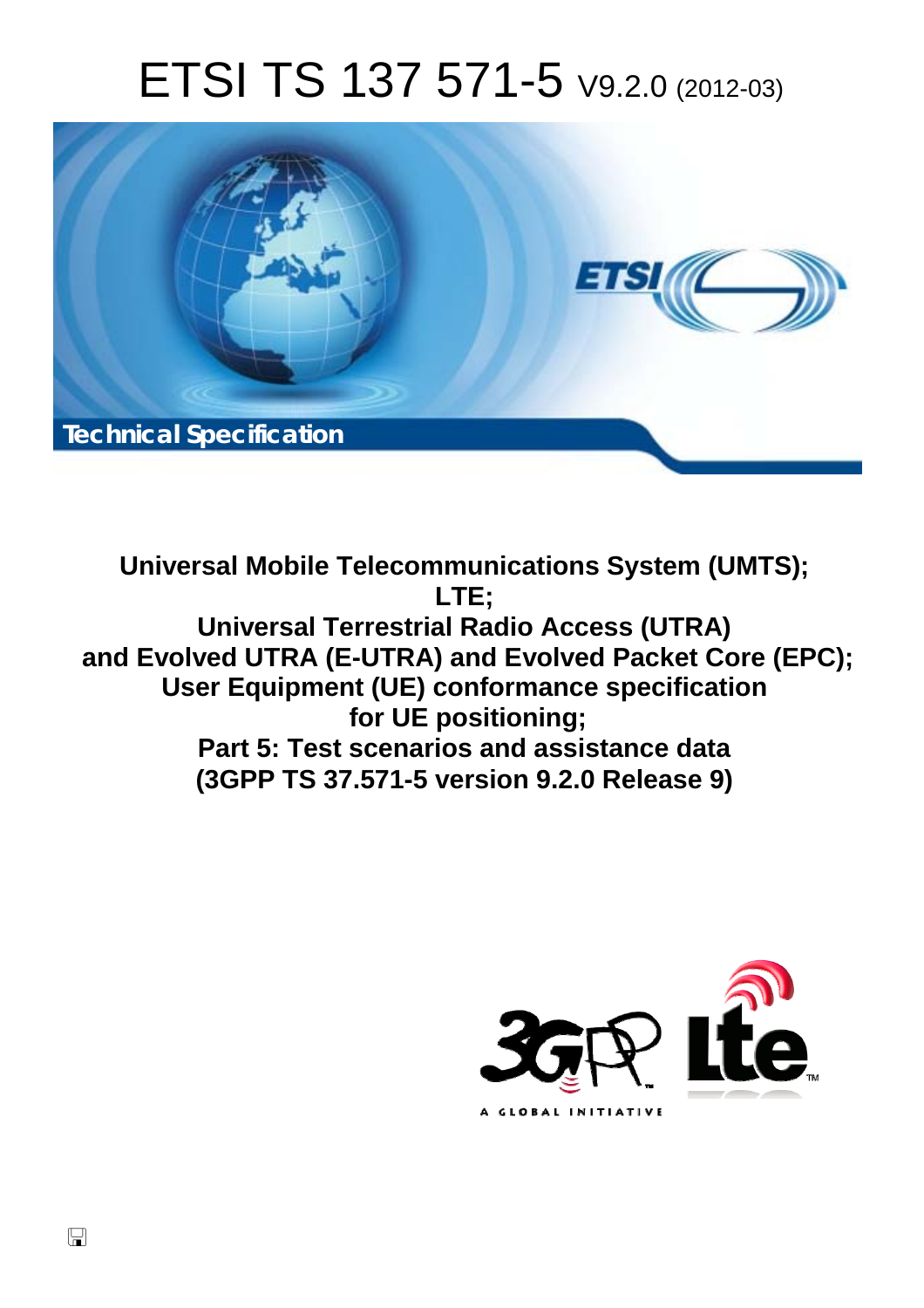# ETSI TS 137 571-5 V9.2.0 (2012-03)

Technical Specification

**Universal Mobile Telecommunications System (UMTS); LTE; Universal Terrestrial Radio Access (UTRA) and Evolved UTRA (E-UTRA) and Evolved Packet Core (EPC); User Equipment (UE) conformance specification for UE positioning; Part 5: Test scenarios and assistance data (3GPP TS 37.571-5 version 9.2.0 Release 9)**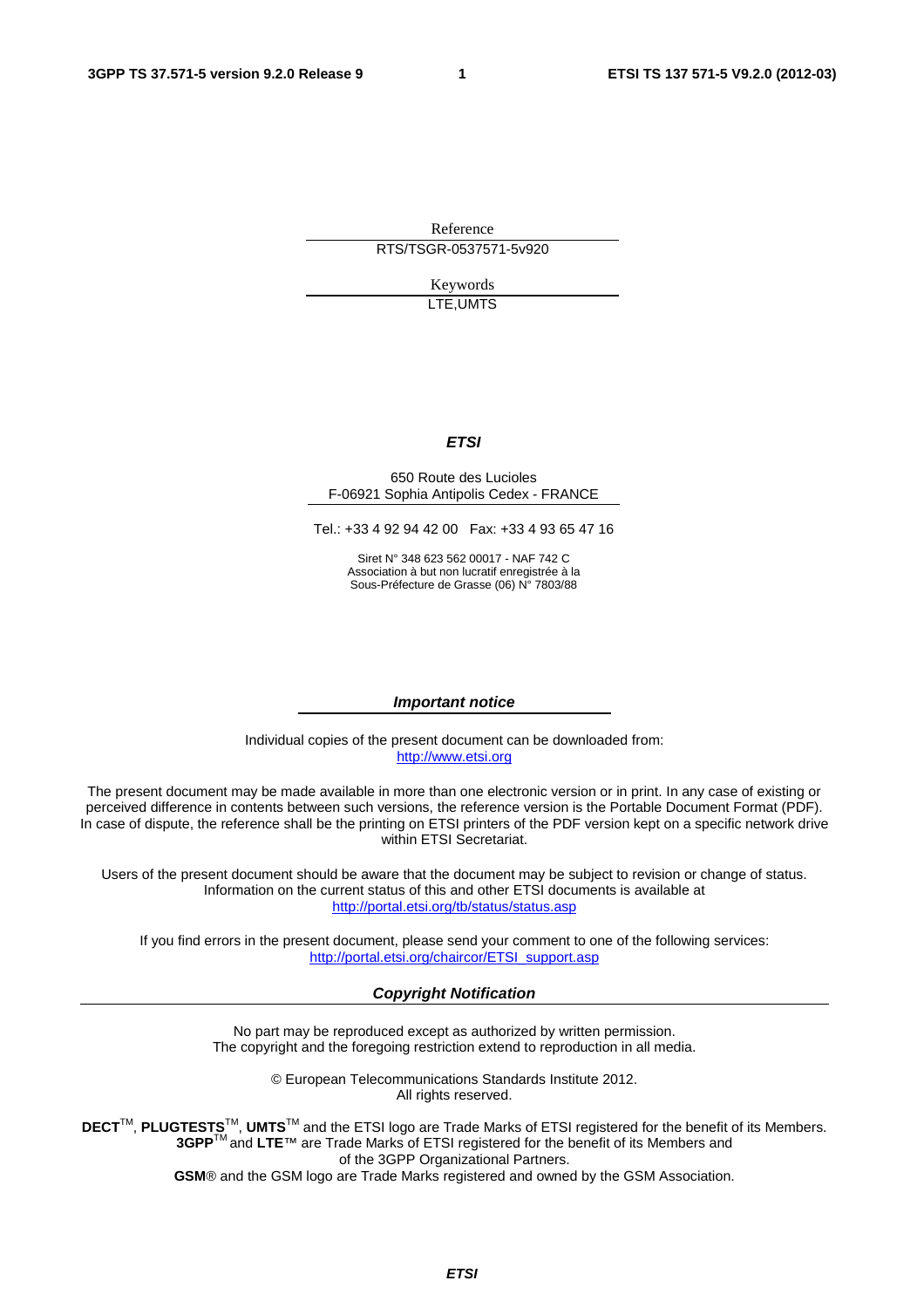Reference

RTS/TSGR-0537571-5v920

Keywords

LTE,UMTS

***ETSI***

650 Route des Lucioles
F-06921 Sophia Antipolis Cedex - FRANCE

Tel.: +33 4 92 94 42 00 Fax: +33 4 93 65 47 16

Siret N° 348 623 562 00017 - NAF 742 C
Association à but non lucratif enregistrée à la
Sous-Préfecture de Grasse (06) N° 7803/88

***Important notice***

Individual copies of the present document can be downloaded from:
http://www.etsi.org

The present document may be made available in more than one electronic version or in print. In any case of existing or perceived difference in contents between such versions, the reference version is the Portable Document Format (PDF). In case of dispute, the reference shall be the printing on ETSI printers of the PDF version kept on a specific network drive within ETSI Secretariat.

Users of the present document should be aware that the document may be subject to revision or change of status. Information on the current status of this and other ETSI documents is available at
http://portal.etsi.org/tb/status/status.asp

If you find errors in the present document, please send your comment to one of the following services:
http://portal.etsi.org/chaircor/ETSI_support.asp

***Copyright Notification***

No part may be reproduced except as authorized by written permission.
The copyright and the foregoing restriction extend to reproduction in all media.

© European Telecommunications Standards Institute 2012.
All rights reserved.

**DECT**™, **PLUGTESTS**™, **UMTS**™ and the ETSI logo are Trade Marks of ETSI registered for the benefit of its Members.
**3GPP**™ and **LTE**™ are Trade Marks of ETSI registered for the benefit of its Members and of the 3GPP Organizational Partners.
**GSM**® and the GSM logo are Trade Marks registered and owned by the GSM Association.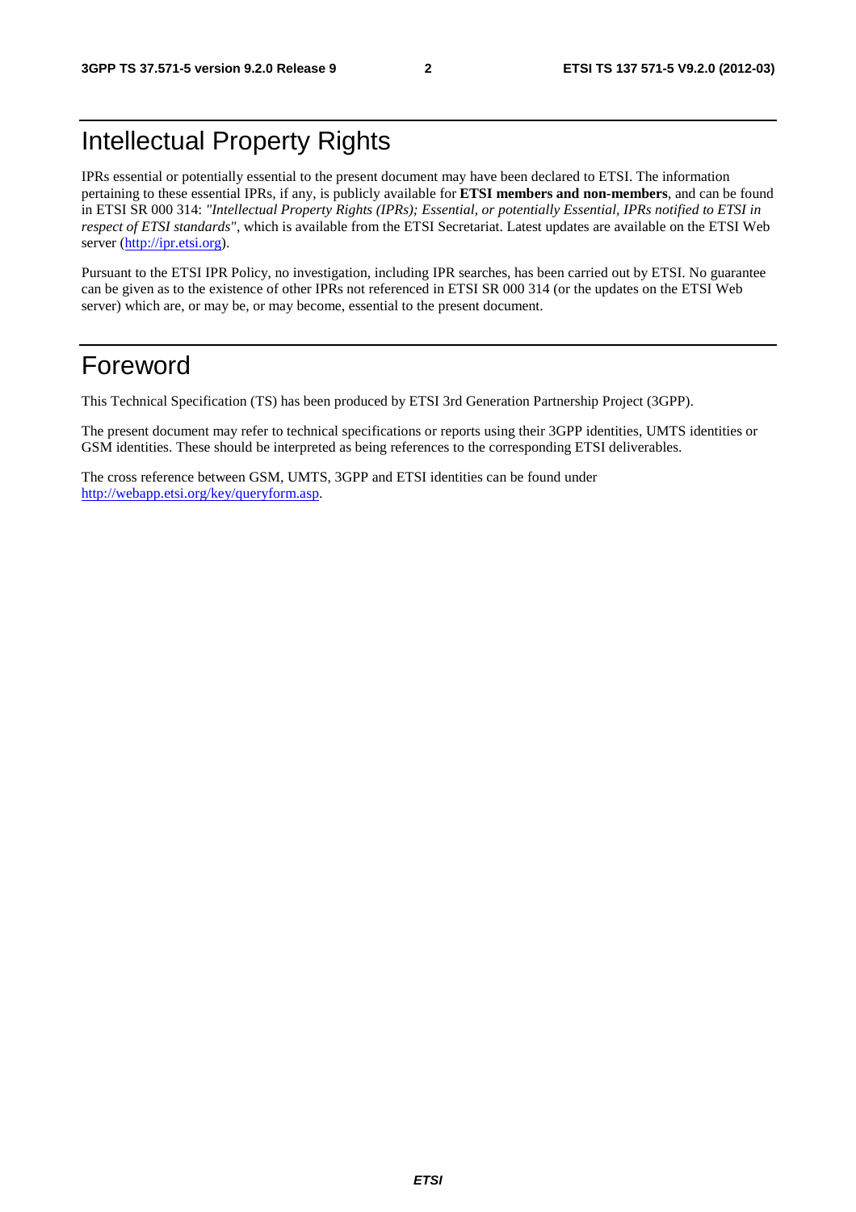# Intellectual Property Rights

IPRs essential or potentially essential to the present document may have been declared to ETSI. The information pertaining to these essential IPRs, if any, is publicly available for **ETSI members and non-members**, and can be found in ETSI SR 000 314: *"Intellectual Property Rights (IPRs); Essential, or potentially Essential, IPRs notified to ETSI in respect of ETSI standards"*, which is available from the ETSI Secretariat. Latest updates are available on the ETSI Web server (http://ipr.etsi.org).

Pursuant to the ETSI IPR Policy, no investigation, including IPR searches, has been carried out by ETSI. No guarantee can be given as to the existence of other IPRs not referenced in ETSI SR 000 314 (or the updates on the ETSI Web server) which are, or may be, or may become, essential to the present document.

# Foreword

This Technical Specification (TS) has been produced by ETSI 3rd Generation Partnership Project (3GPP).

The present document may refer to technical specifications or reports using their 3GPP identities, UMTS identities or GSM identities. These should be interpreted as being references to the corresponding ETSI deliverables.

The cross reference between GSM, UMTS, 3GPP and ETSI identities can be found under http://webapp.etsi.org/key/queryform.asp.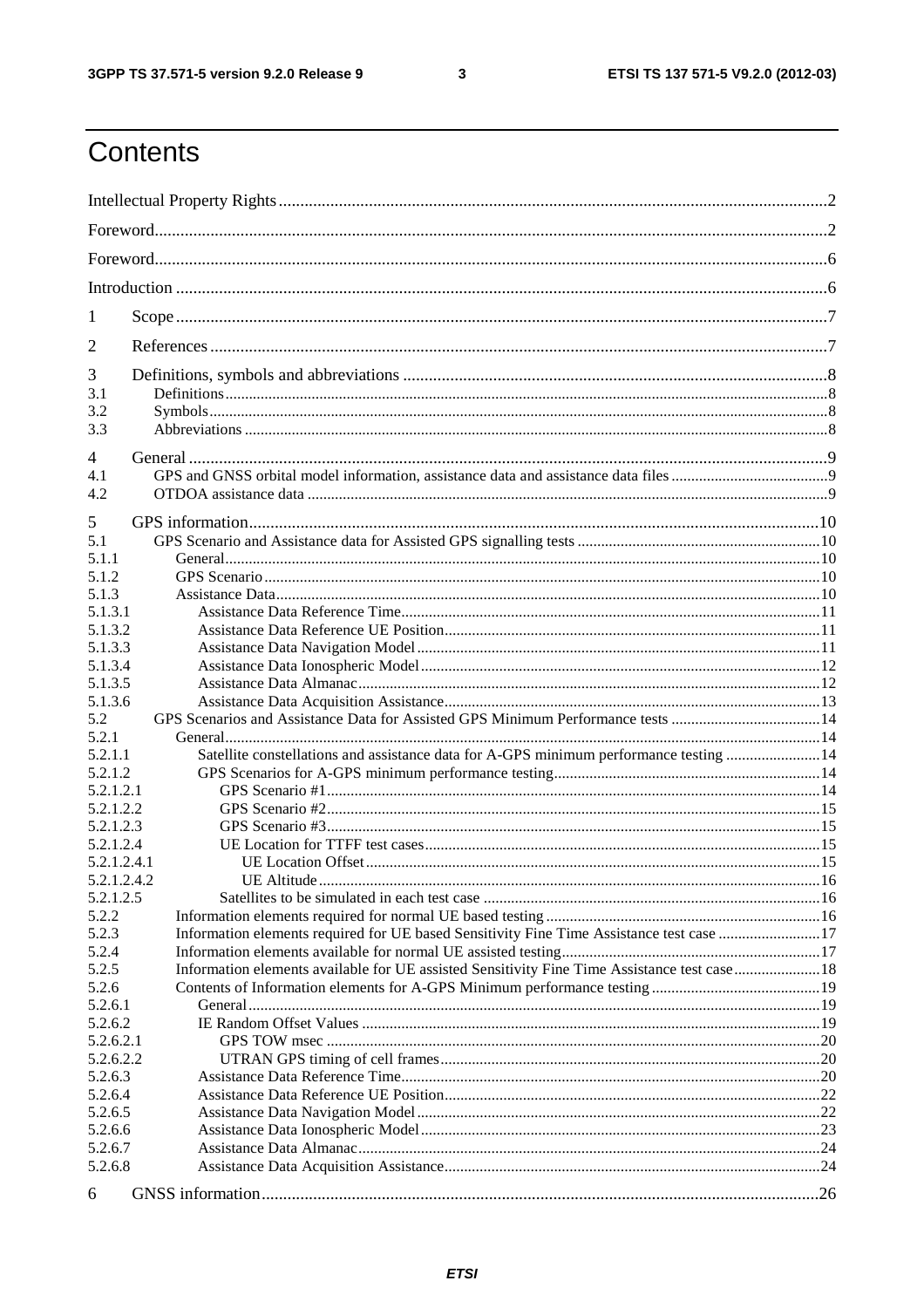# Contents

Intellectual Property Rights ............................................................ 2

Foreword ............................................................ 2

Foreword ............................................................ 6

Introduction ............................................................ 6

1 Scope ............................................................ 7

2 References ............................................................ 7

3 Definitions, symbols and abbreviations ............................................................ 8

3.1 Definitions ............................................................ 8

3.2 Symbols ............................................................ 8

3.3 Abbreviations ............................................................ 8

4 General ............................................................ 9

4.1 GPS and GNSS orbital model information, assistance data and assistance data files ............................................................ 9

4.2 OTDOA assistance data ............................................................ 9

5 GPS information ............................................................ 10

5.1 GPS Scenario and Assistance data for Assisted GPS signalling tests ............................................................ 10

5.1.1 General ............................................................ 10

5.1.2 GPS Scenario ............................................................ 10

5.1.3 Assistance Data ............................................................ 10

5.1.3.1 Assistance Data Reference Time ............................................................ 11

5.1.3.2 Assistance Data Reference UE Position ............................................................ 11

5.1.3.3 Assistance Data Navigation Model ............................................................ 11

5.1.3.4 Assistance Data Ionospheric Model ............................................................ 12

5.1.3.5 Assistance Data Almanac ............................................................ 12

5.1.3.6 Assistance Data Acquisition Assistance ............................................................ 13

5.2 GPS Scenarios and Assistance Data for Assisted GPS Minimum Performance tests ............................................................ 14

5.2.1 General ............................................................ 14

5.2.1.1 Satellite constellations and assistance data for A-GPS minimum performance testing ............................................................ 14

5.2.1.2 GPS Scenarios for A-GPS minimum performance testing ............................................................ 14

5.2.1.2.1 GPS Scenario #1 ............................................................ 14

5.2.1.2.2 GPS Scenario #2 ............................................................ 15

5.2.1.2.3 GPS Scenario #3 ............................................................ 15

5.2.1.2.4 UE Location for TTFF test cases ............................................................ 15

5.2.1.2.4.1 UE Location Offset ............................................................ 15

5.2.1.2.4.2 UE Altitude ............................................................ 16

5.2.1.2.5 Satellites to be simulated in each test case ............................................................ 16

5.2.2 Information elements required for normal UE based testing ............................................................ 16

5.2.3 Information elements required for UE based Sensitivity Fine Time Assistance test case ............................................................ 17

5.2.4 Information elements available for normal UE assisted testing ............................................................ 17

5.2.5 Information elements available for UE assisted Sensitivity Fine Time Assistance test case ............................................................ 18

5.2.6 Contents of Information elements for A-GPS Minimum performance testing ............................................................ 19

5.2.6.1 General ............................................................ 19

5.2.6.2 IE Random Offset Values ............................................................ 19

5.2.6.2.1 GPS TOW msec ............................................................ 20

5.2.6.2.2 UTRAN GPS timing of cell frames ............................................................ 20

5.2.6.3 Assistance Data Reference Time ............................................................ 20

5.2.6.4 Assistance Data Reference UE Position ............................................................ 22

5.2.6.5 Assistance Data Navigation Model ............................................................ 22

5.2.6.6 Assistance Data Ionospheric Model ............................................................ 23

5.2.6.7 Assistance Data Almanac ............................................................ 24

5.2.6.8 Assistance Data Acquisition Assistance ............................................................ 24

6 GNSS information ............................................................ 26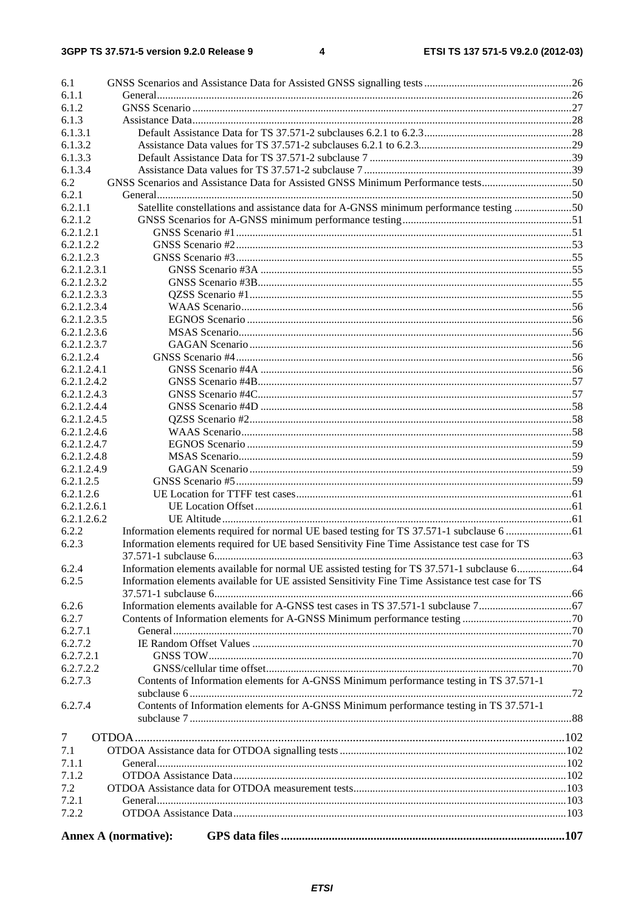6.1 GNSS Scenarios and Assistance Data for Assisted GNSS signalling tests ....................................................26
6.1.1 General....................................................................................................................................................26
6.1.2 GNSS Scenario .......................................................................................................................................27
6.1.3 Assistance Data.......................................................................................................................................28
6.1.3.1 Default Assistance Data for TS 37.571-2 subclauses 6.2.1 to 6.2.3.....................................................28
6.1.3.2 Assistance Data values for TS 37.571-2 subclauses 6.2.1 to 6.2.3......................................................29
6.1.3.3 Default Assistance Data for TS 37.571-2 subclause 7 ..........................................................................39
6.1.3.4 Assistance Data values for TS 37.571-2 subclause 7 ...........................................................................39
6.2 GNSS Scenarios and Assistance Data for Assisted GNSS Minimum Performance tests................................50
6.2.1 General....................................................................................................................................................50
6.2.1.1 Satellite constellations and assistance data for A-GNSS minimum performance testing .....................50
6.2.1.2 GNSS Scenarios for A-GNSS minimum performance testing.............................................................51
6.2.1.2.1 GNSS Scenario #1 .........................................................................................................................51
6.2.1.2.2 GNSS Scenario #2 .........................................................................................................................53
6.2.1.2.3 GNSS Scenario #3 .........................................................................................................................55
6.2.1.2.3.1 GNSS Scenario #3A ................................................................................................................55
6.2.1.2.3.2 GNSS Scenario #3B.................................................................................................................55
6.2.1.2.3.3 QZSS Scenario #1....................................................................................................................55
6.2.1.2.3.4 WAAS Scenario.......................................................................................................................56
6.2.1.2.3.5 EGNOS Scenario .....................................................................................................................56
6.2.1.2.3.6 MSAS Scenario........................................................................................................................56
6.2.1.2.3.7 GAGAN Scenario ....................................................................................................................56
6.2.1.2.4 GNSS Scenario #4 .........................................................................................................................56
6.2.1.2.4.1 GNSS Scenario #4A ................................................................................................................56
6.2.1.2.4.2 GNSS Scenario #4B.................................................................................................................57
6.2.1.2.4.3 GNSS Scenario #4C.................................................................................................................57
6.2.1.2.4.4 GNSS Scenario #4D ................................................................................................................58
6.2.1.2.4.5 QZSS Scenario #2....................................................................................................................58
6.2.1.2.4.6 WAAS Scenario.......................................................................................................................58
6.2.1.2.4.7 EGNOS Scenario .....................................................................................................................59
6.2.1.2.4.8 MSAS Scenario........................................................................................................................59
6.2.1.2.4.9 GAGAN Scenario ....................................................................................................................59
6.2.1.2.5 GNSS Scenario #5..........................................................................................................................59
6.2.1.2.6 UE Location for TTFF test cases...................................................................................................61
6.2.1.2.6.1 UE Location Offset..................................................................................................................61
6.2.1.2.6.2 UE Altitude..............................................................................................................................61
6.2.2 Information elements required for normal UE based testing for TS 37.571-1 subclause 6 ........................61
6.2.3 Information elements required for UE based Sensitivity Fine Time Assistance test case for TS 37.571-1 subclause 6.................................................................................................................................63
6.2.4 Information elements available for normal UE assisted testing for TS 37.571-1 subclause 6....................64
6.2.5 Information elements available for UE assisted Sensitivity Fine Time Assistance test case for TS 37.571-1 subclause 6.................................................................................................................................66
6.2.6 Information elements available for A-GNSS test cases in TS 37.571-1 subclause 7.................................67
6.2.7 Contents of Information elements for A-GNSS Minimum performance testing ........................................70
6.2.7.1 General................................................................................................................................................70
6.2.7.2 IE Random Offset Values ....................................................................................................................70
6.2.7.2.1 GNSS TOW....................................................................................................................................70
6.2.7.2.2 GNSS/cellular time offset...............................................................................................................70
6.2.7.3 Contents of Information elements for A-GNSS Minimum performance testing in TS 37.571-1 subclause 6 ..........................................................................................................................................72
6.2.7.4 Contents of Information elements for A-GNSS Minimum performance testing in TS 37.571-1 subclause 7 ..........................................................................................................................................88

7 OTDOA................................................................................................................................................102
7.1 OTDOA Assistance data for OTDOA signalling tests .................................................................................102
7.1.1 General...................................................................................................................................................102
7.1.2 OTDOA Assistance Data........................................................................................................................102
7.2 OTDOA Assistance data for OTDOA measurement tests.............................................................................103
7.2.1 General...................................................................................................................................................103
7.2.2 OTDOA Assistance Data........................................................................................................................103

**Annex A (normative): GPS data files ............................................................................................107**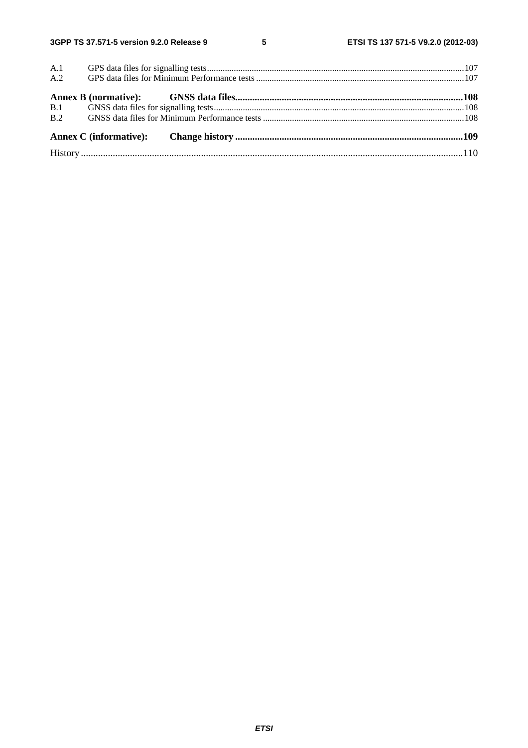A.1 GPS data files for signalling tests ....................................................................................................................107
A.2 GPS data files for Minimum Performance tests ..........................................................................................107

**Annex B (normative): GNSS data files..........................................................................................108**

B.1 GNSS data files for signalling tests .............................................................................................................108
B.2 GNSS data files for Minimum Performance tests ........................................................................................108

**Annex C (informative): Change history ..........................................................................................109**

History ..........................................................................................................................................................110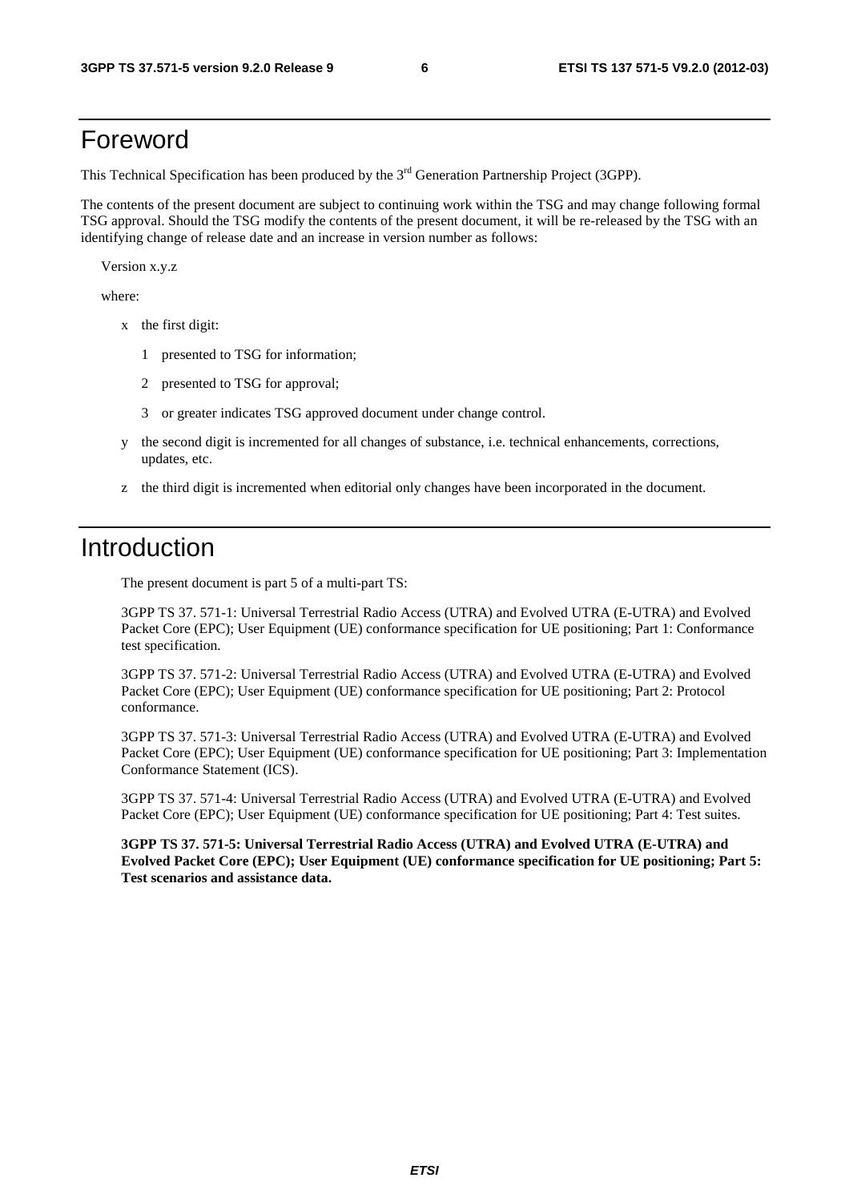# Foreword

This Technical Specification has been produced by the 3rd Generation Partnership Project (3GPP).

The contents of the present document are subject to continuing work within the TSG and may change following formal TSG approval. Should the TSG modify the contents of the present document, it will be re-released by the TSG with an identifying change of release date and an increase in version number as follows:

Version x.y.z

where:

- x the first digit:
  - 1 presented to TSG for information;
  - 2 presented to TSG for approval;
  - 3 or greater indicates TSG approved document under change control.
- y the second digit is incremented for all changes of substance, i.e. technical enhancements, corrections, updates, etc.
- z the third digit is incremented when editorial only changes have been incorporated in the document.

# Introduction

The present document is part 5 of a multi-part TS:

3GPP TS 37. 571-1: Universal Terrestrial Radio Access (UTRA) and Evolved UTRA (E-UTRA) and Evolved Packet Core (EPC); User Equipment (UE) conformance specification for UE positioning; Part 1: Conformance test specification.

3GPP TS 37. 571-2: Universal Terrestrial Radio Access (UTRA) and Evolved UTRA (E-UTRA) and Evolved Packet Core (EPC); User Equipment (UE) conformance specification for UE positioning; Part 2: Protocol conformance.

3GPP TS 37. 571-3: Universal Terrestrial Radio Access (UTRA) and Evolved UTRA (E-UTRA) and Evolved Packet Core (EPC); User Equipment (UE) conformance specification for UE positioning; Part 3: Implementation Conformance Statement (ICS).

3GPP TS 37. 571-4: Universal Terrestrial Radio Access (UTRA) and Evolved UTRA (E-UTRA) and Evolved Packet Core (EPC); User Equipment (UE) conformance specification for UE positioning; Part 4: Test suites.

**3GPP TS 37. 571-5: Universal Terrestrial Radio Access (UTRA) and Evolved UTRA (E-UTRA) and Evolved Packet Core (EPC); User Equipment (UE) conformance specification for UE positioning; Part 5: Test scenarios and assistance data.**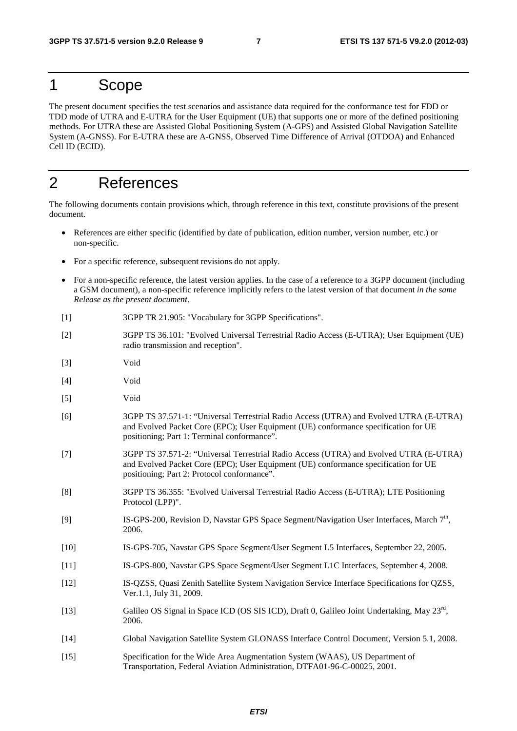# 1 Scope

The present document specifies the test scenarios and assistance data required for the conformance test for FDD or TDD mode of UTRA and E-UTRA for the User Equipment (UE) that supports one or more of the defined positioning methods. For UTRA these are Assisted Global Positioning System (A-GPS) and Assisted Global Navigation Satellite System (A-GNSS). For E-UTRA these are A-GNSS, Observed Time Difference of Arrival (OTDOA) and Enhanced Cell ID (ECID).

# 2 References

The following documents contain provisions which, through reference in this text, constitute provisions of the present document.

- References are either specific (identified by date of publication, edition number, version number, etc.) or non-specific.
- For a specific reference, subsequent revisions do not apply.
- For a non-specific reference, the latest version applies. In the case of a reference to a 3GPP document (including a GSM document), a non-specific reference implicitly refers to the latest version of that document *in the same Release as the present document*.

[1] 3GPP TR 21.905: "Vocabulary for 3GPP Specifications".

[2] 3GPP TS 36.101: "Evolved Universal Terrestrial Radio Access (E-UTRA); User Equipment (UE) radio transmission and reception".

[3] Void

[4] Void

[5] Void

[6] 3GPP TS 37.571-1: "Universal Terrestrial Radio Access (UTRA) and Evolved UTRA (E-UTRA) and Evolved Packet Core (EPC); User Equipment (UE) conformance specification for UE positioning; Part 1: Terminal conformance".

[7] 3GPP TS 37.571-2: "Universal Terrestrial Radio Access (UTRA) and Evolved UTRA (E-UTRA) and Evolved Packet Core (EPC); User Equipment (UE) conformance specification for UE positioning; Part 2: Protocol conformance".

[8] 3GPP TS 36.355: "Evolved Universal Terrestrial Radio Access (E-UTRA); LTE Positioning Protocol (LPP)".

[9] IS-GPS-200, Revision D, Navstar GPS Space Segment/Navigation User Interfaces, March 7th, 2006.

[10] IS-GPS-705, Navstar GPS Space Segment/User Segment L5 Interfaces, September 22, 2005.

[11] IS-GPS-800, Navstar GPS Space Segment/User Segment L1C Interfaces, September 4, 2008.

[12] IS-QZSS, Quasi Zenith Satellite System Navigation Service Interface Specifications for QZSS, Ver.1.1, July 31, 2009.

[13] Galileo OS Signal in Space ICD (OS SIS ICD), Draft 0, Galileo Joint Undertaking, May 23rd, 2006.

[14] Global Navigation Satellite System GLONASS Interface Control Document, Version 5.1, 2008.

[15] Specification for the Wide Area Augmentation System (WAAS), US Department of Transportation, Federal Aviation Administration, DTFA01-96-C-00025, 2001.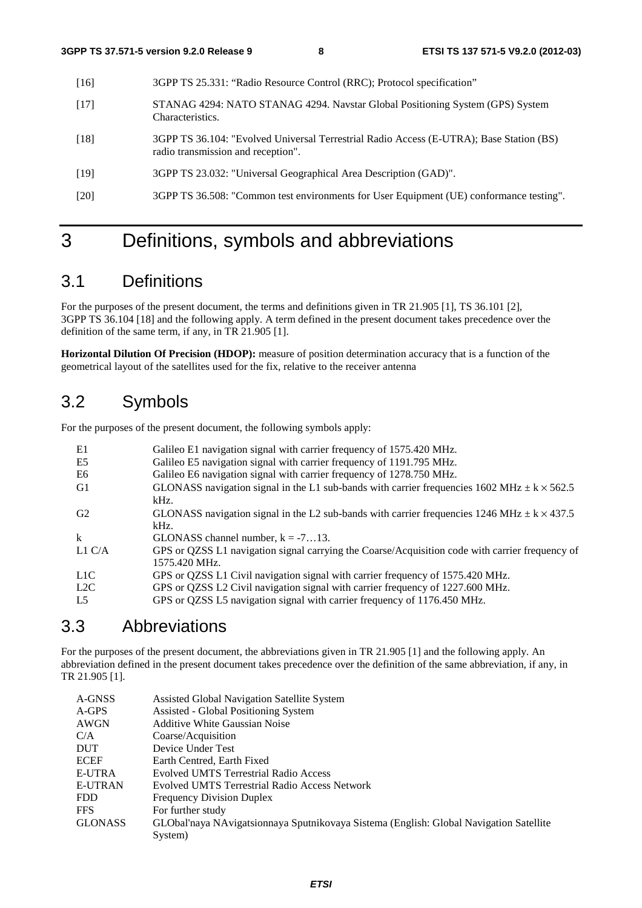[16] 3GPP TS 25.331: "Radio Resource Control (RRC); Protocol specification"

[17] STANAG 4294: NATO STANAG 4294. Navstar Global Positioning System (GPS) System Characteristics.

[18] 3GPP TS 36.104: "Evolved Universal Terrestrial Radio Access (E-UTRA); Base Station (BS) radio transmission and reception".

[19] 3GPP TS 23.032: "Universal Geographical Area Description (GAD)".

[20] 3GPP TS 36.508: "Common test environments for User Equipment (UE) conformance testing".

# 3 Definitions, symbols and abbreviations

## 3.1 Definitions

For the purposes of the present document, the terms and definitions given in TR 21.905 [1], TS 36.101 [2], 3GPP TS 36.104 [18] and the following apply. A term defined in the present document takes precedence over the definition of the same term, if any, in TR 21.905 [1].

**Horizontal Dilution Of Precision (HDOP):** measure of position determination accuracy that is a function of the geometrical layout of the satellites used for the fix, relative to the receiver antenna

## 3.2 Symbols

For the purposes of the present document, the following symbols apply:

| | |
|---|---|
| E1 | Galileo E1 navigation signal with carrier frequency of 1575.420 MHz. |
| E5 | Galileo E5 navigation signal with carrier frequency of 1191.795 MHz. |
| E6 | Galileo E6 navigation signal with carrier frequency of 1278.750 MHz. |
| G1 | GLONASS navigation signal in the L1 sub-bands with carrier frequencies 1602 MHz $\pm$ k $\times$ 562.5 kHz. |
| G2 | GLONASS navigation signal in the L2 sub-bands with carrier frequencies 1246 MHz $\pm$ k $\times$ 437.5 kHz. |
| k | GLONASS channel number, k = -7…13. |
| L1 C/A | GPS or QZSS L1 navigation signal carrying the Coarse/Acquisition code with carrier frequency of 1575.420 MHz. |
| L1C | GPS or QZSS L1 Civil navigation signal with carrier frequency of 1575.420 MHz. |
| L2C | GPS or QZSS L2 Civil navigation signal with carrier frequency of 1227.600 MHz. |
| L5 | GPS or QZSS L5 navigation signal with carrier frequency of 1176.450 MHz. |

## 3.3 Abbreviations

For the purposes of the present document, the abbreviations given in TR 21.905 [1] and the following apply. An abbreviation defined in the present document takes precedence over the definition of the same abbreviation, if any, in TR 21.905 [1].

| | |
|---|---|
| A-GNSS | Assisted Global Navigation Satellite System |
| A-GPS | Assisted - Global Positioning System |
| AWGN | Additive White Gaussian Noise |
| C/A | Coarse/Acquisition |
| DUT | Device Under Test |
| ECEF | Earth Centred, Earth Fixed |
| E-UTRA | Evolved UMTS Terrestrial Radio Access |
| E-UTRAN | Evolved UMTS Terrestrial Radio Access Network |
| FDD | Frequency Division Duplex |
| FFS | For further study |
| GLONASS | GLObal'naya NAvigatsionnaya Sputnikovaya Sistema (English: Global Navigation Satellite System) |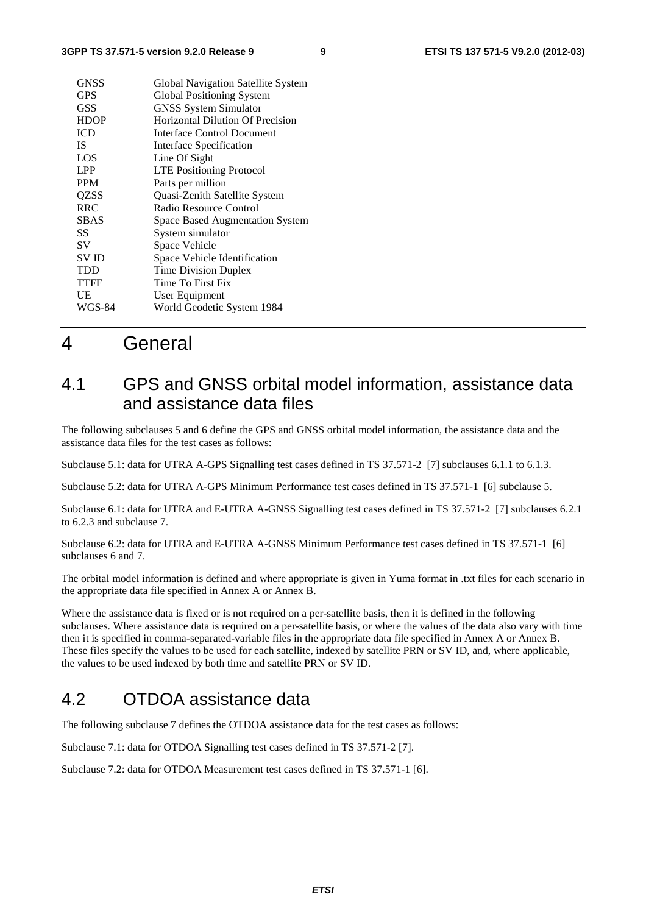| | |
|---|---|
| GNSS | Global Navigation Satellite System |
| GPS | Global Positioning System |
| GSS | GNSS System Simulator |
| HDOP | Horizontal Dilution Of Precision |
| ICD | Interface Control Document |
| IS | Interface Specification |
| LOS | Line Of Sight |
| LPP | LTE Positioning Protocol |
| PPM | Parts per million |
| QZSS | Quasi-Zenith Satellite System |
| RRC | Radio Resource Control |
| SBAS | Space Based Augmentation System |
| SS | System simulator |
| SV | Space Vehicle |
| SV ID | Space Vehicle Identification |
| TDD | Time Division Duplex |
| TTFF | Time To First Fix |
| UE | User Equipment |
| WGS-84 | World Geodetic System 1984 |

# 4 General

## 4.1 GPS and GNSS orbital model information, assistance data and assistance data files

The following subclauses 5 and 6 define the GPS and GNSS orbital model information, the assistance data and the assistance data files for the test cases as follows:

Subclause 5.1: data for UTRA A-GPS Signalling test cases defined in TS 37.571-2 [7] subclauses 6.1.1 to 6.1.3.

Subclause 5.2: data for UTRA A-GPS Minimum Performance test cases defined in TS 37.571-1 [6] subclause 5.

Subclause 6.1: data for UTRA and E-UTRA A-GNSS Signalling test cases defined in TS 37.571-2 [7] subclauses 6.2.1 to 6.2.3 and subclause 7.

Subclause 6.2: data for UTRA and E-UTRA A-GNSS Minimum Performance test cases defined in TS 37.571-1 [6] subclauses 6 and 7.

The orbital model information is defined and where appropriate is given in Yuma format in .txt files for each scenario in the appropriate data file specified in Annex A or Annex B.

Where the assistance data is fixed or is not required on a per-satellite basis, then it is defined in the following subclauses. Where assistance data is required on a per-satellite basis, or where the values of the data also vary with time then it is specified in comma-separated-variable files in the appropriate data file specified in Annex A or Annex B. These files specify the values to be used for each satellite, indexed by satellite PRN or SV ID, and, where applicable, the values to be used indexed by both time and satellite PRN or SV ID.

## 4.2 OTDOA assistance data

The following subclause 7 defines the OTDOA assistance data for the test cases as follows:

Subclause 7.1: data for OTDOA Signalling test cases defined in TS 37.571-2 [7].

Subclause 7.2: data for OTDOA Measurement test cases defined in TS 37.571-1 [6].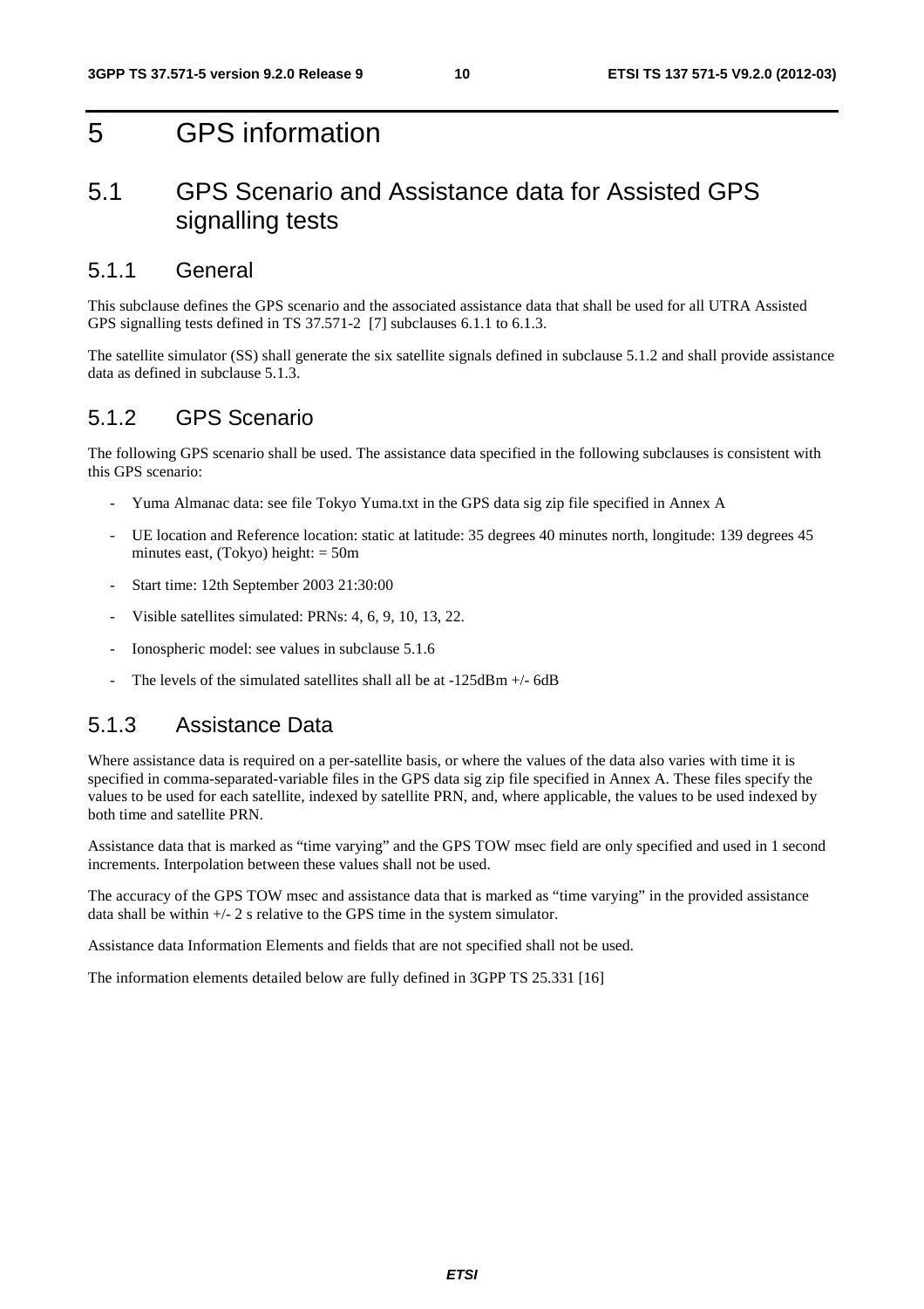// 5 GPS information

## 5.1 GPS Scenario and Assistance data for Assisted GPS signalling tests

### 5.1.1 General

This subclause defines the GPS scenario and the associated assistance data that shall be used for all UTRA Assisted GPS signalling tests defined in TS 37.571-2 [7] subclauses 6.1.1 to 6.1.3.

The satellite simulator (SS) shall generate the six satellite signals defined in subclause 5.1.2 and shall provide assistance data as defined in subclause 5.1.3.

### 5.1.2 GPS Scenario

The following GPS scenario shall be used. The assistance data specified in the following subclauses is consistent with this GPS scenario:

- Yuma Almanac data: see file Tokyo Yuma.txt in the GPS data sig zip file specified in Annex A
- UE location and Reference location: static at latitude: 35 degrees 40 minutes north, longitude: 139 degrees 45 minutes east, (Tokyo) height: = 50m
- Start time: 12th September 2003 21:30:00
- Visible satellites simulated: PRNs: 4, 6, 9, 10, 13, 22.
- Ionospheric model: see values in subclause 5.1.6
- The levels of the simulated satellites shall all be at -125dBm +/- 6dB

### 5.1.3 Assistance Data

Where assistance data is required on a per-satellite basis, or where the values of the data also varies with time it is specified in comma-separated-variable files in the GPS data sig zip file specified in Annex A. These files specify the values to be used for each satellite, indexed by satellite PRN, and, where applicable, the values to be used indexed by both time and satellite PRN.

Assistance data that is marked as "time varying" and the GPS TOW msec field are only specified and used in 1 second increments. Interpolation between these values shall not be used.

The accuracy of the GPS TOW msec and assistance data that is marked as "time varying" in the provided assistance data shall be within +/- 2 s relative to the GPS time in the system simulator.

Assistance data Information Elements and fields that are not specified shall not be used.

The information elements detailed below are fully defined in 3GPP TS 25.331 [16]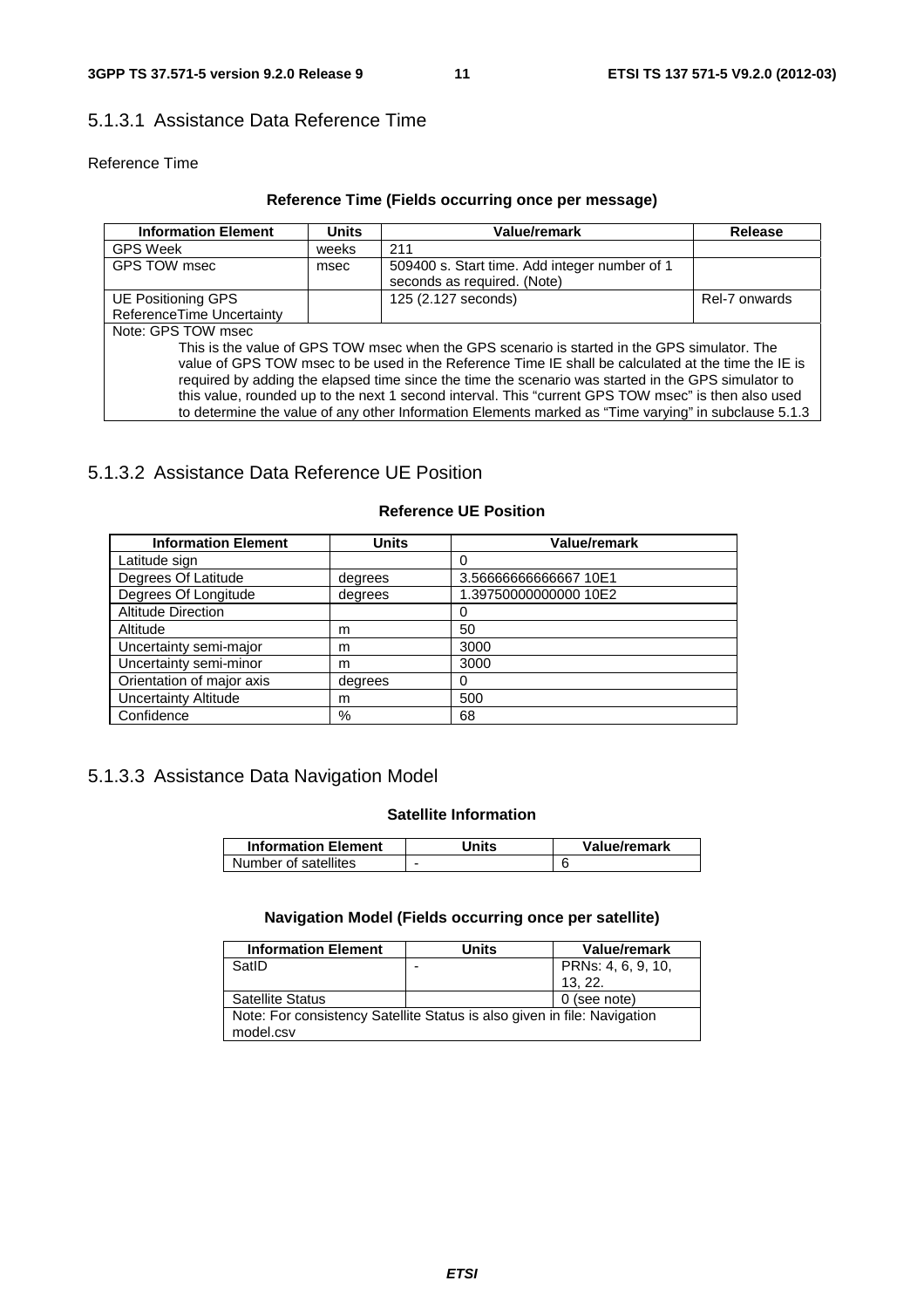### 5.1.3.1 Assistance Data Reference Time

Reference Time

**Reference Time (Fields occurring once per message)**

| Information Element | Units | Value/remark | Release |
|---|---|---|---|
| GPS Week | weeks | 211 | |
| GPS TOW msec | msec | 509400 s. Start time. Add integer number of 1 seconds as required. (Note) | |
| UE Positioning GPS ReferenceTime Uncertainty | | 125 (2.127 seconds) | Rel-7 onwards |
| Note: GPS TOW msec<br>This is the value of GPS TOW msec when the GPS scenario is started in the GPS simulator. The value of GPS TOW msec to be used in the Reference Time IE shall be calculated at the time the IE is required by adding the elapsed time since the time the scenario was started in the GPS simulator to this value, rounded up to the next 1 second interval. This "current GPS TOW msec" is then also used to determine the value of any other Information Elements marked as "Time varying" in subclause 5.1.3 | | | |

### 5.1.3.2 Assistance Data Reference UE Position

**Reference UE Position**

| Information Element | Units | Value/remark |
|---|---|---|
| Latitude sign | | 0 |
| Degrees Of Latitude | degrees | 3.56666666666667 10E1 |
| Degrees Of Longitude | degrees | 1.39750000000000 10E2 |
| Altitude Direction | | 0 |
| Altitude | m | 50 |
| Uncertainty semi-major | m | 3000 |
| Uncertainty semi-minor | m | 3000 |
| Orientation of major axis | degrees | 0 |
| Uncertainty Altitude | m | 500 |
| Confidence | % | 68 |

### 5.1.3.3 Assistance Data Navigation Model

**Satellite Information**

| Information Element | Units | Value/remark |
|---|---|---|
| Number of satellites | - | 6 |

**Navigation Model (Fields occurring once per satellite)**

| Information Element | Units | Value/remark |
|---|---|---|
| SatID | - | PRNs: 4, 6, 9, 10, 13, 22. |
| Satellite Status | | 0 (see note) |
| Note: For consistency Satellite Status is also given in file: Navigation model.csv | | |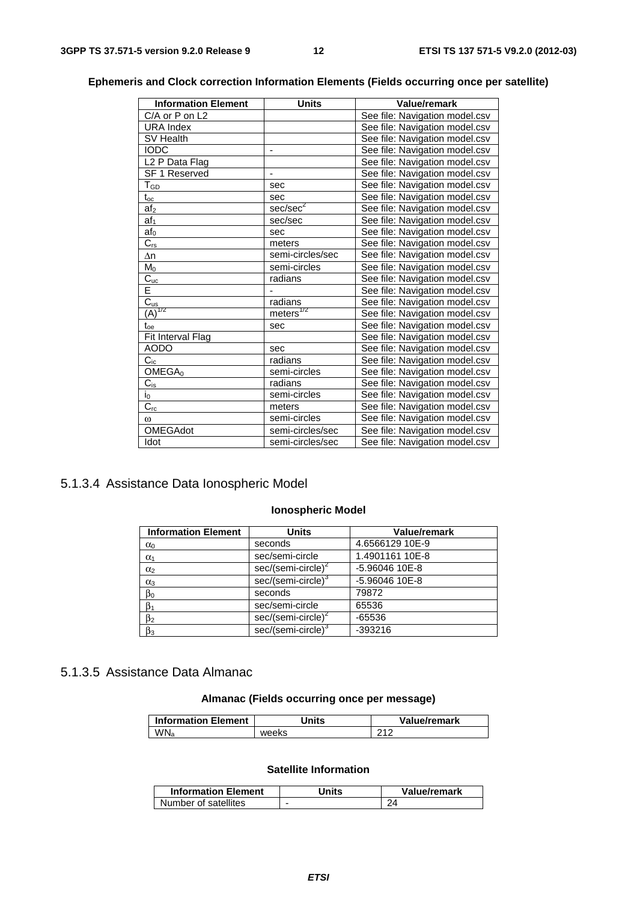**Ephemeris and Clock correction Information Elements (Fields occurring once per satellite)**

| Information Element | Units | Value/remark |
|---|---|---|
| C/A or P on L2 | | See file: Navigation model.csv |
| URA Index | | See file: Navigation model.csv |
| SV Health | | See file: Navigation model.csv |
| IODC | - | See file: Navigation model.csv |
| L2 P Data Flag | | See file: Navigation model.csv |
| SF 1 Reserved | - | See file: Navigation model.csv |
| $T_{GD}$ | sec | See file: Navigation model.csv |
| $t_{oc}$ | sec | See file: Navigation model.csv |
| $af_2$ | $sec/sec^2$ | See file: Navigation model.csv |
| $af_1$ | sec/sec | See file: Navigation model.csv |
| $af_0$ | sec | See file: Navigation model.csv |
| $C_{rs}$ | meters | See file: Navigation model.csv |
| $\Delta n$ | semi-circles/sec | See file: Navigation model.csv |
| $M_0$ | semi-circles | See file: Navigation model.csv |
| $C_{uc}$ | radians | See file: Navigation model.csv |
| E | - | See file: Navigation model.csv |
| $C_{us}$ | radians | See file: Navigation model.csv |
| $(A)^{1/2}$ | $meters^{1/2}$ | See file: Navigation model.csv |
| $t_{oe}$ | sec | See file: Navigation model.csv |
| Fit Interval Flag | | See file: Navigation model.csv |
| AODO | sec | See file: Navigation model.csv |
| $C_{ic}$ | radians | See file: Navigation model.csv |
| $OMEGA_0$ | semi-circles | See file: Navigation model.csv |
| $C_{is}$ | radians | See file: Navigation model.csv |
| $i_0$ | semi-circles | See file: Navigation model.csv |
| $C_{rc}$ | meters | See file: Navigation model.csv |
| $\omega$ | semi-circles | See file: Navigation model.csv |
| OMEGAdot | semi-circles/sec | See file: Navigation model.csv |
| Idot | semi-circles/sec | See file: Navigation model.csv |

## 5.1.3.4 Assistance Data Ionospheric Model

**Ionospheric Model**

| Information Element | Units | Value/remark |
|---|---|---|
| $\alpha_0$ | seconds | 4.6566129 10E-9 |
| $\alpha_1$ | sec/semi-circle | 1.4901161 10E-8 |
| $\alpha_2$ | $sec/(semi\text{-}circle)^2$ | -5.96046 10E-8 |
| $\alpha_3$ | $sec/(semi\text{-}circle)^3$ | -5.96046 10E-8 |
| $\beta_0$ | seconds | 79872 |
| $\beta_1$ | sec/semi-circle | 65536 |
| $\beta_2$ | $sec/(semi\text{-}circle)^2$ | -65536 |
| $\beta_3$ | $sec/(semi\text{-}circle)^3$ | -393216 |

## 5.1.3.5 Assistance Data Almanac

**Almanac (Fields occurring once per message)**

| Information Element | Units | Value/remark |
|---|---|---|
| $WN_a$ | weeks | 212 |

**Satellite Information**

| Information Element | Units | Value/remark |
|---|---|---|
| Number of satellites | - | 24 |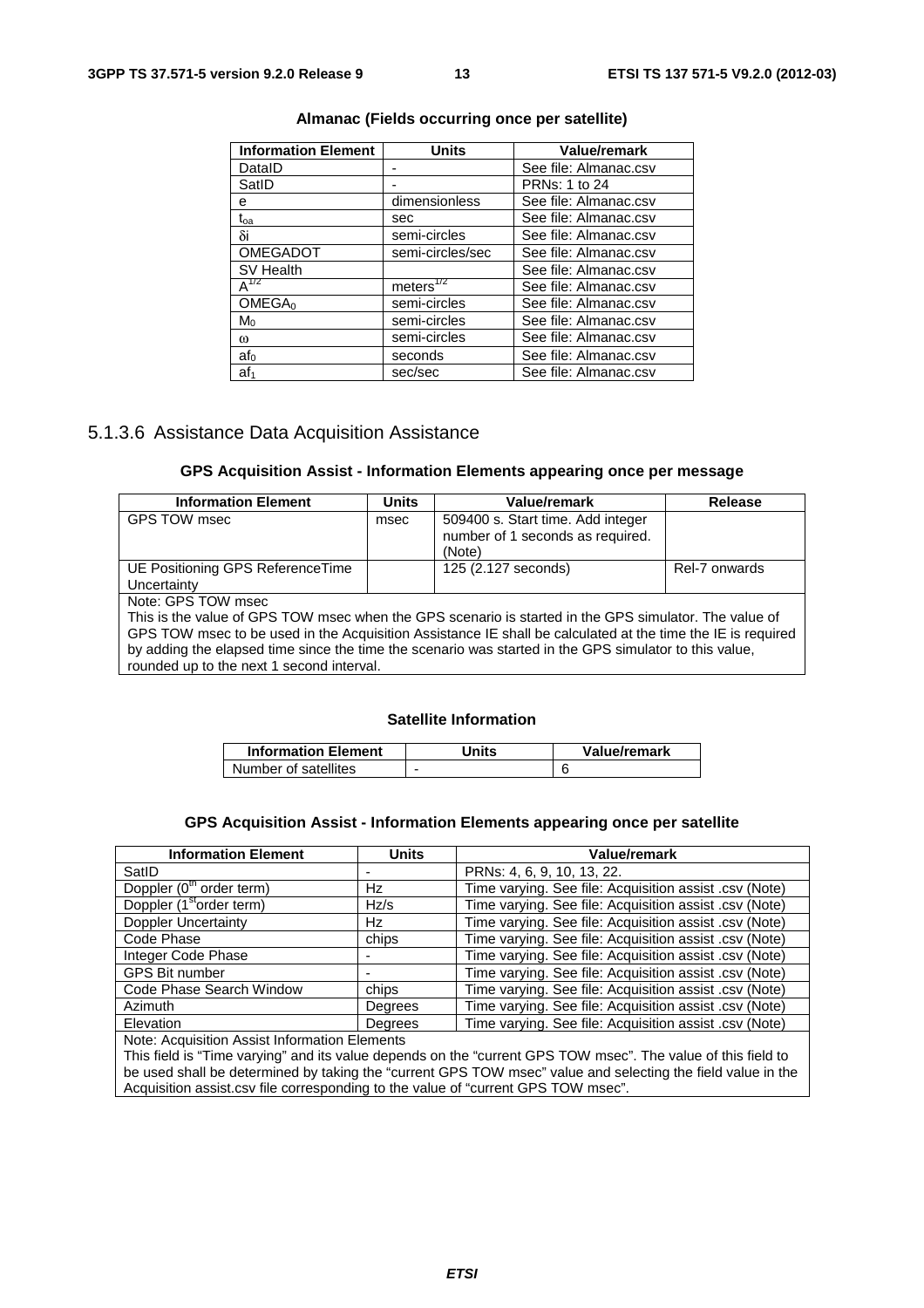**Almanac (Fields occurring once per satellite)**

| Information Element | Units | Value/remark |
|---|---|---|
| DataID | - | See file: Almanac.csv |
| SatID | - | PRNs: 1 to 24 |
| e | dimensionless | See file: Almanac.csv |
| $t_{oa}$ | sec | See file: Almanac.csv |
| $\delta i$ | semi-circles | See file: Almanac.csv |
| OMEGADOT | semi-circles/sec | See file: Almanac.csv |
| SV Health | | See file: Almanac.csv |
| $A^{1/2}$ | $meters^{1/2}$ | See file: Almanac.csv |
| $OMEGA_0$ | semi-circles | See file: Almanac.csv |
| $M_0$ | semi-circles | See file: Almanac.csv |
| $\omega$ | semi-circles | See file: Almanac.csv |
| $af_0$ | seconds | See file: Almanac.csv |
| $af_1$ | sec/sec | See file: Almanac.csv |

### 5.1.3.6 Assistance Data Acquisition Assistance

**GPS Acquisition Assist - Information Elements appearing once per message**

| Information Element | Units | Value/remark | Release |
|---|---|---|---|
| GPS TOW msec | msec | 509400 s. Start time. Add integer number of 1 seconds as required. (Note) | |
| UE Positioning GPS ReferenceTime Uncertainty | | 125 (2.127 seconds) | Rel-7 onwards |
| Note: GPS TOW msec<br>This is the value of GPS TOW msec when the GPS scenario is started in the GPS simulator. The value of GPS TOW msec to be used in the Acquisition Assistance IE shall be calculated at the time the IE is required by adding the elapsed time since the time the scenario was started in the GPS simulator to this value, rounded up to the next 1 second interval. | | | |

**Satellite Information**

| Information Element | Units | Value/remark |
|---|---|---|
| Number of satellites | - | 6 |

**GPS Acquisition Assist - Information Elements appearing once per satellite**

| Information Element | Units | Value/remark |
|---|---|---|
| SatID | - | PRNs: 4, 6, 9, 10, 13, 22. |
| Doppler ($0^{th}$ order term) | Hz | Time varying. See file: Acquisition assist .csv (Note) |
| Doppler ($1^{st}$order term) | Hz/s | Time varying. See file: Acquisition assist .csv (Note) |
| Doppler Uncertainty | Hz | Time varying. See file: Acquisition assist .csv (Note) |
| Code Phase | chips | Time varying. See file: Acquisition assist .csv (Note) |
| Integer Code Phase | - | Time varying. See file: Acquisition assist .csv (Note) |
| GPS Bit number | - | Time varying. See file: Acquisition assist .csv (Note) |
| Code Phase Search Window | chips | Time varying. See file: Acquisition assist .csv (Note) |
| Azimuth | Degrees | Time varying. See file: Acquisition assist .csv (Note) |
| Elevation | Degrees | Time varying. See file: Acquisition assist .csv (Note) |
| Note: Acquisition Assist Information Elements<br>This field is "Time varying" and its value depends on the "current GPS TOW msec". The value of this field to be used shall be determined by taking the "current GPS TOW msec" value and selecting the field value in the Acquisition assist.csv file corresponding to the value of "current GPS TOW msec". | | |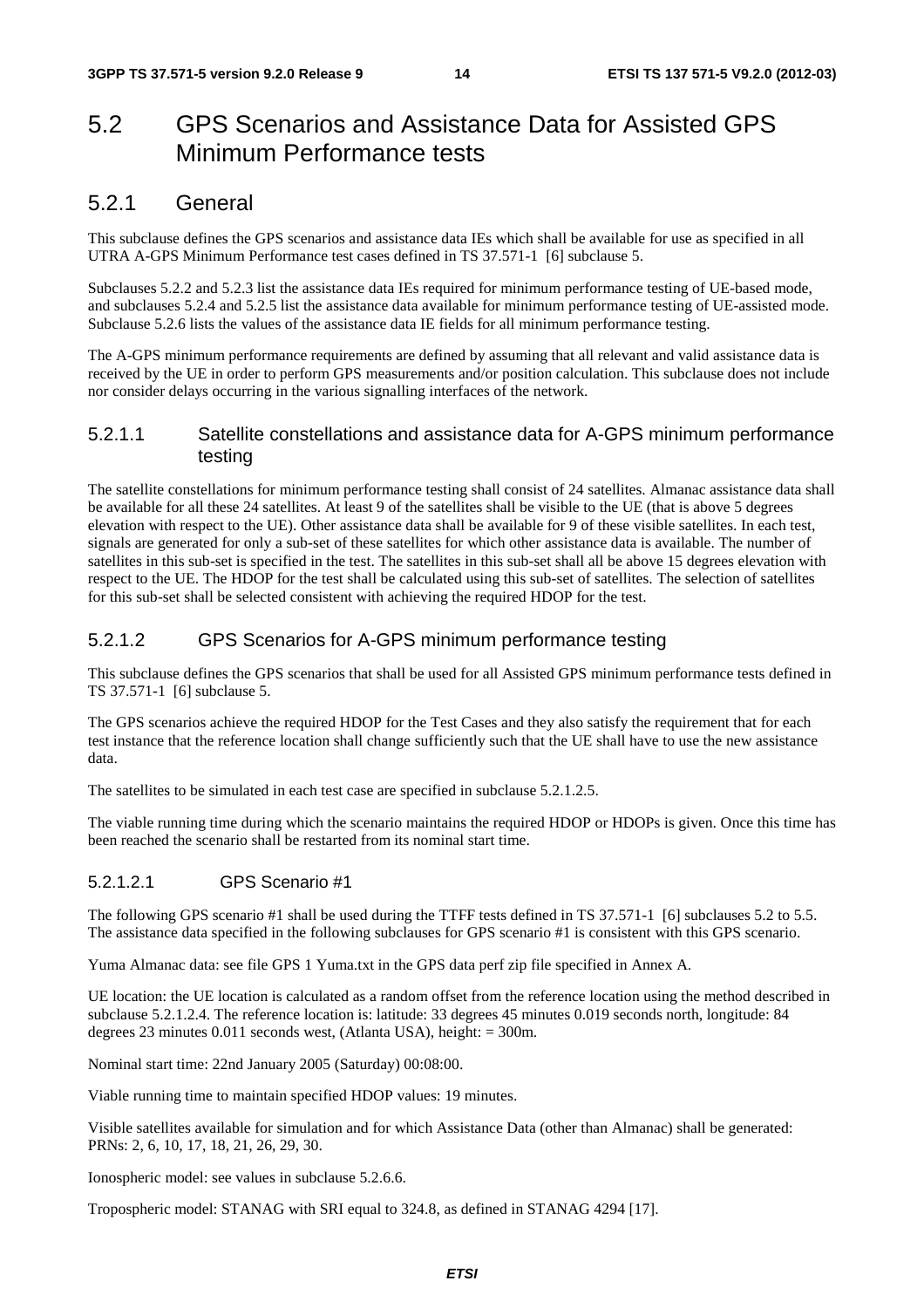## 5.2 GPS Scenarios and Assistance Data for Assisted GPS Minimum Performance tests

### 5.2.1 General

This subclause defines the GPS scenarios and assistance data IEs which shall be available for use as specified in all UTRA A-GPS Minimum Performance test cases defined in TS 37.571-1 [6] subclause 5.

Subclauses 5.2.2 and 5.2.3 list the assistance data IEs required for minimum performance testing of UE-based mode, and subclauses 5.2.4 and 5.2.5 list the assistance data available for minimum performance testing of UE-assisted mode. Subclause 5.2.6 lists the values of the assistance data IE fields for all minimum performance testing.

The A-GPS minimum performance requirements are defined by assuming that all relevant and valid assistance data is received by the UE in order to perform GPS measurements and/or position calculation. This subclause does not include nor consider delays occurring in the various signalling interfaces of the network.

#### 5.2.1.1 Satellite constellations and assistance data for A-GPS minimum performance testing

The satellite constellations for minimum performance testing shall consist of 24 satellites. Almanac assistance data shall be available for all these 24 satellites. At least 9 of the satellites shall be visible to the UE (that is above 5 degrees elevation with respect to the UE). Other assistance data shall be available for 9 of these visible satellites. In each test, signals are generated for only a sub-set of these satellites for which other assistance data is available. The number of satellites in this sub-set is specified in the test. The satellites in this sub-set shall all be above 15 degrees elevation with respect to the UE. The HDOP for the test shall be calculated using this sub-set of satellites. The selection of satellites for this sub-set shall be selected consistent with achieving the required HDOP for the test.

#### 5.2.1.2 GPS Scenarios for A-GPS minimum performance testing

This subclause defines the GPS scenarios that shall be used for all Assisted GPS minimum performance tests defined in TS 37.571-1 [6] subclause 5.

The GPS scenarios achieve the required HDOP for the Test Cases and they also satisfy the requirement that for each test instance that the reference location shall change sufficiently such that the UE shall have to use the new assistance data.

The satellites to be simulated in each test case are specified in subclause 5.2.1.2.5.

The viable running time during which the scenario maintains the required HDOP or HDOPs is given. Once this time has been reached the scenario shall be restarted from its nominal start time.

##### 5.2.1.2.1 GPS Scenario #1

The following GPS scenario #1 shall be used during the TTFF tests defined in TS 37.571-1 [6] subclauses 5.2 to 5.5. The assistance data specified in the following subclauses for GPS scenario #1 is consistent with this GPS scenario.

Yuma Almanac data: see file GPS 1 Yuma.txt in the GPS data perf zip file specified in Annex A.

UE location: the UE location is calculated as a random offset from the reference location using the method described in subclause 5.2.1.2.4. The reference location is: latitude: 33 degrees 45 minutes 0.019 seconds north, longitude: 84 degrees 23 minutes 0.011 seconds west, (Atlanta USA), height: = 300m.

Nominal start time: 22nd January 2005 (Saturday) 00:08:00.

Viable running time to maintain specified HDOP values: 19 minutes.

Visible satellites available for simulation and for which Assistance Data (other than Almanac) shall be generated: PRNs: 2, 6, 10, 17, 18, 21, 26, 29, 30.

Ionospheric model: see values in subclause 5.2.6.6.

Tropospheric model: STANAG with SRI equal to 324.8, as defined in STANAG 4294 [17].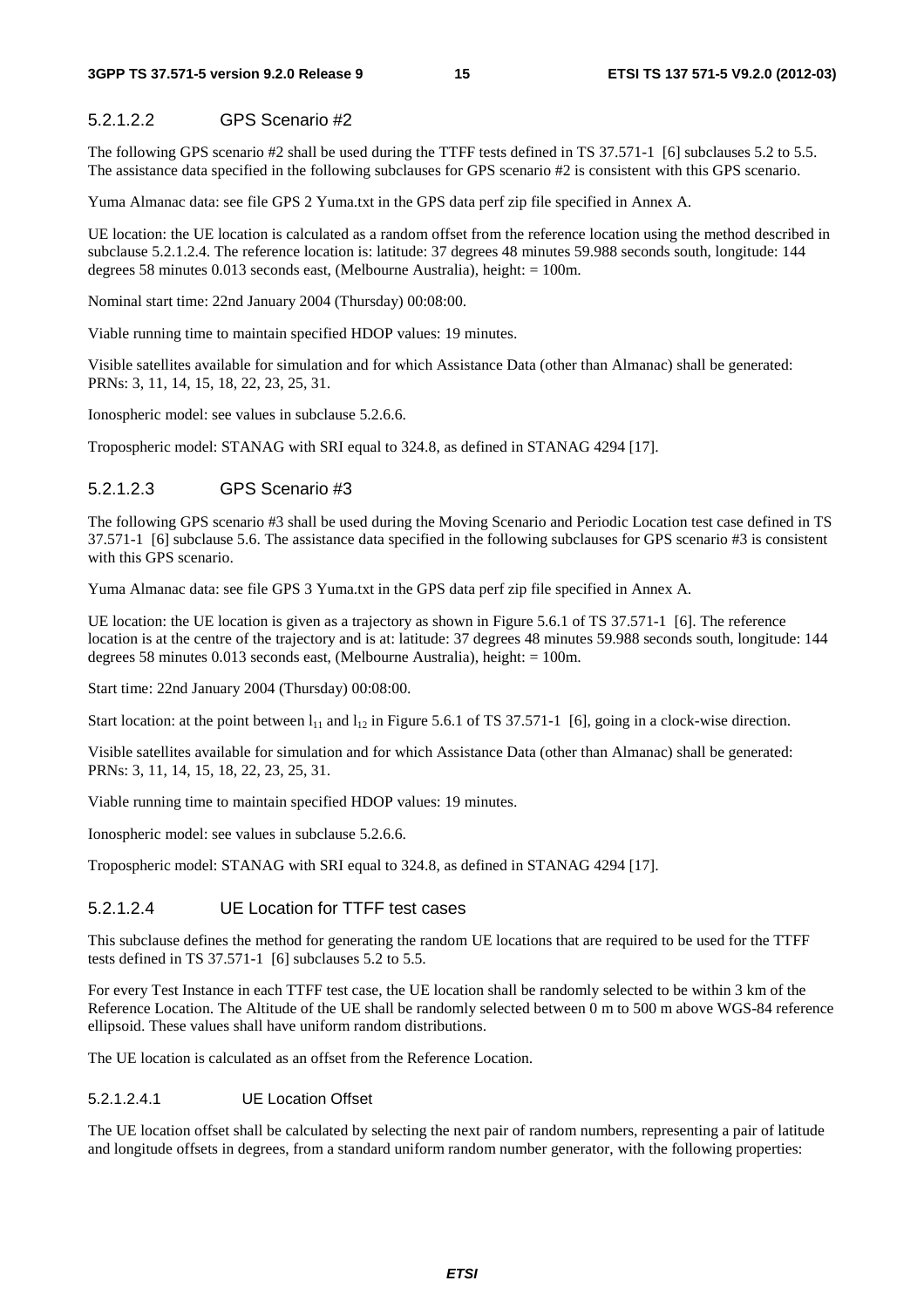#### 5.2.1.2.2 GPS Scenario #2

The following GPS scenario #2 shall be used during the TTFF tests defined in TS 37.571-1 [6] subclauses 5.2 to 5.5. The assistance data specified in the following subclauses for GPS scenario #2 is consistent with this GPS scenario.

Yuma Almanac data: see file GPS 2 Yuma.txt in the GPS data perf zip file specified in Annex A.

UE location: the UE location is calculated as a random offset from the reference location using the method described in subclause 5.2.1.2.4. The reference location is: latitude: 37 degrees 48 minutes 59.988 seconds south, longitude: 144 degrees 58 minutes 0.013 seconds east, (Melbourne Australia), height: = 100m.

Nominal start time: 22nd January 2004 (Thursday) 00:08:00.

Viable running time to maintain specified HDOP values: 19 minutes.

Visible satellites available for simulation and for which Assistance Data (other than Almanac) shall be generated: PRNs: 3, 11, 14, 15, 18, 22, 23, 25, 31.

Ionospheric model: see values in subclause 5.2.6.6.

Tropospheric model: STANAG with SRI equal to 324.8, as defined in STANAG 4294 [17].

#### 5.2.1.2.3 GPS Scenario #3

The following GPS scenario #3 shall be used during the Moving Scenario and Periodic Location test case defined in TS 37.571-1 [6] subclause 5.6. The assistance data specified in the following subclauses for GPS scenario #3 is consistent with this GPS scenario.

Yuma Almanac data: see file GPS 3 Yuma.txt in the GPS data perf zip file specified in Annex A.

UE location: the UE location is given as a trajectory as shown in Figure 5.6.1 of TS 37.571-1 [6]. The reference location is at the centre of the trajectory and is at: latitude: 37 degrees 48 minutes 59.988 seconds south, longitude: 144 degrees 58 minutes 0.013 seconds east, (Melbourne Australia), height: = 100m.

Start time: 22nd January 2004 (Thursday) 00:08:00.

Start location: at the point between $l_{11}$ and $l_{12}$ in Figure 5.6.1 of TS 37.571-1 [6], going in a clock-wise direction.

Visible satellites available for simulation and for which Assistance Data (other than Almanac) shall be generated: PRNs: 3, 11, 14, 15, 18, 22, 23, 25, 31.

Viable running time to maintain specified HDOP values: 19 minutes.

Ionospheric model: see values in subclause 5.2.6.6.

Tropospheric model: STANAG with SRI equal to 324.8, as defined in STANAG 4294 [17].

#### 5.2.1.2.4 UE Location for TTFF test cases

This subclause defines the method for generating the random UE locations that are required to be used for the TTFF tests defined in TS 37.571-1 [6] subclauses 5.2 to 5.5.

For every Test Instance in each TTFF test case, the UE location shall be randomly selected to be within 3 km of the Reference Location. The Altitude of the UE shall be randomly selected between 0 m to 500 m above WGS-84 reference ellipsoid. These values shall have uniform random distributions.

The UE location is calculated as an offset from the Reference Location.

##### 5.2.1.2.4.1 UE Location Offset

The UE location offset shall be calculated by selecting the next pair of random numbers, representing a pair of latitude and longitude offsets in degrees, from a standard uniform random number generator, with the following properties: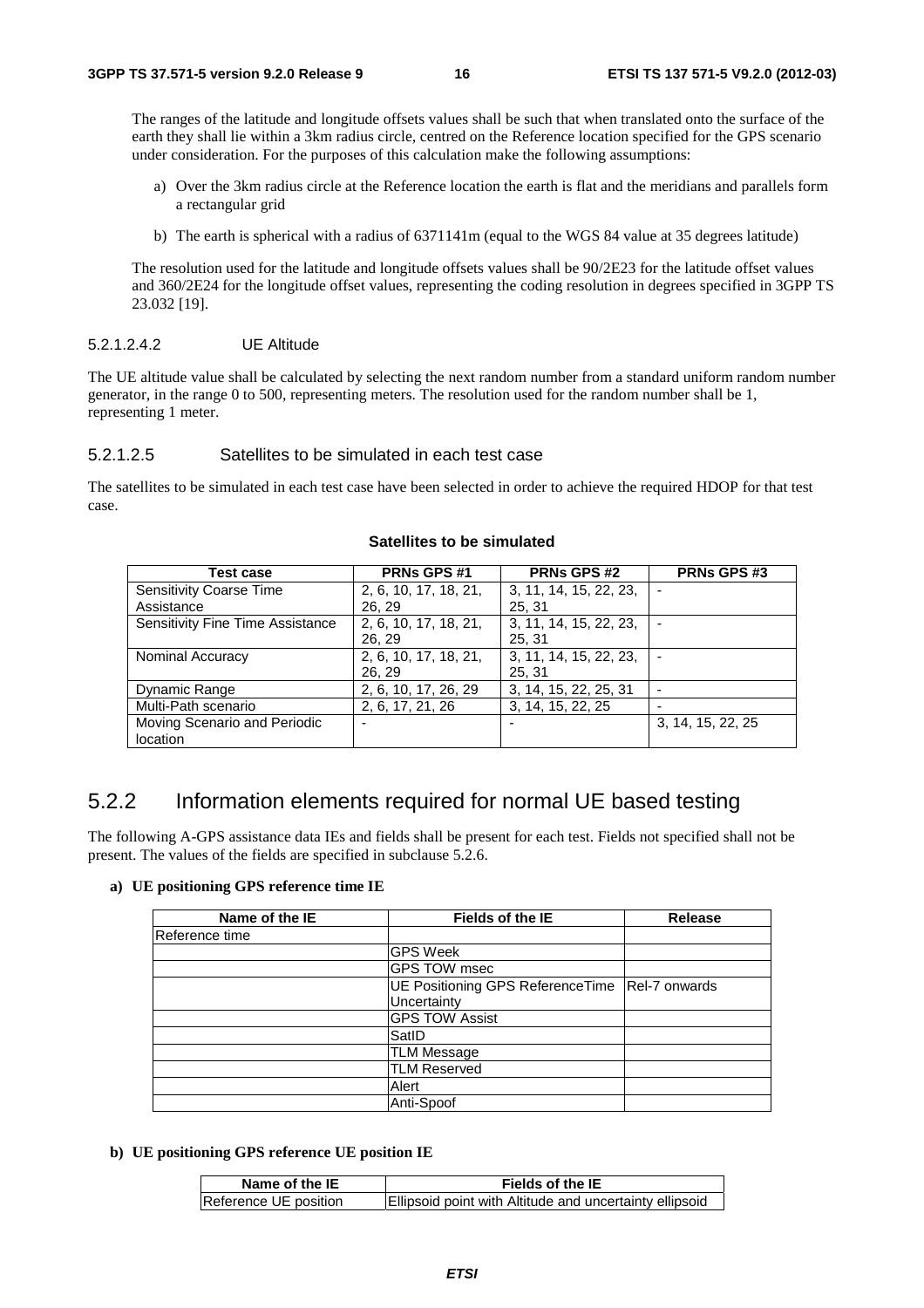The ranges of the latitude and longitude offsets values shall be such that when translated onto the surface of the earth they shall lie within a 3km radius circle, centred on the Reference location specified for the GPS scenario under consideration. For the purposes of this calculation make the following assumptions:

a) Over the 3km radius circle at the Reference location the earth is flat and the meridians and parallels form a rectangular grid

b) The earth is spherical with a radius of 6371141m (equal to the WGS 84 value at 35 degrees latitude)

The resolution used for the latitude and longitude offsets values shall be 90/2E23 for the latitude offset values and 360/2E24 for the longitude offset values, representing the coding resolution in degrees specified in 3GPP TS 23.032 [19].

##### 5.2.1.2.4.2 UE Altitude

The UE altitude value shall be calculated by selecting the next random number from a standard uniform random number generator, in the range 0 to 500, representing meters. The resolution used for the random number shall be 1, representing 1 meter.

#### 5.2.1.2.5 Satellites to be simulated in each test case

The satellites to be simulated in each test case have been selected in order to achieve the required HDOP for that test case.

**Satellites to be simulated**

| Test case | PRNs GPS #1 | PRNs GPS #2 | PRNs GPS #3 |
|---|---|---|---|
| Sensitivity Coarse Time Assistance | 2, 6, 10, 17, 18, 21, 26, 29 | 3, 11, 14, 15, 22, 23, 25, 31 | - |
| Sensitivity Fine Time Assistance | 2, 6, 10, 17, 18, 21, 26, 29 | 3, 11, 14, 15, 22, 23, 25, 31 | - |
| Nominal Accuracy | 2, 6, 10, 17, 18, 21, 26, 29 | 3, 11, 14, 15, 22, 23, 25, 31 | - |
| Dynamic Range | 2, 6, 10, 17, 26, 29 | 3, 14, 15, 22, 25, 31 | - |
| Multi-Path scenario | 2, 6, 17, 21, 26 | 3, 14, 15, 22, 25 | - |
| Moving Scenario and Periodic location | - | - | 3, 14, 15, 22, 25 |

## 5.2.2 Information elements required for normal UE based testing

The following A-GPS assistance data IEs and fields shall be present for each test. Fields not specified shall not be present. The values of the fields are specified in subclause 5.2.6.

**a) UE positioning GPS reference time IE**

| Name of the IE | Fields of the IE | Release |
|---|---|---|
| Reference time | | |
| | GPS Week | |
| | GPS TOW msec | |
| | UE Positioning GPS ReferenceTime Uncertainty | Rel-7 onwards |
| | GPS TOW Assist | |
| | SatID | |
| | TLM Message | |
| | TLM Reserved | |
| | Alert | |
| | Anti-Spoof | |

**b) UE positioning GPS reference UE position IE**

| Name of the IE | Fields of the IE |
|---|---|
| Reference UE position | Ellipsoid point with Altitude and uncertainty ellipsoid |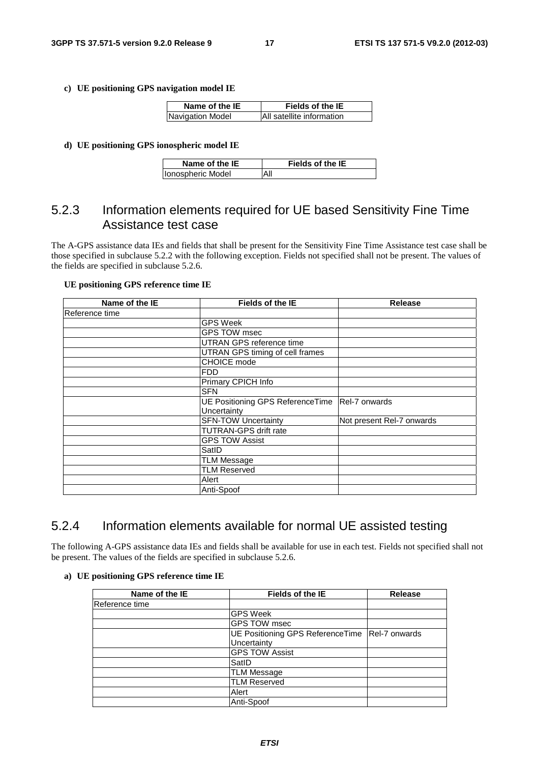**c) UE positioning GPS navigation model IE**

| Name of the IE | Fields of the IE |
|---|---|
| Navigation Model | All satellite information |

**d) UE positioning GPS ionospheric model IE**

| Name of the IE | Fields of the IE |
|---|---|
| Ionospheric Model | All |

## 5.2.3 Information elements required for UE based Sensitivity Fine Time Assistance test case

The A-GPS assistance data IEs and fields that shall be present for the Sensitivity Fine Time Assistance test case shall be those specified in subclause 5.2.2 with the following exception. Fields not specified shall not be present. The values of the fields are specified in subclause 5.2.6.

**UE positioning GPS reference time IE**

| Name of the IE | Fields of the IE | Release |
|---|---|---|
| Reference time | | |
| | GPS Week | |
| | GPS TOW msec | |
| | UTRAN GPS reference time | |
| | UTRAN GPS timing of cell frames | |
| | CHOICE mode | |
| | FDD | |
| | Primary CPICH Info | |
| | SFN | |
| | UE Positioning GPS ReferenceTime Uncertainty | Rel-7 onwards |
| | SFN-TOW Uncertainty | Not present Rel-7 onwards |
| | TUTRAN-GPS drift rate | |
| | GPS TOW Assist | |
| | SatID | |
| | TLM Message | |
| | TLM Reserved | |
| | Alert | |
| | Anti-Spoof | |

## 5.2.4 Information elements available for normal UE assisted testing

The following A-GPS assistance data IEs and fields shall be available for use in each test. Fields not specified shall not be present. The values of the fields are specified in subclause 5.2.6.

**a) UE positioning GPS reference time IE**

| Name of the IE | Fields of the IE | Release |
|---|---|---|
| Reference time | | |
| | GPS Week | |
| | GPS TOW msec | |
| | UE Positioning GPS ReferenceTime Uncertainty | Rel-7 onwards |
| | GPS TOW Assist | |
| | SatID | |
| | TLM Message | |
| | TLM Reserved | |
| | Alert | |
| | Anti-Spoof | |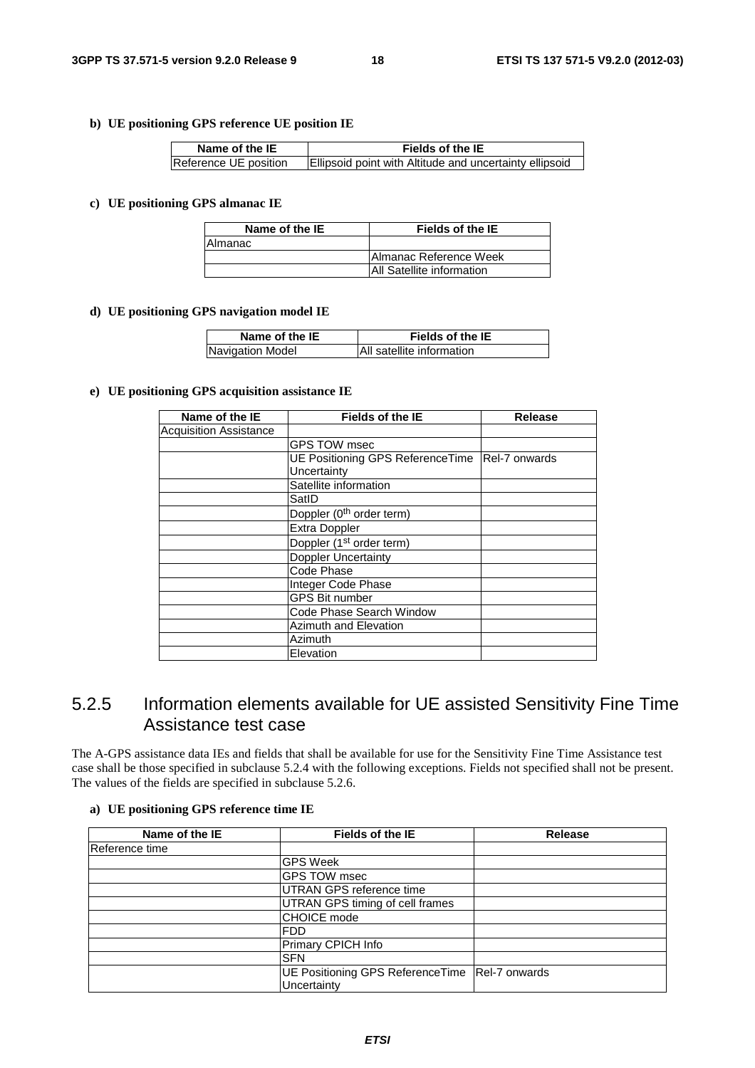**b) UE positioning GPS reference UE position IE**

| Name of the IE | Fields of the IE |
| --- | --- |
| Reference UE position | Ellipsoid point with Altitude and uncertainty ellipsoid |

**c) UE positioning GPS almanac IE**

| Name of the IE | Fields of the IE |
| --- | --- |
| Almanac | |
| | Almanac Reference Week |
| | All Satellite information |

**d) UE positioning GPS navigation model IE**

| Name of the IE | Fields of the IE |
| --- | --- |
| Navigation Model | All satellite information |

**e) UE positioning GPS acquisition assistance IE**

| Name of the IE | Fields of the IE | Release |
| --- | --- | --- |
| Acquisition Assistance | | |
| | GPS TOW msec | |
| | UE Positioning GPS ReferenceTime Uncertainty | Rel-7 onwards |
| | Satellite information | |
| | SatID | |
| | Doppler (0th order term) | |
| | Extra Doppler | |
| | Doppler (1st order term) | |
| | Doppler Uncertainty | |
| | Code Phase | |
| | Integer Code Phase | |
| | GPS Bit number | |
| | Code Phase Search Window | |
| | Azimuth and Elevation | |
| | Azimuth | |
| | Elevation | |

### 5.2.5 Information elements available for UE assisted Sensitivity Fine Time Assistance test case

The A-GPS assistance data IEs and fields that shall be available for use for the Sensitivity Fine Time Assistance test case shall be those specified in subclause 5.2.4 with the following exceptions. Fields not specified shall not be present. The values of the fields are specified in subclause 5.2.6.

**a) UE positioning GPS reference time IE**

| Name of the IE | Fields of the IE | Release |
| --- | --- | --- |
| Reference time | | |
| | GPS Week | |
| | GPS TOW msec | |
| | UTRAN GPS reference time | |
| | UTRAN GPS timing of cell frames | |
| | CHOICE mode | |
| | FDD | |
| | Primary CPICH Info | |
| | SFN | |
| | UE Positioning GPS ReferenceTime Uncertainty | Rel-7 onwards |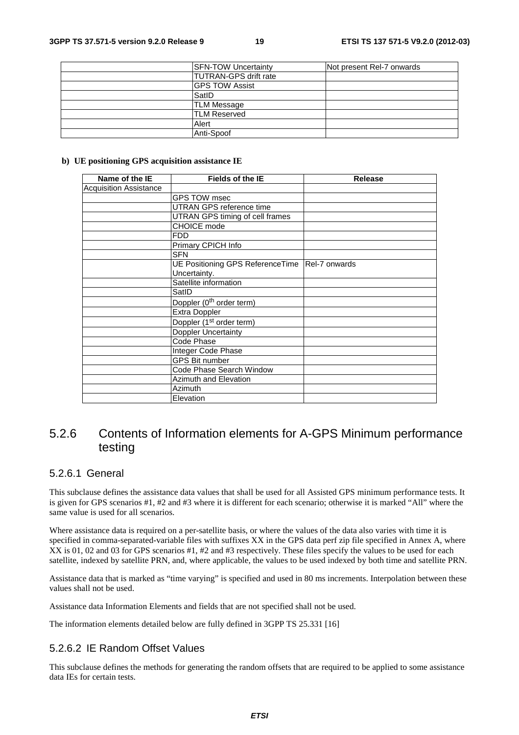| | | |
|---|---|---|
| | SFN-TOW Uncertainty | Not present Rel-7 onwards |
| | TUTRAN-GPS drift rate | |
| | GPS TOW Assist | |
| | SatID | |
| | TLM Message | |
| | TLM Reserved | |
| | Alert | |
| | Anti-Spoof | |

**b) UE positioning GPS acquisition assistance IE**

| Name of the IE | Fields of the IE | Release |
|---|---|---|
| Acquisition Assistance | | |
| | GPS TOW msec | |
| | UTRAN GPS reference time | |
| | UTRAN GPS timing of cell frames | |
| | CHOICE mode | |
| | FDD | |
| | Primary CPICH Info | |
| | SFN | |
| | UE Positioning GPS ReferenceTime Uncertainty. | Rel-7 onwards |
| | Satellite information | |
| | SatID | |
| | Doppler ($0^{th}$ order term) | |
| | Extra Doppler | |
| | Doppler ($1^{st}$ order term) | |
| | Doppler Uncertainty | |
| | Code Phase | |
| | Integer Code Phase | |
| | GPS Bit number | |
| | Code Phase Search Window | |
| | Azimuth and Elevation | |
| | Azimuth | |
| | Elevation | |

### 5.2.6 Contents of Information elements for A-GPS Minimum performance testing

#### 5.2.6.1 General

This subclause defines the assistance data values that shall be used for all Assisted GPS minimum performance tests. It is given for GPS scenarios #1, #2 and #3 where it is different for each scenario; otherwise it is marked "All" where the same value is used for all scenarios.

Where assistance data is required on a per-satellite basis, or where the values of the data also varies with time it is specified in comma-separated-variable files with suffixes XX in the GPS data perf zip file specified in Annex A, where XX is 01, 02 and 03 for GPS scenarios #1, #2 and #3 respectively. These files specify the values to be used for each satellite, indexed by satellite PRN, and, where applicable, the values to be used indexed by both time and satellite PRN.

Assistance data that is marked as "time varying" is specified and used in 80 ms increments. Interpolation between these values shall not be used.

Assistance data Information Elements and fields that are not specified shall not be used.

The information elements detailed below are fully defined in 3GPP TS 25.331 [16]

#### 5.2.6.2 IE Random Offset Values

This subclause defines the methods for generating the random offsets that are required to be applied to some assistance data IEs for certain tests.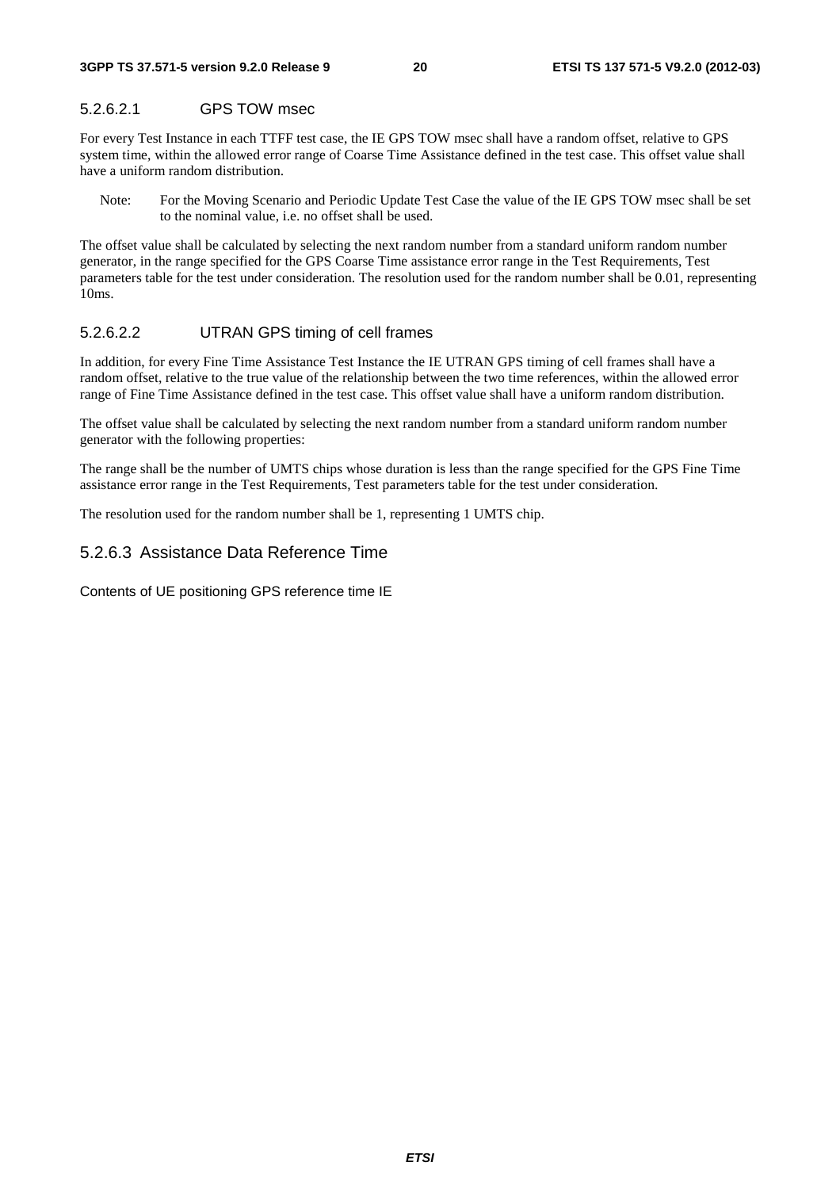##### 5.2.6.2.1 GPS TOW msec

For every Test Instance in each TTFF test case, the IE GPS TOW msec shall have a random offset, relative to GPS system time, within the allowed error range of Coarse Time Assistance defined in the test case. This offset value shall have a uniform random distribution.

> Note: For the Moving Scenario and Periodic Update Test Case the value of the IE GPS TOW msec shall be set to the nominal value, i.e. no offset shall be used.

The offset value shall be calculated by selecting the next random number from a standard uniform random number generator, in the range specified for the GPS Coarse Time assistance error range in the Test Requirements, Test parameters table for the test under consideration. The resolution used for the random number shall be 0.01, representing 10ms.

##### 5.2.6.2.2 UTRAN GPS timing of cell frames

In addition, for every Fine Time Assistance Test Instance the IE UTRAN GPS timing of cell frames shall have a random offset, relative to the true value of the relationship between the two time references, within the allowed error range of Fine Time Assistance defined in the test case. This offset value shall have a uniform random distribution.

The offset value shall be calculated by selecting the next random number from a standard uniform random number generator with the following properties:

The range shall be the number of UMTS chips whose duration is less than the range specified for the GPS Fine Time assistance error range in the Test Requirements, Test parameters table for the test under consideration.

The resolution used for the random number shall be 1, representing 1 UMTS chip.

#### 5.2.6.3 Assistance Data Reference Time

Contents of UE positioning GPS reference time IE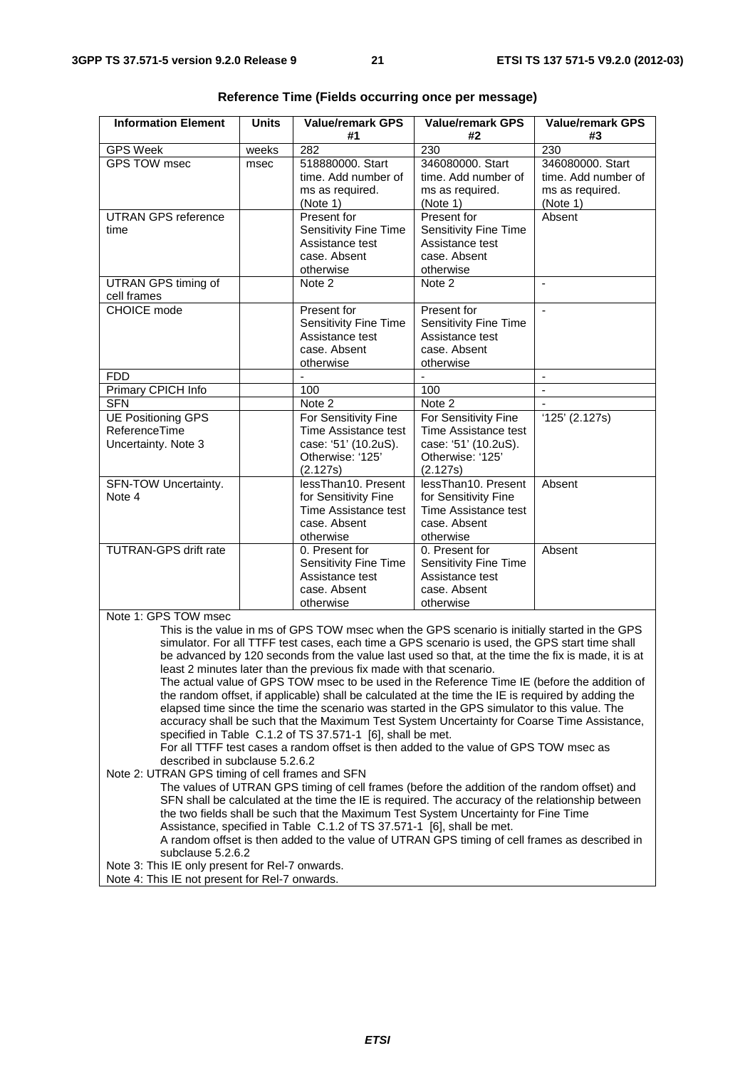**Reference Time (Fields occurring once per message)**

| Information Element | Units | Value/remark GPS #1 | Value/remark GPS #2 | Value/remark GPS #3 |
|---|---|---|---|---|
| GPS Week | weeks | 282 | 230 | 230 |
| GPS TOW msec | msec | 518880000. Start time. Add number of ms as required. (Note 1) | 346080000. Start time. Add number of ms as required. (Note 1) | 346080000. Start time. Add number of ms as required. (Note 1) |
| UTRAN GPS reference time | | Present for Sensitivity Fine Time Assistance test case. Absent otherwise | Present for Sensitivity Fine Time Assistance test case. Absent otherwise | Absent |
| UTRAN GPS timing of cell frames | | Note 2 | Note 2 | - |
| CHOICE mode | | Present for Sensitivity Fine Time Assistance test case. Absent otherwise | Present for Sensitivity Fine Time Assistance test case. Absent otherwise | - |
| FDD | | - | - | - |
| Primary CPICH Info | | 100 | 100 | - |
| SFN | | Note 2 | Note 2 | - |
| UE Positioning GPS ReferenceTime Uncertainty. Note 3 | | For Sensitivity Fine Time Assistance test case: '51' (10.2uS). Otherwise: '125' (2.127s) | For Sensitivity Fine Time Assistance test case: '51' (10.2uS). Otherwise: '125' (2.127s) | '125' (2.127s) |
| SFN-TOW Uncertainty. Note 4 | | lessThan10. Present for Sensitivity Fine Time Assistance test case. Absent otherwise | lessThan10. Present for Sensitivity Fine Time Assistance test case. Absent otherwise | Absent |
| TUTRAN-GPS drift rate | | 0. Present for Sensitivity Fine Time Assistance test case. Absent otherwise | 0. Present for Sensitivity Fine Time Assistance test case. Absent otherwise | Absent |

Note 1: GPS TOW msec

This is the value in ms of GPS TOW msec when the GPS scenario is initially started in the GPS simulator. For all TTFF test cases, each time a GPS scenario is used, the GPS start time shall be advanced by 120 seconds from the value last used so that, at the time the fix is made, it is at least 2 minutes later than the previous fix made with that scenario.

The actual value of GPS TOW msec to be used in the Reference Time IE (before the addition of the random offset, if applicable) shall be calculated at the time the IE is required by adding the elapsed time since the time the scenario was started in the GPS simulator to this value. The accuracy shall be such that the Maximum Test System Uncertainty for Coarse Time Assistance, specified in Table C.1.2 of TS 37.571-1 [6], shall be met.

For all TTFF test cases a random offset is then added to the value of GPS TOW msec as described in subclause 5.2.6.2

Note 2: UTRAN GPS timing of cell frames and SFN

The values of UTRAN GPS timing of cell frames (before the addition of the random offset) and SFN shall be calculated at the time the IE is required. The accuracy of the relationship between the two fields shall be such that the Maximum Test System Uncertainty for Fine Time Assistance, specified in Table C.1.2 of TS 37.571-1 [6], shall be met.

A random offset is then added to the value of UTRAN GPS timing of cell frames as described in subclause 5.2.6.2

Note 3: This IE only present for Rel-7 onwards.

Note 4: This IE not present for Rel-7 onwards.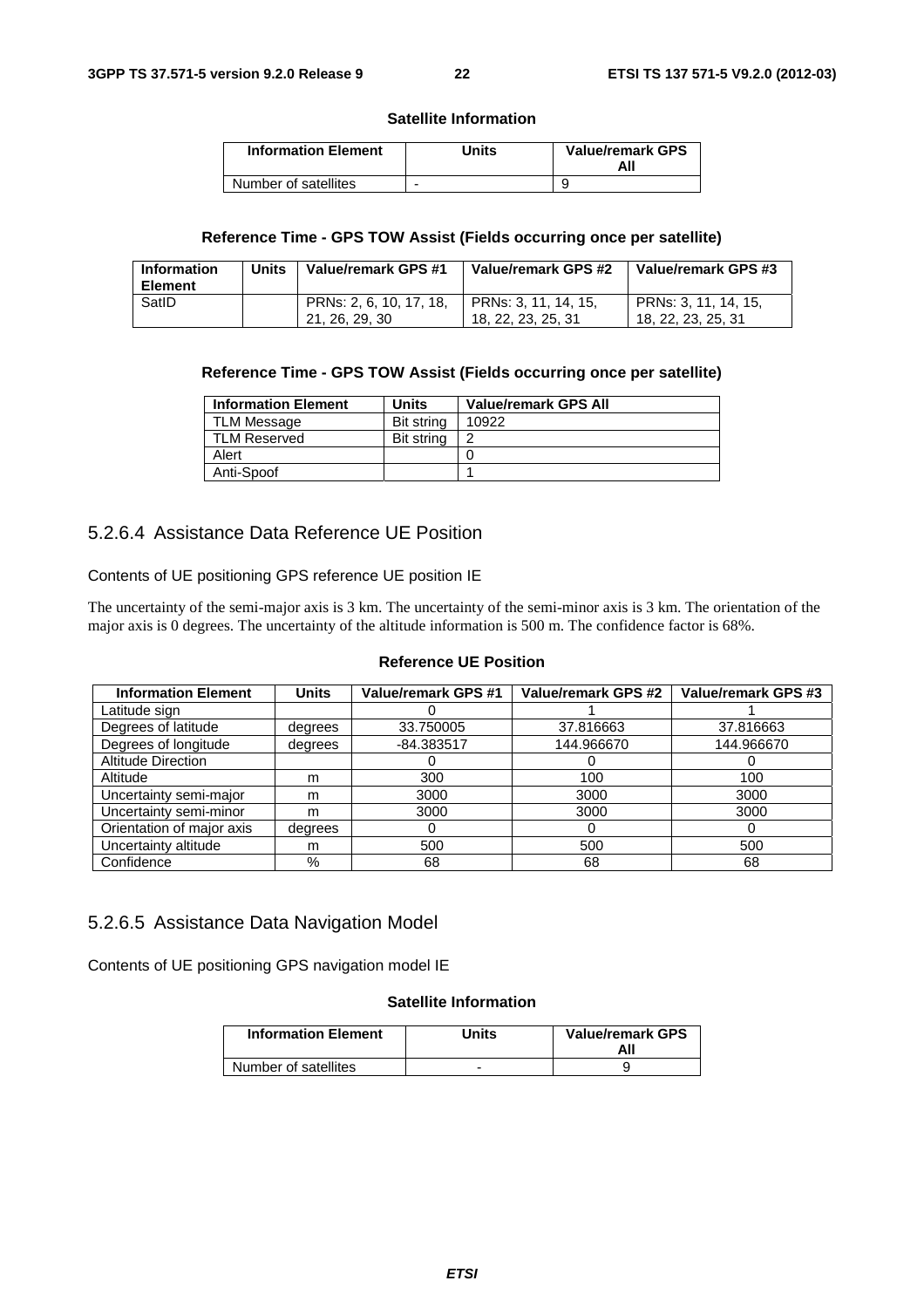**Satellite Information**

| Information Element | Units | Value/remark GPS All |
|---|---|---|
| Number of satellites | - | 9 |

**Reference Time - GPS TOW Assist (Fields occurring once per satellite)**

| Information Element | Units | Value/remark GPS #1 | Value/remark GPS #2 | Value/remark GPS #3 |
|---|---|---|---|---|
| SatID | | PRNs: 2, 6, 10, 17, 18, 21, 26, 29, 30 | PRNs: 3, 11, 14, 15, 18, 22, 23, 25, 31 | PRNs: 3, 11, 14, 15, 18, 22, 23, 25, 31 |

**Reference Time - GPS TOW Assist (Fields occurring once per satellite)**

| Information Element | Units | Value/remark GPS All |
|---|---|---|
| TLM Message | Bit string | 10922 |
| TLM Reserved | Bit string | 2 |
| Alert | | 0 |
| Anti-Spoof | | 1 |

### 5.2.6.4 Assistance Data Reference UE Position

Contents of UE positioning GPS reference UE position IE

The uncertainty of the semi-major axis is 3 km. The uncertainty of the semi-minor axis is 3 km. The orientation of the major axis is 0 degrees. The uncertainty of the altitude information is 500 m. The confidence factor is 68%.

**Reference UE Position**

| Information Element | Units | Value/remark GPS #1 | Value/remark GPS #2 | Value/remark GPS #3 |
|---|---|---|---|---|
| Latitude sign | | 0 | 1 | 1 |
| Degrees of latitude | degrees | 33.750005 | 37.816663 | 37.816663 |
| Degrees of longitude | degrees | -84.383517 | 144.966670 | 144.966670 |
| Altitude Direction | | 0 | 0 | 0 |
| Altitude | m | 300 | 100 | 100 |
| Uncertainty semi-major | m | 3000 | 3000 | 3000 |
| Uncertainty semi-minor | m | 3000 | 3000 | 3000 |
| Orientation of major axis | degrees | 0 | 0 | 0 |
| Uncertainty altitude | m | 500 | 500 | 500 |
| Confidence | % | 68 | 68 | 68 |

### 5.2.6.5 Assistance Data Navigation Model

Contents of UE positioning GPS navigation model IE

**Satellite Information**

| Information Element | Units | Value/remark GPS All |
|---|---|---|
| Number of satellites | - | 9 |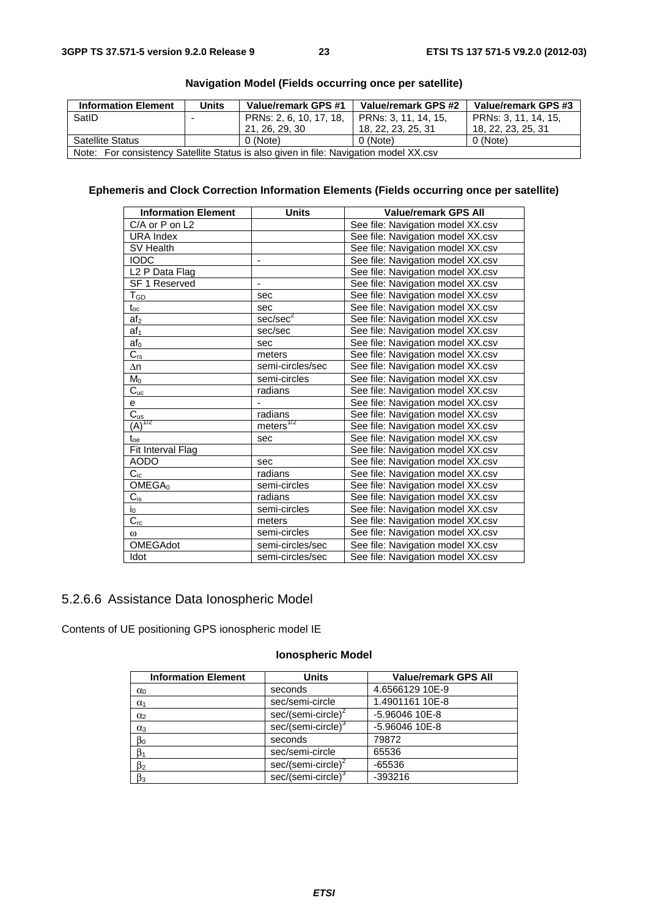**Navigation Model (Fields occurring once per satellite)**

| Information Element | Units | Value/remark GPS #1 | Value/remark GPS #2 | Value/remark GPS #3 |
|---|---|---|---|---|
| SatID | - | PRNs: 2, 6, 10, 17, 18, 21, 26, 29, 30 | PRNs: 3, 11, 14, 15, 18, 22, 23, 25, 31 | PRNs: 3, 11, 14, 15, 18, 22, 23, 25, 31 |
| Satellite Status | | 0 (Note) | 0 (Note) | 0 (Note) |
| Note: For consistency Satellite Status is also given in file: Navigation model XX.csv | | | | |

**Ephemeris and Clock Correction Information Elements (Fields occurring once per satellite)**

| Information Element | Units | Value/remark GPS All |
|---|---|---|
| C/A or P on L2 | | See file: Navigation model XX.csv |
| URA Index | | See file: Navigation model XX.csv |
| SV Health | | See file: Navigation model XX.csv |
| IODC | - | See file: Navigation model XX.csv |
| L2 P Data Flag | | See file: Navigation model XX.csv |
| SF 1 Reserved | - | See file: Navigation model XX.csv |
| $T_{GD}$ | sec | See file: Navigation model XX.csv |
| $t_{oc}$ | sec | See file: Navigation model XX.csv |
| $af_2$ | sec/sec$^2$ | See file: Navigation model XX.csv |
| $af_1$ | sec/sec | See file: Navigation model XX.csv |
| $af_0$ | sec | See file: Navigation model XX.csv |
| $C_{rs}$ | meters | See file: Navigation model XX.csv |
| $\Delta n$ | semi-circles/sec | See file: Navigation model XX.csv |
| $M_0$ | semi-circles | See file: Navigation model XX.csv |
| $C_{uc}$ | radians | See file: Navigation model XX.csv |
| e | - | See file: Navigation model XX.csv |
| $C_{us}$ | radians | See file: Navigation model XX.csv |
| $(A)^{1/2}$ | meters$^{1/2}$ | See file: Navigation model XX.csv |
| $t_{oe}$ | sec | See file: Navigation model XX.csv |
| Fit Interval Flag | | See file: Navigation model XX.csv |
| AODO | sec | See file: Navigation model XX.csv |
| $C_{ic}$ | radians | See file: Navigation model XX.csv |
| $OMEGA_0$ | semi-circles | See file: Navigation model XX.csv |
| $C_{is}$ | radians | See file: Navigation model XX.csv |
| $i_0$ | semi-circles | See file: Navigation model XX.csv |
| $C_{rc}$ | meters | See file: Navigation model XX.csv |
| $\omega$ | semi-circles | See file: Navigation model XX.csv |
| OMEGAdot | semi-circles/sec | See file: Navigation model XX.csv |
| Idot | semi-circles/sec | See file: Navigation model XX.csv |

## 5.2.6.6 Assistance Data Ionospheric Model

Contents of UE positioning GPS ionospheric model IE

**Ionospheric Model**

| Information Element | Units | Value/remark GPS All |
|---|---|---|
| $\alpha_0$ | seconds | 4.6566129 10E-9 |
| $\alpha_1$ | sec/semi-circle | 1.4901161 10E-8 |
| $\alpha_2$ | sec/(semi-circle)$^2$ | -5.96046 10E-8 |
| $\alpha_3$ | sec/(semi-circle)$^3$ | -5.96046 10E-8 |
| $\beta_0$ | seconds | 79872 |
| $\beta_1$ | sec/semi-circle | 65536 |
| $\beta_2$ | sec/(semi-circle)$^2$ | -65536 |
| $\beta_3$ | sec/(semi-circle)$^3$ | -393216 |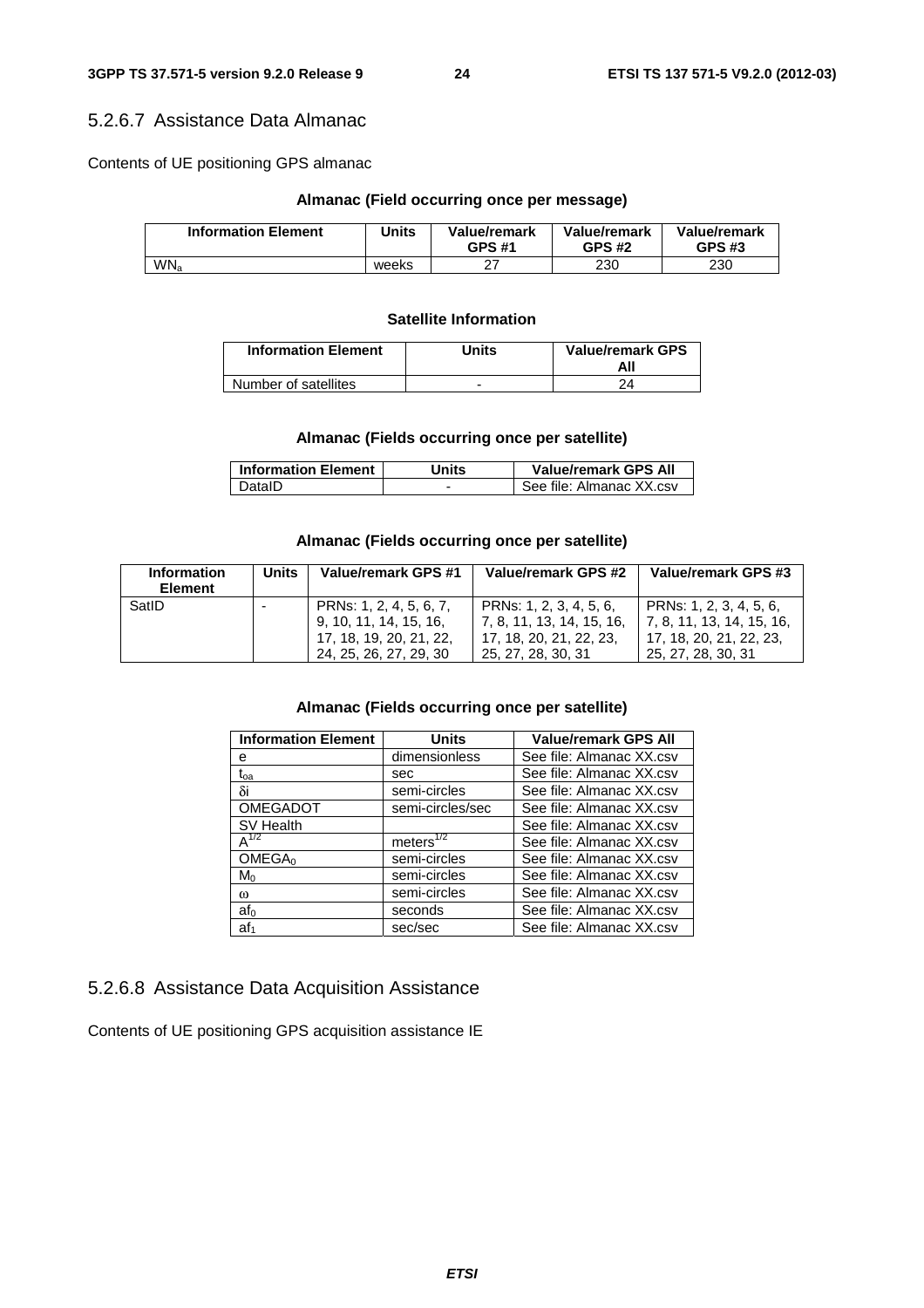### 5.2.6.7 Assistance Data Almanac

Contents of UE positioning GPS almanac

**Almanac (Field occurring once per message)**

| Information Element | Units | Value/remark GPS #1 | Value/remark GPS #2 | Value/remark GPS #3 |
|---|---|---|---|---|
| $WN_a$ | weeks | 27 | 230 | 230 |

**Satellite Information**

| Information Element | Units | Value/remark GPS All |
|---|---|---|
| Number of satellites | - | 24 |

**Almanac (Fields occurring once per satellite)**

| Information Element | Units | Value/remark GPS All |
|---|---|---|
| DataID | - | See file: Almanac XX.csv |

**Almanac (Fields occurring once per satellite)**

| Information Element | Units | Value/remark GPS #1 | Value/remark GPS #2 | Value/remark GPS #3 |
|---|---|---|---|---|
| SatID | - | PRNs: 1, 2, 4, 5, 6, 7, 9, 10, 11, 14, 15, 16, 17, 18, 19, 20, 21, 22, 24, 25, 26, 27, 29, 30 | PRNs: 1, 2, 3, 4, 5, 6, 7, 8, 11, 13, 14, 15, 16, 17, 18, 20, 21, 22, 23, 25, 27, 28, 30, 31 | PRNs: 1, 2, 3, 4, 5, 6, 7, 8, 11, 13, 14, 15, 16, 17, 18, 20, 21, 22, 23, 25, 27, 28, 30, 31 |

**Almanac (Fields occurring once per satellite)**

| Information Element | Units | Value/remark GPS All |
|---|---|---|
| e | dimensionless | See file: Almanac XX.csv |
| $t_{oa}$ | sec | See file: Almanac XX.csv |
| $\delta i$ | semi-circles | See file: Almanac XX.csv |
| OMEGADOT | semi-circles/sec | See file: Almanac XX.csv |
| SV Health | | See file: Almanac XX.csv |
| $A^{1/2}$ | $meters^{1/2}$ | See file: Almanac XX.csv |
| $OMEGA_0$ | semi-circles | See file: Almanac XX.csv |
| $M_0$ | semi-circles | See file: Almanac XX.csv |
| $\omega$ | semi-circles | See file: Almanac XX.csv |
| $af_0$ | seconds | See file: Almanac XX.csv |
| $af_1$ | sec/sec | See file: Almanac XX.csv |

### 5.2.6.8 Assistance Data Acquisition Assistance

Contents of UE positioning GPS acquisition assistance IE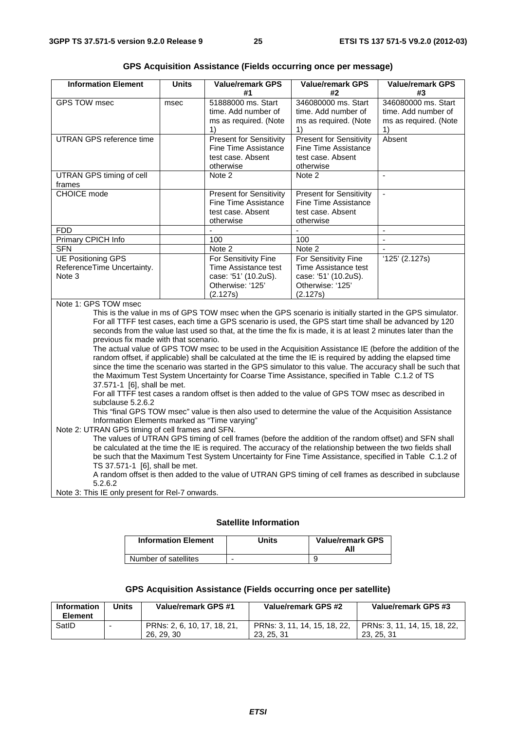**GPS Acquisition Assistance (Fields occurring once per message)**

| Information Element | Units | Value/remark GPS #1 | Value/remark GPS #2 | Value/remark GPS #3 |
|---|---|---|---|---|
| GPS TOW msec | msec | 51888000 ms. Start time. Add number of ms as required. (Note 1) | 346080000 ms. Start time. Add number of ms as required. (Note 1) | 346080000 ms. Start time. Add number of ms as required. (Note 1) |
| UTRAN GPS reference time | | Present for Sensitivity Fine Time Assistance test case. Absent otherwise | Present for Sensitivity Fine Time Assistance test case. Absent otherwise | Absent |
| UTRAN GPS timing of cell frames | | Note 2 | Note 2 | - |
| CHOICE mode | | Present for Sensitivity Fine Time Assistance test case. Absent otherwise | Present for Sensitivity Fine Time Assistance test case. Absent otherwise | - |
| FDD | | - | - | - |
| Primary CPICH Info | | 100 | 100 | - |
| SFN | | Note 2 | Note 2 | - |
| UE Positioning GPS ReferenceTime Uncertainty. Note 3 | | For Sensitivity Fine Time Assistance test case: '51' (10.2uS). Otherwise: '125' (2.127s) | For Sensitivity Fine Time Assistance test case: '51' (10.2uS). Otherwise: '125' (2.127s) | '125' (2.127s) |

Note 1: GPS TOW msec

This is the value in ms of GPS TOW msec when the GPS scenario is initially started in the GPS simulator. For all TTFF test cases, each time a GPS scenario is used, the GPS start time shall be advanced by 120 seconds from the value last used so that, at the time the fix is made, it is at least 2 minutes later than the previous fix made with that scenario.

The actual value of GPS TOW msec to be used in the Acquisition Assistance IE (before the addition of the random offset, if applicable) shall be calculated at the time the IE is required by adding the elapsed time since the time the scenario was started in the GPS simulator to this value. The accuracy shall be such that the Maximum Test System Uncertainty for Coarse Time Assistance, specified in Table C.1.2 of TS 37.571-1 [6], shall be met.

For all TTFF test cases a random offset is then added to the value of GPS TOW msec as described in subclause 5.2.6.2

This "final GPS TOW msec" value is then also used to determine the value of the Acquisition Assistance Information Elements marked as "Time varying"

Note 2: UTRAN GPS timing of cell frames and SFN.

The values of UTRAN GPS timing of cell frames (before the addition of the random offset) and SFN shall be calculated at the time the IE is required. The accuracy of the relationship between the two fields shall be such that the Maximum Test System Uncertainty for Fine Time Assistance, specified in Table C.1.2 of TS 37.571-1 [6], shall be met.

A random offset is then added to the value of UTRAN GPS timing of cell frames as described in subclause 5.2.6.2

Note 3: This IE only present for Rel-7 onwards.

**Satellite Information**

| Information Element | Units | Value/remark GPS All |
|---|---|---|
| Number of satellites | - | 9 |

**GPS Acquisition Assistance (Fields occurring once per satellite)**

| Information Element | Units | Value/remark GPS #1 | Value/remark GPS #2 | Value/remark GPS #3 |
|---|---|---|---|---|
| SatID | - | PRNs: 2, 6, 10, 17, 18, 21, 26, 29, 30 | PRNs: 3, 11, 14, 15, 18, 22, 23, 25, 31 | PRNs: 3, 11, 14, 15, 18, 22, 23, 25, 31 |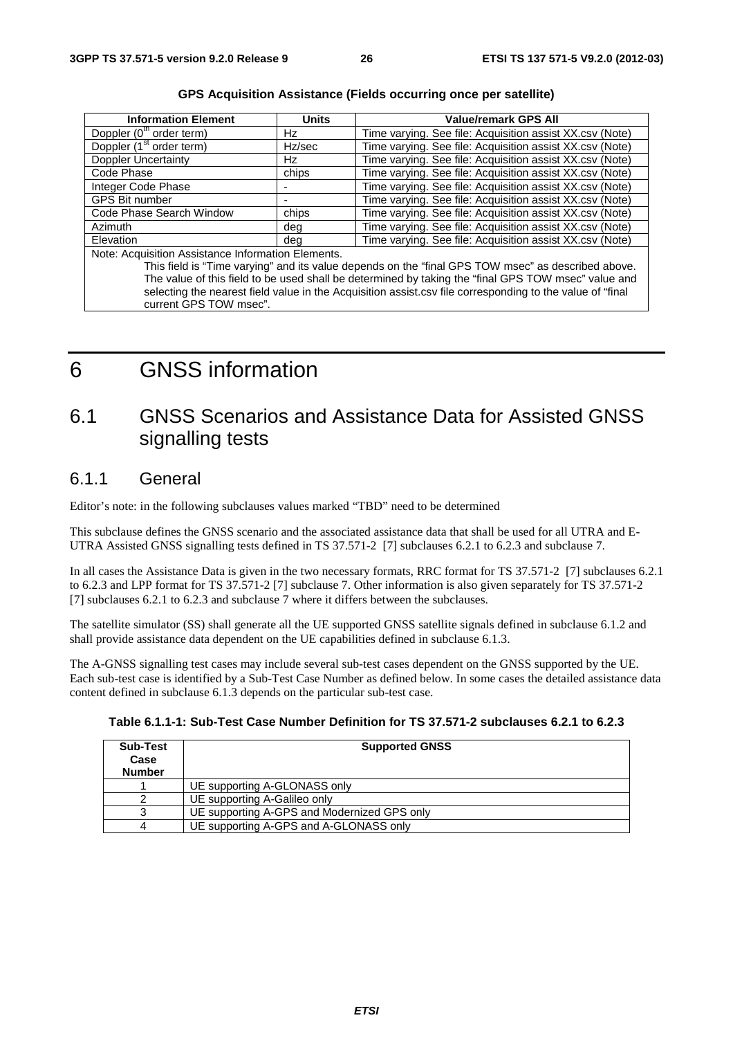**GPS Acquisition Assistance (Fields occurring once per satellite)**

| Information Element | Units | Value/remark GPS All |
|---|---|---|
| Doppler ($0^{th}$ order term) | Hz | Time varying. See file: Acquisition assist XX.csv (Note) |
| Doppler ($1^{st}$ order term) | Hz/sec | Time varying. See file: Acquisition assist XX.csv (Note) |
| Doppler Uncertainty | Hz | Time varying. See file: Acquisition assist XX.csv (Note) |
| Code Phase | chips | Time varying. See file: Acquisition assist XX.csv (Note) |
| Integer Code Phase | - | Time varying. See file: Acquisition assist XX.csv (Note) |
| GPS Bit number | - | Time varying. See file: Acquisition assist XX.csv (Note) |
| Code Phase Search Window | chips | Time varying. See file: Acquisition assist XX.csv (Note) |
| Azimuth | deg | Time varying. See file: Acquisition assist XX.csv (Note) |
| Elevation | deg | Time varying. See file: Acquisition assist XX.csv (Note) |
| Note: Acquisition Assistance Information Elements. This field is "Time varying" and its value depends on the "final GPS TOW msec" as described above. The value of this field to be used shall be determined by taking the "final GPS TOW msec" value and selecting the nearest field value in the Acquisition assist.csv file corresponding to the value of "final current GPS TOW msec". | | |

# 6 GNSS information

## 6.1 GNSS Scenarios and Assistance Data for Assisted GNSS signalling tests

### 6.1.1 General

Editor's note: in the following subclauses values marked "TBD" need to be determined

This subclause defines the GNSS scenario and the associated assistance data that shall be used for all UTRA and E-UTRA Assisted GNSS signalling tests defined in TS 37.571-2 [7] subclauses 6.2.1 to 6.2.3 and subclause 7.

In all cases the Assistance Data is given in the two necessary formats, RRC format for TS 37.571-2 [7] subclauses 6.2.1 to 6.2.3 and LPP format for TS 37.571-2 [7] subclause 7. Other information is also given separately for TS 37.571-2 [7] subclauses 6.2.1 to 6.2.3 and subclause 7 where it differs between the subclauses.

The satellite simulator (SS) shall generate all the UE supported GNSS satellite signals defined in subclause 6.1.2 and shall provide assistance data dependent on the UE capabilities defined in subclause 6.1.3.

The A-GNSS signalling test cases may include several sub-test cases dependent on the GNSS supported by the UE. Each sub-test case is identified by a Sub-Test Case Number as defined below. In some cases the detailed assistance data content defined in subclause 6.1.3 depends on the particular sub-test case.

**Table 6.1.1-1: Sub-Test Case Number Definition for TS 37.571-2 subclauses 6.2.1 to 6.2.3**

| Sub-Test Case Number | Supported GNSS |
|---|---|
| 1 | UE supporting A-GLONASS only |
| 2 | UE supporting A-Galileo only |
| 3 | UE supporting A-GPS and Modernized GPS only |
| 4 | UE supporting A-GPS and A-GLONASS only |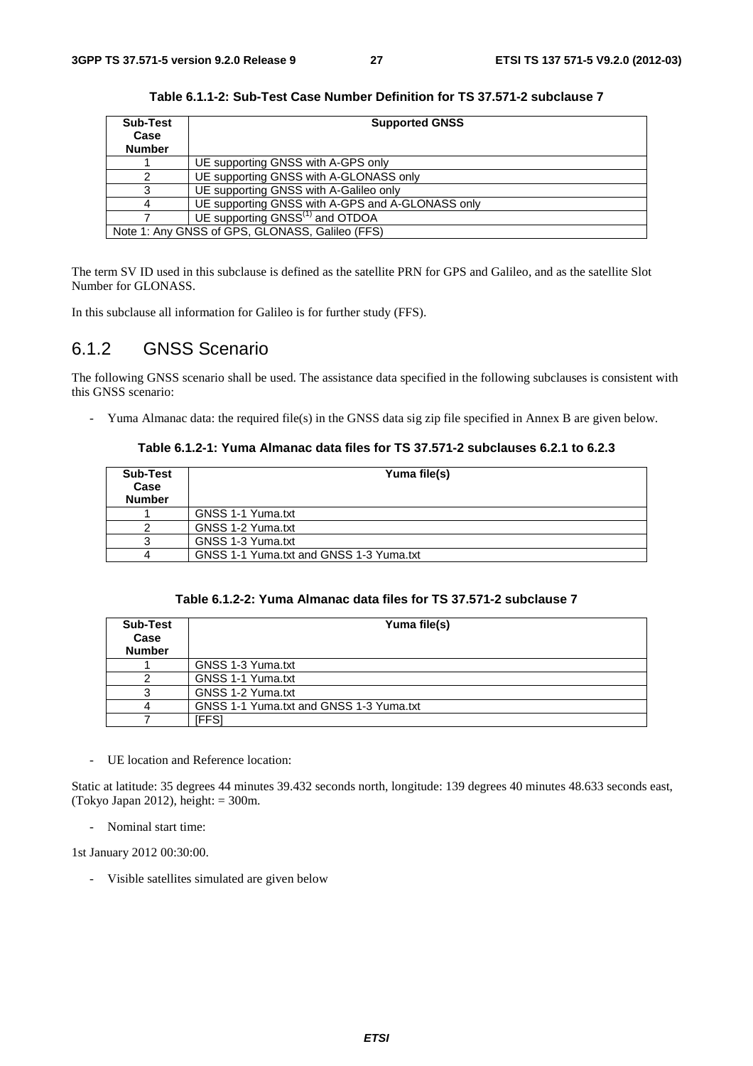**Table 6.1.1-2: Sub-Test Case Number Definition for TS 37.571-2 subclause 7**

| Sub-Test Case Number | Supported GNSS |
|---|---|
| 1 | UE supporting GNSS with A-GPS only |
| 2 | UE supporting GNSS with A-GLONASS only |
| 3 | UE supporting GNSS with A-Galileo only |
| 4 | UE supporting GNSS with A-GPS and A-GLONASS only |
| 7 | UE supporting GNSS(1) and OTDOA |
| Note 1: Any GNSS of GPS, GLONASS, Galileo (FFS) | |

The term SV ID used in this subclause is defined as the satellite PRN for GPS and Galileo, and as the satellite Slot Number for GLONASS.

In this subclause all information for Galileo is for further study (FFS).

## 6.1.2 GNSS Scenario

The following GNSS scenario shall be used. The assistance data specified in the following subclauses is consistent with this GNSS scenario:

- Yuma Almanac data: the required file(s) in the GNSS data sig zip file specified in Annex B are given below.

**Table 6.1.2-1: Yuma Almanac data files for TS 37.571-2 subclauses 6.2.1 to 6.2.3**

| Sub-Test Case Number | Yuma file(s) |
|---|---|
| 1 | GNSS 1-1 Yuma.txt |
| 2 | GNSS 1-2 Yuma.txt |
| 3 | GNSS 1-3 Yuma.txt |
| 4 | GNSS 1-1 Yuma.txt and GNSS 1-3 Yuma.txt |

**Table 6.1.2-2: Yuma Almanac data files for TS 37.571-2 subclause 7**

| Sub-Test Case Number | Yuma file(s) |
|---|---|
| 1 | GNSS 1-3 Yuma.txt |
| 2 | GNSS 1-1 Yuma.txt |
| 3 | GNSS 1-2 Yuma.txt |
| 4 | GNSS 1-1 Yuma.txt and GNSS 1-3 Yuma.txt |
| 7 | [FFS] |

- UE location and Reference location:

Static at latitude: 35 degrees 44 minutes 39.432 seconds north, longitude: 139 degrees 40 minutes 48.633 seconds east, (Tokyo Japan 2012), height: = 300m.

- Nominal start time:

1st January 2012 00:30:00.

- Visible satellites simulated are given below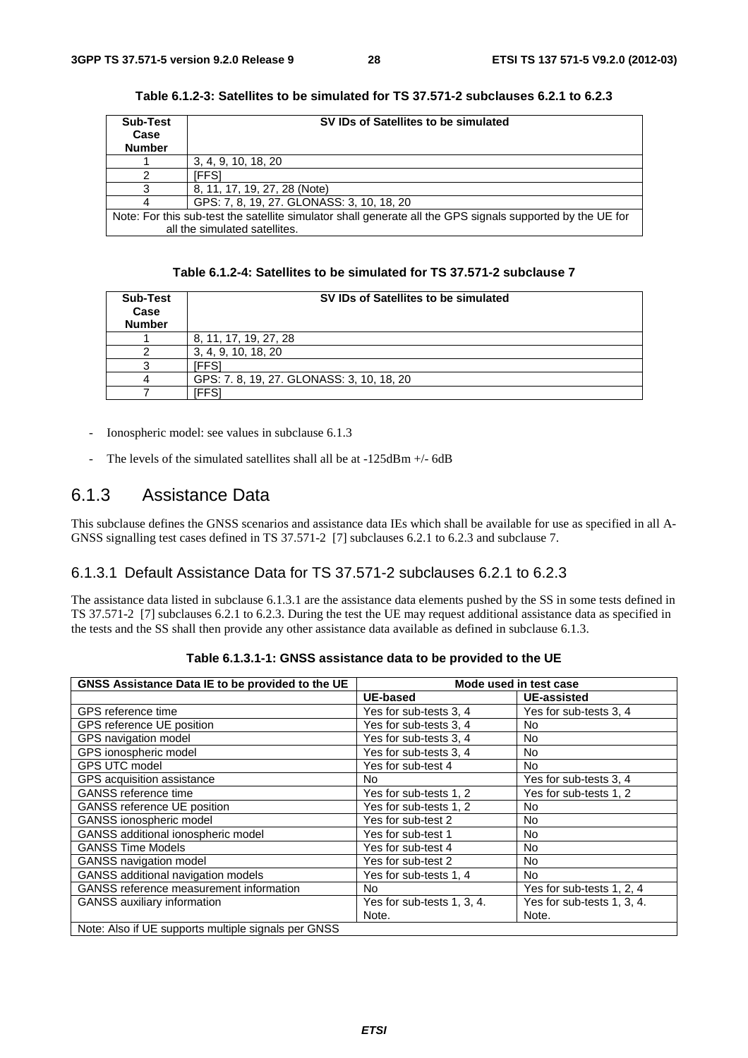**Table 6.1.2-3: Satellites to be simulated for TS 37.571-2 subclauses 6.2.1 to 6.2.3**

| Sub-Test Case Number | SV IDs of Satellites to be simulated |
|---|---|
| 1 | 3, 4, 9, 10, 18, 20 |
| 2 | [FFS] |
| 3 | 8, 11, 17, 19, 27, 28 (Note) |
| 4 | GPS: 7, 8, 19, 27. GLONASS: 3, 10, 18, 20 |
| Note: For this sub-test the satellite simulator shall generate all the GPS signals supported by the UE for all the simulated satellites. | |

**Table 6.1.2-4: Satellites to be simulated for TS 37.571-2 subclause 7**

| Sub-Test Case Number | SV IDs of Satellites to be simulated |
|---|---|
| 1 | 8, 11, 17, 19, 27, 28 |
| 2 | 3, 4, 9, 10, 18, 20 |
| 3 | [FFS] |
| 4 | GPS: 7. 8, 19, 27. GLONASS: 3, 10, 18, 20 |
| 7 | [FFS] |

- Ionospheric model: see values in subclause 6.1.3
- The levels of the simulated satellites shall all be at -125dBm +/- 6dB

## 6.1.3 Assistance Data

This subclause defines the GNSS scenarios and assistance data IEs which shall be available for use as specified in all A-GNSS signalling test cases defined in TS 37.571-2 [7] subclauses 6.2.1 to 6.2.3 and subclause 7.

### 6.1.3.1 Default Assistance Data for TS 37.571-2 subclauses 6.2.1 to 6.2.3

The assistance data listed in subclause 6.1.3.1 are the assistance data elements pushed by the SS in some tests defined in TS 37.571-2 [7] subclauses 6.2.1 to 6.2.3. During the test the UE may request additional assistance data as specified in the tests and the SS shall then provide any other assistance data available as defined in subclause 6.1.3.

**Table 6.1.3.1-1: GNSS assistance data to be provided to the UE**

| GNSS Assistance Data IE to be provided to the UE | Mode used in test case | |
|---|---|---|
| | UE-based | UE-assisted |
| GPS reference time | Yes for sub-tests 3, 4 | Yes for sub-tests 3, 4 |
| GPS reference UE position | Yes for sub-tests 3, 4 | No |
| GPS navigation model | Yes for sub-tests 3, 4 | No |
| GPS ionospheric model | Yes for sub-tests 3, 4 | No |
| GPS UTC model | Yes for sub-test 4 | No |
| GPS acquisition assistance | No | Yes for sub-tests 3, 4 |
| GANSS reference time | Yes for sub-tests 1, 2 | Yes for sub-tests 1, 2 |
| GANSS reference UE position | Yes for sub-tests 1, 2 | No |
| GANSS ionospheric model | Yes for sub-test 2 | No |
| GANSS additional ionospheric model | Yes for sub-test 1 | No |
| GANSS Time Models | Yes for sub-test 4 | No |
| GANSS navigation model | Yes for sub-test 2 | No |
| GANSS additional navigation models | Yes for sub-tests 1, 4 | No |
| GANSS reference measurement information | No | Yes for sub-tests 1, 2, 4 |
| GANSS auxiliary information | Yes for sub-tests 1, 3, 4. Note. | Yes for sub-tests 1, 3, 4. Note. |
| Note: Also if UE supports multiple signals per GNSS | | |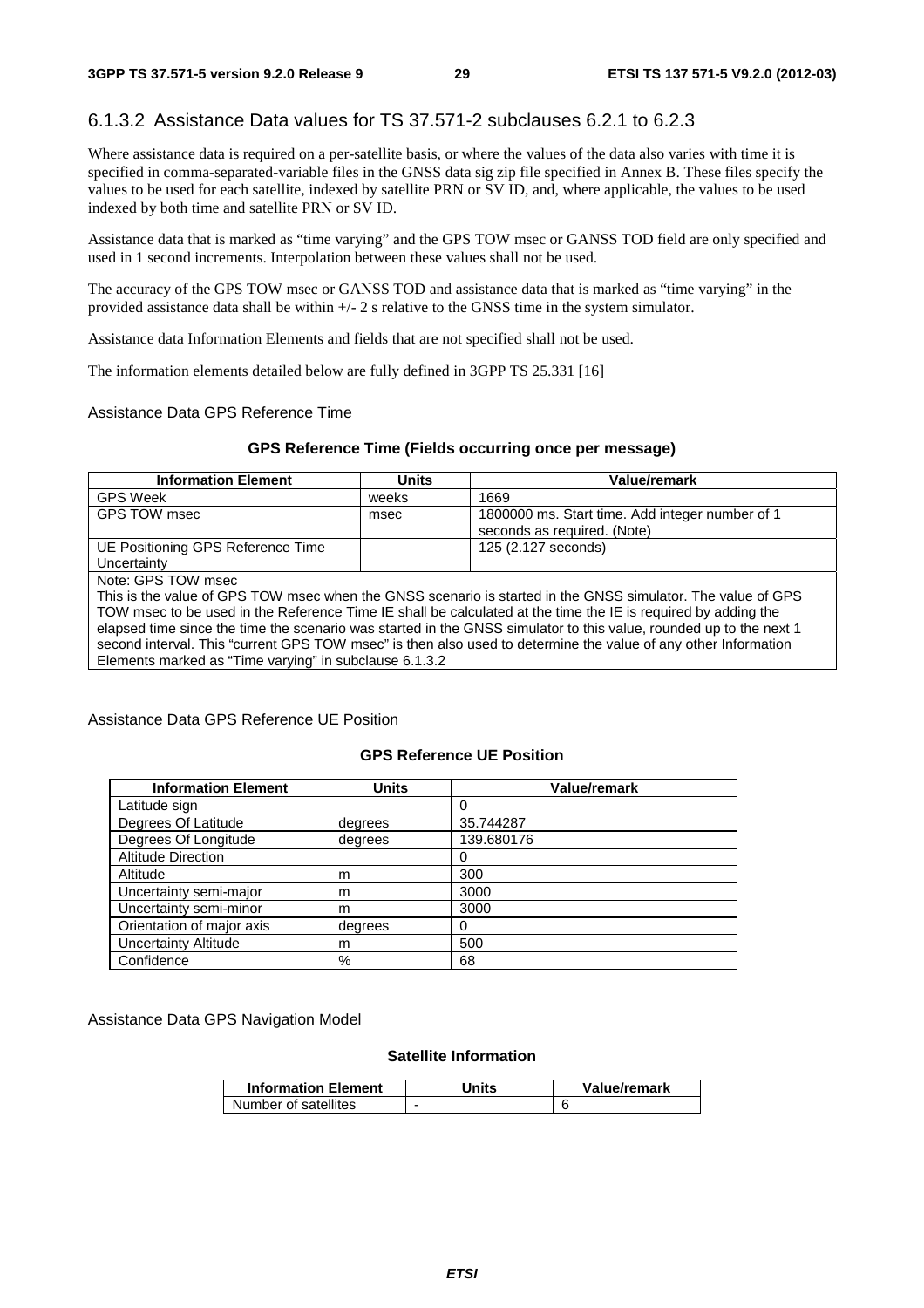### 6.1.3.2 Assistance Data values for TS 37.571-2 subclauses 6.2.1 to 6.2.3

Where assistance data is required on a per-satellite basis, or where the values of the data also varies with time it is specified in comma-separated-variable files in the GNSS data sig zip file specified in Annex B. These files specify the values to be used for each satellite, indexed by satellite PRN or SV ID, and, where applicable, the values to be used indexed by both time and satellite PRN or SV ID.

Assistance data that is marked as "time varying" and the GPS TOW msec or GANSS TOD field are only specified and used in 1 second increments. Interpolation between these values shall not be used.

The accuracy of the GPS TOW msec or GANSS TOD and assistance data that is marked as "time varying" in the provided assistance data shall be within +/- 2 s relative to the GNSS time in the system simulator.

Assistance data Information Elements and fields that are not specified shall not be used.

The information elements detailed below are fully defined in 3GPP TS 25.331 [16]

Assistance Data GPS Reference Time

**GPS Reference Time (Fields occurring once per message)**

| Information Element | Units | Value/remark |
|---|---|---|
| GPS Week | weeks | 1669 |
| GPS TOW msec | msec | 1800000 ms. Start time. Add integer number of 1 seconds as required. (Note) |
| UE Positioning GPS Reference Time Uncertainty | | 125 (2.127 seconds) |
| Note: GPS TOW msec<br>This is the value of GPS TOW msec when the GNSS scenario is started in the GNSS simulator. The value of GPS TOW msec to be used in the Reference Time IE shall be calculated at the time the IE is required by adding the elapsed time since the time the scenario was started in the GNSS simulator to this value, rounded up to the next 1 second interval. This "current GPS TOW msec" is then also used to determine the value of any other Information Elements marked as "Time varying" in subclause 6.1.3.2 | | |

Assistance Data GPS Reference UE Position

**GPS Reference UE Position**

| Information Element | Units | Value/remark |
|---|---|---|
| Latitude sign | | 0 |
| Degrees Of Latitude | degrees | 35.744287 |
| Degrees Of Longitude | degrees | 139.680176 |
| Altitude Direction | | 0 |
| Altitude | m | 300 |
| Uncertainty semi-major | m | 3000 |
| Uncertainty semi-minor | m | 3000 |
| Orientation of major axis | degrees | 0 |
| Uncertainty Altitude | m | 500 |
| Confidence | % | 68 |

Assistance Data GPS Navigation Model

**Satellite Information**

| Information Element | Units | Value/remark |
|---|---|---|
| Number of satellites | - | 6 |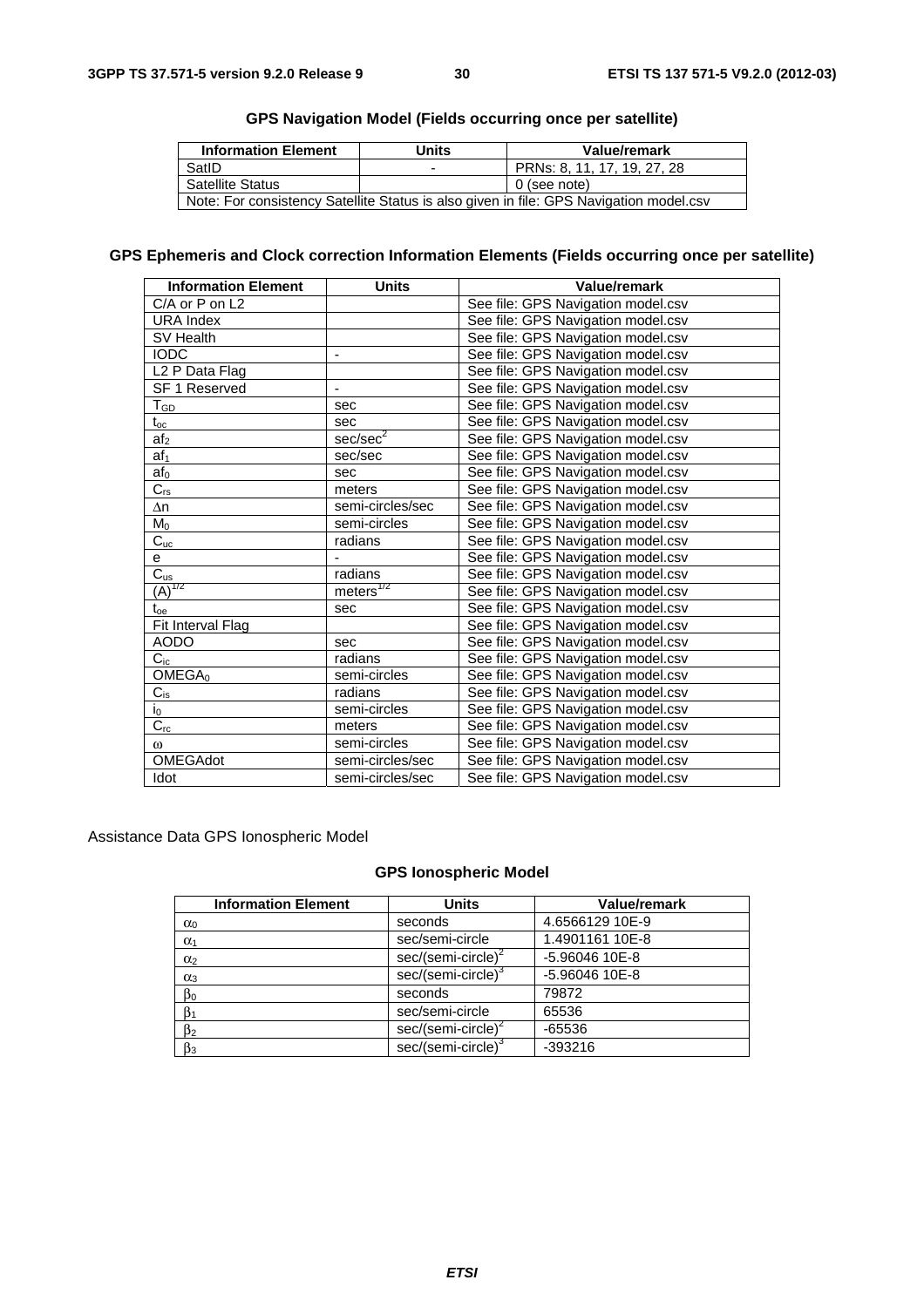**GPS Navigation Model (Fields occurring once per satellite)**

| Information Element | Units | Value/remark |
|---|---|---|
| SatID | - | PRNs: 8, 11, 17, 19, 27, 28 |
| Satellite Status | | 0 (see note) |
| Note: For consistency Satellite Status is also given in file: GPS Navigation model.csv | | |

**GPS Ephemeris and Clock correction Information Elements (Fields occurring once per satellite)**

| Information Element | Units | Value/remark |
|---|---|---|
| C/A or P on L2 | | See file: GPS Navigation model.csv |
| URA Index | | See file: GPS Navigation model.csv |
| SV Health | | See file: GPS Navigation model.csv |
| IODC | - | See file: GPS Navigation model.csv |
| L2 P Data Flag | | See file: GPS Navigation model.csv |
| SF 1 Reserved | - | See file: GPS Navigation model.csv |
| $T_{GD}$ | sec | See file: GPS Navigation model.csv |
| $t_{oc}$ | sec | See file: GPS Navigation model.csv |
| $af_2$ | $sec/sec^2$ | See file: GPS Navigation model.csv |
| $af_1$ | sec/sec | See file: GPS Navigation model.csv |
| $af_0$ | sec | See file: GPS Navigation model.csv |
| $C_{rs}$ | meters | See file: GPS Navigation model.csv |
| $\Delta n$ | semi-circles/sec | See file: GPS Navigation model.csv |
| $M_0$ | semi-circles | See file: GPS Navigation model.csv |
| $C_{uc}$ | radians | See file: GPS Navigation model.csv |
| e | - | See file: GPS Navigation model.csv |
| $C_{us}$ | radians | See file: GPS Navigation model.csv |
| $(A)^{1/2}$ | $meters^{1/2}$ | See file: GPS Navigation model.csv |
| $t_{oe}$ | sec | See file: GPS Navigation model.csv |
| Fit Interval Flag | | See file: GPS Navigation model.csv |
| AODO | sec | See file: GPS Navigation model.csv |
| $C_{ic}$ | radians | See file: GPS Navigation model.csv |
| $OMEGA_0$ | semi-circles | See file: GPS Navigation model.csv |
| $C_{is}$ | radians | See file: GPS Navigation model.csv |
| $i_0$ | semi-circles | See file: GPS Navigation model.csv |
| $C_{rc}$ | meters | See file: GPS Navigation model.csv |
| $\omega$ | semi-circles | See file: GPS Navigation model.csv |
| OMEGAdot | semi-circles/sec | See file: GPS Navigation model.csv |
| Idot | semi-circles/sec | See file: GPS Navigation model.csv |

Assistance Data GPS Ionospheric Model

**GPS Ionospheric Model**

| Information Element | Units | Value/remark |
|---|---|---|
| $\alpha_0$ | seconds | 4.6566129 10E-9 |
| $\alpha_1$ | sec/semi-circle | 1.4901161 10E-8 |
| $\alpha_2$ | $sec/(semi\text{-}circle)^2$ | -5.96046 10E-8 |
| $\alpha_3$ | $sec/(semi\text{-}circle)^3$ | -5.96046 10E-8 |
| $\beta_0$ | seconds | 79872 |
| $\beta_1$ | sec/semi-circle | 65536 |
| $\beta_2$ | $sec/(semi\text{-}circle)^2$ | -65536 |
| $\beta_3$ | $sec/(semi\text{-}circle)^3$ | -393216 |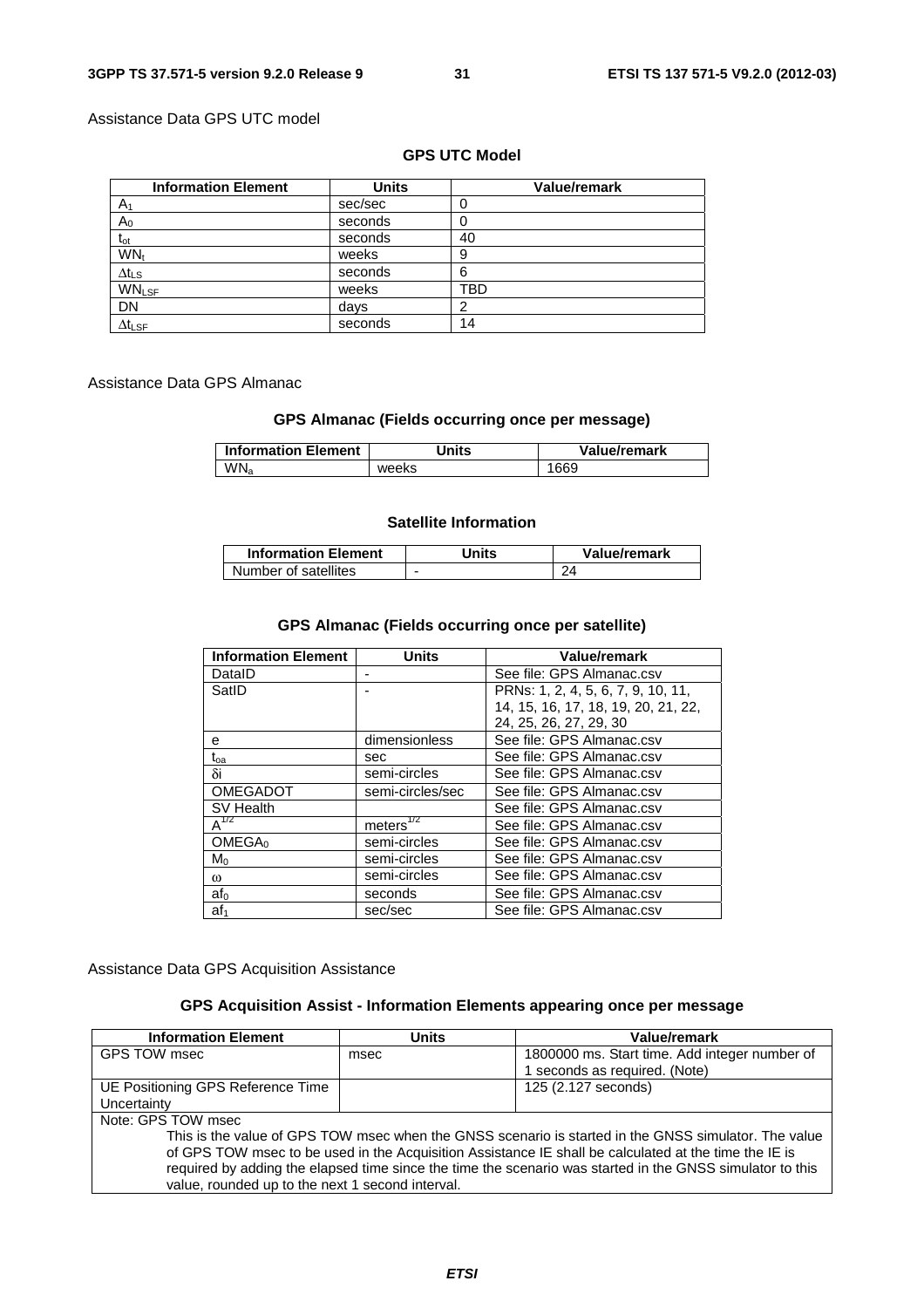Assistance Data GPS UTC model

**GPS UTC Model**

| Information Element | Units | Value/remark |
|---|---|---|
| $A_1$ | sec/sec | 0 |
| $A_0$ | seconds | 0 |
| $t_{ot}$ | seconds | 40 |
| $WN_t$ | weeks | 9 |
| $\Delta t_{LS}$ | seconds | 6 |
| $WN_{LSF}$ | weeks | TBD |
| DN | days | 2 |
| $\Delta t_{LSF}$ | seconds | 14 |

Assistance Data GPS Almanac

**GPS Almanac (Fields occurring once per message)**

| Information Element | Units | Value/remark |
|---|---|---|
| $WN_a$ | weeks | 1669 |

**Satellite Information**

| Information Element | Units | Value/remark |
|---|---|---|
| Number of satellites | - | 24 |

**GPS Almanac (Fields occurring once per satellite)**

| Information Element | Units | Value/remark |
|---|---|---|
| DataID | - | See file: GPS Almanac.csv |
| SatID | - | PRNs: 1, 2, 4, 5, 6, 7, 9, 10, 11, 14, 15, 16, 17, 18, 19, 20, 21, 22, 24, 25, 26, 27, 29, 30 |
| e | dimensionless | See file: GPS Almanac.csv |
| $t_{oa}$ | sec | See file: GPS Almanac.csv |
| $\delta i$ | semi-circles | See file: GPS Almanac.csv |
| OMEGADOT | semi-circles/sec | See file: GPS Almanac.csv |
| SV Health | | See file: GPS Almanac.csv |
| $A^{1/2}$ | $meters^{1/2}$ | See file: GPS Almanac.csv |
| $OMEGA_0$ | semi-circles | See file: GPS Almanac.csv |
| $M_0$ | semi-circles | See file: GPS Almanac.csv |
| $\omega$ | semi-circles | See file: GPS Almanac.csv |
| $af_0$ | seconds | See file: GPS Almanac.csv |
| $af_1$ | sec/sec | See file: GPS Almanac.csv |

Assistance Data GPS Acquisition Assistance

**GPS Acquisition Assist - Information Elements appearing once per message**

| Information Element | Units | Value/remark |
|---|---|---|
| GPS TOW msec | msec | 1800000 ms. Start time. Add integer number of 1 seconds as required. (Note) |
| UE Positioning GPS Reference Time Uncertainty | | 125 (2.127 seconds) |
| Note: GPS TOW msec<br>This is the value of GPS TOW msec when the GNSS scenario is started in the GNSS simulator. The value of GPS TOW msec to be used in the Acquisition Assistance IE shall be calculated at the time the IE is required by adding the elapsed time since the time the scenario was started in the GNSS simulator to this value, rounded up to the next 1 second interval. | | |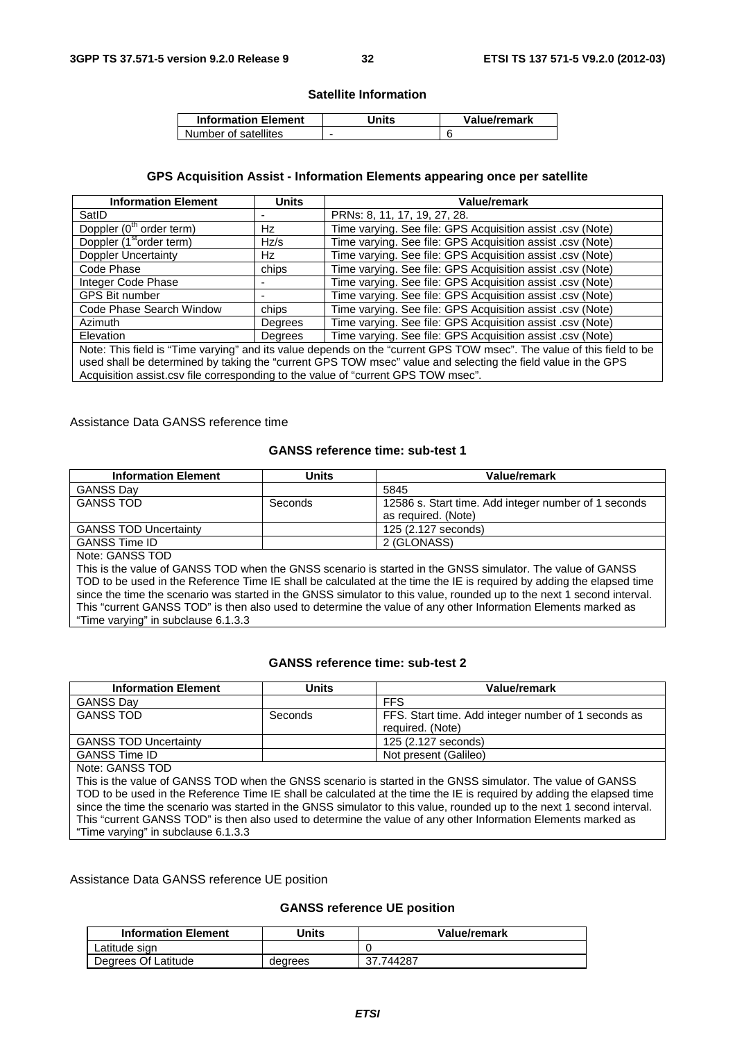**Satellite Information**

| Information Element | Units | Value/remark |
|---|---|---|
| Number of satellites | - | 6 |

**GPS Acquisition Assist - Information Elements appearing once per satellite**

| Information Element | Units | Value/remark |
|---|---|---|
| SatID | - | PRNs: 8, 11, 17, 19, 27, 28. |
| Doppler ($0^{th}$ order term) | Hz | Time varying. See file: GPS Acquisition assist .csv (Note) |
| Doppler ($1^{st}$ order term) | Hz/s | Time varying. See file: GPS Acquisition assist .csv (Note) |
| Doppler Uncertainty | Hz | Time varying. See file: GPS Acquisition assist .csv (Note) |
| Code Phase | chips | Time varying. See file: GPS Acquisition assist .csv (Note) |
| Integer Code Phase | - | Time varying. See file: GPS Acquisition assist .csv (Note) |
| GPS Bit number | - | Time varying. See file: GPS Acquisition assist .csv (Note) |
| Code Phase Search Window | chips | Time varying. See file: GPS Acquisition assist .csv (Note) |
| Azimuth | Degrees | Time varying. See file: GPS Acquisition assist .csv (Note) |
| Elevation | Degrees | Time varying. See file: GPS Acquisition assist .csv (Note) |
| Note: This field is "Time varying" and its value depends on the "current GPS TOW msec". The value of this field to be used shall be determined by taking the "current GPS TOW msec" value and selecting the field value in the GPS Acquisition assist.csv file corresponding to the value of "current GPS TOW msec". | | |

Assistance Data GANSS reference time

**GANSS reference time: sub-test 1**

| Information Element | Units | Value/remark |
|---|---|---|
| GANSS Day | | 5845 |
| GANSS TOD | Seconds | 12586 s. Start time. Add integer number of 1 seconds as required. (Note) |
| GANSS TOD Uncertainty | | 125 (2.127 seconds) |
| GANSS Time ID | | 2 (GLONASS) |
| Note: GANSS TOD<br>This is the value of GANSS TOD when the GNSS scenario is started in the GNSS simulator. The value of GANSS TOD to be used in the Reference Time IE shall be calculated at the time the IE is required by adding the elapsed time since the time the scenario was started in the GNSS simulator to this value, rounded up to the next 1 second interval. This "current GANSS TOD" is then also used to determine the value of any other Information Elements marked as "Time varying" in subclause 6.1.3.3 | | |

**GANSS reference time: sub-test 2**

| Information Element | Units | Value/remark |
|---|---|---|
| GANSS Day | | FFS |
| GANSS TOD | Seconds | FFS. Start time. Add integer number of 1 seconds as required. (Note) |
| GANSS TOD Uncertainty | | 125 (2.127 seconds) |
| GANSS Time ID | | Not present (Galileo) |
| Note: GANSS TOD<br>This is the value of GANSS TOD when the GNSS scenario is started in the GNSS simulator. The value of GANSS TOD to be used in the Reference Time IE shall be calculated at the time the IE is required by adding the elapsed time since the time the scenario was started in the GNSS simulator to this value, rounded up to the next 1 second interval. This "current GANSS TOD" is then also used to determine the value of any other Information Elements marked as "Time varying" in subclause 6.1.3.3 | | |

Assistance Data GANSS reference UE position

**GANSS reference UE position**

| Information Element | Units | Value/remark |
|---|---|---|
| Latitude sign | | 0 |
| Degrees Of Latitude | degrees | 37.744287 |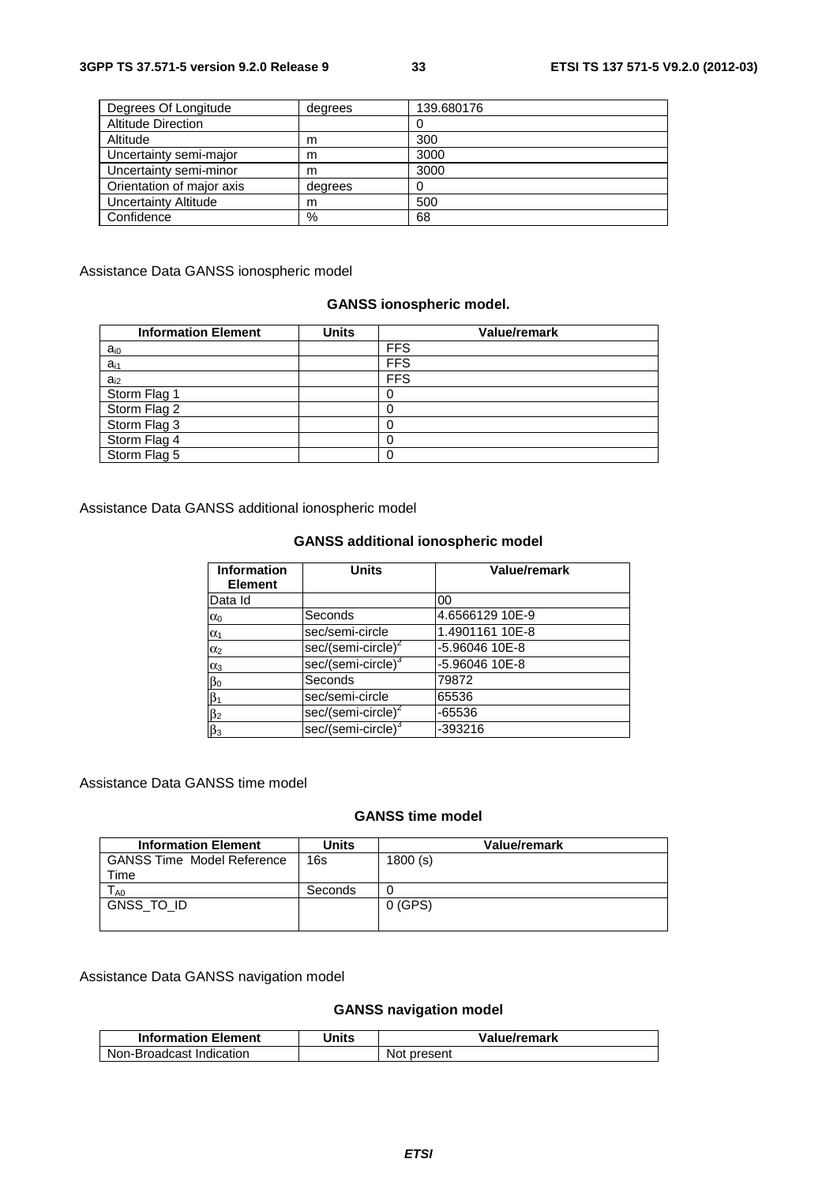| Degrees Of Longitude | degrees | 139.680176 |
|---|---|---|
| Altitude Direction | | 0 |
| Altitude | m | 300 |
| Uncertainty semi-major | m | 3000 |
| Uncertainty semi-minor | m | 3000 |
| Orientation of major axis | degrees | 0 |
| Uncertainty Altitude | m | 500 |
| Confidence | % | 68 |

Assistance Data GANSS ionospheric model

**GANSS ionospheric model.**

| Information Element | Units | Value/remark |
|---|---|---|
| $a_{i0}$ | | FFS |
| $a_{i1}$ | | FFS |
| $a_{i2}$ | | FFS |
| Storm Flag 1 | | 0 |
| Storm Flag 2 | | 0 |
| Storm Flag 3 | | 0 |
| Storm Flag 4 | | 0 |
| Storm Flag 5 | | 0 |

Assistance Data GANSS additional ionospheric model

**GANSS additional ionospheric model**

| Information Element | Units | Value/remark |
|---|---|---|
| Data Id | | 00 |
| $\alpha_0$ | Seconds | 4.6566129 10E-9 |
| $\alpha_1$ | sec/semi-circle | 1.4901161 10E-8 |
| $\alpha_2$ | sec/(semi-circle)$^2$ | -5.96046 10E-8 |
| $\alpha_3$ | sec/(semi-circle)$^3$ | -5.96046 10E-8 |
| $\beta_0$ | Seconds | 79872 |
| $\beta_1$ | sec/semi-circle | 65536 |
| $\beta_2$ | sec/(semi-circle)$^2$ | -65536 |
| $\beta_3$ | sec/(semi-circle)$^3$ | -393216 |

Assistance Data GANSS time model

**GANSS time model**

| Information Element | Units | Value/remark |
|---|---|---|
| GANSS Time Model Reference Time | 16s | 1800 (s) |
| $T_{A0}$ | Seconds | 0 |
| GNSS_TO_ID | | 0 (GPS) |

Assistance Data GANSS navigation model

**GANSS navigation model**

| Information Element | Units | Value/remark |
|---|---|---|
| Non-Broadcast Indication | | Not present |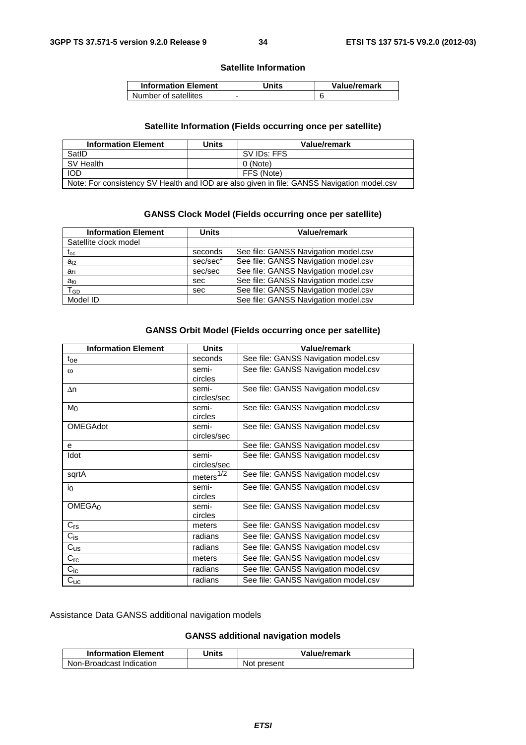**Satellite Information**

| Information Element | Units | Value/remark |
|---|---|---|
| Number of satellites | - | 6 |

**Satellite Information (Fields occurring once per satellite)**

| Information Element | Units | Value/remark |
|---|---|---|
| SatID | | SV IDs: FFS |
| SV Health | | 0 (Note) |
| IOD | | FFS (Note) |
| Note: For consistency SV Health and IOD are also given in file: GANSS Navigation model.csv | | |

**GANSS Clock Model (Fields occurring once per satellite)**

| Information Element | Units | Value/remark |
|---|---|---|
| Satellite clock model | | |
| $t_{oc}$ | seconds | See file: GANSS Navigation model.csv |
| $a_{f2}$ | sec/sec$^2$ | See file: GANSS Navigation model.csv |
| $a_{f1}$ | sec/sec | See file: GANSS Navigation model.csv |
| $a_{f0}$ | sec | See file: GANSS Navigation model.csv |
| $T_{GD}$ | sec | See file: GANSS Navigation model.csv |
| Model ID | | See file: GANSS Navigation model.csv |

**GANSS Orbit Model (Fields occurring once per satellite)**

| Information Element | Units | Value/remark |
|---|---|---|
| $t_{oe}$ | seconds | See file: GANSS Navigation model.csv |
| $\omega$ | semi-circles | See file: GANSS Navigation model.csv |
| $\Delta n$ | semi-circles/sec | See file: GANSS Navigation model.csv |
| $M_0$ | semi-circles | See file: GANSS Navigation model.csv |
| OMEGAdot | semi-circles/sec | See file: GANSS Navigation model.csv |
| e | | See file: GANSS Navigation model.csv |
| Idot | semi-circles/sec | See file: GANSS Navigation model.csv |
| sqrtA | meters$^{1/2}$ | See file: GANSS Navigation model.csv |
| $i_0$ | semi-circles | See file: GANSS Navigation model.csv |
| $OMEGA_0$ | semi-circles | See file: GANSS Navigation model.csv |
| $C_{rs}$ | meters | See file: GANSS Navigation model.csv |
| $C_{is}$ | radians | See file: GANSS Navigation model.csv |
| $C_{us}$ | radians | See file: GANSS Navigation model.csv |
| $C_{rc}$ | meters | See file: GANSS Navigation model.csv |
| $C_{ic}$ | radians | See file: GANSS Navigation model.csv |
| $C_{uc}$ | radians | See file: GANSS Navigation model.csv |

Assistance Data GANSS additional navigation models

**GANSS additional navigation models**

| Information Element | Units | Value/remark |
|---|---|---|
| Non-Broadcast Indication | | Not present |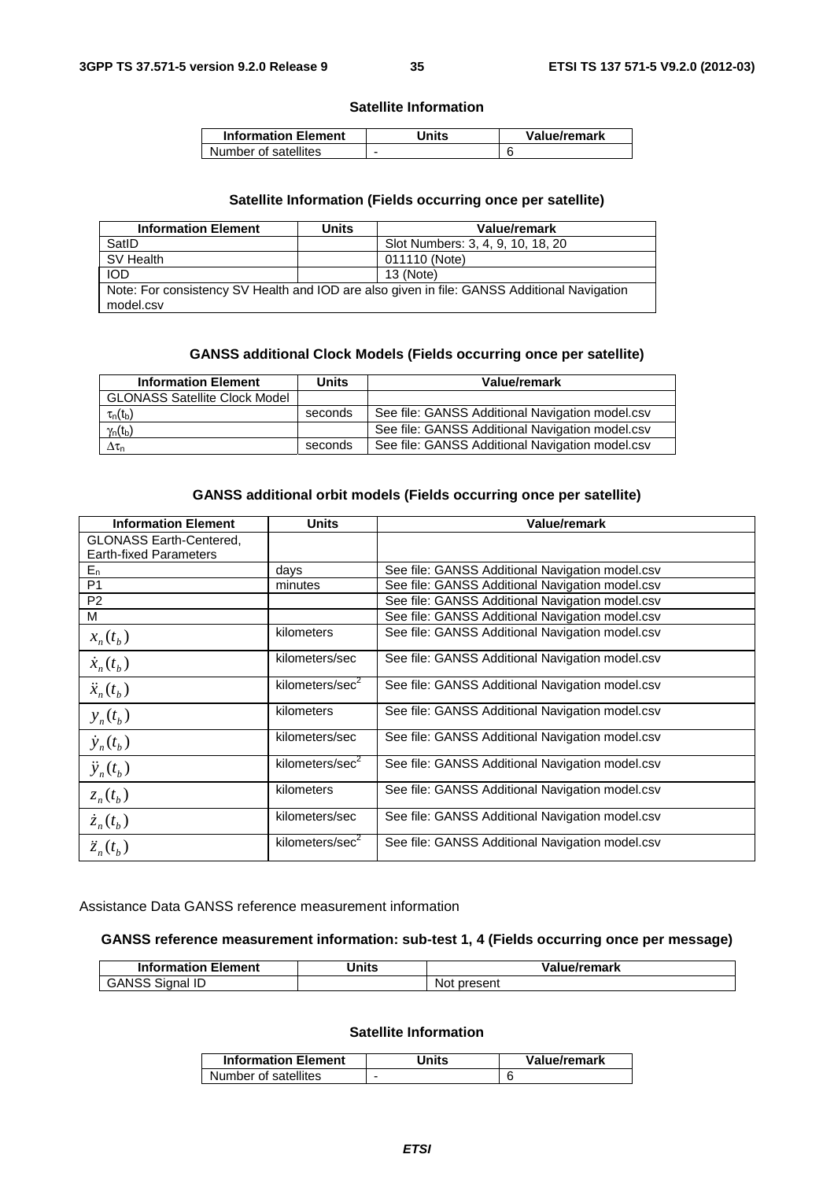**Satellite Information**

| Information Element | Units | Value/remark |
|---|---|---|
| Number of satellites | - | 6 |

**Satellite Information (Fields occurring once per satellite)**

| Information Element | Units | Value/remark |
|---|---|---|
| SatID | | Slot Numbers: 3, 4, 9, 10, 18, 20 |
| SV Health | | 011110 (Note) |
| IOD | | 13 (Note) |
| Note: For consistency SV Health and IOD are also given in file: GANSS Additional Navigation model.csv | | |

**GANSS additional Clock Models (Fields occurring once per satellite)**

| Information Element | Units | Value/remark |
|---|---|---|
| GLONASS Satellite Clock Model | | |
| $\tau_n(t_b)$ | seconds | See file: GANSS Additional Navigation model.csv |
| $\gamma_n(t_b)$ | | See file: GANSS Additional Navigation model.csv |
| $\Delta\tau_n$ | seconds | See file: GANSS Additional Navigation model.csv |

**GANSS additional orbit models (Fields occurring once per satellite)**

| Information Element | Units | Value/remark |
|---|---|---|
| GLONASS Earth-Centered, Earth-fixed Parameters | | |
| $E_n$ | days | See file: GANSS Additional Navigation model.csv |
| P1 | minutes | See file: GANSS Additional Navigation model.csv |
| P2 | | See file: GANSS Additional Navigation model.csv |
| M | | See file: GANSS Additional Navigation model.csv |
| $x_n(t_b)$ | kilometers | See file: GANSS Additional Navigation model.csv |
| $\dot{x}_n(t_b)$ | kilometers/sec | See file: GANSS Additional Navigation model.csv |
| $\ddot{x}_n(t_b)$ | kilometers/sec$^2$ | See file: GANSS Additional Navigation model.csv |
| $y_n(t_b)$ | kilometers | See file: GANSS Additional Navigation model.csv |
| $\dot{y}_n(t_b)$ | kilometers/sec | See file: GANSS Additional Navigation model.csv |
| $\ddot{y}_n(t_b)$ | kilometers/sec$^2$ | See file: GANSS Additional Navigation model.csv |
| $z_n(t_b)$ | kilometers | See file: GANSS Additional Navigation model.csv |
| $\dot{z}_n(t_b)$ | kilometers/sec | See file: GANSS Additional Navigation model.csv |
| $\ddot{z}_n(t_b)$ | kilometers/sec$^2$ | See file: GANSS Additional Navigation model.csv |

Assistance Data GANSS reference measurement information

**GANSS reference measurement information: sub-test 1, 4 (Fields occurring once per message)**

| Information Element | Units | Value/remark |
|---|---|---|
| GANSS Signal ID | | Not present |

**Satellite Information**

| Information Element | Units | Value/remark |
|---|---|---|
| Number of satellites | - | 6 |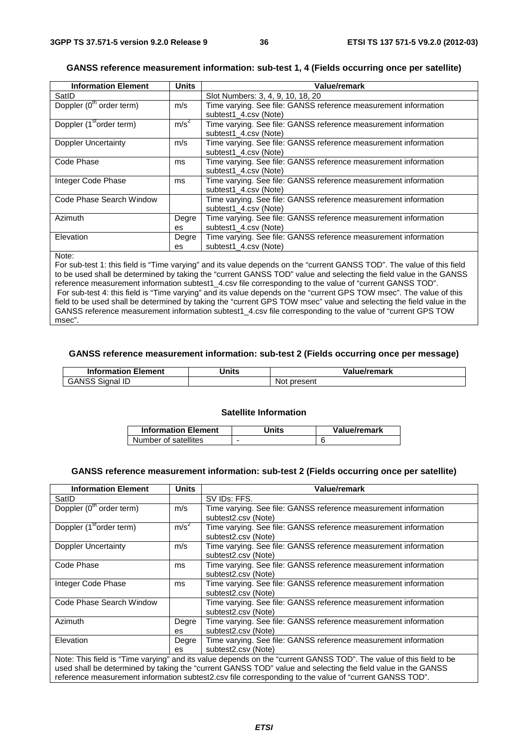**GANSS reference measurement information: sub-test 1, 4 (Fields occurring once per satellite)**

| Information Element | Units | Value/remark |
|---|---|---|
| SatID | | Slot Numbers: 3, 4, 9, 10, 18, 20 |
| Doppler ($0^{th}$ order term) | m/s | Time varying. See file: GANSS reference measurement information subtest1_4.csv (Note) |
| Doppler ($1^{st}$order term) | $m/s^2$ | Time varying. See file: GANSS reference measurement information subtest1_4.csv (Note) |
| Doppler Uncertainty | m/s | Time varying. See file: GANSS reference measurement information subtest1_4.csv (Note) |
| Code Phase | ms | Time varying. See file: GANSS reference measurement information subtest1_4.csv (Note) |
| Integer Code Phase | ms | Time varying. See file: GANSS reference measurement information subtest1_4.csv (Note) |
| Code Phase Search Window | | Time varying. See file: GANSS reference measurement information subtest1_4.csv (Note) |
| Azimuth | Degrees | Time varying. See file: GANSS reference measurement information subtest1_4.csv (Note) |
| Elevation | Degrees | Time varying. See file: GANSS reference measurement information subtest1_4.csv (Note) |
| Note:<br>For sub-test 1: this field is "Time varying" and its value depends on the "current GANSS TOD". The value of this field to be used shall be determined by taking the "current GANSS TOD" value and selecting the field value in the GANSS reference measurement information subtest1_4.csv file corresponding to the value of "current GANSS TOD".<br>For sub-test 4: this field is "Time varying" and its value depends on the "current GPS TOW msec". The value of this field to be used shall be determined by taking the "current GPS TOW msec" value and selecting the field value in the GANSS reference measurement information subtest1_4.csv file corresponding to the value of "current GPS TOW msec". | | |

**GANSS reference measurement information: sub-test 2 (Fields occurring once per message)**

| Information Element | Units | Value/remark |
|---|---|---|
| GANSS Signal ID | | Not present |

**Satellite Information**

| Information Element | Units | Value/remark |
|---|---|---|
| Number of satellites | - | 6 |

**GANSS reference measurement information: sub-test 2 (Fields occurring once per satellite)**

| Information Element | Units | Value/remark |
|---|---|---|
| SatID | | SV IDs: FFS. |
| Doppler ($0^{th}$ order term) | m/s | Time varying. See file: GANSS reference measurement information subtest2.csv (Note) |
| Doppler ($1^{st}$order term) | $m/s^2$ | Time varying. See file: GANSS reference measurement information subtest2.csv (Note) |
| Doppler Uncertainty | m/s | Time varying. See file: GANSS reference measurement information subtest2.csv (Note) |
| Code Phase | ms | Time varying. See file: GANSS reference measurement information subtest2.csv (Note) |
| Integer Code Phase | ms | Time varying. See file: GANSS reference measurement information subtest2.csv (Note) |
| Code Phase Search Window | | Time varying. See file: GANSS reference measurement information subtest2.csv (Note) |
| Azimuth | Degrees | Time varying. See file: GANSS reference measurement information subtest2.csv (Note) |
| Elevation | Degrees | Time varying. See file: GANSS reference measurement information subtest2.csv (Note) |
| Note: This field is "Time varying" and its value depends on the "current GANSS TOD". The value of this field to be used shall be determined by taking the "current GANSS TOD" value and selecting the field value in the GANSS reference measurement information subtest2.csv file corresponding to the value of "current GANSS TOD". | | |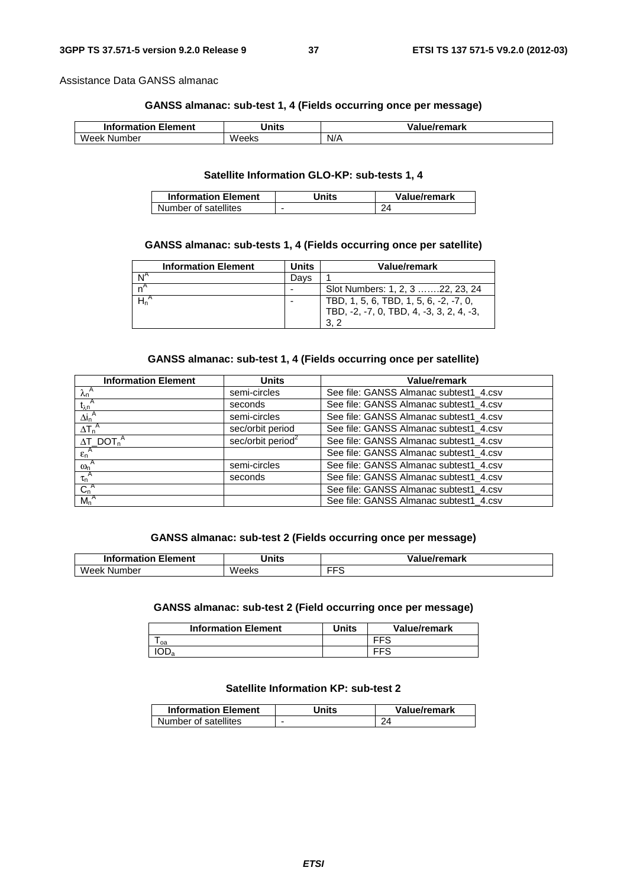Assistance Data GANSS almanac

**GANSS almanac: sub-test 1, 4 (Fields occurring once per message)**

| Information Element | Units | Value/remark |
|---|---|---|
| Week Number | Weeks | N/A |

**Satellite Information GLO-KP: sub-tests 1, 4**

| Information Element | Units | Value/remark |
|---|---|---|
| Number of satellites | - | 24 |

**GANSS almanac: sub-tests 1, 4 (Fields occurring once per satellite)**

| Information Element | Units | Value/remark |
|---|---|---|
| $N^A$ | Days | 1 |
| $n^A$ | - | Slot Numbers: 1, 2, 3 …….22, 23, 24 |
| $H_n^A$ | - | TBD, 1, 5, 6, TBD, 1, 5, 6, -2, -7, 0, TBD, -2, -7, 0, TBD, 4, -3, 3, 2, 4, -3, 3, 2 |

**GANSS almanac: sub-test 1, 4 (Fields occurring once per satellite)**

| Information Element | Units | Value/remark |
|---|---|---|
| $\lambda_n^A$ | semi-circles | See file: GANSS Almanac subtest1_4.csv |
| $t_{\lambda n}^A$ | seconds | See file: GANSS Almanac subtest1_4.csv |
| $\Delta i_n^A$ | semi-circles | See file: GANSS Almanac subtest1_4.csv |
| $\Delta T_n^A$ | sec/orbit period | See file: GANSS Almanac subtest1_4.csv |
| $\Delta T\_DOT_n^A$ | sec/orbit period$^2$ | See file: GANSS Almanac subtest1_4.csv |
| $\varepsilon_n^A$ | | See file: GANSS Almanac subtest1_4.csv |
| $\omega_n^A$ | semi-circles | See file: GANSS Almanac subtest1_4.csv |
| $\tau_n^A$ | seconds | See file: GANSS Almanac subtest1_4.csv |
| $C_n^A$ | | See file: GANSS Almanac subtest1_4.csv |
| $M_n^A$ | | See file: GANSS Almanac subtest1_4.csv |

**GANSS almanac: sub-test 2 (Fields occurring once per message)**

| Information Element | Units | Value/remark |
|---|---|---|
| Week Number | Weeks | FFS |

**GANSS almanac: sub-test 2 (Field occurring once per message)**

| Information Element | Units | Value/remark |
|---|---|---|
| $T_{oa}$ | | FFS |
| $IOD_a$ | | FFS |

**Satellite Information KP: sub-test 2**

| Information Element | Units | Value/remark |
|---|---|---|
| Number of satellites | - | 24 |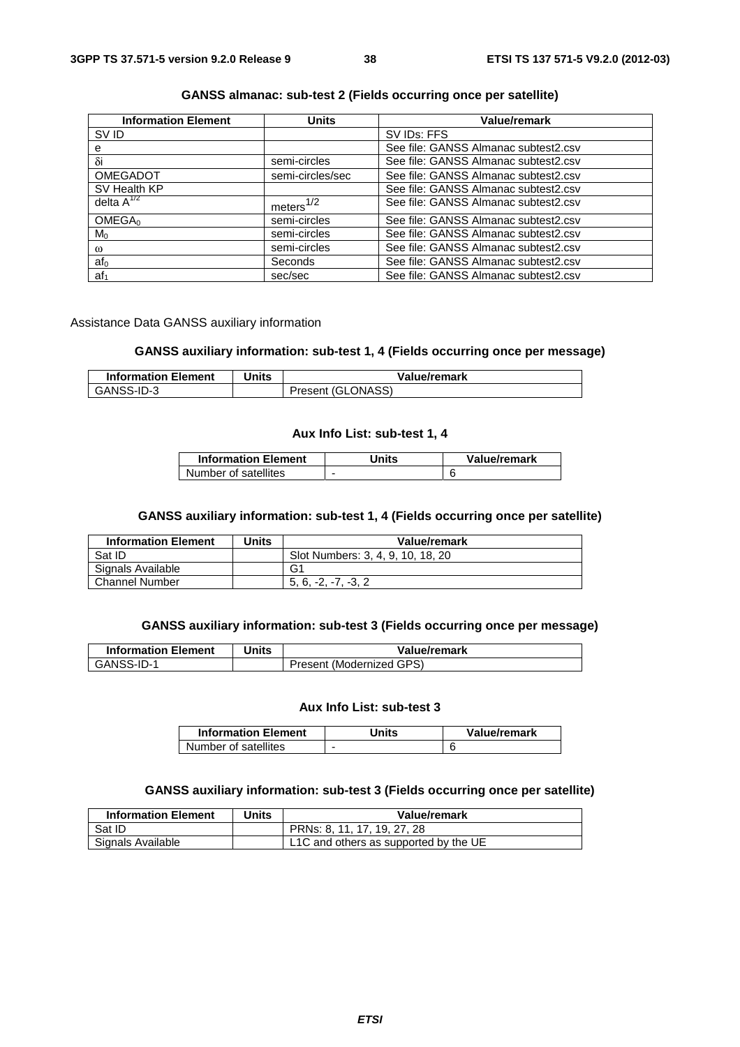**GANSS almanac: sub-test 2 (Fields occurring once per satellite)**

| Information Element | Units | Value/remark |
|---|---|---|
| SV ID | | SV IDs: FFS |
| e | | See file: GANSS Almanac subtest2.csv |
| $\delta i$ | semi-circles | See file: GANSS Almanac subtest2.csv |
| OMEGADOT | semi-circles/sec | See file: GANSS Almanac subtest2.csv |
| SV Health KP | | See file: GANSS Almanac subtest2.csv |
| delta $A^{1/2}$ | $meters^{1/2}$ | See file: GANSS Almanac subtest2.csv |
| $OMEGA_0$ | semi-circles | See file: GANSS Almanac subtest2.csv |
| $M_0$ | semi-circles | See file: GANSS Almanac subtest2.csv |
| $\omega$ | semi-circles | See file: GANSS Almanac subtest2.csv |
| $af_0$ | Seconds | See file: GANSS Almanac subtest2.csv |
| $af_1$ | sec/sec | See file: GANSS Almanac subtest2.csv |

Assistance Data GANSS auxiliary information

**GANSS auxiliary information: sub-test 1, 4 (Fields occurring once per message)**

| Information Element | Units | Value/remark |
|---|---|---|
| GANSS-ID-3 | | Present (GLONASS) |

**Aux Info List: sub-test 1, 4**

| Information Element | Units | Value/remark |
|---|---|---|
| Number of satellites | - | 6 |

**GANSS auxiliary information: sub-test 1, 4 (Fields occurring once per satellite)**

| Information Element | Units | Value/remark |
|---|---|---|
| Sat ID | | Slot Numbers: 3, 4, 9, 10, 18, 20 |
| Signals Available | | G1 |
| Channel Number | | 5, 6, -2, -7, -3, 2 |

**GANSS auxiliary information: sub-test 3 (Fields occurring once per message)**

| Information Element | Units | Value/remark |
|---|---|---|
| GANSS-ID-1 | | Present (Modernized GPS) |

**Aux Info List: sub-test 3**

| Information Element | Units | Value/remark |
|---|---|---|
| Number of satellites | - | 6 |

**GANSS auxiliary information: sub-test 3 (Fields occurring once per satellite)**

| Information Element | Units | Value/remark |
|---|---|---|
| Sat ID | | PRNs: 8, 11, 17, 19, 27, 28 |
| Signals Available | | L1C and others as supported by the UE |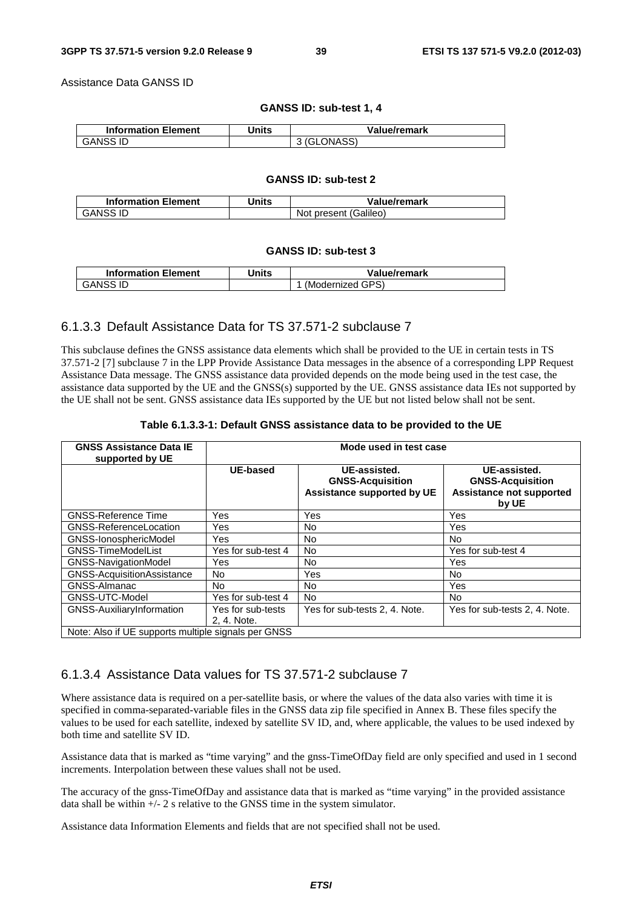Assistance Data GANSS ID

**GANSS ID: sub-test 1, 4**

| Information Element | Units | Value/remark |
|---|---|---|
| GANSS ID | | 3 (GLONASS) |

**GANSS ID: sub-test 2**

| Information Element | Units | Value/remark |
|---|---|---|
| GANSS ID | | Not present (Galileo) |

**GANSS ID: sub-test 3**

| Information Element | Units | Value/remark |
|---|---|---|
| GANSS ID | | 1 (Modernized GPS) |

### 6.1.3.3 Default Assistance Data for TS 37.571-2 subclause 7

This subclause defines the GNSS assistance data elements which shall be provided to the UE in certain tests in TS 37.571-2 [7] subclause 7 in the LPP Provide Assistance Data messages in the absence of a corresponding LPP Request Assistance Data message. The GNSS assistance data provided depends on the mode being used in the test case, the assistance data supported by the UE and the GNSS(s) supported by the UE. GNSS assistance data IEs not supported by the UE shall not be sent. GNSS assistance data IEs supported by the UE but not listed below shall not be sent.

**Table 6.1.3.3-1: Default GNSS assistance data to be provided to the UE**

| GNSS Assistance Data IE supported by UE | Mode used in test case | | |
|---|---|---|---|
| | **UE-based** | **UE-assisted. GNSS-Acquisition Assistance supported by UE** | **UE-assisted. GNSS-Acquisition Assistance not supported by UE** |
| GNSS-Reference Time | Yes | Yes | Yes |
| GNSS-ReferenceLocation | Yes | No | Yes |
| GNSS-IonosphericModel | Yes | No | No |
| GNSS-TimeModelList | Yes for sub-test 4 | No | Yes for sub-test 4 |
| GNSS-NavigationModel | Yes | No | Yes |
| GNSS-AcquisitionAssistance | No | Yes | No |
| GNSS-Almanac | No | No | Yes |
| GNSS-UTC-Model | Yes for sub-test 4 | No | No |
| GNSS-AuxiliaryInformation | Yes for sub-tests 2, 4. Note. | Yes for sub-tests 2, 4. Note. | Yes for sub-tests 2, 4. Note. |
| Note: Also if UE supports multiple signals per GNSS | | | |

### 6.1.3.4 Assistance Data values for TS 37.571-2 subclause 7

Where assistance data is required on a per-satellite basis, or where the values of the data also varies with time it is specified in comma-separated-variable files in the GNSS data zip file specified in Annex B. These files specify the values to be used for each satellite, indexed by satellite SV ID, and, where applicable, the values to be used indexed by both time and satellite SV ID.

Assistance data that is marked as "time varying" and the gnss-TimeOfDay field are only specified and used in 1 second increments. Interpolation between these values shall not be used.

The accuracy of the gnss-TimeOfDay and assistance data that is marked as "time varying" in the provided assistance data shall be within +/- 2 s relative to the GNSS time in the system simulator.

Assistance data Information Elements and fields that are not specified shall not be used.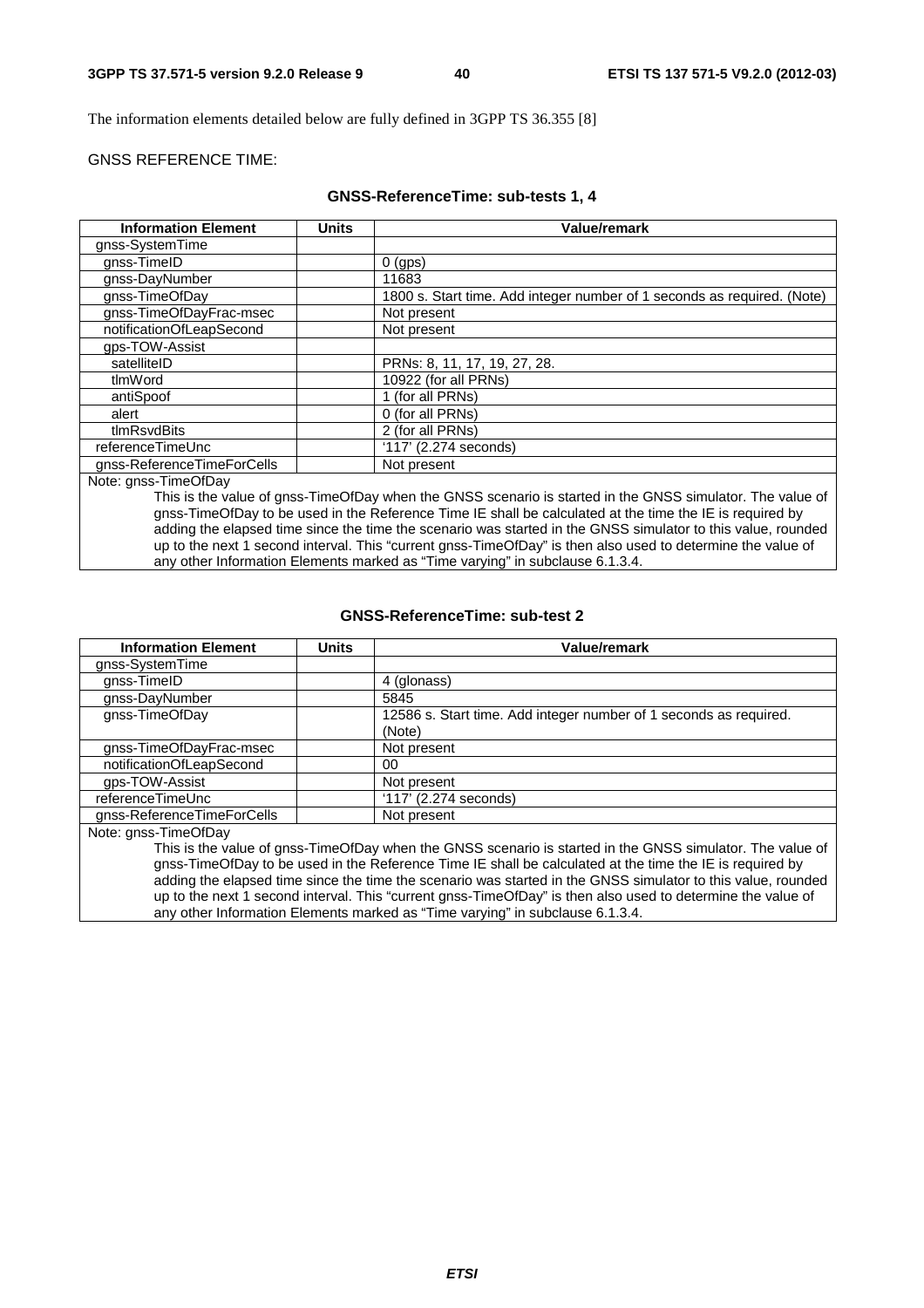The information elements detailed below are fully defined in 3GPP TS 36.355 [8]

GNSS REFERENCE TIME:

**GNSS-ReferenceTime: sub-tests 1, 4**

| Information Element | Units | Value/remark |
|---|---|---|
| gnss-SystemTime | | |
| gnss-TimeID | | 0 (gps) |
| gnss-DayNumber | | 11683 |
| gnss-TimeOfDay | | 1800 s. Start time. Add integer number of 1 seconds as required. (Note) |
| gnss-TimeOfDayFrac-msec | | Not present |
| notificationOfLeapSecond | | Not present |
| gps-TOW-Assist | | |
| satelliteID | | PRNs: 8, 11, 17, 19, 27, 28. |
| tlmWord | | 10922 (for all PRNs) |
| antiSpoof | | 1 (for all PRNs) |
| alert | | 0 (for all PRNs) |
| tlmRsvdBits | | 2 (for all PRNs) |
| referenceTimeUnc | | '117' (2.274 seconds) |
| gnss-ReferenceTimeForCells | | Not present |
| Note: gnss-TimeOfDay<br>This is the value of gnss-TimeOfDay when the GNSS scenario is started in the GNSS simulator. The value of gnss-TimeOfDay to be used in the Reference Time IE shall be calculated at the time the IE is required by adding the elapsed time since the time the scenario was started in the GNSS simulator to this value, rounded up to the next 1 second interval. This "current gnss-TimeOfDay" is then also used to determine the value of any other Information Elements marked as "Time varying" in subclause 6.1.3.4. | | |

**GNSS-ReferenceTime: sub-test 2**

| Information Element | Units | Value/remark |
|---|---|---|
| gnss-SystemTime | | |
| gnss-TimeID | | 4 (glonass) |
| gnss-DayNumber | | 5845 |
| gnss-TimeOfDay | | 12586 s. Start time. Add integer number of 1 seconds as required. (Note) |
| gnss-TimeOfDayFrac-msec | | Not present |
| notificationOfLeapSecond | | 00 |
| gps-TOW-Assist | | Not present |
| referenceTimeUnc | | '117' (2.274 seconds) |
| gnss-ReferenceTimeForCells | | Not present |
| Note: gnss-TimeOfDay<br>This is the value of gnss-TimeOfDay when the GNSS scenario is started in the GNSS simulator. The value of gnss-TimeOfDay to be used in the Reference Time IE shall be calculated at the time the IE is required by adding the elapsed time since the time the scenario was started in the GNSS simulator to this value, rounded up to the next 1 second interval. This "current gnss-TimeOfDay" is then also used to determine the value of any other Information Elements marked as "Time varying" in subclause 6.1.3.4. | | |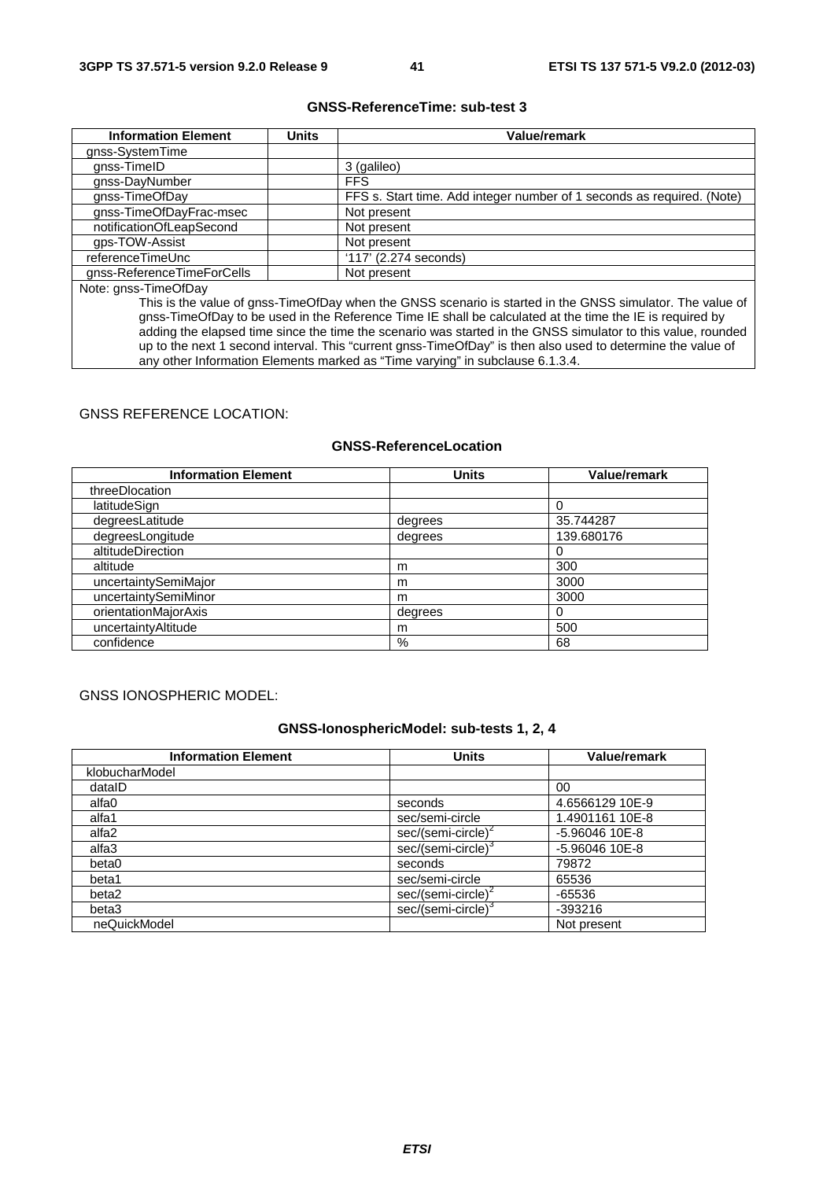**GNSS-ReferenceTime: sub-test 3**

| Information Element | Units | Value/remark |
|---|---|---|
| gnss-SystemTime | | |
| gnss-TimeID | | 3 (galileo) |
| gnss-DayNumber | | FFS |
| gnss-TimeOfDay | | FFS s. Start time. Add integer number of 1 seconds as required. (Note) |
| gnss-TimeOfDayFrac-msec | | Not present |
| notificationOfLeapSecond | | Not present |
| gps-TOW-Assist | | Not present |
| referenceTimeUnc | | '117' (2.274 seconds) |
| gnss-ReferenceTimeForCells | | Not present |
| Note: gnss-TimeOfDay<br>This is the value of gnss-TimeOfDay when the GNSS scenario is started in the GNSS simulator. The value of gnss-TimeOfDay to be used in the Reference Time IE shall be calculated at the time the IE is required by adding the elapsed time since the time the scenario was started in the GNSS simulator to this value, rounded up to the next 1 second interval. This "current gnss-TimeOfDay" is then also used to determine the value of any other Information Elements marked as "Time varying" in subclause 6.1.3.4. | | |

GNSS REFERENCE LOCATION:

**GNSS-ReferenceLocation**

| Information Element | Units | Value/remark |
|---|---|---|
| threeDlocation | | |
| latitudeSign | | 0 |
| degreesLatitude | degrees | 35.744287 |
| degreesLongitude | degrees | 139.680176 |
| altitudeDirection | | 0 |
| altitude | m | 300 |
| uncertaintySemiMajor | m | 3000 |
| uncertaintySemiMinor | m | 3000 |
| orientationMajorAxis | degrees | 0 |
| uncertaintyAltitude | m | 500 |
| confidence | % | 68 |

GNSS IONOSPHERIC MODEL:

**GNSS-IonosphericModel: sub-tests 1, 2, 4**

| Information Element | Units | Value/remark |
|---|---|---|
| klobucharModel | | |
| dataID | | 00 |
| alfa0 | seconds | 4.6566129 10E-9 |
| alfa1 | sec/semi-circle | 1.4901161 10E-8 |
| alfa2 | sec/(semi-circle)$^2$ | -5.96046 10E-8 |
| alfa3 | sec/(semi-circle)$^3$ | -5.96046 10E-8 |
| beta0 | seconds | 79872 |
| beta1 | sec/semi-circle | 65536 |
| beta2 | sec/(semi-circle)$^2$ | -65536 |
| beta3 | sec/(semi-circle)$^3$ | -393216 |
| neQuickModel | | Not present |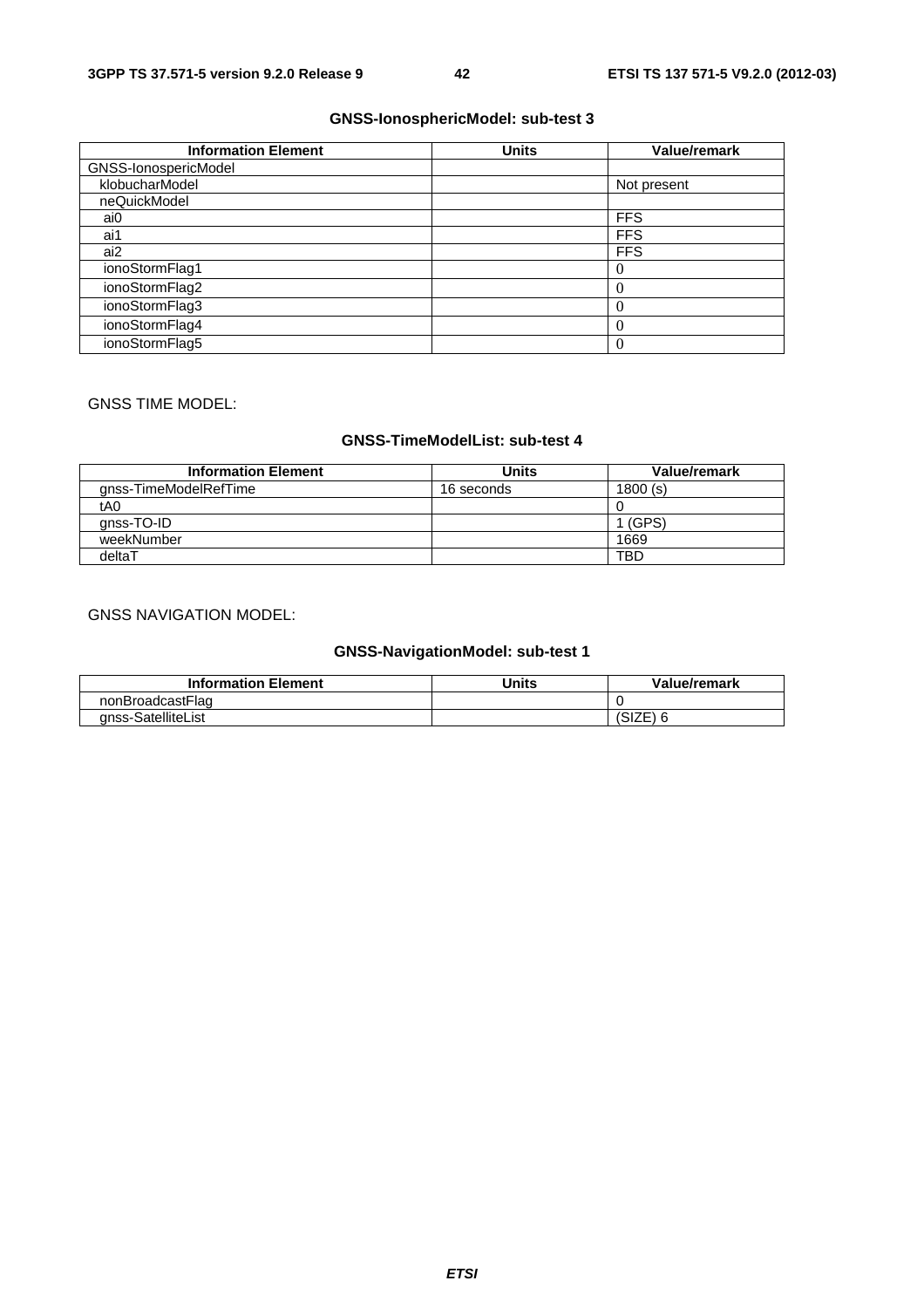**GNSS-IonosphericModel: sub-test 3**

| Information Element | Units | Value/remark |
|---|---|---|
| GNSS-IonospericModel | | |
| klobucharModel | | Not present |
| neQuickModel | | |
| ai0 | | FFS |
| ai1 | | FFS |
| ai2 | | FFS |
| ionoStormFlag1 | | 0 |
| ionoStormFlag2 | | 0 |
| ionoStormFlag3 | | 0 |
| ionoStormFlag4 | | 0 |
| ionoStormFlag5 | | 0 |

GNSS TIME MODEL:

**GNSS-TimeModelList: sub-test 4**

| Information Element | Units | Value/remark |
|---|---|---|
| gnss-TimeModelRefTime | 16 seconds | 1800 (s) |
| tA0 | | 0 |
| gnss-TO-ID | | 1 (GPS) |
| weekNumber | | 1669 |
| deltaT | | TBD |

GNSS NAVIGATION MODEL:

**GNSS-NavigationModel: sub-test 1**

| Information Element | Units | Value/remark |
|---|---|---|
| nonBroadcastFlag | | 0 |
| gnss-SatelliteList | | (SIZE) 6 |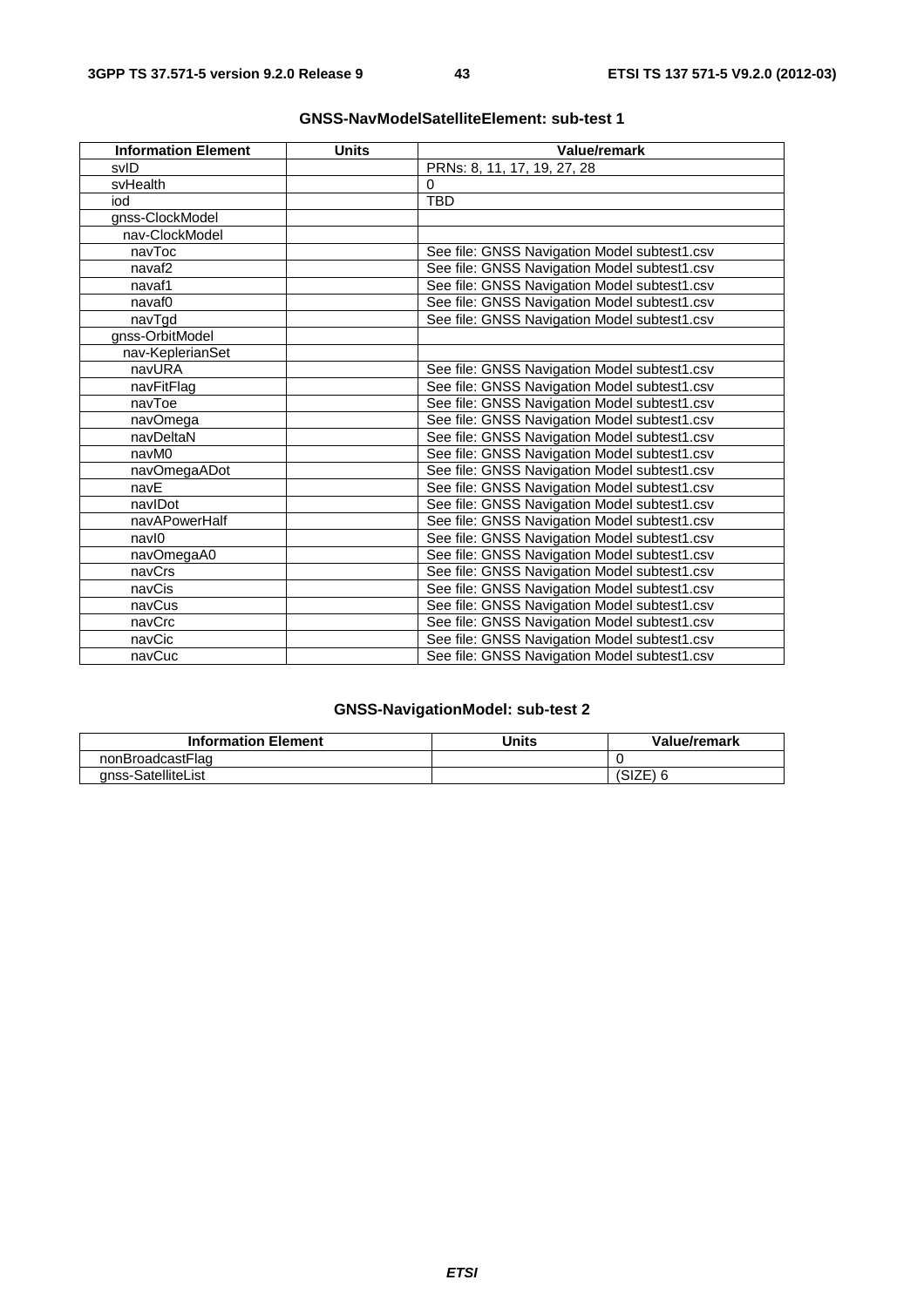**GNSS-NavModelSatelliteElement: sub-test 1**

| Information Element | Units | Value/remark |
|---|---|---|
| svID | | PRNs: 8, 11, 17, 19, 27, 28 |
| svHealth | | 0 |
| iod | | TBD |
| gnss-ClockModel | | |
| nav-ClockModel | | |
| navToc | | See file: GNSS Navigation Model subtest1.csv |
| navaf2 | | See file: GNSS Navigation Model subtest1.csv |
| navaf1 | | See file: GNSS Navigation Model subtest1.csv |
| navaf0 | | See file: GNSS Navigation Model subtest1.csv |
| navTgd | | See file: GNSS Navigation Model subtest1.csv |
| gnss-OrbitModel | | |
| nav-KeplerianSet | | |
| navURA | | See file: GNSS Navigation Model subtest1.csv |
| navFitFlag | | See file: GNSS Navigation Model subtest1.csv |
| navToe | | See file: GNSS Navigation Model subtest1.csv |
| navOmega | | See file: GNSS Navigation Model subtest1.csv |
| navDeltaN | | See file: GNSS Navigation Model subtest1.csv |
| navM0 | | See file: GNSS Navigation Model subtest1.csv |
| navOmegaADot | | See file: GNSS Navigation Model subtest1.csv |
| navE | | See file: GNSS Navigation Model subtest1.csv |
| navIDot | | See file: GNSS Navigation Model subtest1.csv |
| navAPowerHalf | | See file: GNSS Navigation Model subtest1.csv |
| navI0 | | See file: GNSS Navigation Model subtest1.csv |
| navOmegaA0 | | See file: GNSS Navigation Model subtest1.csv |
| navCrs | | See file: GNSS Navigation Model subtest1.csv |
| navCis | | See file: GNSS Navigation Model subtest1.csv |
| navCus | | See file: GNSS Navigation Model subtest1.csv |
| navCrc | | See file: GNSS Navigation Model subtest1.csv |
| navCic | | See file: GNSS Navigation Model subtest1.csv |
| navCuc | | See file: GNSS Navigation Model subtest1.csv |

**GNSS-NavigationModel: sub-test 2**

| Information Element | Units | Value/remark |
|---|---|---|
| nonBroadcastFlag | | 0 |
| gnss-SatelliteList | | (SIZE) 6 |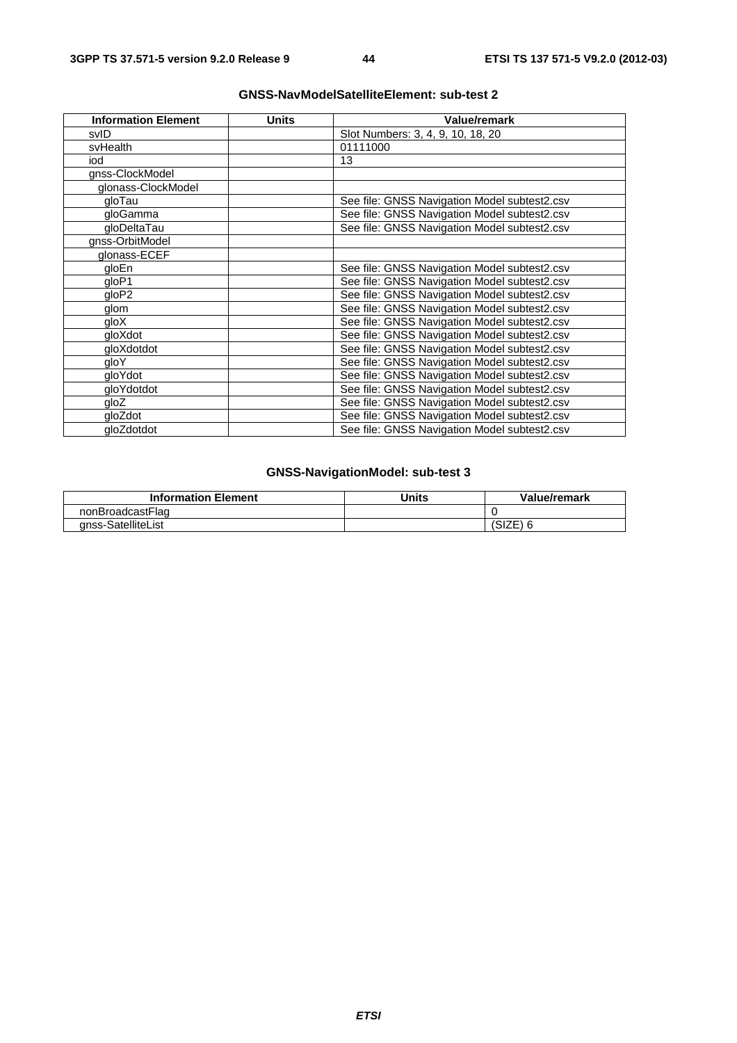**GNSS-NavModelSatelliteElement: sub-test 2**

| Information Element | Units | Value/remark |
|---|---|---|
| svID | | Slot Numbers: 3, 4, 9, 10, 18, 20 |
| svHealth | | 01111000 |
| iod | | 13 |
| gnss-ClockModel | | |
| glonass-ClockModel | | |
| gloTau | | See file: GNSS Navigation Model subtest2.csv |
| gloGamma | | See file: GNSS Navigation Model subtest2.csv |
| gloDeltaTau | | See file: GNSS Navigation Model subtest2.csv |
| gnss-OrbitModel | | |
| glonass-ECEF | | |
| gloEn | | See file: GNSS Navigation Model subtest2.csv |
| gloP1 | | See file: GNSS Navigation Model subtest2.csv |
| gloP2 | | See file: GNSS Navigation Model subtest2.csv |
| glom | | See file: GNSS Navigation Model subtest2.csv |
| gloX | | See file: GNSS Navigation Model subtest2.csv |
| gloXdot | | See file: GNSS Navigation Model subtest2.csv |
| gloXdotdot | | See file: GNSS Navigation Model subtest2.csv |
| gloY | | See file: GNSS Navigation Model subtest2.csv |
| gloYdot | | See file: GNSS Navigation Model subtest2.csv |
| gloYdotdot | | See file: GNSS Navigation Model subtest2.csv |
| gloZ | | See file: GNSS Navigation Model subtest2.csv |
| gloZdot | | See file: GNSS Navigation Model subtest2.csv |
| gloZdotdot | | See file: GNSS Navigation Model subtest2.csv |

**GNSS-NavigationModel: sub-test 3**

| Information Element | Units | Value/remark |
|---|---|---|
| nonBroadcastFlag | | 0 |
| gnss-SatelliteList | | (SIZE) 6 |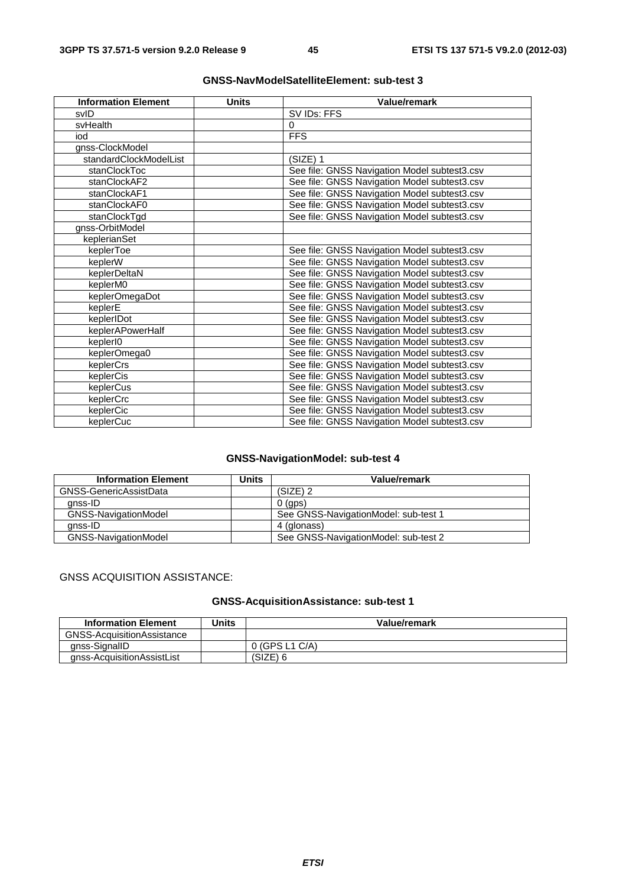**GNSS-NavModelSatelliteElement: sub-test 3**

| Information Element | Units | Value/remark |
|---|---|---|
| svID | | SV IDs: FFS |
| svHealth | | 0 |
| iod | | FFS |
| gnss-ClockModel | | |
| standardClockModelList | | (SIZE) 1 |
| stanClockToc | | See file: GNSS Navigation Model subtest3.csv |
| stanClockAF2 | | See file: GNSS Navigation Model subtest3.csv |
| stanClockAF1 | | See file: GNSS Navigation Model subtest3.csv |
| stanClockAF0 | | See file: GNSS Navigation Model subtest3.csv |
| stanClockTgd | | See file: GNSS Navigation Model subtest3.csv |
| gnss-OrbitModel | | |
| keplerianSet | | |
| keplerToe | | See file: GNSS Navigation Model subtest3.csv |
| keplerW | | See file: GNSS Navigation Model subtest3.csv |
| keplerDeltaN | | See file: GNSS Navigation Model subtest3.csv |
| keplerM0 | | See file: GNSS Navigation Model subtest3.csv |
| keplerOmegaDot | | See file: GNSS Navigation Model subtest3.csv |
| keplerE | | See file: GNSS Navigation Model subtest3.csv |
| keplerIDot | | See file: GNSS Navigation Model subtest3.csv |
| keplerAPowerHalf | | See file: GNSS Navigation Model subtest3.csv |
| keplerI0 | | See file: GNSS Navigation Model subtest3.csv |
| keplerOmega0 | | See file: GNSS Navigation Model subtest3.csv |
| keplerCrs | | See file: GNSS Navigation Model subtest3.csv |
| keplerCis | | See file: GNSS Navigation Model subtest3.csv |
| keplerCus | | See file: GNSS Navigation Model subtest3.csv |
| keplerCrc | | See file: GNSS Navigation Model subtest3.csv |
| keplerCic | | See file: GNSS Navigation Model subtest3.csv |
| keplerCuc | | See file: GNSS Navigation Model subtest3.csv |

**GNSS-NavigationModel: sub-test 4**

| Information Element | Units | Value/remark |
|---|---|---|
| GNSS-GenericAssistData | | (SIZE) 2 |
| gnss-ID | | 0 (gps) |
| GNSS-NavigationModel | | See GNSS-NavigationModel: sub-test 1 |
| gnss-ID | | 4 (glonass) |
| GNSS-NavigationModel | | See GNSS-NavigationModel: sub-test 2 |

GNSS ACQUISITION ASSISTANCE:

**GNSS-AcquisitionAssistance: sub-test 1**

| Information Element | Units | Value/remark |
|---|---|---|
| GNSS-AcquisitionAssistance | | |
| gnss-SignalID | | 0 (GPS L1 C/A) |
| gnss-AcquisitionAssistList | | (SIZE) 6 |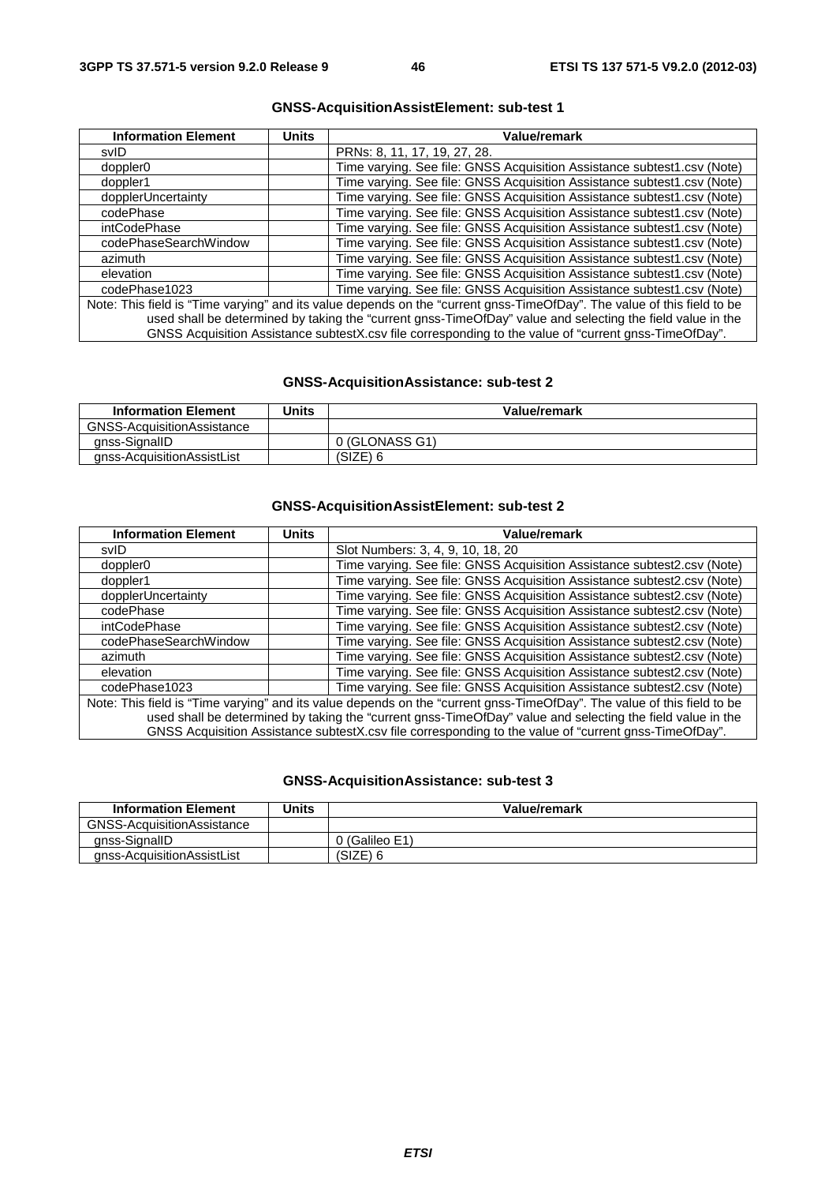**GNSS-AcquisitionAssistElement: sub-test 1**

| Information Element | Units | Value/remark |
|---|---|---|
| svID | | PRNs: 8, 11, 17, 19, 27, 28. |
| doppler0 | | Time varying. See file: GNSS Acquisition Assistance subtest1.csv (Note) |
| doppler1 | | Time varying. See file: GNSS Acquisition Assistance subtest1.csv (Note) |
| dopplerUncertainty | | Time varying. See file: GNSS Acquisition Assistance subtest1.csv (Note) |
| codePhase | | Time varying. See file: GNSS Acquisition Assistance subtest1.csv (Note) |
| intCodePhase | | Time varying. See file: GNSS Acquisition Assistance subtest1.csv (Note) |
| codePhaseSearchWindow | | Time varying. See file: GNSS Acquisition Assistance subtest1.csv (Note) |
| azimuth | | Time varying. See file: GNSS Acquisition Assistance subtest1.csv (Note) |
| elevation | | Time varying. See file: GNSS Acquisition Assistance subtest1.csv (Note) |
| codePhase1023 | | Time varying. See file: GNSS Acquisition Assistance subtest1.csv (Note) |
| Note: This field is "Time varying" and its value depends on the "current gnss-TimeOfDay". The value of this field to be used shall be determined by taking the "current gnss-TimeOfDay" value and selecting the field value in the GNSS Acquisition Assistance subtestX.csv file corresponding to the value of "current gnss-TimeOfDay". | | |

**GNSS-AcquisitionAssistance: sub-test 2**

| Information Element | Units | Value/remark |
|---|---|---|
| GNSS-AcquisitionAssistance | | |
| gnss-SignalID | | 0 (GLONASS G1) |
| gnss-AcquisitionAssistList | | (SIZE) 6 |

**GNSS-AcquisitionAssistElement: sub-test 2**

| Information Element | Units | Value/remark |
|---|---|---|
| svID | | Slot Numbers: 3, 4, 9, 10, 18, 20 |
| doppler0 | | Time varying. See file: GNSS Acquisition Assistance subtest2.csv (Note) |
| doppler1 | | Time varying. See file: GNSS Acquisition Assistance subtest2.csv (Note) |
| dopplerUncertainty | | Time varying. See file: GNSS Acquisition Assistance subtest2.csv (Note) |
| codePhase | | Time varying. See file: GNSS Acquisition Assistance subtest2.csv (Note) |
| intCodePhase | | Time varying. See file: GNSS Acquisition Assistance subtest2.csv (Note) |
| codePhaseSearchWindow | | Time varying. See file: GNSS Acquisition Assistance subtest2.csv (Note) |
| azimuth | | Time varying. See file: GNSS Acquisition Assistance subtest2.csv (Note) |
| elevation | | Time varying. See file: GNSS Acquisition Assistance subtest2.csv (Note) |
| codePhase1023 | | Time varying. See file: GNSS Acquisition Assistance subtest2.csv (Note) |
| Note: This field is "Time varying" and its value depends on the "current gnss-TimeOfDay". The value of this field to be used shall be determined by taking the "current gnss-TimeOfDay" value and selecting the field value in the GNSS Acquisition Assistance subtestX.csv file corresponding to the value of "current gnss-TimeOfDay". | | |

**GNSS-AcquisitionAssistance: sub-test 3**

| Information Element | Units | Value/remark |
|---|---|---|
| GNSS-AcquisitionAssistance | | |
| gnss-SignalID | | 0 (Galileo E1) |
| gnss-AcquisitionAssistList | | (SIZE) 6 |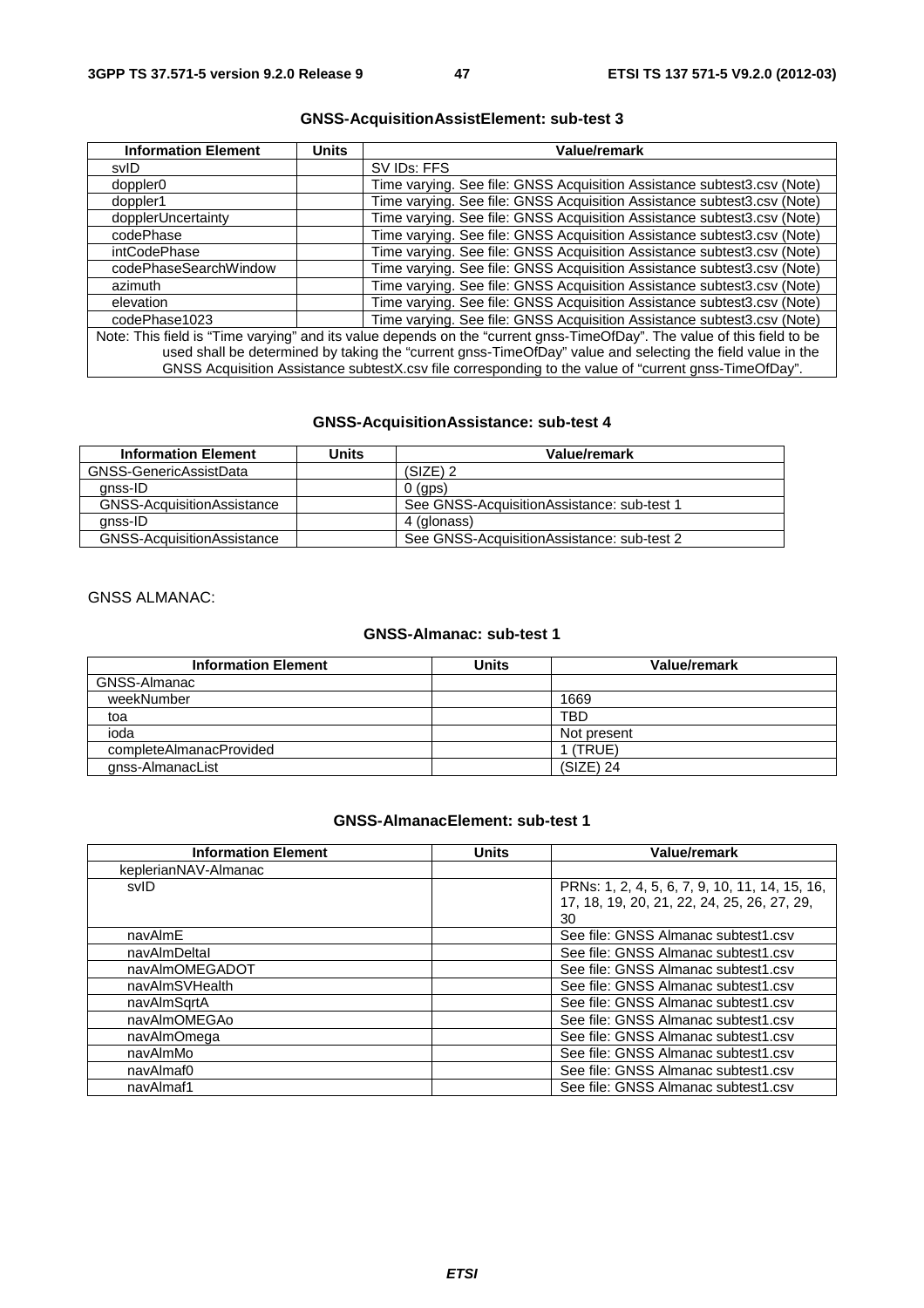**GNSS-AcquisitionAssistElement: sub-test 3**

| Information Element | Units | Value/remark |
|---|---|---|
| svID | | SV IDs: FFS |
| doppler0 | | Time varying. See file: GNSS Acquisition Assistance subtest3.csv (Note) |
| doppler1 | | Time varying. See file: GNSS Acquisition Assistance subtest3.csv (Note) |
| dopplerUncertainty | | Time varying. See file: GNSS Acquisition Assistance subtest3.csv (Note) |
| codePhase | | Time varying. See file: GNSS Acquisition Assistance subtest3.csv (Note) |
| intCodePhase | | Time varying. See file: GNSS Acquisition Assistance subtest3.csv (Note) |
| codePhaseSearchWindow | | Time varying. See file: GNSS Acquisition Assistance subtest3.csv (Note) |
| azimuth | | Time varying. See file: GNSS Acquisition Assistance subtest3.csv (Note) |
| elevation | | Time varying. See file: GNSS Acquisition Assistance subtest3.csv (Note) |
| codePhase1023 | | Time varying. See file: GNSS Acquisition Assistance subtest3.csv (Note) |
| Note: This field is "Time varying" and its value depends on the "current gnss-TimeOfDay". The value of this field to be used shall be determined by taking the "current gnss-TimeOfDay" value and selecting the field value in the GNSS Acquisition Assistance subtestX.csv file corresponding to the value of "current gnss-TimeOfDay". | | |

**GNSS-AcquisitionAssistance: sub-test 4**

| Information Element | Units | Value/remark |
|---|---|---|
| GNSS-GenericAssistData | | (SIZE) 2 |
| gnss-ID | | 0 (gps) |
| GNSS-AcquisitionAssistance | | See GNSS-AcquisitionAssistance: sub-test 1 |
| gnss-ID | | 4 (glonass) |
| GNSS-AcquisitionAssistance | | See GNSS-AcquisitionAssistance: sub-test 2 |

GNSS ALMANAC:

**GNSS-Almanac: sub-test 1**

| Information Element | Units | Value/remark |
|---|---|---|
| GNSS-Almanac | | |
| weekNumber | | 1669 |
| toa | | TBD |
| ioda | | Not present |
| completeAlmanacProvided | | 1 (TRUE) |
| gnss-AlmanacList | | (SIZE) 24 |

**GNSS-AlmanacElement: sub-test 1**

| Information Element | Units | Value/remark |
|---|---|---|
| keplerianNAV-Almanac | | |
| svID | | PRNs: 1, 2, 4, 5, 6, 7, 9, 10, 11, 14, 15, 16, 17, 18, 19, 20, 21, 22, 24, 25, 26, 27, 29, 30 |
| navAlmE | | See file: GNSS Almanac subtest1.csv |
| navAlmDeltaI | | See file: GNSS Almanac subtest1.csv |
| navAlmOMEGADOT | | See file: GNSS Almanac subtest1.csv |
| navAlmSVHealth | | See file: GNSS Almanac subtest1.csv |
| navAlmSqrtA | | See file: GNSS Almanac subtest1.csv |
| navAlmOMEGAo | | See file: GNSS Almanac subtest1.csv |
| navAlmOmega | | See file: GNSS Almanac subtest1.csv |
| navAlmMo | | See file: GNSS Almanac subtest1.csv |
| navAlmaf0 | | See file: GNSS Almanac subtest1.csv |
| navAlmaf1 | | See file: GNSS Almanac subtest1.csv |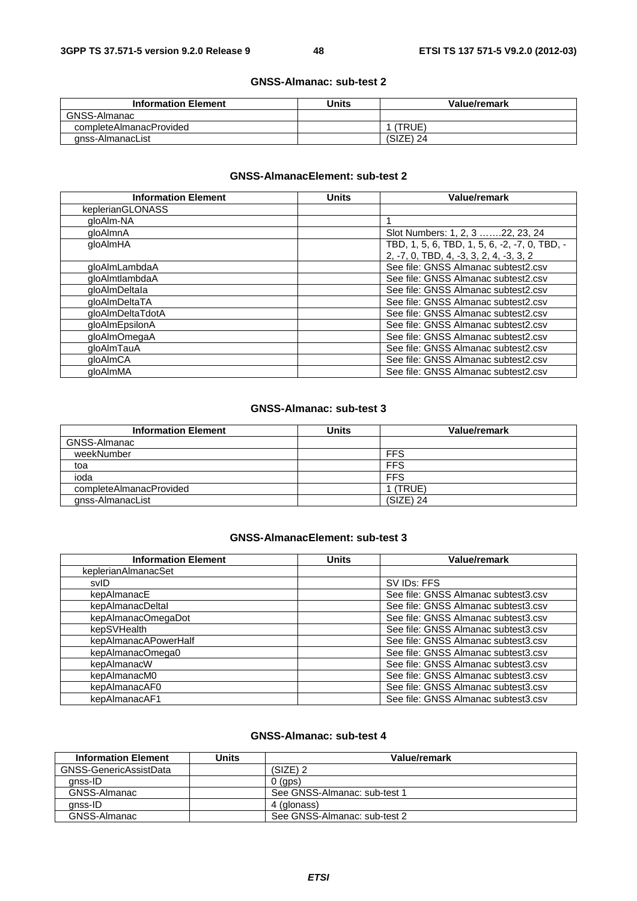#### GNSS-Almanac: sub-test 2

| Information Element | Units | Value/remark |
|---|---|---|
| GNSS-Almanac | | |
| completeAlmanacProvided | | 1 (TRUE) |
| gnss-AlmanacList | | (SIZE) 24 |

#### GNSS-AlmanacElement: sub-test 2

| Information Element | Units | Value/remark |
|---|---|---|
| keplerianGLONASS | | |
| gloAlm-NA | | 1 |
| gloAlmnA | | Slot Numbers: 1, 2, 3 …….22, 23, 24 |
| gloAlmHA | | TBD, 1, 5, 6, TBD, 1, 5, 6, -2, -7, 0, TBD, -2, -7, 0, TBD, 4, -3, 3, 2, 4, -3, 3, 2 |
| gloAlmLambdaA | | See file: GNSS Almanac subtest2.csv |
| gloAlmtlambdaA | | See file: GNSS Almanac subtest2.csv |
| gloAlmDeltaIa | | See file: GNSS Almanac subtest2.csv |
| gloAlmDeltaTA | | See file: GNSS Almanac subtest2.csv |
| gloAlmDeltaTdotA | | See file: GNSS Almanac subtest2.csv |
| gloAlmEpsilonA | | See file: GNSS Almanac subtest2.csv |
| gloAlmOmegaA | | See file: GNSS Almanac subtest2.csv |
| gloAlmTauA | | See file: GNSS Almanac subtest2.csv |
| gloAlmCA | | See file: GNSS Almanac subtest2.csv |
| gloAlmMA | | See file: GNSS Almanac subtest2.csv |

#### GNSS-Almanac: sub-test 3

| Information Element | Units | Value/remark |
|---|---|---|
| GNSS-Almanac | | |
| weekNumber | | FFS |
| toa | | FFS |
| ioda | | FFS |
| completeAlmanacProvided | | 1 (TRUE) |
| gnss-AlmanacList | | (SIZE) 24 |

#### GNSS-AlmanacElement: sub-test 3

| Information Element | Units | Value/remark |
|---|---|---|
| keplerianAlmanacSet | | |
| svID | | SV IDs: FFS |
| kepAlmanacE | | See file: GNSS Almanac subtest3.csv |
| kepAlmanacDeltaI | | See file: GNSS Almanac subtest3.csv |
| kepAlmanacOmegaDot | | See file: GNSS Almanac subtest3.csv |
| kepSVHealth | | See file: GNSS Almanac subtest3.csv |
| kepAlmanacAPowerHalf | | See file: GNSS Almanac subtest3.csv |
| kepAlmanacOmega0 | | See file: GNSS Almanac subtest3.csv |
| kepAlmanacW | | See file: GNSS Almanac subtest3.csv |
| kepAlmanacM0 | | See file: GNSS Almanac subtest3.csv |
| kepAlmanacAF0 | | See file: GNSS Almanac subtest3.csv |
| kepAlmanacAF1 | | See file: GNSS Almanac subtest3.csv |

#### GNSS-Almanac: sub-test 4

| Information Element | Units | Value/remark |
|---|---|---|
| GNSS-GenericAssistData | | (SIZE) 2 |
| gnss-ID | | 0 (gps) |
| GNSS-Almanac | | See GNSS-Almanac: sub-test 1 |
| gnss-ID | | 4 (glonass) |
| GNSS-Almanac | | See GNSS-Almanac: sub-test 2 |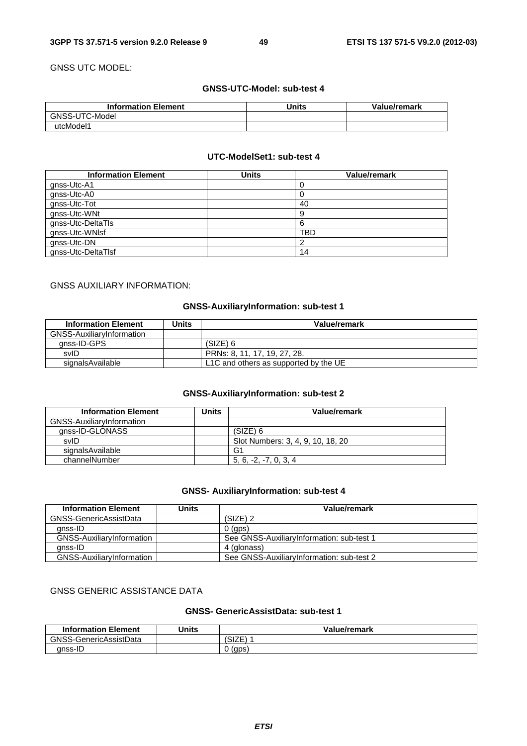GNSS UTC MODEL:

**GNSS-UTC-Model: sub-test 4**

| Information Element | Units | Value/remark |
|---|---|---|
| GNSS-UTC-Model | | |
| utcModel1 | | |

**UTC-ModelSet1: sub-test 4**

| Information Element | Units | Value/remark |
|---|---|---|
| gnss-Utc-A1 | | 0 |
| gnss-Utc-A0 | | 0 |
| gnss-Utc-Tot | | 40 |
| gnss-Utc-WNt | | 9 |
| gnss-Utc-DeltaTls | | 6 |
| gnss-Utc-WNlsf | | TBD |
| gnss-Utc-DN | | 2 |
| gnss-Utc-DeltaTlsf | | 14 |

GNSS AUXILIARY INFORMATION:

**GNSS-AuxiliaryInformation: sub-test 1**

| Information Element | Units | Value/remark |
|---|---|---|
| GNSS-AuxiliaryInformation | | |
| gnss-ID-GPS | | (SIZE) 6 |
| svID | | PRNs: 8, 11, 17, 19, 27, 28. |
| signalsAvailable | | L1C and others as supported by the UE |

**GNSS-AuxiliaryInformation: sub-test 2**

| Information Element | Units | Value/remark |
|---|---|---|
| GNSS-AuxiliaryInformation | | |
| gnss-ID-GLONASS | | (SIZE) 6 |
| svID | | Slot Numbers: 3, 4, 9, 10, 18, 20 |
| signalsAvailable | | G1 |
| channelNumber | | 5, 6, -2, -7, 0, 3, 4 |

**GNSS- AuxiliaryInformation: sub-test 4**

| Information Element | Units | Value/remark |
|---|---|---|
| GNSS-GenericAssistData | | (SIZE) 2 |
| gnss-ID | | 0 (gps) |
| GNSS-AuxiliaryInformation | | See GNSS-AuxiliaryInformation: sub-test 1 |
| gnss-ID | | 4 (glonass) |
| GNSS-AuxiliaryInformation | | See GNSS-AuxiliaryInformation: sub-test 2 |

GNSS GENERIC ASSISTANCE DATA

**GNSS- GenericAssistData: sub-test 1**

| Information Element | Units | Value/remark |
|---|---|---|
| GNSS-GenericAssistData | | (SIZE) 1 |
| gnss-ID | | 0 (gps) |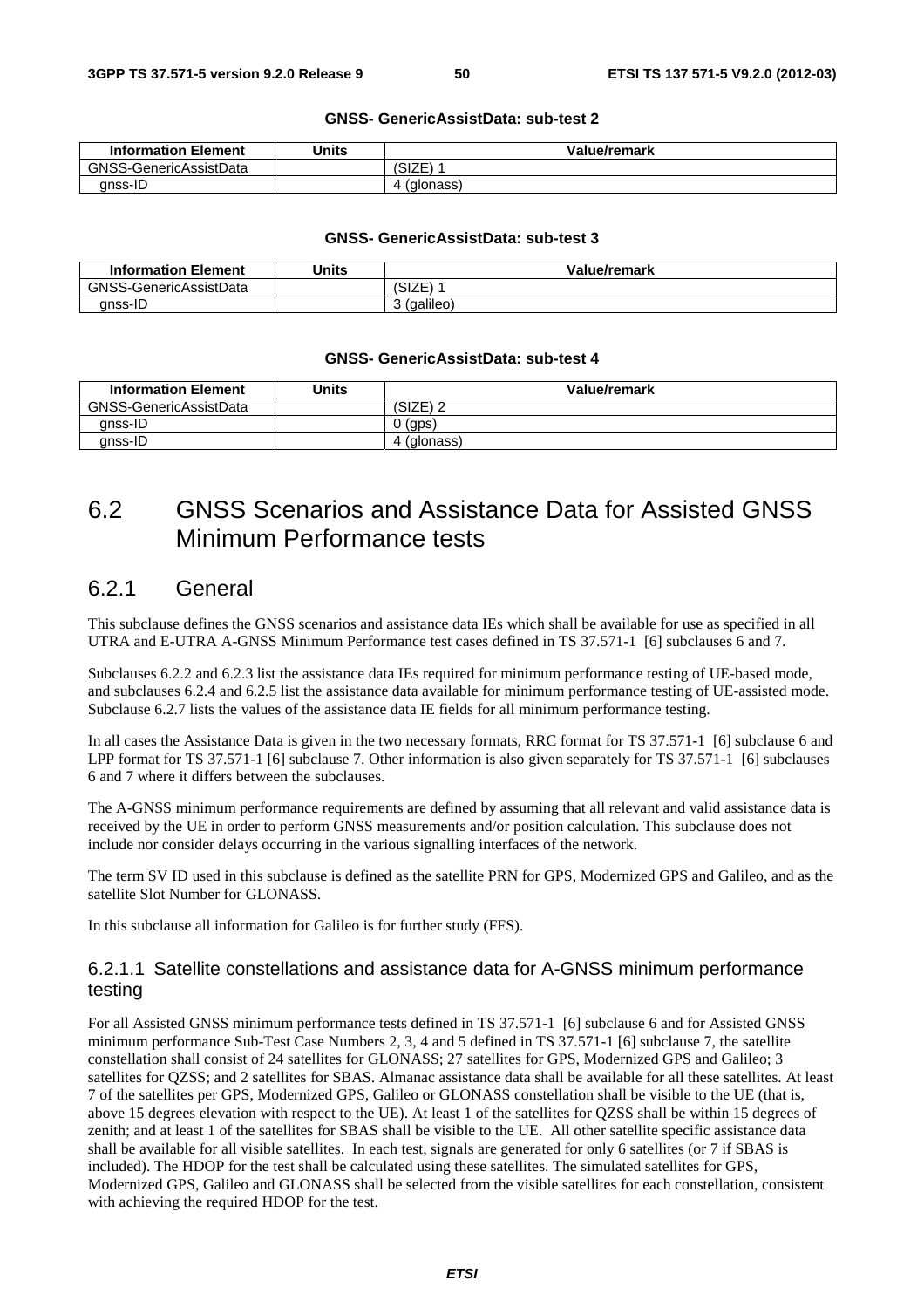**GNSS- GenericAssistData: sub-test 2**

| Information Element | Units | Value/remark |
| --- | --- | --- |
| GNSS-GenericAssistData | | (SIZE) 1 |
| gnss-ID | | 4 (glonass) |

**GNSS- GenericAssistData: sub-test 3**

| Information Element | Units | Value/remark |
| --- | --- | --- |
| GNSS-GenericAssistData | | (SIZE) 1 |
| gnss-ID | | 3 (galileo) |

**GNSS- GenericAssistData: sub-test 4**

| Information Element | Units | Value/remark |
| --- | --- | --- |
| GNSS-GenericAssistData | | (SIZE) 2 |
| gnss-ID | | 0 (gps) |
| gnss-ID | | 4 (glonass) |

## 6.2 GNSS Scenarios and Assistance Data for Assisted GNSS Minimum Performance tests

### 6.2.1 General

This subclause defines the GNSS scenarios and assistance data IEs which shall be available for use as specified in all UTRA and E-UTRA A-GNSS Minimum Performance test cases defined in TS 37.571-1 [6] subclauses 6 and 7.

Subclauses 6.2.2 and 6.2.3 list the assistance data IEs required for minimum performance testing of UE-based mode, and subclauses 6.2.4 and 6.2.5 list the assistance data available for minimum performance testing of UE-assisted mode. Subclause 6.2.7 lists the values of the assistance data IE fields for all minimum performance testing.

In all cases the Assistance Data is given in the two necessary formats, RRC format for TS 37.571-1 [6] subclause 6 and LPP format for TS 37.571-1 [6] subclause 7. Other information is also given separately for TS 37.571-1 [6] subclauses 6 and 7 where it differs between the subclauses.

The A-GNSS minimum performance requirements are defined by assuming that all relevant and valid assistance data is received by the UE in order to perform GNSS measurements and/or position calculation. This subclause does not include nor consider delays occurring in the various signalling interfaces of the network.

The term SV ID used in this subclause is defined as the satellite PRN for GPS, Modernized GPS and Galileo, and as the satellite Slot Number for GLONASS.

In this subclause all information for Galileo is for further study (FFS).

#### 6.2.1.1 Satellite constellations and assistance data for A-GNSS minimum performance testing

For all Assisted GNSS minimum performance tests defined in TS 37.571-1 [6] subclause 6 and for Assisted GNSS minimum performance Sub-Test Case Numbers 2, 3, 4 and 5 defined in TS 37.571-1 [6] subclause 7, the satellite constellation shall consist of 24 satellites for GLONASS; 27 satellites for GPS, Modernized GPS and Galileo; 3 satellites for QZSS; and 2 satellites for SBAS. Almanac assistance data shall be available for all these satellites. At least 7 of the satellites per GPS, Modernized GPS, Galileo or GLONASS constellation shall be visible to the UE (that is, above 15 degrees elevation with respect to the UE). At least 1 of the satellites for QZSS shall be within 15 degrees of zenith; and at least 1 of the satellites for SBAS shall be visible to the UE. All other satellite specific assistance data shall be available for all visible satellites. In each test, signals are generated for only 6 satellites (or 7 if SBAS is included). The HDOP for the test shall be calculated using these satellites. The simulated satellites for GPS, Modernized GPS, Galileo and GLONASS shall be selected from the visible satellites for each constellation, consistent with achieving the required HDOP for the test.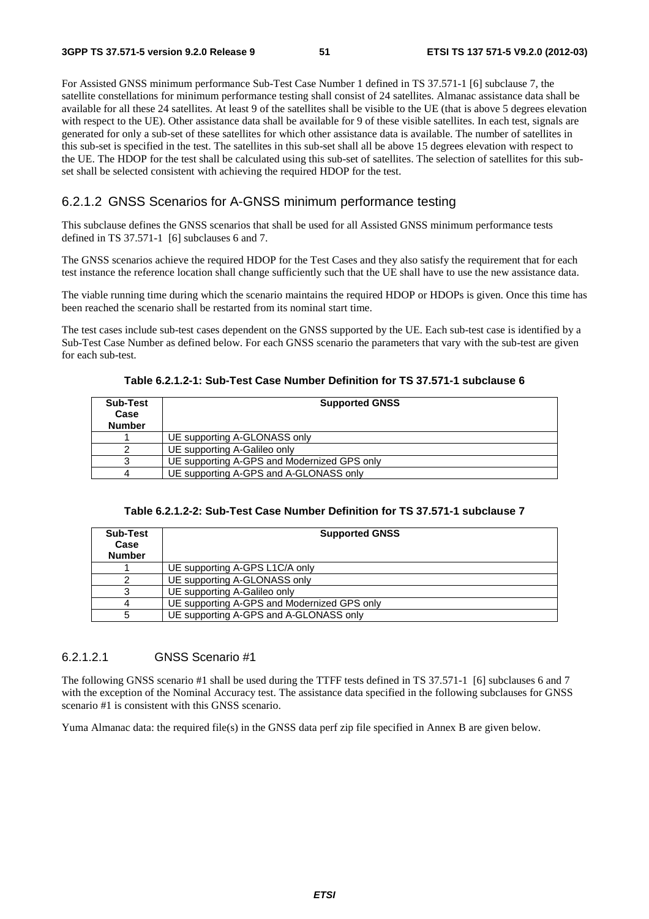For Assisted GNSS minimum performance Sub-Test Case Number 1 defined in TS 37.571-1 [6] subclause 7, the satellite constellations for minimum performance testing shall consist of 24 satellites. Almanac assistance data shall be available for all these 24 satellites. At least 9 of the satellites shall be visible to the UE (that is above 5 degrees elevation with respect to the UE). Other assistance data shall be available for 9 of these visible satellites. In each test, signals are generated for only a sub-set of these satellites for which other assistance data is available. The number of satellites in this sub-set is specified in the test. The satellites in this sub-set shall all be above 15 degrees elevation with respect to the UE. The HDOP for the test shall be calculated using this sub-set of satellites. The selection of satellites for this sub-set shall be selected consistent with achieving the required HDOP for the test.

### 6.2.1.2 GNSS Scenarios for A-GNSS minimum performance testing

This subclause defines the GNSS scenarios that shall be used for all Assisted GNSS minimum performance tests defined in TS 37.571-1 [6] subclauses 6 and 7.

The GNSS scenarios achieve the required HDOP for the Test Cases and they also satisfy the requirement that for each test instance the reference location shall change sufficiently such that the UE shall have to use the new assistance data.

The viable running time during which the scenario maintains the required HDOP or HDOPs is given. Once this time has been reached the scenario shall be restarted from its nominal start time.

The test cases include sub-test cases dependent on the GNSS supported by the UE. Each sub-test case is identified by a Sub-Test Case Number as defined below. For each GNSS scenario the parameters that vary with the sub-test are given for each sub-test.

**Table 6.2.1.2-1: Sub-Test Case Number Definition for TS 37.571-1 subclause 6**

| Sub-Test Case Number | Supported GNSS |
|---|---|
| 1 | UE supporting A-GLONASS only |
| 2 | UE supporting A-Galileo only |
| 3 | UE supporting A-GPS and Modernized GPS only |
| 4 | UE supporting A-GPS and A-GLONASS only |

**Table 6.2.1.2-2: Sub-Test Case Number Definition for TS 37.571-1 subclause 7**

| Sub-Test Case Number | Supported GNSS |
|---|---|
| 1 | UE supporting A-GPS L1C/A only |
| 2 | UE supporting A-GLONASS only |
| 3 | UE supporting A-Galileo only |
| 4 | UE supporting A-GPS and Modernized GPS only |
| 5 | UE supporting A-GPS and A-GLONASS only |

#### 6.2.1.2.1 GNSS Scenario #1

The following GNSS scenario #1 shall be used during the TTFF tests defined in TS 37.571-1 [6] subclauses 6 and 7 with the exception of the Nominal Accuracy test. The assistance data specified in the following subclauses for GNSS scenario #1 is consistent with this GNSS scenario.

Yuma Almanac data: the required file(s) in the GNSS data perf zip file specified in Annex B are given below.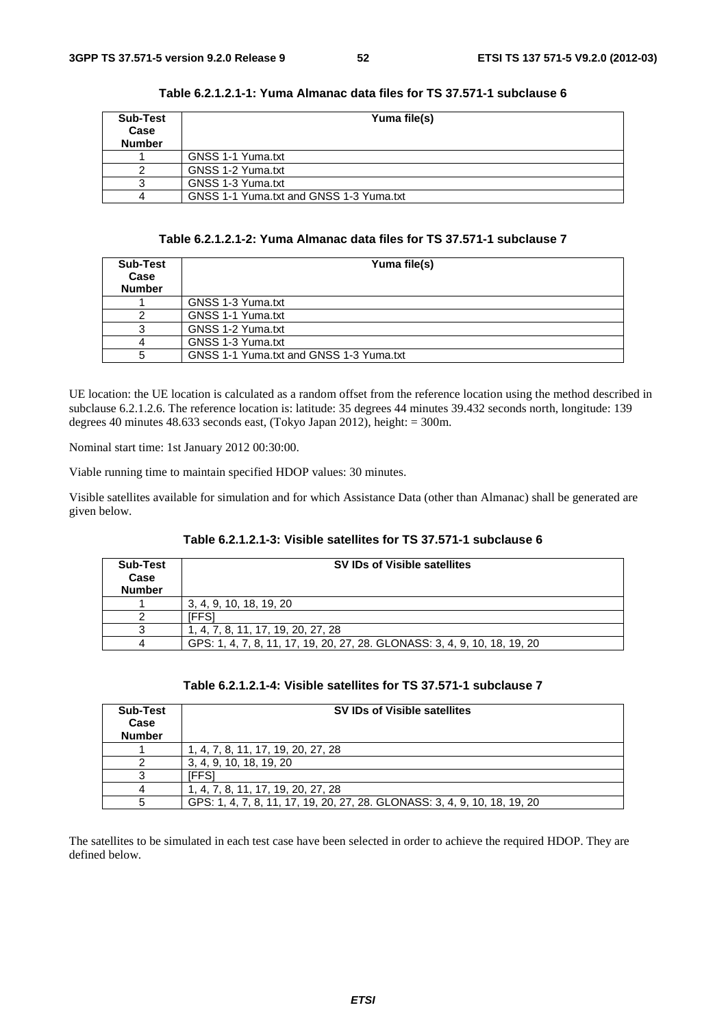**Table 6.2.1.2.1-1: Yuma Almanac data files for TS 37.571-1 subclause 6**

| Sub-Test Case Number | Yuma file(s) |
|---|---|
| 1 | GNSS 1-1 Yuma.txt |
| 2 | GNSS 1-2 Yuma.txt |
| 3 | GNSS 1-3 Yuma.txt |
| 4 | GNSS 1-1 Yuma.txt and GNSS 1-3 Yuma.txt |

**Table 6.2.1.2.1-2: Yuma Almanac data files for TS 37.571-1 subclause 7**

| Sub-Test Case Number | Yuma file(s) |
|---|---|
| 1 | GNSS 1-3 Yuma.txt |
| 2 | GNSS 1-1 Yuma.txt |
| 3 | GNSS 1-2 Yuma.txt |
| 4 | GNSS 1-3 Yuma.txt |
| 5 | GNSS 1-1 Yuma.txt and GNSS 1-3 Yuma.txt |

UE location: the UE location is calculated as a random offset from the reference location using the method described in subclause 6.2.1.2.6. The reference location is: latitude: 35 degrees 44 minutes 39.432 seconds north, longitude: 139 degrees 40 minutes 48.633 seconds east, (Tokyo Japan 2012), height: = 300m.

Nominal start time: 1st January 2012 00:30:00.

Viable running time to maintain specified HDOP values: 30 minutes.

Visible satellites available for simulation and for which Assistance Data (other than Almanac) shall be generated are given below.

**Table 6.2.1.2.1-3: Visible satellites for TS 37.571-1 subclause 6**

| Sub-Test Case Number | SV IDs of Visible satellites |
|---|---|
| 1 | 3, 4, 9, 10, 18, 19, 20 |
| 2 | [FFS] |
| 3 | 1, 4, 7, 8, 11, 17, 19, 20, 27, 28 |
| 4 | GPS: 1, 4, 7, 8, 11, 17, 19, 20, 27, 28. GLONASS: 3, 4, 9, 10, 18, 19, 20 |

**Table 6.2.1.2.1-4: Visible satellites for TS 37.571-1 subclause 7**

| Sub-Test Case Number | SV IDs of Visible satellites |
|---|---|
| 1 | 1, 4, 7, 8, 11, 17, 19, 20, 27, 28 |
| 2 | 3, 4, 9, 10, 18, 19, 20 |
| 3 | [FFS] |
| 4 | 1, 4, 7, 8, 11, 17, 19, 20, 27, 28 |
| 5 | GPS: 1, 4, 7, 8, 11, 17, 19, 20, 27, 28. GLONASS: 3, 4, 9, 10, 18, 19, 20 |

The satellites to be simulated in each test case have been selected in order to achieve the required HDOP. They are defined below.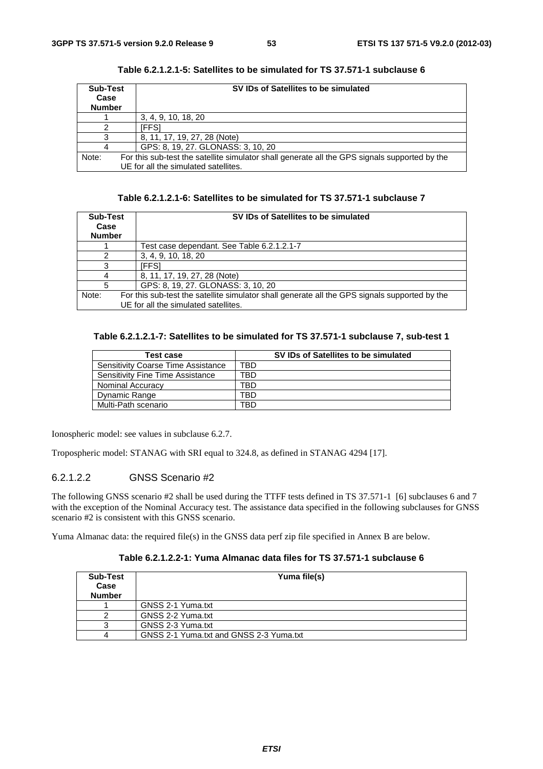**Table 6.2.1.2.1-5: Satellites to be simulated for TS 37.571-1 subclause 6**

| Sub-Test Case Number | SV IDs of Satellites to be simulated |
|---|---|
| 1 | 3, 4, 9, 10, 18, 20 |
| 2 | [FFS] |
| 3 | 8, 11, 17, 19, 27, 28 (Note) |
| 4 | GPS: 8, 19, 27. GLONASS: 3, 10, 20 |
| Note: For this sub-test the satellite simulator shall generate all the GPS signals supported by the UE for all the simulated satellites. | |

**Table 6.2.1.2.1-6: Satellites to be simulated for TS 37.571-1 subclause 7**

| Sub-Test Case Number | SV IDs of Satellites to be simulated |
|---|---|
| 1 | Test case dependant. See Table 6.2.1.2.1-7 |
| 2 | 3, 4, 9, 10, 18, 20 |
| 3 | [FFS] |
| 4 | 8, 11, 17, 19, 27, 28 (Note) |
| 5 | GPS: 8, 19, 27. GLONASS: 3, 10, 20 |
| Note: For this sub-test the satellite simulator shall generate all the GPS signals supported by the UE for all the simulated satellites. | |

**Table 6.2.1.2.1-7: Satellites to be simulated for TS 37.571-1 subclause 7, sub-test 1**

| Test case | SV IDs of Satellites to be simulated |
|---|---|
| Sensitivity Coarse Time Assistance | TBD |
| Sensitivity Fine Time Assistance | TBD |
| Nominal Accuracy | TBD |
| Dynamic Range | TBD |
| Multi-Path scenario | TBD |

Ionospheric model: see values in subclause 6.2.7.

Tropospheric model: STANAG with SRI equal to 324.8, as defined in STANAG 4294 [17].

#### 6.2.1.2.2 GNSS Scenario #2

The following GNSS scenario #2 shall be used during the TTFF tests defined in TS 37.571-1 [6] subclauses 6 and 7 with the exception of the Nominal Accuracy test. The assistance data specified in the following subclauses for GNSS scenario #2 is consistent with this GNSS scenario.

Yuma Almanac data: the required file(s) in the GNSS data perf zip file specified in Annex B are below.

**Table 6.2.1.2.2-1: Yuma Almanac data files for TS 37.571-1 subclause 6**

| Sub-Test Case Number | Yuma file(s) |
|---|---|
| 1 | GNSS 2-1 Yuma.txt |
| 2 | GNSS 2-2 Yuma.txt |
| 3 | GNSS 2-3 Yuma.txt |
| 4 | GNSS 2-1 Yuma.txt and GNSS 2-3 Yuma.txt |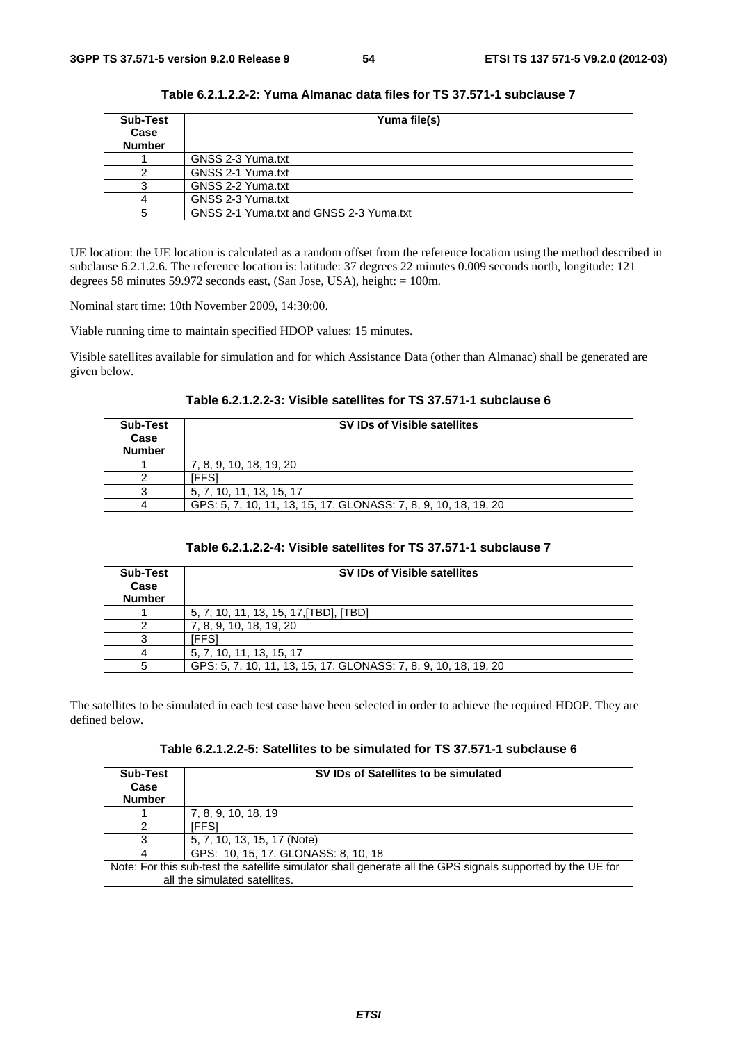**Table 6.2.1.2.2-2: Yuma Almanac data files for TS 37.571-1 subclause 7**

| Sub-Test Case Number | Yuma file(s) |
|---|---|
| 1 | GNSS 2-3 Yuma.txt |
| 2 | GNSS 2-1 Yuma.txt |
| 3 | GNSS 2-2 Yuma.txt |
| 4 | GNSS 2-3 Yuma.txt |
| 5 | GNSS 2-1 Yuma.txt and GNSS 2-3 Yuma.txt |

UE location: the UE location is calculated as a random offset from the reference location using the method described in subclause 6.2.1.2.6. The reference location is: latitude: 37 degrees 22 minutes 0.009 seconds north, longitude: 121 degrees 58 minutes 59.972 seconds east, (San Jose, USA), height: = 100m.

Nominal start time: 10th November 2009, 14:30:00.

Viable running time to maintain specified HDOP values: 15 minutes.

Visible satellites available for simulation and for which Assistance Data (other than Almanac) shall be generated are given below.

**Table 6.2.1.2.2-3: Visible satellites for TS 37.571-1 subclause 6**

| Sub-Test Case Number | SV IDs of Visible satellites |
|---|---|
| 1 | 7, 8, 9, 10, 18, 19, 20 |
| 2 | [FFS] |
| 3 | 5, 7, 10, 11, 13, 15, 17 |
| 4 | GPS: 5, 7, 10, 11, 13, 15, 17. GLONASS: 7, 8, 9, 10, 18, 19, 20 |

**Table 6.2.1.2.2-4: Visible satellites for TS 37.571-1 subclause 7**

| Sub-Test Case Number | SV IDs of Visible satellites |
|---|---|
| 1 | 5, 7, 10, 11, 13, 15, 17,[TBD], [TBD] |
| 2 | 7, 8, 9, 10, 18, 19, 20 |
| 3 | [FFS] |
| 4 | 5, 7, 10, 11, 13, 15, 17 |
| 5 | GPS: 5, 7, 10, 11, 13, 15, 17. GLONASS: 7, 8, 9, 10, 18, 19, 20 |

The satellites to be simulated in each test case have been selected in order to achieve the required HDOP. They are defined below.

**Table 6.2.1.2.2-5: Satellites to be simulated for TS 37.571-1 subclause 6**

| Sub-Test Case Number | SV IDs of Satellites to be simulated |
|---|---|
| 1 | 7, 8, 9, 10, 18, 19 |
| 2 | [FFS] |
| 3 | 5, 7, 10, 13, 15, 17 (Note) |
| 4 | GPS: 10, 15, 17. GLONASS: 8, 10, 18 |
| Note: For this sub-test the satellite simulator shall generate all the GPS signals supported by the UE for all the simulated satellites. | |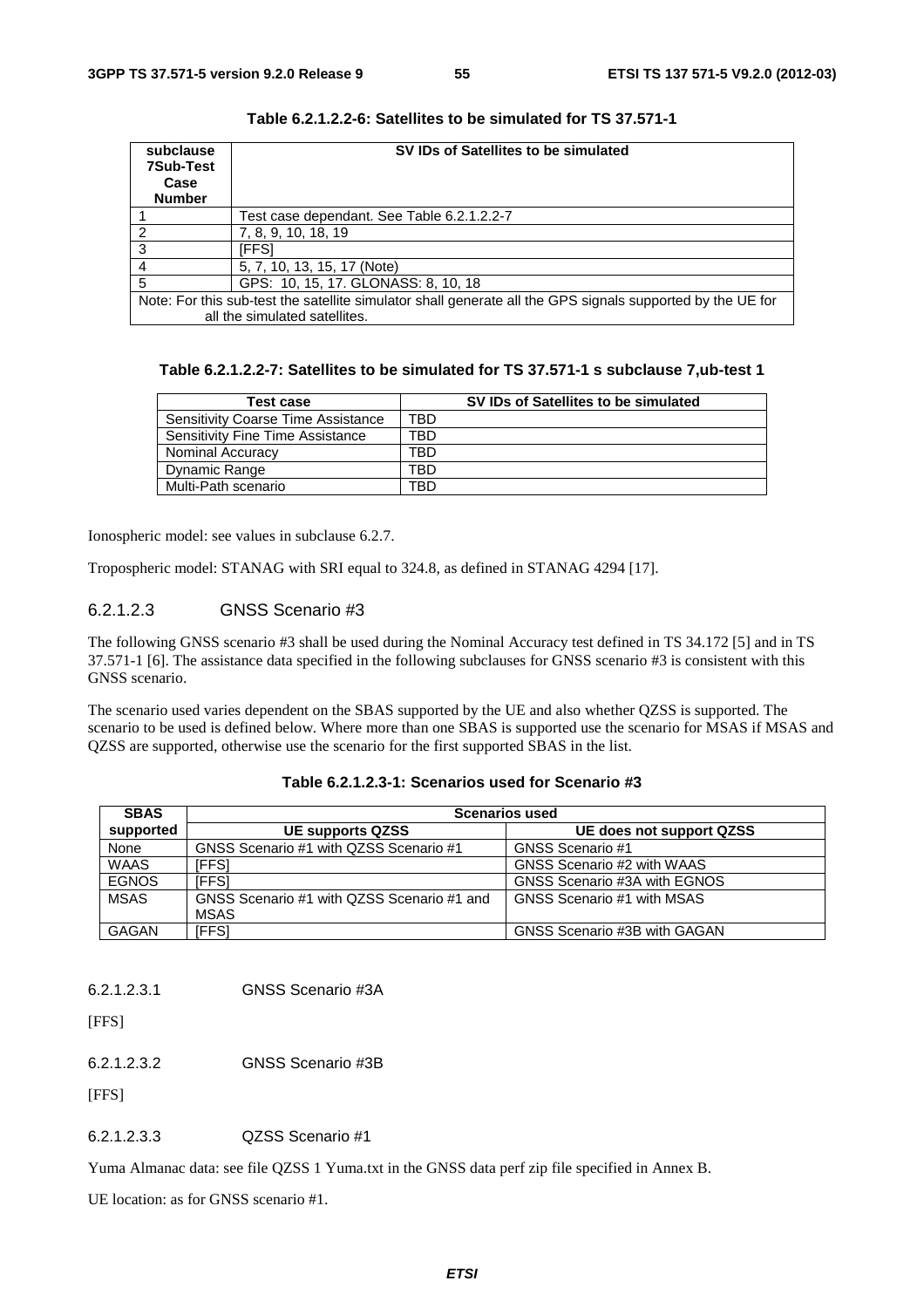**Table 6.2.1.2.2-6: Satellites to be simulated for TS 37.571-1**

| subclause 7Sub-Test Case Number | SV IDs of Satellites to be simulated |
|---|---|
| 1 | Test case dependant. See Table 6.2.1.2.2-7 |
| 2 | 7, 8, 9, 10, 18, 19 |
| 3 | [FFS] |
| 4 | 5, 7, 10, 13, 15, 17 (Note) |
| 5 | GPS: 10, 15, 17. GLONASS: 8, 10, 18 |
| Note: For this sub-test the satellite simulator shall generate all the GPS signals supported by the UE for all the simulated satellites. | |

**Table 6.2.1.2.2-7: Satellites to be simulated for TS 37.571-1 s subclause 7,ub-test 1**

| Test case | SV IDs of Satellites to be simulated |
|---|---|
| Sensitivity Coarse Time Assistance | TBD |
| Sensitivity Fine Time Assistance | TBD |
| Nominal Accuracy | TBD |
| Dynamic Range | TBD |
| Multi-Path scenario | TBD |

Ionospheric model: see values in subclause 6.2.7.

Tropospheric model: STANAG with SRI equal to 324.8, as defined in STANAG 4294 [17].

#### 6.2.1.2.3 GNSS Scenario #3

The following GNSS scenario #3 shall be used during the Nominal Accuracy test defined in TS 34.172 [5] and in TS 37.571-1 [6]. The assistance data specified in the following subclauses for GNSS scenario #3 is consistent with this GNSS scenario.

The scenario used varies dependent on the SBAS supported by the UE and also whether QZSS is supported. The scenario to be used is defined below. Where more than one SBAS is supported use the scenario for MSAS if MSAS and QZSS are supported, otherwise use the scenario for the first supported SBAS in the list.

**Table 6.2.1.2.3-1: Scenarios used for Scenario #3**

| SBAS supported | Scenarios used | |
|---|---|---|
| | UE supports QZSS | UE does not support QZSS |
| None | GNSS Scenario #1 with QZSS Scenario #1 | GNSS Scenario #1 |
| WAAS | [FFS] | GNSS Scenario #2 with WAAS |
| EGNOS | [FFS] | GNSS Scenario #3A with EGNOS |
| MSAS | GNSS Scenario #1 with QZSS Scenario #1 and MSAS | GNSS Scenario #1 with MSAS |
| GAGAN | [FFS] | GNSS Scenario #3B with GAGAN |

##### 6.2.1.2.3.1 GNSS Scenario #3A

[FFS]

##### 6.2.1.2.3.2 GNSS Scenario #3B

[FFS]

##### 6.2.1.2.3.3 QZSS Scenario #1

Yuma Almanac data: see file QZSS 1 Yuma.txt in the GNSS data perf zip file specified in Annex B.

UE location: as for GNSS scenario #1.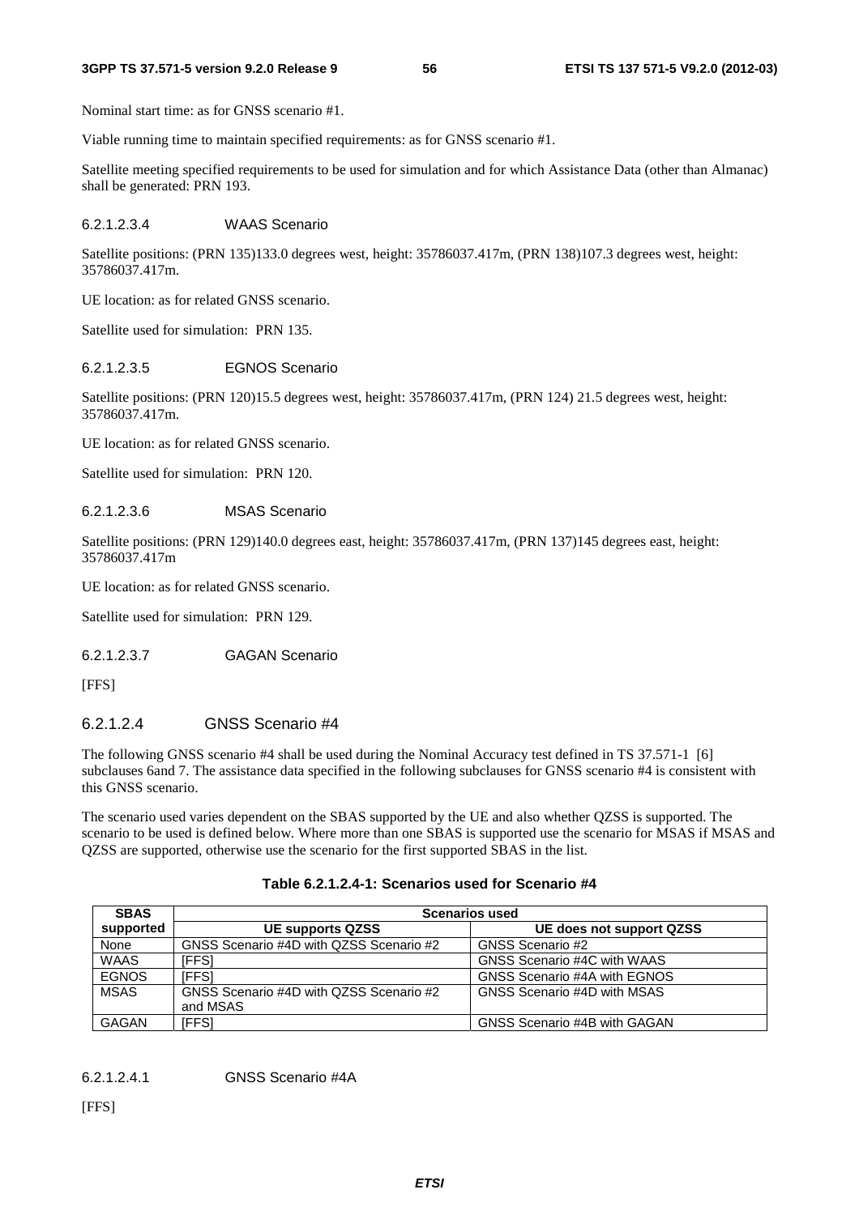Nominal start time: as for GNSS scenario #1.

Viable running time to maintain specified requirements: as for GNSS scenario #1.

Satellite meeting specified requirements to be used for simulation and for which Assistance Data (other than Almanac) shall be generated: PRN 193.

###### 6.2.1.2.3.4 WAAS Scenario

Satellite positions: (PRN 135)133.0 degrees west, height: 35786037.417m, (PRN 138)107.3 degrees west, height: 35786037.417m.

UE location: as for related GNSS scenario.

Satellite used for simulation: PRN 135.

###### 6.2.1.2.3.5 EGNOS Scenario

Satellite positions: (PRN 120)15.5 degrees west, height: 35786037.417m, (PRN 124) 21.5 degrees west, height: 35786037.417m.

UE location: as for related GNSS scenario.

Satellite used for simulation: PRN 120.

###### 6.2.1.2.3.6 MSAS Scenario

Satellite positions: (PRN 129)140.0 degrees east, height: 35786037.417m, (PRN 137)145 degrees east, height: 35786037.417m

UE location: as for related GNSS scenario.

Satellite used for simulation: PRN 129.

###### 6.2.1.2.3.7 GAGAN Scenario

[FFS]

##### 6.2.1.2.4 GNSS Scenario #4

The following GNSS scenario #4 shall be used during the Nominal Accuracy test defined in TS 37.571-1 [6] subclauses 6and 7. The assistance data specified in the following subclauses for GNSS scenario #4 is consistent with this GNSS scenario.

The scenario used varies dependent on the SBAS supported by the UE and also whether QZSS is supported. The scenario to be used is defined below. Where more than one SBAS is supported use the scenario for MSAS if MSAS and QZSS are supported, otherwise use the scenario for the first supported SBAS in the list.

**Table 6.2.1.2.4-1: Scenarios used for Scenario #4**

| SBAS supported | Scenarios used | |
|---|---|---|
| | **UE supports QZSS** | **UE does not support QZSS** |
| None | GNSS Scenario #4D with QZSS Scenario #2 | GNSS Scenario #2 |
| WAAS | [FFS] | GNSS Scenario #4C with WAAS |
| EGNOS | [FFS] | GNSS Scenario #4A with EGNOS |
| MSAS | GNSS Scenario #4D with QZSS Scenario #2 and MSAS | GNSS Scenario #4D with MSAS |
| GAGAN | [FFS] | GNSS Scenario #4B with GAGAN |

###### 6.2.1.2.4.1 GNSS Scenario #4A

[FFS]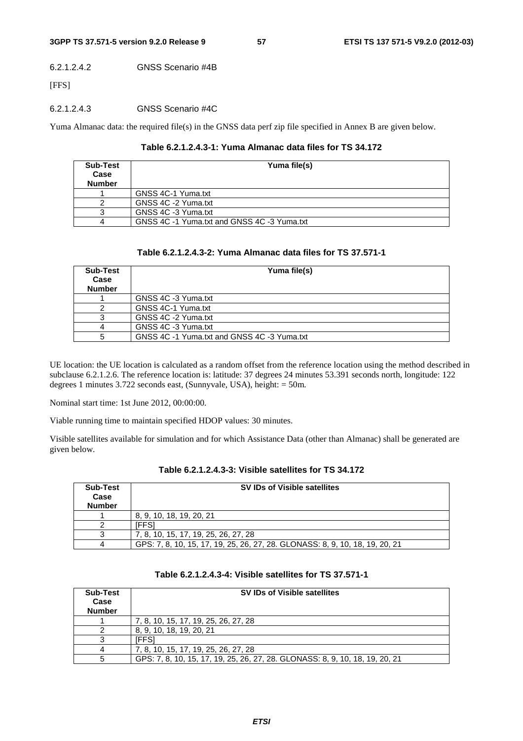#### 6.2.1.2.4.2 GNSS Scenario #4B

[FFS]

#### 6.2.1.2.4.3 GNSS Scenario #4C

Yuma Almanac data: the required file(s) in the GNSS data perf zip file specified in Annex B are given below.

**Table 6.2.1.2.4.3-1: Yuma Almanac data files for TS 34.172**

| Sub-Test Case Number | Yuma file(s) |
|---|---|
| 1 | GNSS 4C-1 Yuma.txt |
| 2 | GNSS 4C -2 Yuma.txt |
| 3 | GNSS 4C -3 Yuma.txt |
| 4 | GNSS 4C -1 Yuma.txt and GNSS 4C -3 Yuma.txt |

**Table 6.2.1.2.4.3-2: Yuma Almanac data files for TS 37.571-1**

| Sub-Test Case Number | Yuma file(s) |
|---|---|
| 1 | GNSS 4C -3 Yuma.txt |
| 2 | GNSS 4C-1 Yuma.txt |
| 3 | GNSS 4C -2 Yuma.txt |
| 4 | GNSS 4C -3 Yuma.txt |
| 5 | GNSS 4C -1 Yuma.txt and GNSS 4C -3 Yuma.txt |

UE location: the UE location is calculated as a random offset from the reference location using the method described in subclause 6.2.1.2.6. The reference location is: latitude: 37 degrees 24 minutes 53.391 seconds north, longitude: 122 degrees 1 minutes 3.722 seconds east, (Sunnyvale, USA), height: = 50m.

Nominal start time: 1st June 2012, 00:00:00.

Viable running time to maintain specified HDOP values: 30 minutes.

Visible satellites available for simulation and for which Assistance Data (other than Almanac) shall be generated are given below.

**Table 6.2.1.2.4.3-3: Visible satellites for TS 34.172**

| Sub-Test Case Number | SV IDs of Visible satellites |
|---|---|
| 1 | 8, 9, 10, 18, 19, 20, 21 |
| 2 | [FFS] |
| 3 | 7, 8, 10, 15, 17, 19, 25, 26, 27, 28 |
| 4 | GPS: 7, 8, 10, 15, 17, 19, 25, 26, 27, 28. GLONASS: 8, 9, 10, 18, 19, 20, 21 |

**Table 6.2.1.2.4.3-4: Visible satellites for TS 37.571-1**

| Sub-Test Case Number | SV IDs of Visible satellites |
|---|---|
| 1 | 7, 8, 10, 15, 17, 19, 25, 26, 27, 28 |
| 2 | 8, 9, 10, 18, 19, 20, 21 |
| 3 | [FFS] |
| 4 | 7, 8, 10, 15, 17, 19, 25, 26, 27, 28 |
| 5 | GPS: 7, 8, 10, 15, 17, 19, 25, 26, 27, 28. GLONASS: 8, 9, 10, 18, 19, 20, 21 |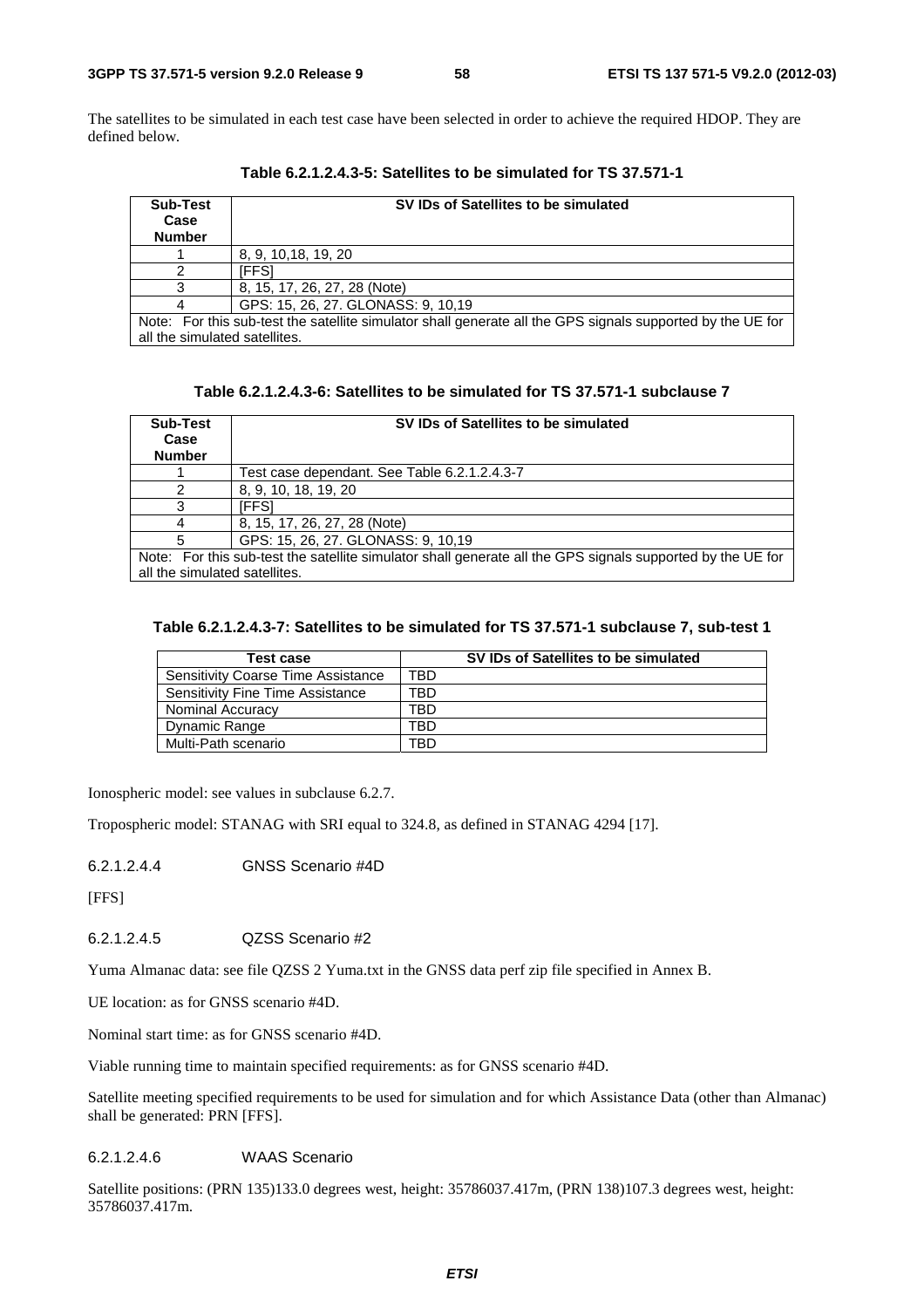The satellites to be simulated in each test case have been selected in order to achieve the required HDOP. They are defined below.

**Table 6.2.1.2.4.3-5: Satellites to be simulated for TS 37.571-1**

| Sub-Test Case Number | SV IDs of Satellites to be simulated |
|---|---|
| 1 | 8, 9, 10,18, 19, 20 |
| 2 | [FFS] |
| 3 | 8, 15, 17, 26, 27, 28 (Note) |
| 4 | GPS: 15, 26, 27. GLONASS: 9, 10,19 |
| Note: For this sub-test the satellite simulator shall generate all the GPS signals supported by the UE for all the simulated satellites. | |

**Table 6.2.1.2.4.3-6: Satellites to be simulated for TS 37.571-1 subclause 7**

| Sub-Test Case Number | SV IDs of Satellites to be simulated |
|---|---|
| 1 | Test case dependant. See Table 6.2.1.2.4.3-7 |
| 2 | 8, 9, 10, 18, 19, 20 |
| 3 | [FFS] |
| 4 | 8, 15, 17, 26, 27, 28 (Note) |
| 5 | GPS: 15, 26, 27. GLONASS: 9, 10,19 |
| Note: For this sub-test the satellite simulator shall generate all the GPS signals supported by the UE for all the simulated satellites. | |

**Table 6.2.1.2.4.3-7: Satellites to be simulated for TS 37.571-1 subclause 7, sub-test 1**

| Test case | SV IDs of Satellites to be simulated |
|---|---|
| Sensitivity Coarse Time Assistance | TBD |
| Sensitivity Fine Time Assistance | TBD |
| Nominal Accuracy | TBD |
| Dynamic Range | TBD |
| Multi-Path scenario | TBD |

Ionospheric model: see values in subclause 6.2.7.

Tropospheric model: STANAG with SRI equal to 324.8, as defined in STANAG 4294 [17].

#### 6.2.1.2.4.4 GNSS Scenario #4D

[FFS]

#### 6.2.1.2.4.5 QZSS Scenario #2

Yuma Almanac data: see file QZSS 2 Yuma.txt in the GNSS data perf zip file specified in Annex B.

UE location: as for GNSS scenario #4D.

Nominal start time: as for GNSS scenario #4D.

Viable running time to maintain specified requirements: as for GNSS scenario #4D.

Satellite meeting specified requirements to be used for simulation and for which Assistance Data (other than Almanac) shall be generated: PRN [FFS].

#### 6.2.1.2.4.6 WAAS Scenario

Satellite positions: (PRN 135)133.0 degrees west, height: 35786037.417m, (PRN 138)107.3 degrees west, height: 35786037.417m.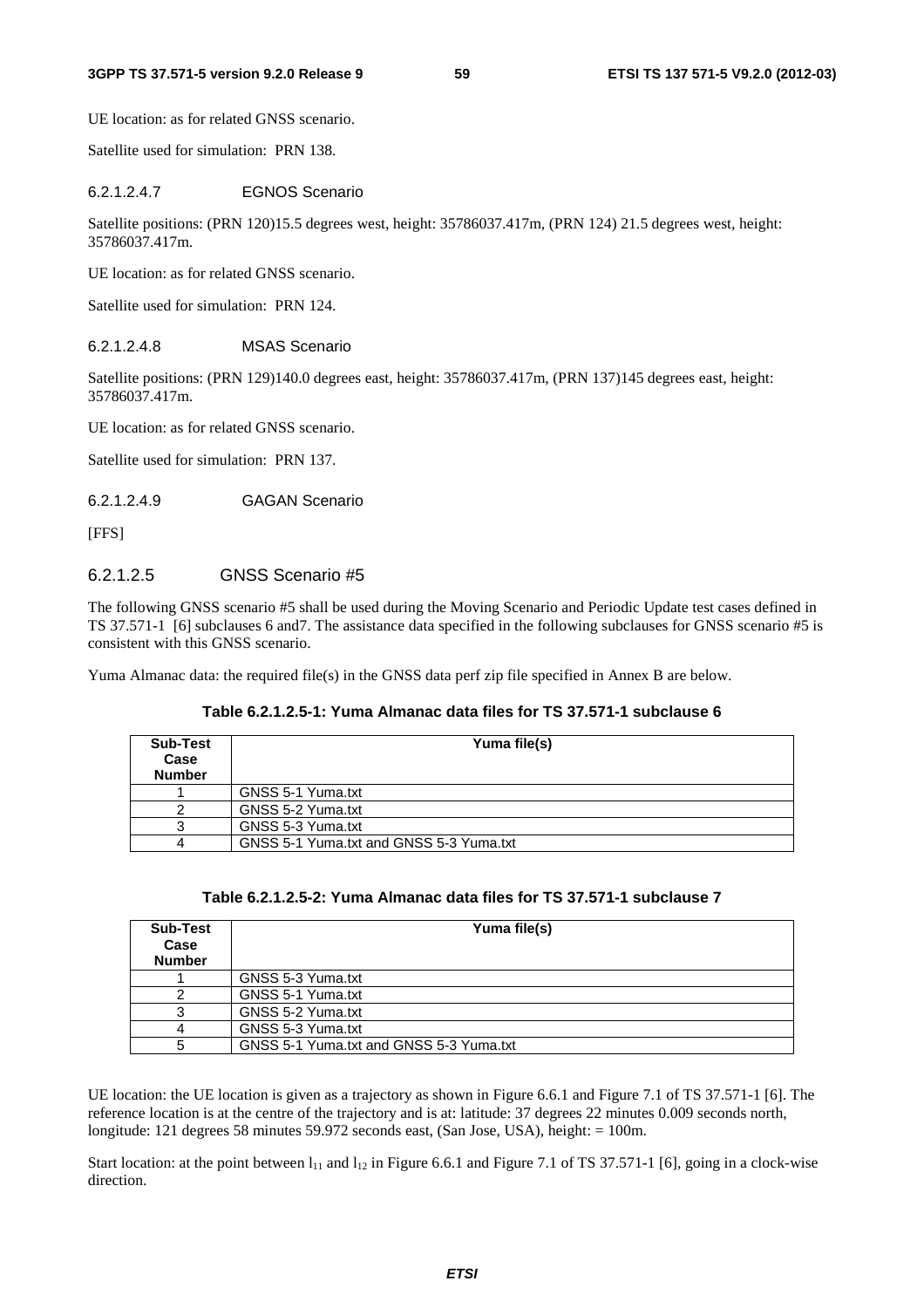UE location: as for related GNSS scenario.

Satellite used for simulation: PRN 138.

###### 6.2.1.2.4.7 EGNOS Scenario

Satellite positions: (PRN 120)15.5 degrees west, height: 35786037.417m, (PRN 124) 21.5 degrees west, height: 35786037.417m.

UE location: as for related GNSS scenario.

Satellite used for simulation: PRN 124.

###### 6.2.1.2.4.8 MSAS Scenario

Satellite positions: (PRN 129)140.0 degrees east, height: 35786037.417m, (PRN 137)145 degrees east, height: 35786037.417m.

UE location: as for related GNSS scenario.

Satellite used for simulation: PRN 137.

###### 6.2.1.2.4.9 GAGAN Scenario

[FFS]

##### 6.2.1.2.5 GNSS Scenario #5

The following GNSS scenario #5 shall be used during the Moving Scenario and Periodic Update test cases defined in TS 37.571-1 [6] subclauses 6 and7. The assistance data specified in the following subclauses for GNSS scenario #5 is consistent with this GNSS scenario.

Yuma Almanac data: the required file(s) in the GNSS data perf zip file specified in Annex B are below.

**Table 6.2.1.2.5-1: Yuma Almanac data files for TS 37.571-1 subclause 6**

| Sub-Test Case Number | Yuma file(s) |
|---|---|
| 1 | GNSS 5-1 Yuma.txt |
| 2 | GNSS 5-2 Yuma.txt |
| 3 | GNSS 5-3 Yuma.txt |
| 4 | GNSS 5-1 Yuma.txt and GNSS 5-3 Yuma.txt |

**Table 6.2.1.2.5-2: Yuma Almanac data files for TS 37.571-1 subclause 7**

| Sub-Test Case Number | Yuma file(s) |
|---|---|
| 1 | GNSS 5-3 Yuma.txt |
| 2 | GNSS 5-1 Yuma.txt |
| 3 | GNSS 5-2 Yuma.txt |
| 4 | GNSS 5-3 Yuma.txt |
| 5 | GNSS 5-1 Yuma.txt and GNSS 5-3 Yuma.txt |

UE location: the UE location is given as a trajectory as shown in Figure 6.6.1 and Figure 7.1 of TS 37.571-1 [6]. The reference location is at the centre of the trajectory and is at: latitude: 37 degrees 22 minutes 0.009 seconds north, longitude: 121 degrees 58 minutes 59.972 seconds east, (San Jose, USA), height: = 100m.

Start location: at the point between $l_{11}$ and $l_{12}$ in Figure 6.6.1 and Figure 7.1 of TS 37.571-1 [6], going in a clock-wise direction.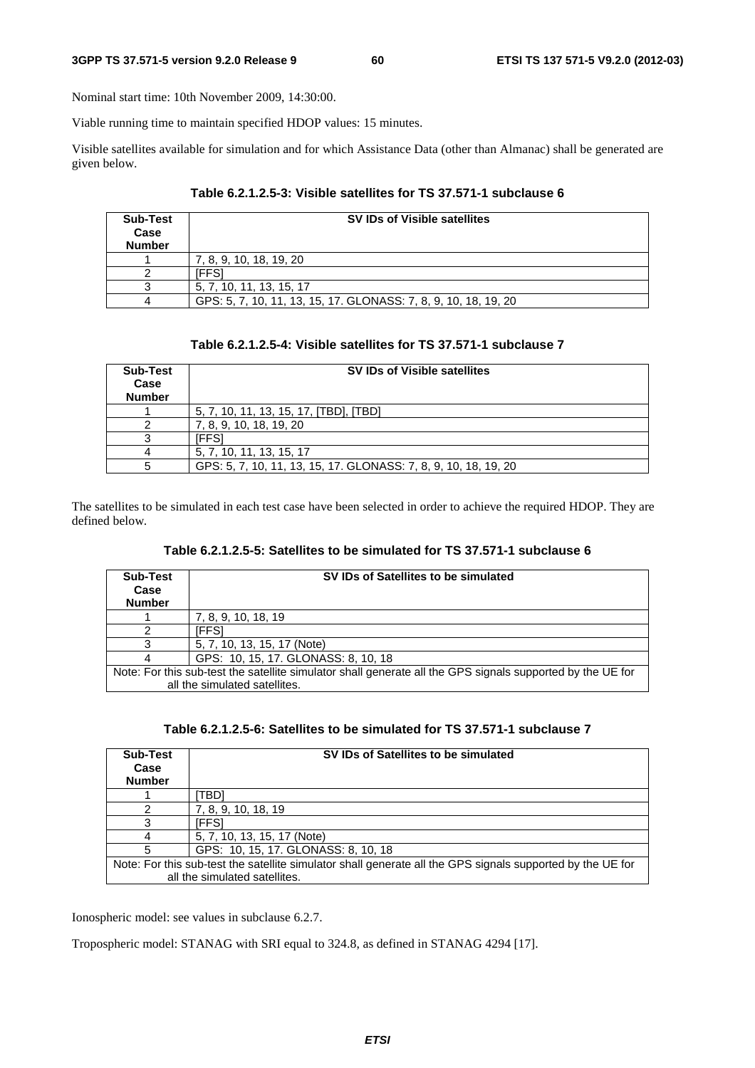Nominal start time: 10th November 2009, 14:30:00.

Viable running time to maintain specified HDOP values: 15 minutes.

Visible satellites available for simulation and for which Assistance Data (other than Almanac) shall be generated are given below.

**Table 6.2.1.2.5-3: Visible satellites for TS 37.571-1 subclause 6**

| Sub-Test Case Number | SV IDs of Visible satellites |
|---|---|
| 1 | 7, 8, 9, 10, 18, 19, 20 |
| 2 | [FFS] |
| 3 | 5, 7, 10, 11, 13, 15, 17 |
| 4 | GPS: 5, 7, 10, 11, 13, 15, 17. GLONASS: 7, 8, 9, 10, 18, 19, 20 |

**Table 6.2.1.2.5-4: Visible satellites for TS 37.571-1 subclause 7**

| Sub-Test Case Number | SV IDs of Visible satellites |
|---|---|
| 1 | 5, 7, 10, 11, 13, 15, 17, [TBD], [TBD] |
| 2 | 7, 8, 9, 10, 18, 19, 20 |
| 3 | [FFS] |
| 4 | 5, 7, 10, 11, 13, 15, 17 |
| 5 | GPS: 5, 7, 10, 11, 13, 15, 17. GLONASS: 7, 8, 9, 10, 18, 19, 20 |

The satellites to be simulated in each test case have been selected in order to achieve the required HDOP. They are defined below.

**Table 6.2.1.2.5-5: Satellites to be simulated for TS 37.571-1 subclause 6**

| Sub-Test Case Number | SV IDs of Satellites to be simulated |
|---|---|
| 1 | 7, 8, 9, 10, 18, 19 |
| 2 | [FFS] |
| 3 | 5, 7, 10, 13, 15, 17 (Note) |
| 4 | GPS: 10, 15, 17. GLONASS: 8, 10, 18 |
| Note: For this sub-test the satellite simulator shall generate all the GPS signals supported by the UE for all the simulated satellites. | |

**Table 6.2.1.2.5-6: Satellites to be simulated for TS 37.571-1 subclause 7**

| Sub-Test Case Number | SV IDs of Satellites to be simulated |
|---|---|
| 1 | [TBD] |
| 2 | 7, 8, 9, 10, 18, 19 |
| 3 | [FFS] |
| 4 | 5, 7, 10, 13, 15, 17 (Note) |
| 5 | GPS: 10, 15, 17. GLONASS: 8, 10, 18 |
| Note: For this sub-test the satellite simulator shall generate all the GPS signals supported by the UE for all the simulated satellites. | |

Ionospheric model: see values in subclause 6.2.7.

Tropospheric model: STANAG with SRI equal to 324.8, as defined in STANAG 4294 [17].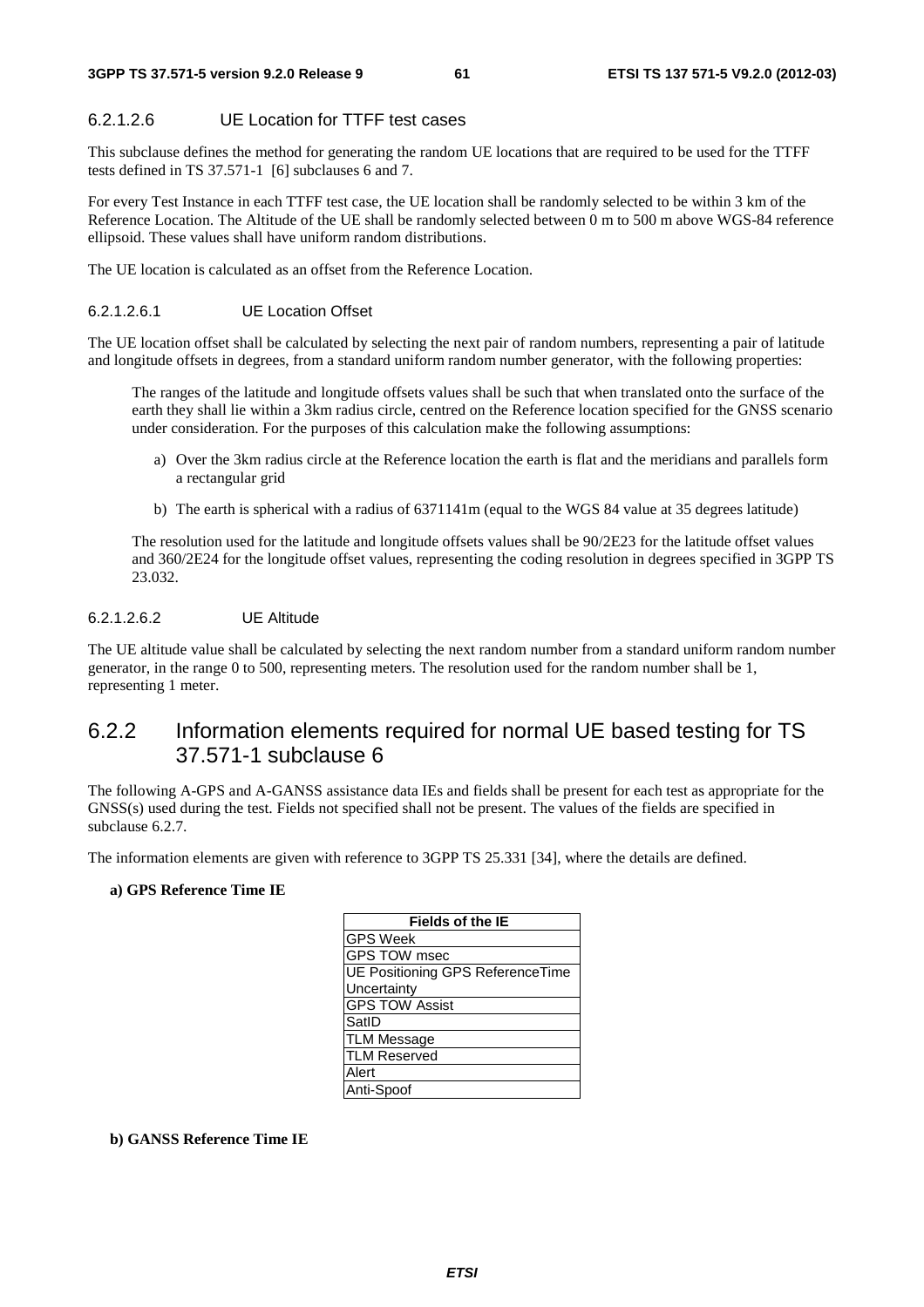#### 6.2.1.2.6 UE Location for TTFF test cases

This subclause defines the method for generating the random UE locations that are required to be used for the TTFF tests defined in TS 37.571-1 [6] subclauses 6 and 7.

For every Test Instance in each TTFF test case, the UE location shall be randomly selected to be within 3 km of the Reference Location. The Altitude of the UE shall be randomly selected between 0 m to 500 m above WGS-84 reference ellipsoid. These values shall have uniform random distributions.

The UE location is calculated as an offset from the Reference Location.

##### 6.2.1.2.6.1 UE Location Offset

The UE location offset shall be calculated by selecting the next pair of random numbers, representing a pair of latitude and longitude offsets in degrees, from a standard uniform random number generator, with the following properties:

The ranges of the latitude and longitude offsets values shall be such that when translated onto the surface of the earth they shall lie within a 3km radius circle, centred on the Reference location specified for the GNSS scenario under consideration. For the purposes of this calculation make the following assumptions:

a) Over the 3km radius circle at the Reference location the earth is flat and the meridians and parallels form a rectangular grid

b) The earth is spherical with a radius of 6371141m (equal to the WGS 84 value at 35 degrees latitude)

The resolution used for the latitude and longitude offsets values shall be 90/2E23 for the latitude offset values and 360/2E24 for the longitude offset values, representing the coding resolution in degrees specified in 3GPP TS 23.032.

##### 6.2.1.2.6.2 UE Altitude

The UE altitude value shall be calculated by selecting the next random number from a standard uniform random number generator, in the range 0 to 500, representing meters. The resolution used for the random number shall be 1, representing 1 meter.

## 6.2.2 Information elements required for normal UE based testing for TS 37.571-1 subclause 6

The following A-GPS and A-GANSS assistance data IEs and fields shall be present for each test as appropriate for the GNSS(s) used during the test. Fields not specified shall not be present. The values of the fields are specified in subclause 6.2.7.

The information elements are given with reference to 3GPP TS 25.331 [34], where the details are defined.

**a) GPS Reference Time IE**

| Fields of the IE |
|---|
| GPS Week |
| GPS TOW msec |
| UE Positioning GPS ReferenceTime Uncertainty |
| GPS TOW Assist |
| SatID |
| TLM Message |
| TLM Reserved |
| Alert |
| Anti-Spoof |

**b) GANSS Reference Time IE**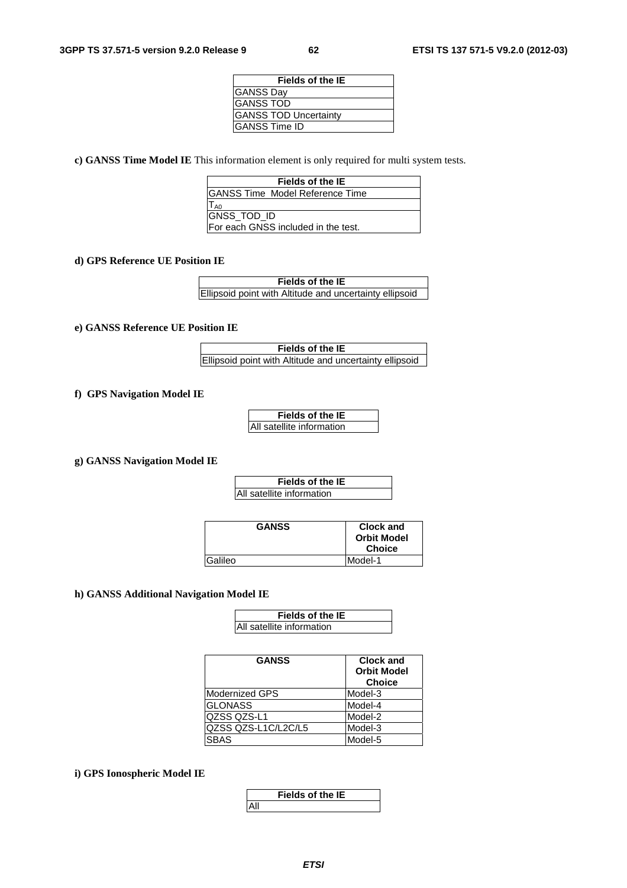| Fields of the IE |
|---|
| GANSS Day |
| GANSS TOD |
| GANSS TOD Uncertainty |
| GANSS Time ID |

**c) GANSS Time Model IE** This information element is only required for multi system tests.

| Fields of the IE |
|---|
| GANSS Time Model Reference Time |
| $T_{A0}$ |
| GNSS_TOD_ID |
| For each GNSS included in the test. |

**d) GPS Reference UE Position IE**

| Fields of the IE |
|---|
| Ellipsoid point with Altitude and uncertainty ellipsoid |

**e) GANSS Reference UE Position IE**

| Fields of the IE |
|---|
| Ellipsoid point with Altitude and uncertainty ellipsoid |

**f) GPS Navigation Model IE**

| Fields of the IE |
|---|
| All satellite information |

**g) GANSS Navigation Model IE**

| Fields of the IE |
|---|
| All satellite information |

| GANSS | Clock and Orbit Model Choice |
|---|---|
| Galileo | Model-1 |

**h) GANSS Additional Navigation Model IE**

| Fields of the IE |
|---|
| All satellite information |

| GANSS | Clock and Orbit Model Choice |
|---|---|
| Modernized GPS | Model-3 |
| GLONASS | Model-4 |
| QZSS QZS-L1 | Model-2 |
| QZSS QZS-L1C/L2C/L5 | Model-3 |
| SBAS | Model-5 |

**i) GPS Ionospheric Model IE**

| Fields of the IE |
|---|
| All |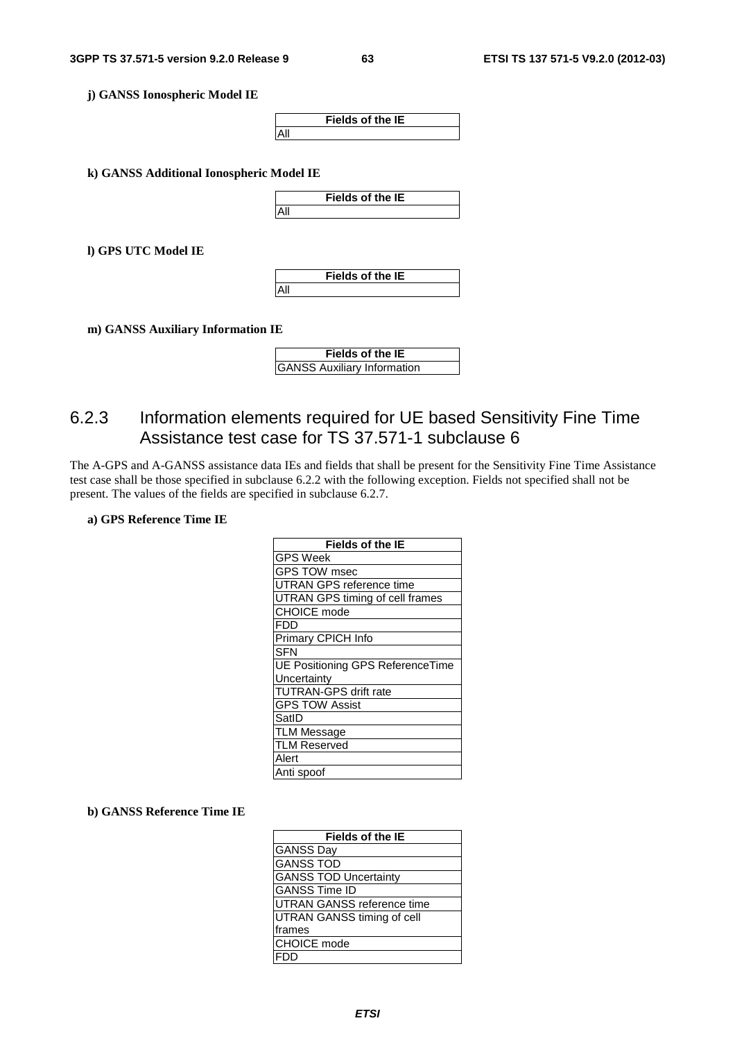**j) GANSS Ionospheric Model IE**

| Fields of the IE |
| --- |
| All |

**k) GANSS Additional Ionospheric Model IE**

| Fields of the IE |
| --- |
| All |

**l) GPS UTC Model IE**

| Fields of the IE |
| --- |
| All |

**m) GANSS Auxiliary Information IE**

| Fields of the IE |
| --- |
| GANSS Auxiliary Information |

## 6.2.3 Information elements required for UE based Sensitivity Fine Time Assistance test case for TS 37.571-1 subclause 6

The A-GPS and A-GANSS assistance data IEs and fields that shall be present for the Sensitivity Fine Time Assistance test case shall be those specified in subclause 6.2.2 with the following exception. Fields not specified shall not be present. The values of the fields are specified in subclause 6.2.7.

**a) GPS Reference Time IE**

| Fields of the IE |
| --- |
| GPS Week |
| GPS TOW msec |
| UTRAN GPS reference time |
| UTRAN GPS timing of cell frames |
| CHOICE mode |
| FDD |
| Primary CPICH Info |
| SFN |
| UE Positioning GPS ReferenceTime Uncertainty |
| TUTRAN-GPS drift rate |
| GPS TOW Assist |
| SatID |
| TLM Message |
| TLM Reserved |
| Alert |
| Anti spoof |

**b) GANSS Reference Time IE**

| Fields of the IE |
| --- |
| GANSS Day |
| GANSS TOD |
| GANSS TOD Uncertainty |
| GANSS Time ID |
| UTRAN GANSS reference time |
| UTRAN GANSS timing of cell frames |
| CHOICE mode |
| FDD |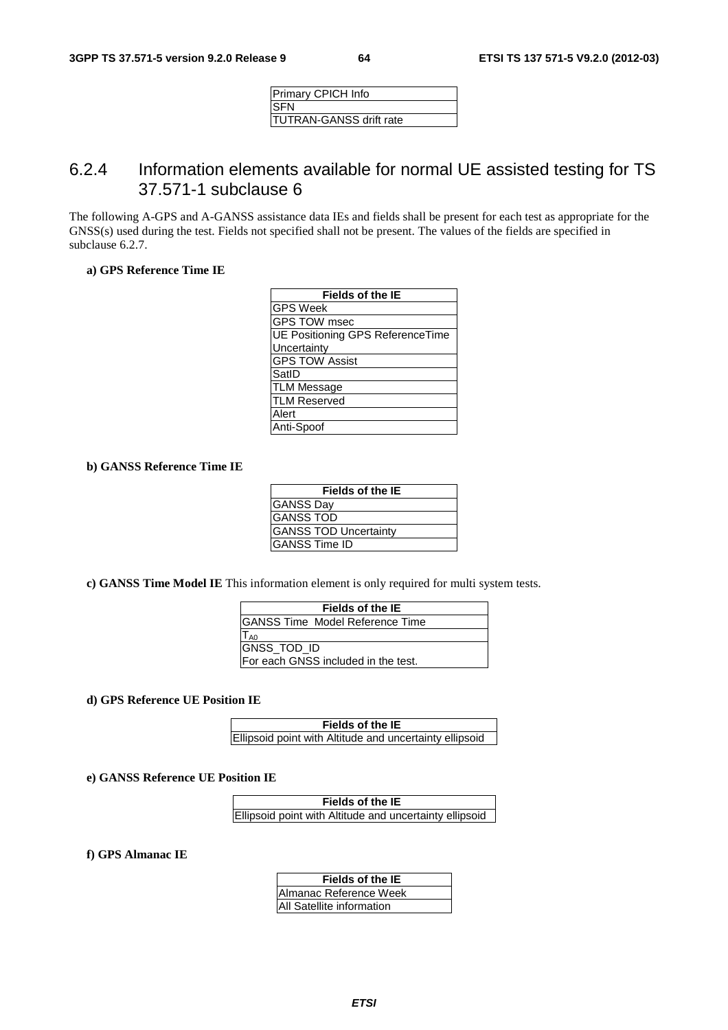| Primary CPICH Info |
| --- |
| SFN |
| TUTRAN-GANSS drift rate |

## 6.2.4 Information elements available for normal UE assisted testing for TS 37.571-1 subclause 6

The following A-GPS and A-GANSS assistance data IEs and fields shall be present for each test as appropriate for the GNSS(s) used during the test. Fields not specified shall not be present. The values of the fields are specified in subclause 6.2.7.

**a) GPS Reference Time IE**

| Fields of the IE |
| --- |
| GPS Week |
| GPS TOW msec |
| UE Positioning GPS ReferenceTime Uncertainty |
| GPS TOW Assist |
| SatID |
| TLM Message |
| TLM Reserved |
| Alert |
| Anti-Spoof |

**b) GANSS Reference Time IE**

| Fields of the IE |
| --- |
| GANSS Day |
| GANSS TOD |
| GANSS TOD Uncertainty |
| GANSS Time ID |

**c) GANSS Time Model IE** This information element is only required for multi system tests.

| Fields of the IE |
| --- |
| GANSS Time Model Reference Time |
| $T_{A0}$ |
| GNSS_TOD_ID |
| For each GNSS included in the test. |

**d) GPS Reference UE Position IE**

| Fields of the IE |
| --- |
| Ellipsoid point with Altitude and uncertainty ellipsoid |

**e) GANSS Reference UE Position IE**

| Fields of the IE |
| --- |
| Ellipsoid point with Altitude and uncertainty ellipsoid |

**f) GPS Almanac IE**

| Fields of the IE |
| --- |
| Almanac Reference Week |
| All Satellite information |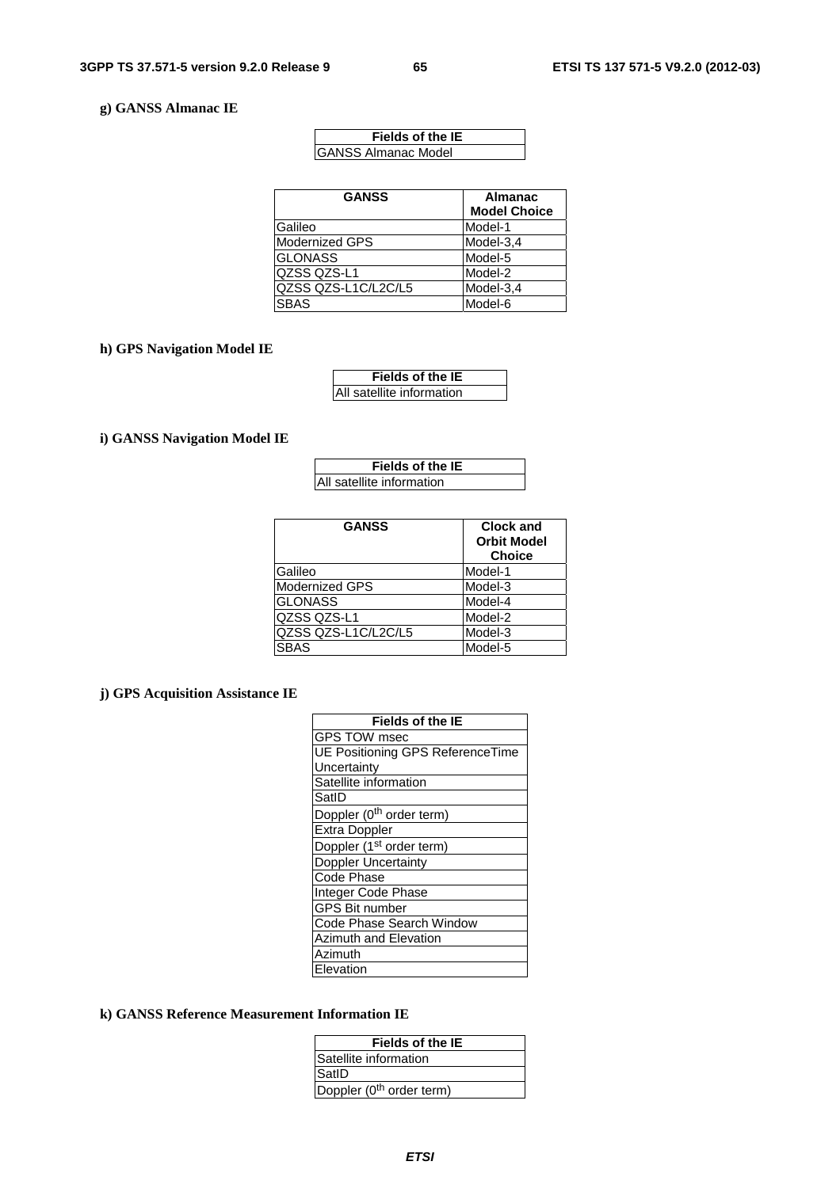**g) GANSS Almanac IE**

| Fields of the IE |
|---|
| GANSS Almanac Model |

| GANSS | Almanac Model Choice |
|---|---|
| Galileo | Model-1 |
| Modernized GPS | Model-3,4 |
| GLONASS | Model-5 |
| QZSS QZS-L1 | Model-2 |
| QZSS QZS-L1C/L2C/L5 | Model-3,4 |
| SBAS | Model-6 |

**h) GPS Navigation Model IE**

| Fields of the IE |
|---|
| All satellite information |

**i) GANSS Navigation Model IE**

| Fields of the IE |
|---|
| All satellite information |

| GANSS | Clock and Orbit Model Choice |
|---|---|
| Galileo | Model-1 |
| Modernized GPS | Model-3 |
| GLONASS | Model-4 |
| QZSS QZS-L1 | Model-2 |
| QZSS QZS-L1C/L2C/L5 | Model-3 |
| SBAS | Model-5 |

**j) GPS Acquisition Assistance IE**

| Fields of the IE |
|---|
| GPS TOW msec |
| UE Positioning GPS ReferenceTime Uncertainty |
| Satellite information |
| SatID |
| Doppler (0th order term) |
| Extra Doppler |
| Doppler (1st order term) |
| Doppler Uncertainty |
| Code Phase |
| Integer Code Phase |
| GPS Bit number |
| Code Phase Search Window |
| Azimuth and Elevation |
| Azimuth |
| Elevation |

**k) GANSS Reference Measurement Information IE**

| Fields of the IE |
|---|
| Satellite information |
| SatID |
| Doppler (0th order term) |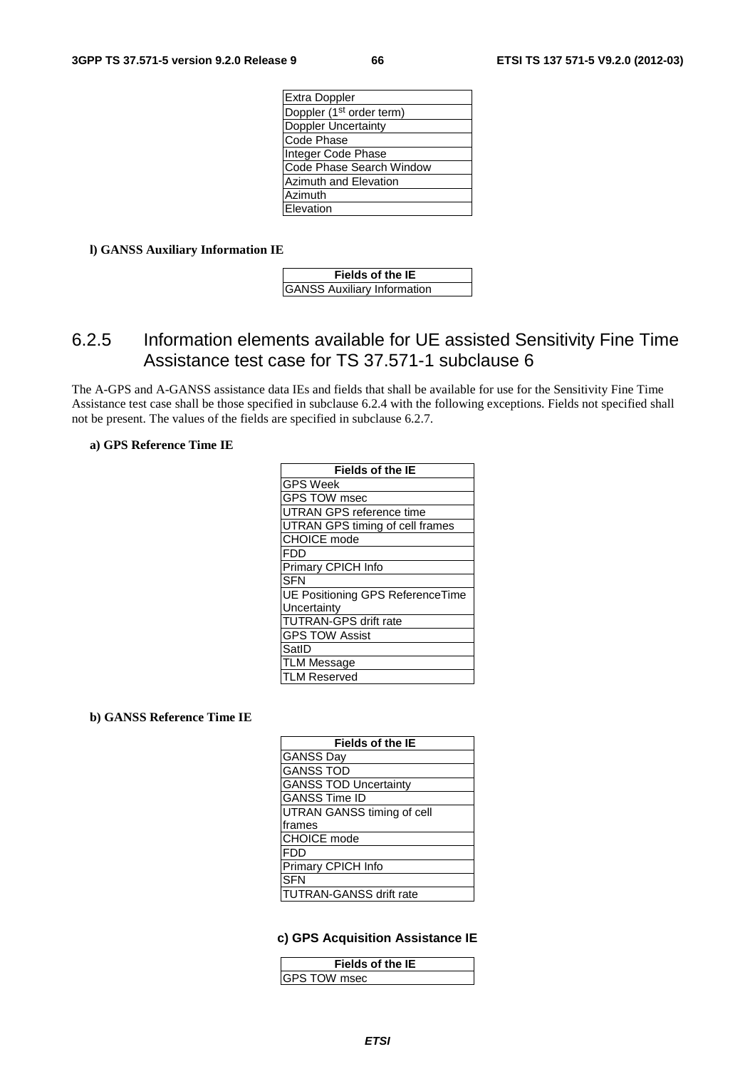| Extra Doppler |
| --- |
| Doppler (1st order term) |
| Doppler Uncertainty |
| Code Phase |
| Integer Code Phase |
| Code Phase Search Window |
| Azimuth and Elevation |
| Azimuth |
| Elevation |

**l) GANSS Auxiliary Information IE**

| Fields of the IE |
| --- |
| GANSS Auxiliary Information |

## 6.2.5 Information elements available for UE assisted Sensitivity Fine Time Assistance test case for TS 37.571-1 subclause 6

The A-GPS and A-GANSS assistance data IEs and fields that shall be available for use for the Sensitivity Fine Time Assistance test case shall be those specified in subclause 6.2.4 with the following exceptions. Fields not specified shall not be present. The values of the fields are specified in subclause 6.2.7.

**a) GPS Reference Time IE**

| Fields of the IE |
| --- |
| GPS Week |
| GPS TOW msec |
| UTRAN GPS reference time |
| UTRAN GPS timing of cell frames |
| CHOICE mode |
| FDD |
| Primary CPICH Info |
| SFN |
| UE Positioning GPS ReferenceTime Uncertainty |
| TUTRAN-GPS drift rate |
| GPS TOW Assist |
| SatID |
| TLM Message |
| TLM Reserved |

**b) GANSS Reference Time IE**

| Fields of the IE |
| --- |
| GANSS Day |
| GANSS TOD |
| GANSS TOD Uncertainty |
| GANSS Time ID |
| UTRAN GANSS timing of cell frames |
| CHOICE mode |
| FDD |
| Primary CPICH Info |
| SFN |
| TUTRAN-GANSS drift rate |

**c) GPS Acquisition Assistance IE**

| Fields of the IE |
| --- |
| GPS TOW msec |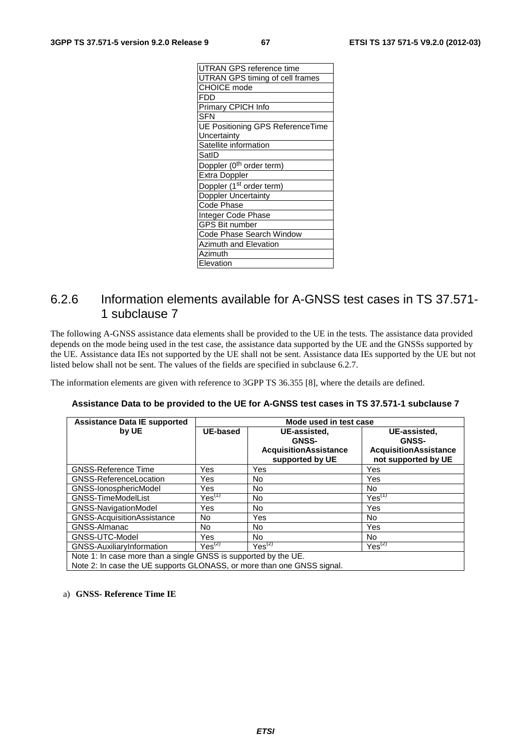| UTRAN GPS reference time |
|---|
| UTRAN GPS timing of cell frames |
| CHOICE mode |
| FDD |
| Primary CPICH Info |
| SFN |
| UE Positioning GPS ReferenceTime Uncertainty |
| Satellite information |
| SatID |
| Doppler (0th order term) |
| Extra Doppler |
| Doppler (1st order term) |
| Doppler Uncertainty |
| Code Phase |
| Integer Code Phase |
| GPS Bit number |
| Code Phase Search Window |
| Azimuth and Elevation |
| Azimuth |
| Elevation |

## 6.2.6 Information elements available for A-GNSS test cases in TS 37.571-1 subclause 7

The following A-GNSS assistance data elements shall be provided to the UE in the tests. The assistance data provided depends on the mode being used in the test case, the assistance data supported by the UE and the GNSSs supported by the UE. Assistance data IEs not supported by the UE shall not be sent. Assistance data IEs supported by the UE but not listed below shall not be sent. The values of the fields are specified in subclause 6.2.7.

The information elements are given with reference to 3GPP TS 36.355 [8], where the details are defined.

**Assistance Data to be provided to the UE for A-GNSS test cases in TS 37.571-1 subclause 7**

| Assistance Data IE supported by UE | Mode used in test case | | |
|---|---|---|---|
| | **UE-based** | **UE-assisted, GNSS-AcquisitionAssistance supported by UE** | **UE-assisted, GNSS-AcquisitionAssistance not supported by UE** |
| GNSS-Reference Time | Yes | Yes | Yes |
| GNSS-ReferenceLocation | Yes | No | Yes |
| GNSS-IonosphericModel | Yes | No | No |
| GNSS-TimeModelList | Yes(1) | No | Yes(1) |
| GNSS-NavigationModel | Yes | No | Yes |
| GNSS-AcquisitionAssistance | No | Yes | No |
| GNSS-Almanac | No | No | Yes |
| GNSS-UTC-Model | Yes | No | No |
| GNSS-AuxiliaryInformation | Yes(2) | Yes(2) | Yes(2) |
| Note 1: In case more than a single GNSS is supported by the UE.<br>Note 2: In case the UE supports GLONASS, or more than one GNSS signal. | | | |

a) **GNSS- Reference Time IE**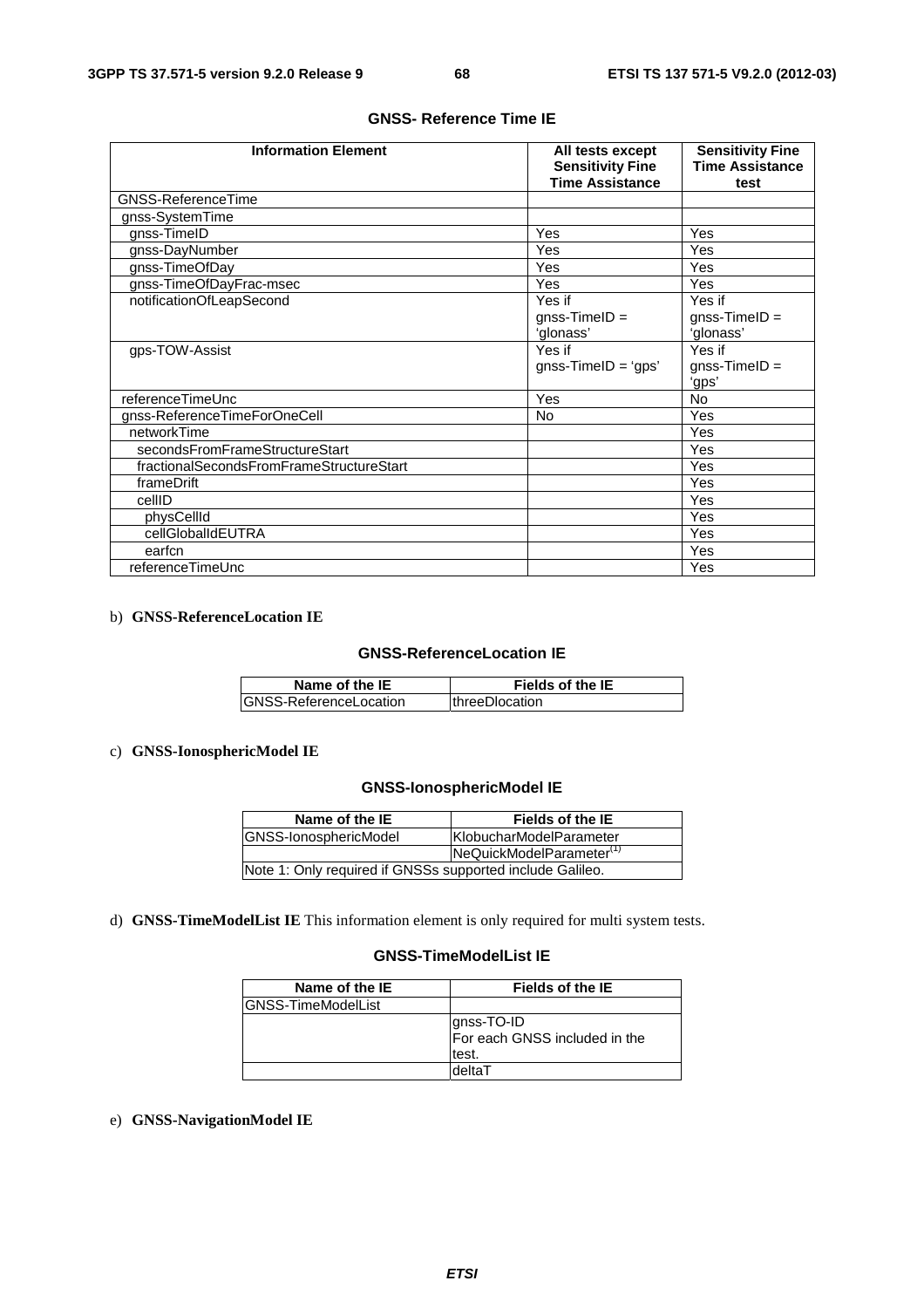**GNSS- Reference Time IE**

| Information Element | All tests except Sensitivity Fine Time Assistance | Sensitivity Fine Time Assistance test |
|---|---|---|
| GNSS-ReferenceTime | | |
| gnss-SystemTime | | |
| gnss-TimeID | Yes | Yes |
| gnss-DayNumber | Yes | Yes |
| gnss-TimeOfDay | Yes | Yes |
| gnss-TimeOfDayFrac-msec | Yes | Yes |
| notificationOfLeapSecond | Yes if gnss-TimeID = 'glonass' | Yes if gnss-TimeID = 'glonass' |
| gps-TOW-Assist | Yes if gnss-TimeID = 'gps' | Yes if gnss-TimeID = 'gps' |
| referenceTimeUnc | Yes | No |
| gnss-ReferenceTimeForOneCell | No | Yes |
| networkTime | | Yes |
| secondsFromFrameStructureStart | | Yes |
| fractionalSecondsFromFrameStructureStart | | Yes |
| frameDrift | | Yes |
| cellID | | Yes |
| physCellId | | Yes |
| cellGlobalIdEUTRA | | Yes |
| earfcn | | Yes |
| referenceTimeUnc | | Yes |

b) **GNSS-ReferenceLocation IE**

**GNSS-ReferenceLocation IE**

| Name of the IE | Fields of the IE |
|---|---|
| GNSS-ReferenceLocation | threeDlocation |

c) **GNSS-IonosphericModel IE**

**GNSS-IonosphericModel IE**

| Name of the IE | Fields of the IE |
|---|---|
| GNSS-IonosphericModel | KlobucharModelParameter |
| | NeQuickModelParameter(1) |
| Note 1: Only required if GNSSs supported include Galileo. | |

d) **GNSS-TimeModelList IE** This information element is only required for multi system tests.

**GNSS-TimeModelList IE**

| Name of the IE | Fields of the IE |
|---|---|
| GNSS-TimeModelList | |
| | gnss-TO-ID For each GNSS included in the test. |
| | deltaT |

e) **GNSS-NavigationModel IE**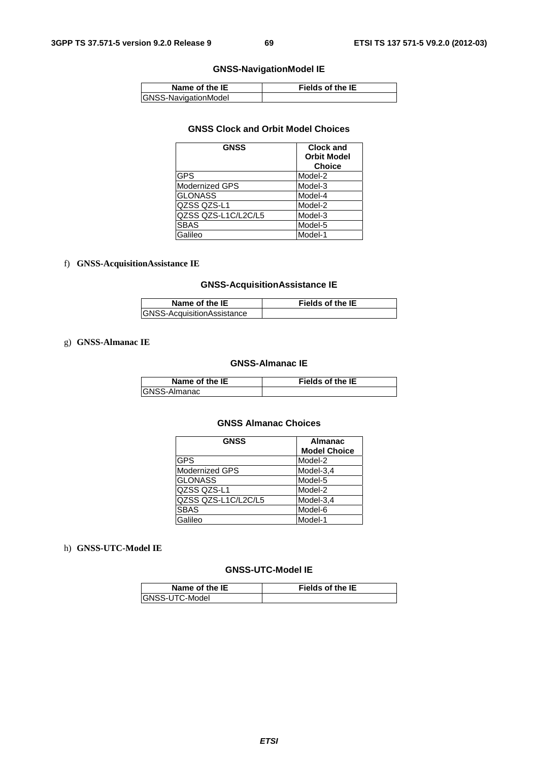**GNSS-NavigationModel IE**

| Name of the IE | Fields of the IE |
|---|---|
| GNSS-NavigationModel | |

**GNSS Clock and Orbit Model Choices**

| GNSS | Clock and Orbit Model Choice |
|---|---|
| GPS | Model-2 |
| Modernized GPS | Model-3 |
| GLONASS | Model-4 |
| QZSS QZS-L1 | Model-2 |
| QZSS QZS-L1C/L2C/L5 | Model-3 |
| SBAS | Model-5 |
| Galileo | Model-1 |

f) **GNSS-AcquisitionAssistance IE**

**GNSS-AcquisitionAssistance IE**

| Name of the IE | Fields of the IE |
|---|---|
| GNSS-AcquisitionAssistance | |

g) **GNSS-Almanac IE**

**GNSS-Almanac IE**

| Name of the IE | Fields of the IE |
|---|---|
| GNSS-Almanac | |

**GNSS Almanac Choices**

| GNSS | Almanac Model Choice |
|---|---|
| GPS | Model-2 |
| Modernized GPS | Model-3,4 |
| GLONASS | Model-5 |
| QZSS QZS-L1 | Model-2 |
| QZSS QZS-L1C/L2C/L5 | Model-3,4 |
| SBAS | Model-6 |
| Galileo | Model-1 |

h) **GNSS-UTC-Model IE**

**GNSS-UTC-Model IE**

| Name of the IE | Fields of the IE |
|---|---|
| GNSS-UTC-Model | |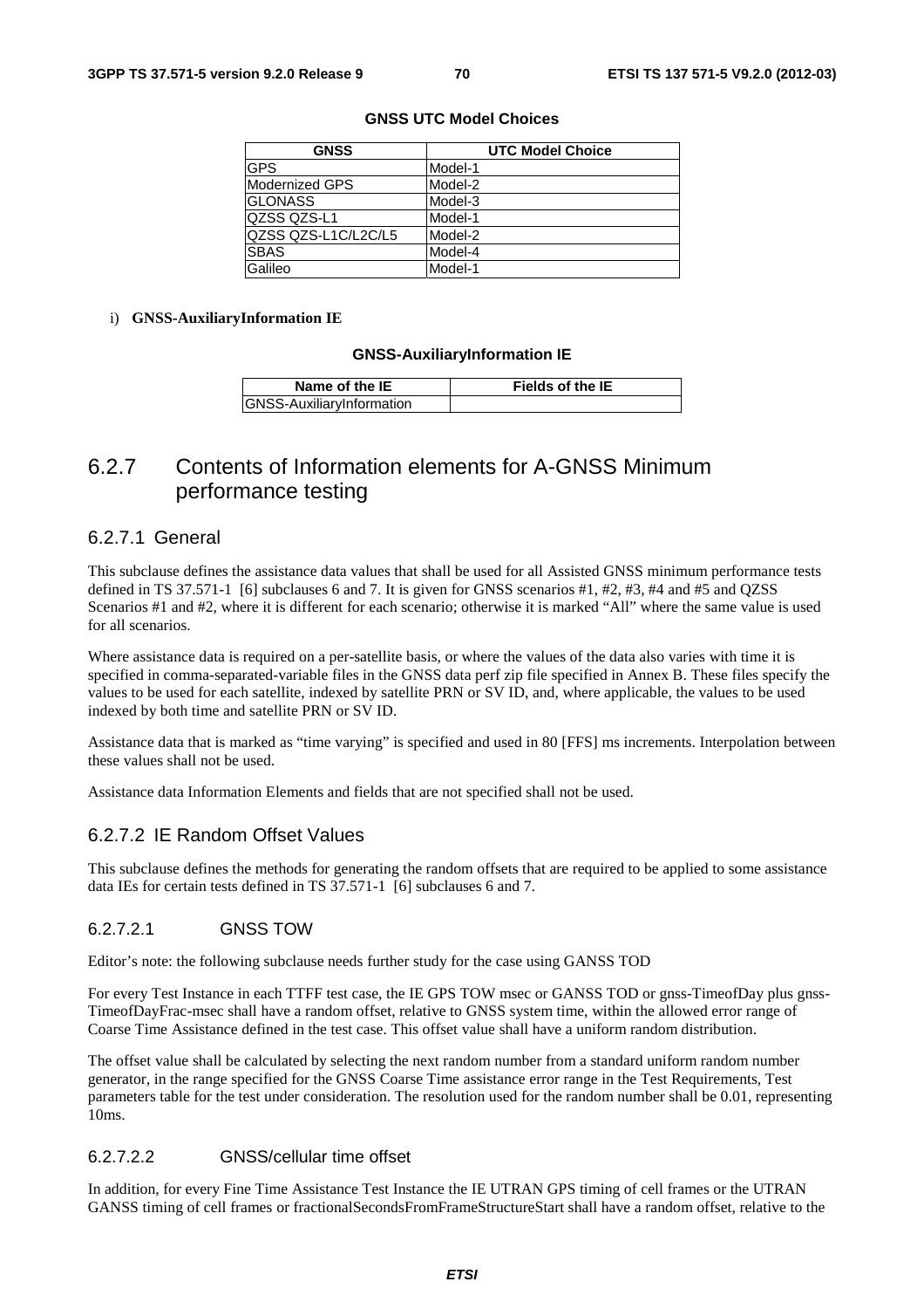**GNSS UTC Model Choices**

| GNSS | UTC Model Choice |
|---|---|
| GPS | Model-1 |
| Modernized GPS | Model-2 |
| GLONASS | Model-3 |
| QZSS QZS-L1 | Model-1 |
| QZSS QZS-L1C/L2C/L5 | Model-2 |
| SBAS | Model-4 |
| Galileo | Model-1 |

i) **GNSS-AuxiliaryInformation IE**

**GNSS-AuxiliaryInformation IE**

| Name of the IE | Fields of the IE |
|---|---|
| GNSS-AuxiliaryInformation | |

## 6.2.7 Contents of Information elements for A-GNSS Minimum performance testing

### 6.2.7.1 General

This subclause defines the assistance data values that shall be used for all Assisted GNSS minimum performance tests defined in TS 37.571-1 [6] subclauses 6 and 7. It is given for GNSS scenarios #1, #2, #3, #4 and #5 and QZSS Scenarios #1 and #2, where it is different for each scenario; otherwise it is marked "All" where the same value is used for all scenarios.

Where assistance data is required on a per-satellite basis, or where the values of the data also varies with time it is specified in comma-separated-variable files in the GNSS data perf zip file specified in Annex B. These files specify the values to be used for each satellite, indexed by satellite PRN or SV ID, and, where applicable, the values to be used indexed by both time and satellite PRN or SV ID.

Assistance data that is marked as "time varying" is specified and used in 80 [FFS] ms increments. Interpolation between these values shall not be used.

Assistance data Information Elements and fields that are not specified shall not be used.

### 6.2.7.2 IE Random Offset Values

This subclause defines the methods for generating the random offsets that are required to be applied to some assistance data IEs for certain tests defined in TS 37.571-1 [6] subclauses 6 and 7.

#### 6.2.7.2.1 GNSS TOW

Editor's note: the following subclause needs further study for the case using GANSS TOD

For every Test Instance in each TTFF test case, the IE GPS TOW msec or GANSS TOD or gnss-TimeofDay plus gnss-TimeofDayFrac-msec shall have a random offset, relative to GNSS system time, within the allowed error range of Coarse Time Assistance defined in the test case. This offset value shall have a uniform random distribution.

The offset value shall be calculated by selecting the next random number from a standard uniform random number generator, in the range specified for the GNSS Coarse Time assistance error range in the Test Requirements, Test parameters table for the test under consideration. The resolution used for the random number shall be 0.01, representing 10ms.

#### 6.2.7.2.2 GNSS/cellular time offset

In addition, for every Fine Time Assistance Test Instance the IE UTRAN GPS timing of cell frames or the UTRAN GANSS timing of cell frames or fractionalSecondsFromFrameStructureStart shall have a random offset, relative to the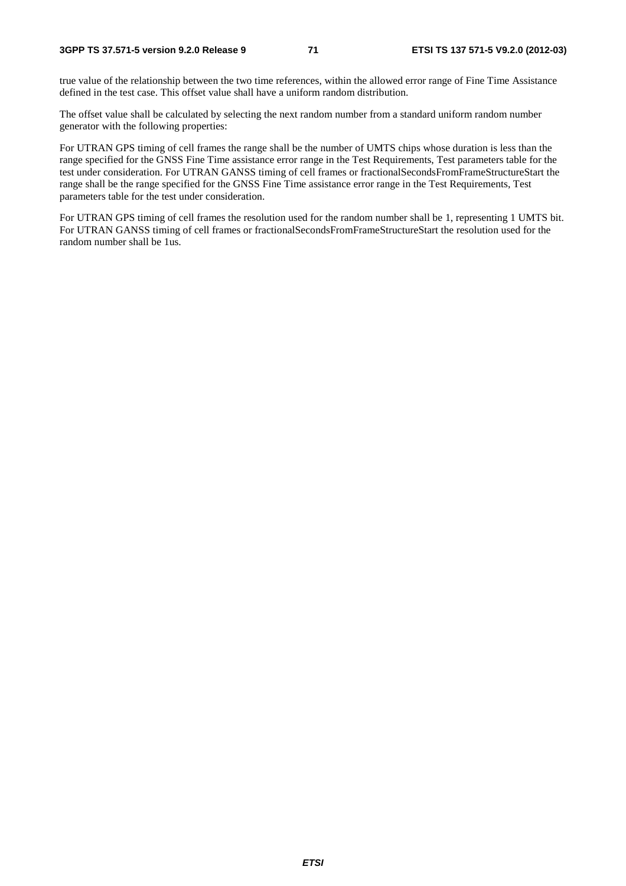true value of the relationship between the two time references, within the allowed error range of Fine Time Assistance defined in the test case. This offset value shall have a uniform random distribution.

The offset value shall be calculated by selecting the next random number from a standard uniform random number generator with the following properties:

For UTRAN GPS timing of cell frames the range shall be the number of UMTS chips whose duration is less than the range specified for the GNSS Fine Time assistance error range in the Test Requirements, Test parameters table for the test under consideration. For UTRAN GANSS timing of cell frames or fractionalSecondsFromFrameStructureStart the range shall be the range specified for the GNSS Fine Time assistance error range in the Test Requirements, Test parameters table for the test under consideration.

For UTRAN GPS timing of cell frames the resolution used for the random number shall be 1, representing 1 UMTS bit. For UTRAN GANSS timing of cell frames or fractionalSecondsFromFrameStructureStart the resolution used for the random number shall be 1us.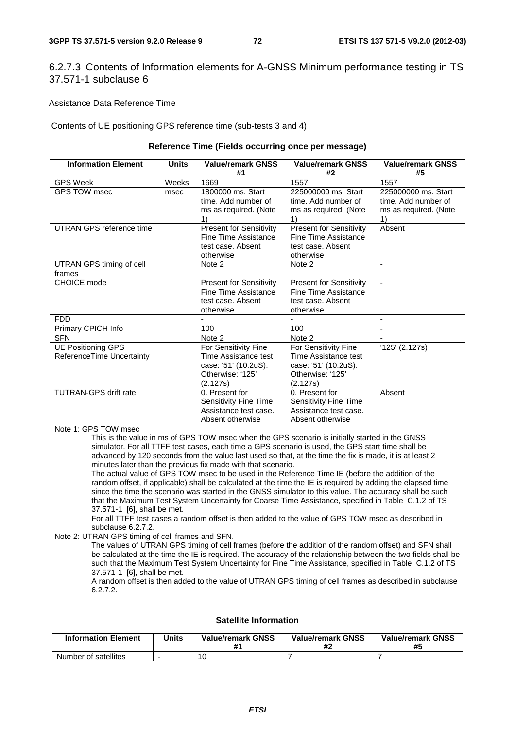### 6.2.7.3 Contents of Information elements for A-GNSS Minimum performance testing in TS 37.571-1 subclause 6

Assistance Data Reference Time

Contents of UE positioning GPS reference time (sub-tests 3 and 4)

**Reference Time (Fields occurring once per message)**

| Information Element | Units | Value/remark GNSS #1 | Value/remark GNSS #2 | Value/remark GNSS #5 |
|---|---|---|---|---|
| GPS Week | Weeks | 1669 | 1557 | 1557 |
| GPS TOW msec | msec | 1800000 ms. Start time. Add number of ms as required. (Note 1) | 225000000 ms. Start time. Add number of ms as required. (Note 1) | 225000000 ms. Start time. Add number of ms as required. (Note 1) |
| UTRAN GPS reference time | | Present for Sensitivity Fine Time Assistance test case. Absent otherwise | Present for Sensitivity Fine Time Assistance test case. Absent otherwise | Absent |
| UTRAN GPS timing of cell frames | | Note 2 | Note 2 | - |
| CHOICE mode | | Present for Sensitivity Fine Time Assistance test case. Absent otherwise | Present for Sensitivity Fine Time Assistance test case. Absent otherwise | - |
| FDD | | - | - | - |
| Primary CPICH Info | | 100 | 100 | - |
| SFN | | Note 2 | Note 2 | - |
| UE Positioning GPS ReferenceTime Uncertainty | | For Sensitivity Fine Time Assistance test case: '51' (10.2uS). Otherwise: '125' (2.127s) | For Sensitivity Fine Time Assistance test case: '51' (10.2uS). Otherwise: '125' (2.127s) | '125' (2.127s) |
| TUTRAN-GPS drift rate | | 0. Present for Sensitivity Fine Time Assistance test case. Absent otherwise | 0. Present for Sensitivity Fine Time Assistance test case. Absent otherwise | Absent |

Note 1: GPS TOW msec

This is the value in ms of GPS TOW msec when the GPS scenario is initially started in the GNSS simulator. For all TTFF test cases, each time a GPS scenario is used, the GPS start time shall be advanced by 120 seconds from the value last used so that, at the time the fix is made, it is at least 2 minutes later than the previous fix made with that scenario.

The actual value of GPS TOW msec to be used in the Reference Time IE (before the addition of the random offset, if applicable) shall be calculated at the time the IE is required by adding the elapsed time since the time the scenario was started in the GNSS simulator to this value. The accuracy shall be such that the Maximum Test System Uncertainty for Coarse Time Assistance, specified in Table C.1.2 of TS 37.571-1 [6], shall be met.

For all TTFF test cases a random offset is then added to the value of GPS TOW msec as described in subclause 6.2.7.2.

Note 2: UTRAN GPS timing of cell frames and SFN.

The values of UTRAN GPS timing of cell frames (before the addition of the random offset) and SFN shall be calculated at the time the IE is required. The accuracy of the relationship between the two fields shall be such that the Maximum Test System Uncertainty for Fine Time Assistance, specified in Table C.1.2 of TS 37.571-1 [6], shall be met.

A random offset is then added to the value of UTRAN GPS timing of cell frames as described in subclause 6.2.7.2.

**Satellite Information**

| Information Element | Units | Value/remark GNSS #1 | Value/remark GNSS #2 | Value/remark GNSS #5 |
|---|---|---|---|---|
| Number of satellites | - | 10 | 7 | 7 |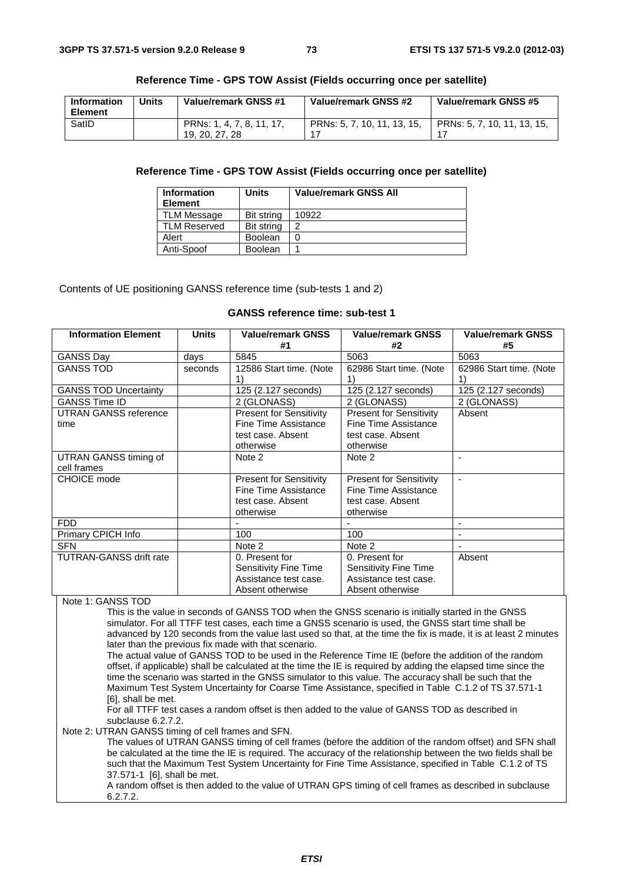**Reference Time - GPS TOW Assist (Fields occurring once per satellite)**

| Information Element | Units | Value/remark GNSS #1 | Value/remark GNSS #2 | Value/remark GNSS #5 |
|---|---|---|---|---|
| SatID | | PRNs: 1, 4, 7, 8, 11, 17, 19, 20, 27, 28 | PRNs: 5, 7, 10, 11, 13, 15, 17 | PRNs: 5, 7, 10, 11, 13, 15, 17 |

**Reference Time - GPS TOW Assist (Fields occurring once per satellite)**

| Information Element | Units | Value/remark GNSS All |
|---|---|---|
| TLM Message | Bit string | 10922 |
| TLM Reserved | Bit string | 2 |
| Alert | Boolean | 0 |
| Anti-Spoof | Boolean | 1 |

Contents of UE positioning GANSS reference time (sub-tests 1 and 2)

**GANSS reference time: sub-test 1**

| Information Element | Units | Value/remark GNSS #1 | Value/remark GNSS #2 | Value/remark GNSS #5 |
|---|---|---|---|---|
| GANSS Day | days | 5845 | 5063 | 5063 |
| GANSS TOD | seconds | 12586 Start time. (Note 1) | 62986 Start time. (Note 1) | 62986 Start time. (Note 1) |
| GANSS TOD Uncertainty | | 125 (2.127 seconds) | 125 (2.127 seconds) | 125 (2.127 seconds) |
| GANSS Time ID | | 2 (GLONASS) | 2 (GLONASS) | 2 (GLONASS) |
| UTRAN GANSS reference time | | Present for Sensitivity Fine Time Assistance test case. Absent otherwise | Present for Sensitivity Fine Time Assistance test case. Absent otherwise | Absent |
| UTRAN GANSS timing of cell frames | | Note 2 | Note 2 | - |
| CHOICE mode | | Present for Sensitivity Fine Time Assistance test case. Absent otherwise | Present for Sensitivity Fine Time Assistance test case. Absent otherwise | - |
| FDD | | - | - | - |
| Primary CPICH Info | | 100 | 100 | - |
| SFN | | Note 2 | Note 2 | - |
| TUTRAN-GANSS drift rate | | 0. Present for Sensitivity Fine Time Assistance test case. Absent otherwise | 0. Present for Sensitivity Fine Time Assistance test case. Absent otherwise | Absent |

Note 1: GANSS TOD

This is the value in seconds of GANSS TOD when the GNSS scenario is initially started in the GNSS simulator. For all TTFF test cases, each time a GNSS scenario is used, the GNSS start time shall be advanced by 120 seconds from the value last used so that, at the time the fix is made, it is at least 2 minutes later than the previous fix made with that scenario.

The actual value of GANSS TOD to be used in the Reference Time IE (before the addition of the random offset, if applicable) shall be calculated at the time the IE is required by adding the elapsed time since the time the scenario was started in the GNSS simulator to this value. The accuracy shall be such that the Maximum Test System Uncertainty for Coarse Time Assistance, specified in Table C.1.2 of TS 37.571-1 [6], shall be met.

For all TTFF test cases a random offset is then added to the value of GANSS TOD as described in subclause 6.2.7.2.

Note 2: UTRAN GANSS timing of cell frames and SFN.

The values of UTRAN GANSS timing of cell frames (before the addition of the random offset) and SFN shall be calculated at the time the IE is required. The accuracy of the relationship between the two fields shall be such that the Maximum Test System Uncertainty for Fine Time Assistance, specified in Table C.1.2 of TS 37.571-1 [6], shall be met.

A random offset is then added to the value of UTRAN GPS timing of cell frames as described in subclause 6.2.7.2.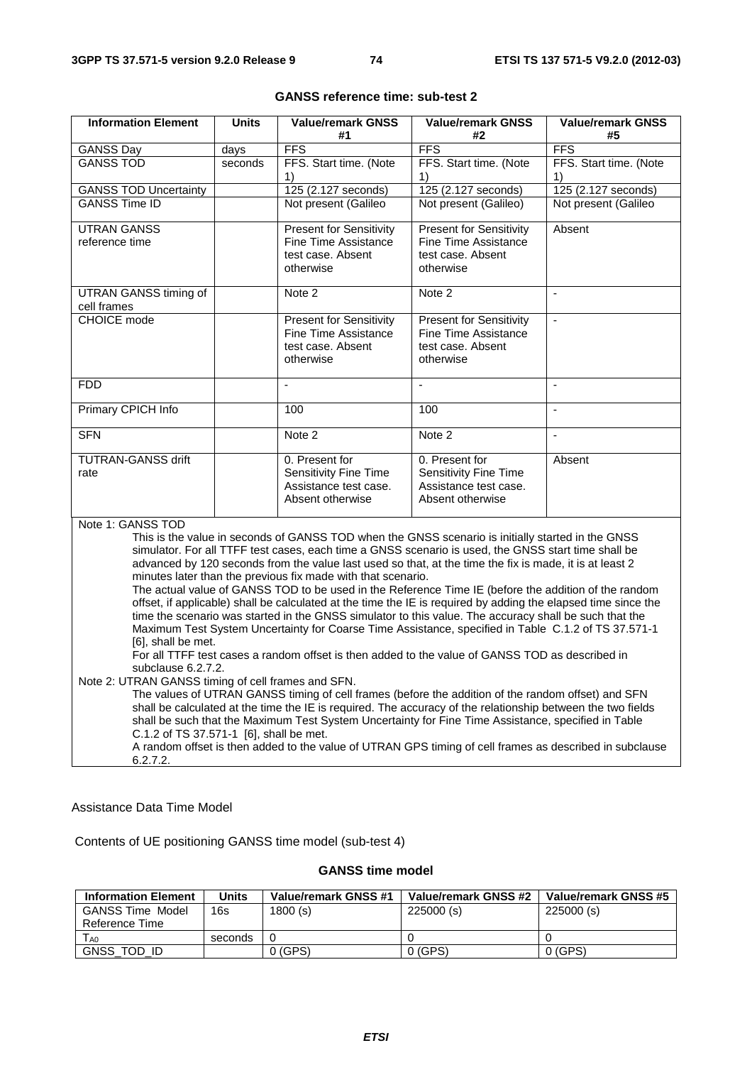**GANSS reference time: sub-test 2**

| Information Element | Units | Value/remark GNSS #1 | Value/remark GNSS #2 | Value/remark GNSS #5 |
|---|---|---|---|---|
| GANSS Day | days | FFS | FFS | FFS |
| GANSS TOD | seconds | FFS. Start time. (Note 1) | FFS. Start time. (Note 1) | FFS. Start time. (Note 1) |
| GANSS TOD Uncertainty | | 125 (2.127 seconds) | 125 (2.127 seconds) | 125 (2.127 seconds) |
| GANSS Time ID | | Not present (Galileo | Not present (Galileo) | Not present (Galileo |
| UTRAN GANSS reference time | | Present for Sensitivity Fine Time Assistance test case. Absent otherwise | Present for Sensitivity Fine Time Assistance test case. Absent otherwise | Absent |
| UTRAN GANSS timing of cell frames | | Note 2 | Note 2 | - |
| CHOICE mode | | Present for Sensitivity Fine Time Assistance test case. Absent otherwise | Present for Sensitivity Fine Time Assistance test case. Absent otherwise | - |
| FDD | | - | - | - |
| Primary CPICH Info | | 100 | 100 | - |
| SFN | | Note 2 | Note 2 | - |
| TUTRAN-GANSS drift rate | | 0. Present for Sensitivity Fine Time Assistance test case. Absent otherwise | 0. Present for Sensitivity Fine Time Assistance test case. Absent otherwise | Absent |

Note 1: GANSS TOD

This is the value in seconds of GANSS TOD when the GNSS scenario is initially started in the GNSS simulator. For all TTFF test cases, each time a GNSS scenario is used, the GNSS start time shall be advanced by 120 seconds from the value last used so that, at the time the fix is made, it is at least 2 minutes later than the previous fix made with that scenario.

The actual value of GANSS TOD to be used in the Reference Time IE (before the addition of the random offset, if applicable) shall be calculated at the time the IE is required by adding the elapsed time since the time the scenario was started in the GNSS simulator to this value. The accuracy shall be such that the Maximum Test System Uncertainty for Coarse Time Assistance, specified in Table C.1.2 of TS 37.571-1 [6], shall be met.

For all TTFF test cases a random offset is then added to the value of GANSS TOD as described in subclause 6.2.7.2.

Note 2: UTRAN GANSS timing of cell frames and SFN.

The values of UTRAN GANSS timing of cell frames (before the addition of the random offset) and SFN shall be calculated at the time the IE is required. The accuracy of the relationship between the two fields shall be such that the Maximum Test System Uncertainty for Fine Time Assistance, specified in Table C.1.2 of TS 37.571-1 [6], shall be met.

A random offset is then added to the value of UTRAN GPS timing of cell frames as described in subclause 6.2.7.2.

Assistance Data Time Model

Contents of UE positioning GANSS time model (sub-test 4)

**GANSS time model**

| Information Element | Units | Value/remark GNSS #1 | Value/remark GNSS #2 | Value/remark GNSS #5 |
|---|---|---|---|---|
| GANSS Time Model Reference Time | 16s | 1800 (s) | 225000 (s) | 225000 (s) |
| $T_{A0}$ | seconds | 0 | 0 | 0 |
| GNSS_TOD_ID | | 0 (GPS) | 0 (GPS) | 0 (GPS) |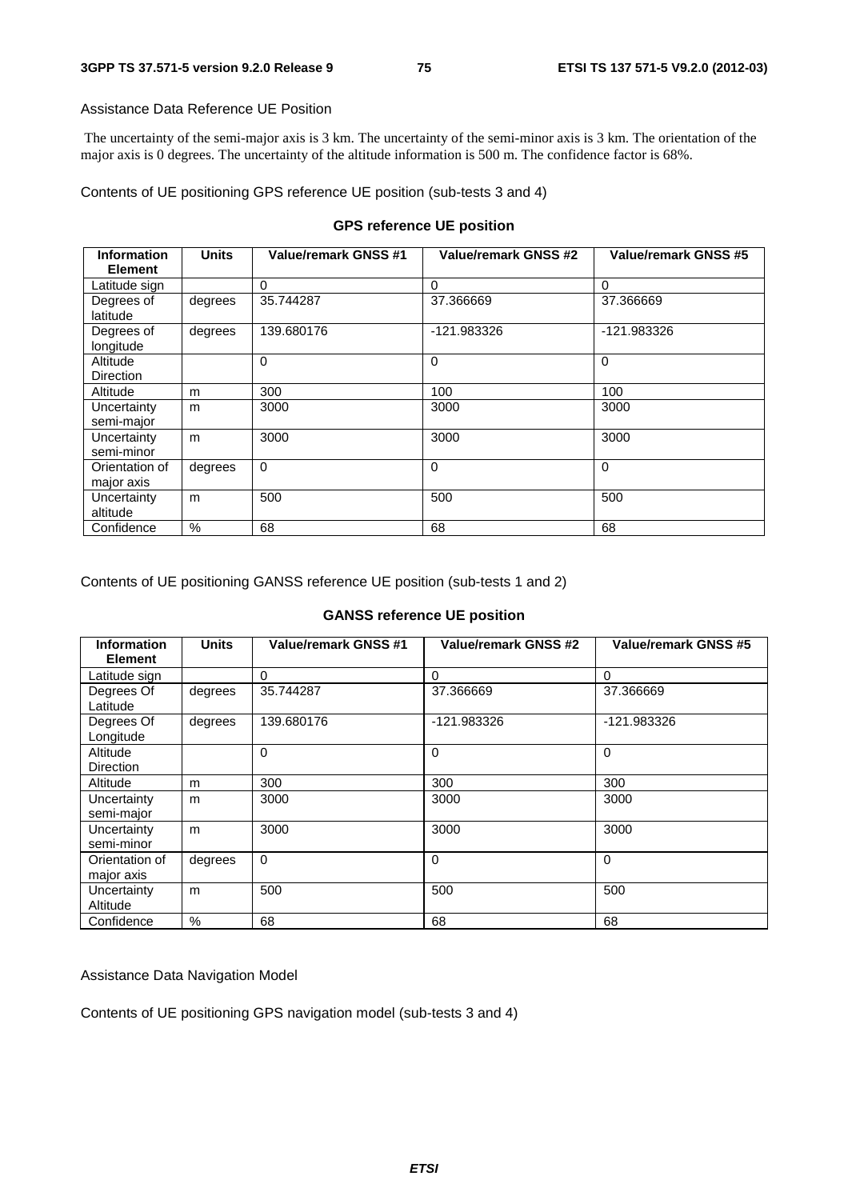Assistance Data Reference UE Position

The uncertainty of the semi-major axis is 3 km. The uncertainty of the semi-minor axis is 3 km. The orientation of the major axis is 0 degrees. The uncertainty of the altitude information is 500 m. The confidence factor is 68%.

Contents of UE positioning GPS reference UE position (sub-tests 3 and 4)

**GPS reference UE position**

| Information Element | Units | Value/remark GNSS #1 | Value/remark GNSS #2 | Value/remark GNSS #5 |
|---|---|---|---|---|
| Latitude sign | | 0 | 0 | 0 |
| Degrees of latitude | degrees | 35.744287 | 37.366669 | 37.366669 |
| Degrees of longitude | degrees | 139.680176 | -121.983326 | -121.983326 |
| Altitude Direction | | 0 | 0 | 0 |
| Altitude | m | 300 | 100 | 100 |
| Uncertainty semi-major | m | 3000 | 3000 | 3000 |
| Uncertainty semi-minor | m | 3000 | 3000 | 3000 |
| Orientation of major axis | degrees | 0 | 0 | 0 |
| Uncertainty altitude | m | 500 | 500 | 500 |
| Confidence | % | 68 | 68 | 68 |

Contents of UE positioning GANSS reference UE position (sub-tests 1 and 2)

**GANSS reference UE position**

| Information Element | Units | Value/remark GNSS #1 | Value/remark GNSS #2 | Value/remark GNSS #5 |
|---|---|---|---|---|
| Latitude sign | | 0 | 0 | 0 |
| Degrees Of Latitude | degrees | 35.744287 | 37.366669 | 37.366669 |
| Degrees Of Longitude | degrees | 139.680176 | -121.983326 | -121.983326 |
| Altitude Direction | | 0 | 0 | 0 |
| Altitude | m | 300 | 300 | 300 |
| Uncertainty semi-major | m | 3000 | 3000 | 3000 |
| Uncertainty semi-minor | m | 3000 | 3000 | 3000 |
| Orientation of major axis | degrees | 0 | 0 | 0 |
| Uncertainty Altitude | m | 500 | 500 | 500 |
| Confidence | % | 68 | 68 | 68 |

Assistance Data Navigation Model

Contents of UE positioning GPS navigation model (sub-tests 3 and 4)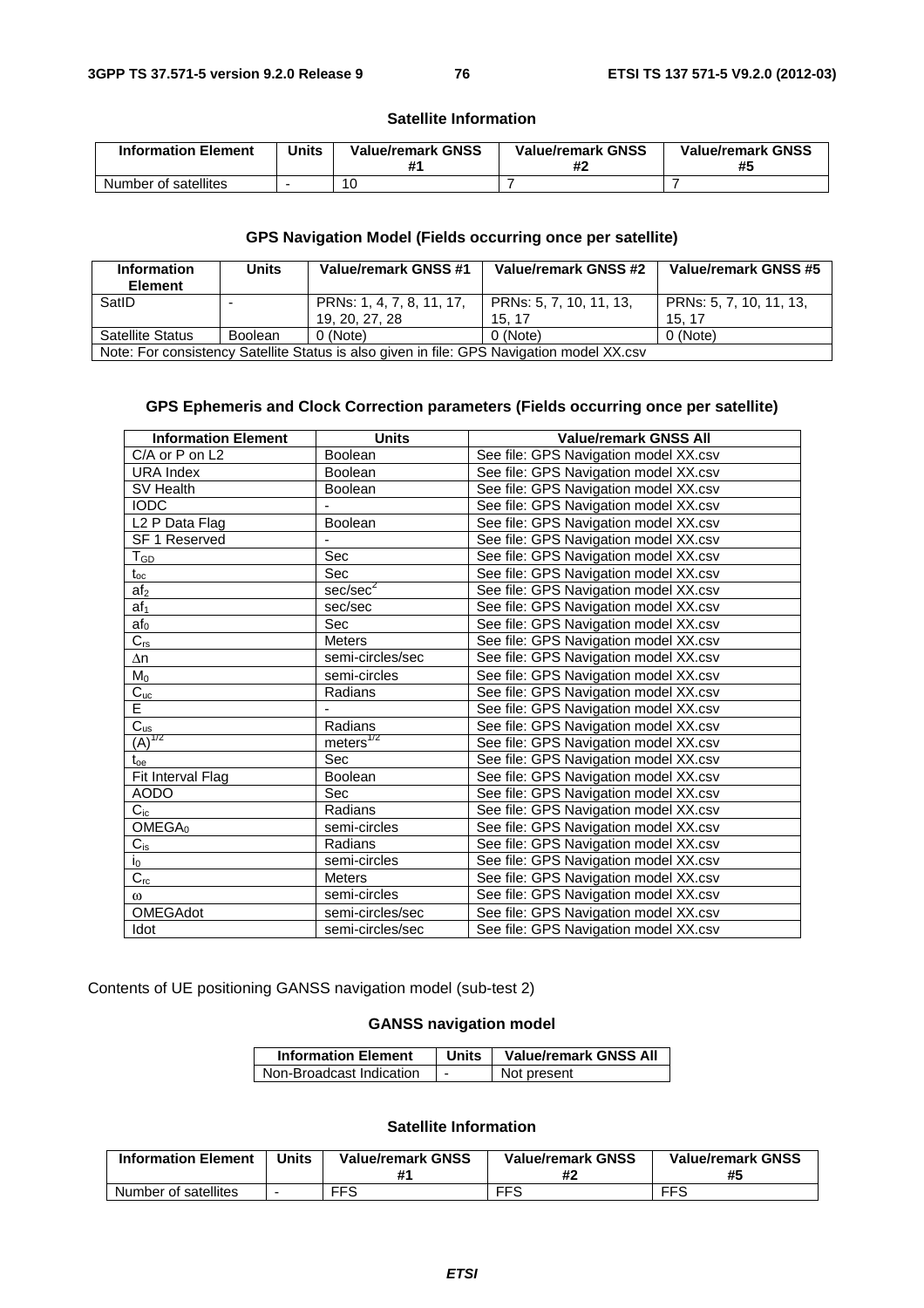**Satellite Information**

| Information Element | Units | Value/remark GNSS #1 | Value/remark GNSS #2 | Value/remark GNSS #5 |
|---|---|---|---|---|
| Number of satellites | - | 10 | 7 | 7 |

**GPS Navigation Model (Fields occurring once per satellite)**

| Information Element | Units | Value/remark GNSS #1 | Value/remark GNSS #2 | Value/remark GNSS #5 |
|---|---|---|---|---|
| SatID | - | PRNs: 1, 4, 7, 8, 11, 17, 19, 20, 27, 28 | PRNs: 5, 7, 10, 11, 13, 15, 17 | PRNs: 5, 7, 10, 11, 13, 15, 17 |
| Satellite Status | Boolean | 0 (Note) | 0 (Note) | 0 (Note) |
| Note: For consistency Satellite Status is also given in file: GPS Navigation model XX.csv | | | | |

**GPS Ephemeris and Clock Correction parameters (Fields occurring once per satellite)**

| Information Element | Units | Value/remark GNSS All |
|---|---|---|
| C/A or P on L2 | Boolean | See file: GPS Navigation model XX.csv |
| URA Index | Boolean | See file: GPS Navigation model XX.csv |
| SV Health | Boolean | See file: GPS Navigation model XX.csv |
| IODC | - | See file: GPS Navigation model XX.csv |
| L2 P Data Flag | Boolean | See file: GPS Navigation model XX.csv |
| SF 1 Reserved | - | See file: GPS Navigation model XX.csv |
| $T_{GD}$ | Sec | See file: GPS Navigation model XX.csv |
| $t_{oc}$ | Sec | See file: GPS Navigation model XX.csv |
| $af_2$ | $sec/sec^2$ | See file: GPS Navigation model XX.csv |
| $af_1$ | sec/sec | See file: GPS Navigation model XX.csv |
| $af_0$ | Sec | See file: GPS Navigation model XX.csv |
| $C_{rs}$ | Meters | See file: GPS Navigation model XX.csv |
| $\Delta n$ | semi-circles/sec | See file: GPS Navigation model XX.csv |
| $M_0$ | semi-circles | See file: GPS Navigation model XX.csv |
| $C_{uc}$ | Radians | See file: GPS Navigation model XX.csv |
| E | - | See file: GPS Navigation model XX.csv |
| $C_{us}$ | Radians | See file: GPS Navigation model XX.csv |
| $(A)^{1/2}$ | $meters^{1/2}$ | See file: GPS Navigation model XX.csv |
| $t_{oe}$ | Sec | See file: GPS Navigation model XX.csv |
| Fit Interval Flag | Boolean | See file: GPS Navigation model XX.csv |
| AODO | Sec | See file: GPS Navigation model XX.csv |
| $C_{ic}$ | Radians | See file: GPS Navigation model XX.csv |
| $OMEGA_0$ | semi-circles | See file: GPS Navigation model XX.csv |
| $C_{is}$ | Radians | See file: GPS Navigation model XX.csv |
| $i_0$ | semi-circles | See file: GPS Navigation model XX.csv |
| $C_{rc}$ | Meters | See file: GPS Navigation model XX.csv |
| $\omega$ | semi-circles | See file: GPS Navigation model XX.csv |
| OMEGAdot | semi-circles/sec | See file: GPS Navigation model XX.csv |
| Idot | semi-circles/sec | See file: GPS Navigation model XX.csv |

Contents of UE positioning GANSS navigation model (sub-test 2)

**GANSS navigation model**

| Information Element | Units | Value/remark GNSS All |
|---|---|---|
| Non-Broadcast Indication | - | Not present |

**Satellite Information**

| Information Element | Units | Value/remark GNSS #1 | Value/remark GNSS #2 | Value/remark GNSS #5 |
|---|---|---|---|---|
| Number of satellites | - | FFS | FFS | FFS |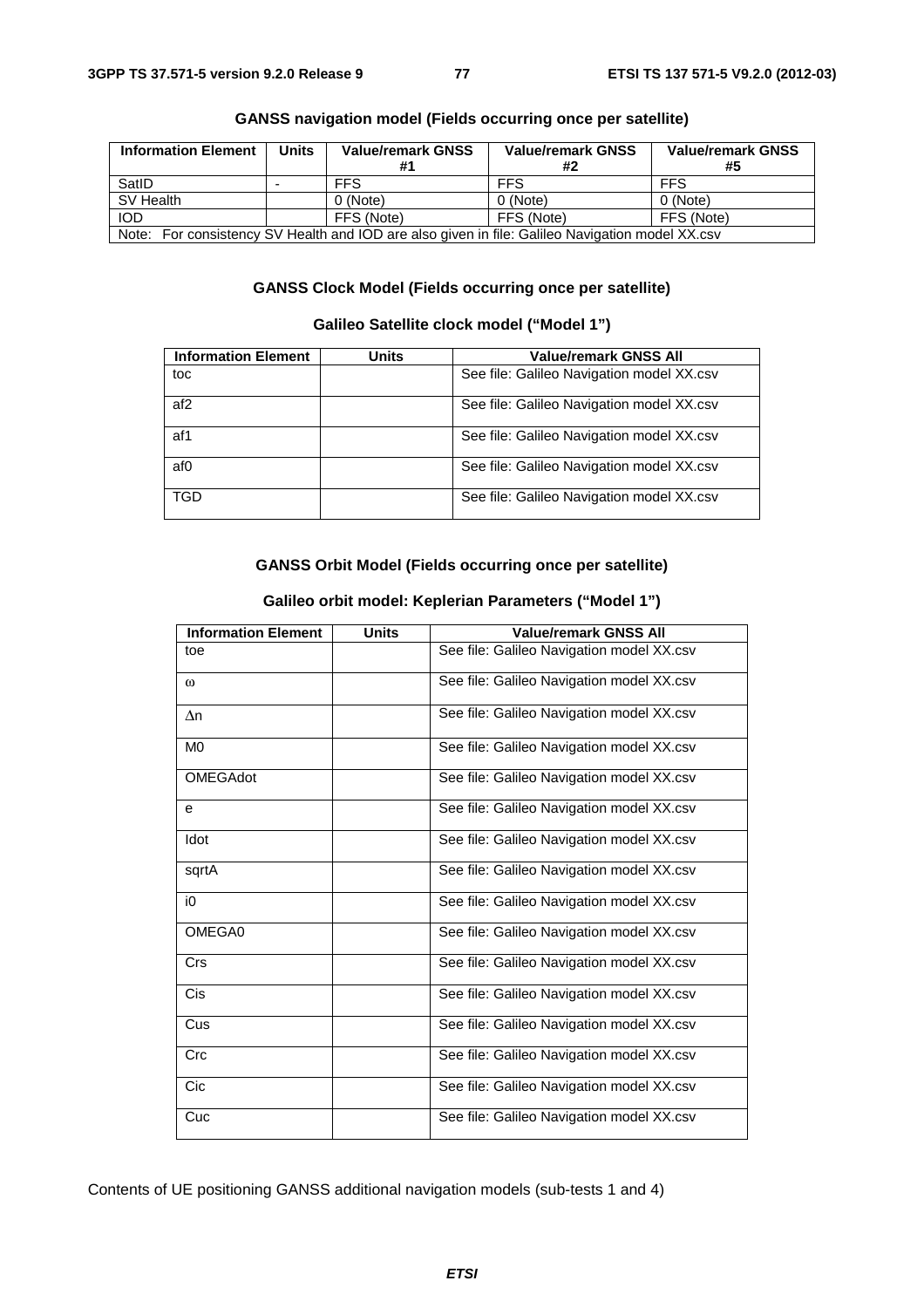**GANSS navigation model (Fields occurring once per satellite)**

| Information Element | Units | Value/remark GNSS #1 | Value/remark GNSS #2 | Value/remark GNSS #5 |
|---|---|---|---|---|
| SatID | - | FFS | FFS | FFS |
| SV Health | | 0 (Note) | 0 (Note) | 0 (Note) |
| IOD | | FFS (Note) | FFS (Note) | FFS (Note) |
| Note: For consistency SV Health and IOD are also given in file: Galileo Navigation model XX.csv | | | | |

**GANSS Clock Model (Fields occurring once per satellite)**

**Galileo Satellite clock model ("Model 1")**

| Information Element | Units | Value/remark GNSS All |
|---|---|---|
| toc | | See file: Galileo Navigation model XX.csv |
| af2 | | See file: Galileo Navigation model XX.csv |
| af1 | | See file: Galileo Navigation model XX.csv |
| af0 | | See file: Galileo Navigation model XX.csv |
| TGD | | See file: Galileo Navigation model XX.csv |

**GANSS Orbit Model (Fields occurring once per satellite)**

**Galileo orbit model: Keplerian Parameters ("Model 1")**

| Information Element | Units | Value/remark GNSS All |
|---|---|---|
| toe | | See file: Galileo Navigation model XX.csv |
| ω | | See file: Galileo Navigation model XX.csv |
| Δn | | See file: Galileo Navigation model XX.csv |
| M0 | | See file: Galileo Navigation model XX.csv |
| OMEGAdot | | See file: Galileo Navigation model XX.csv |
| e | | See file: Galileo Navigation model XX.csv |
| Idot | | See file: Galileo Navigation model XX.csv |
| sqrtA | | See file: Galileo Navigation model XX.csv |
| i0 | | See file: Galileo Navigation model XX.csv |
| OMEGA0 | | See file: Galileo Navigation model XX.csv |
| Crs | | See file: Galileo Navigation model XX.csv |
| Cis | | See file: Galileo Navigation model XX.csv |
| Cus | | See file: Galileo Navigation model XX.csv |
| Crc | | See file: Galileo Navigation model XX.csv |
| Cic | | See file: Galileo Navigation model XX.csv |
| Cuc | | See file: Galileo Navigation model XX.csv |

Contents of UE positioning GANSS additional navigation models (sub-tests 1 and 4)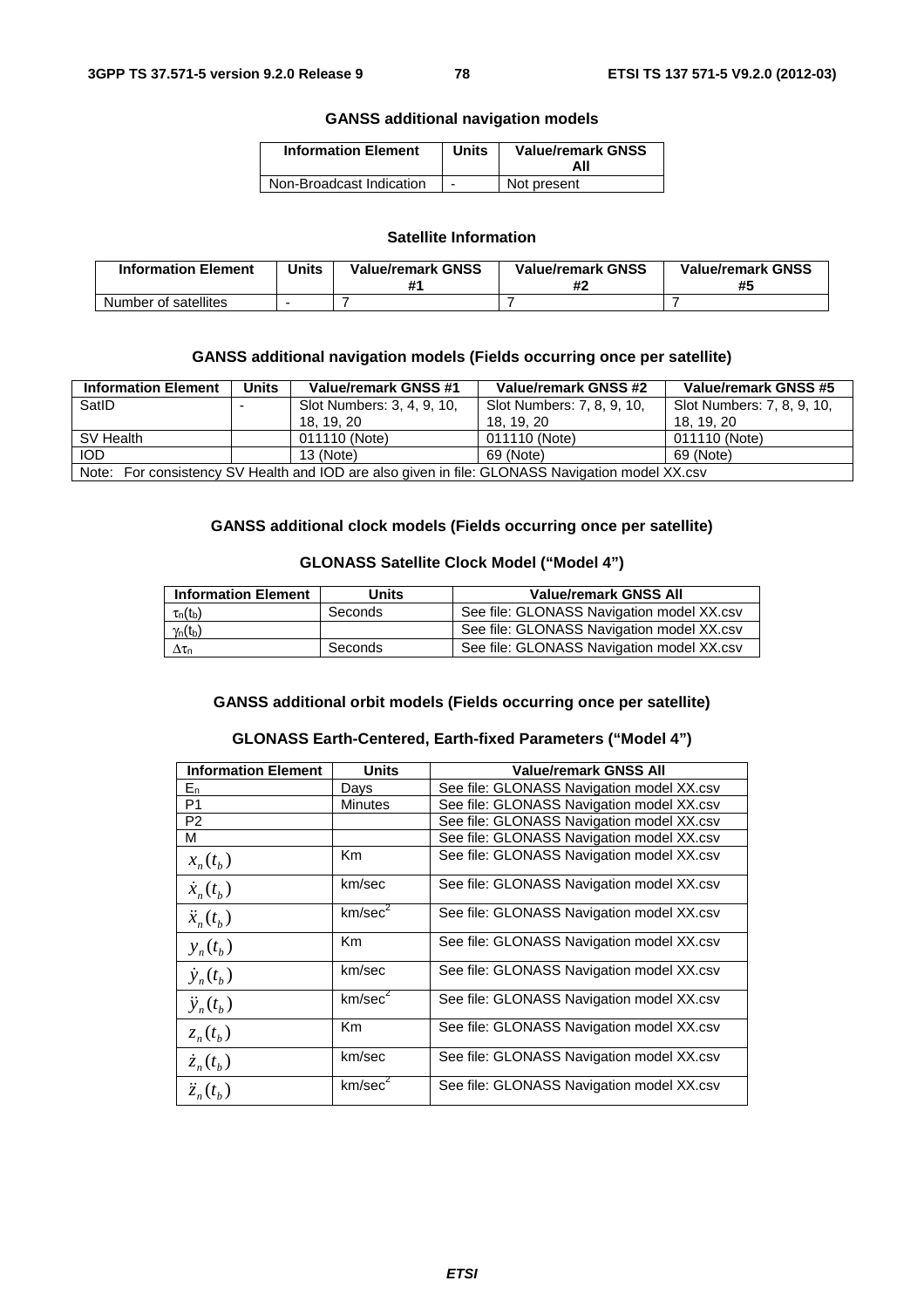**GANSS additional navigation models**

| Information Element | Units | Value/remark GNSS All |
|---|---|---|
| Non-Broadcast Indication | - | Not present |

**Satellite Information**

| Information Element | Units | Value/remark GNSS #1 | Value/remark GNSS #2 | Value/remark GNSS #5 |
|---|---|---|---|---|
| Number of satellites | - | 7 | 7 | 7 |

**GANSS additional navigation models (Fields occurring once per satellite)**

| Information Element | Units | Value/remark GNSS #1 | Value/remark GNSS #2 | Value/remark GNSS #5 |
|---|---|---|---|---|
| SatID | - | Slot Numbers: 3, 4, 9, 10, 18, 19, 20 | Slot Numbers: 7, 8, 9, 10, 18, 19, 20 | Slot Numbers: 7, 8, 9, 10, 18, 19, 20 |
| SV Health | | 011110 (Note) | 011110 (Note) | 011110 (Note) |
| IOD | | 13 (Note) | 69 (Note) | 69 (Note) |
| Note: For consistency SV Health and IOD are also given in file: GLONASS Navigation model XX.csv | | | | |

**GANSS additional clock models (Fields occurring once per satellite)**

**GLONASS Satellite Clock Model ("Model 4")**

| Information Element | Units | Value/remark GNSS All |
|---|---|---|
| $\tau_n(t_b)$ | Seconds | See file: GLONASS Navigation model XX.csv |
| $\gamma_n(t_b)$ | | See file: GLONASS Navigation model XX.csv |
| $\Delta\tau_n$ | Seconds | See file: GLONASS Navigation model XX.csv |

**GANSS additional orbit models (Fields occurring once per satellite)**

**GLONASS Earth-Centered, Earth-fixed Parameters ("Model 4")**

| Information Element | Units | Value/remark GNSS All |
|---|---|---|
| $E_n$ | Days | See file: GLONASS Navigation model XX.csv |
| P1 | Minutes | See file: GLONASS Navigation model XX.csv |
| P2 | | See file: GLONASS Navigation model XX.csv |
| M | | See file: GLONASS Navigation model XX.csv |
| $x_n(t_b)$ | Km | See file: GLONASS Navigation model XX.csv |
| $\dot{x}_n(t_b)$ | km/sec | See file: GLONASS Navigation model XX.csv |
| $\ddot{x}_n(t_b)$ | km/sec$^2$ | See file: GLONASS Navigation model XX.csv |
| $y_n(t_b)$ | Km | See file: GLONASS Navigation model XX.csv |
| $\dot{y}_n(t_b)$ | km/sec | See file: GLONASS Navigation model XX.csv |
| $\ddot{y}_n(t_b)$ | km/sec$^2$ | See file: GLONASS Navigation model XX.csv |
| $z_n(t_b)$ | Km | See file: GLONASS Navigation model XX.csv |
| $\dot{z}_n(t_b)$ | km/sec | See file: GLONASS Navigation model XX.csv |
| $\ddot{z}_n(t_b)$ | km/sec$^2$ | See file: GLONASS Navigation model XX.csv |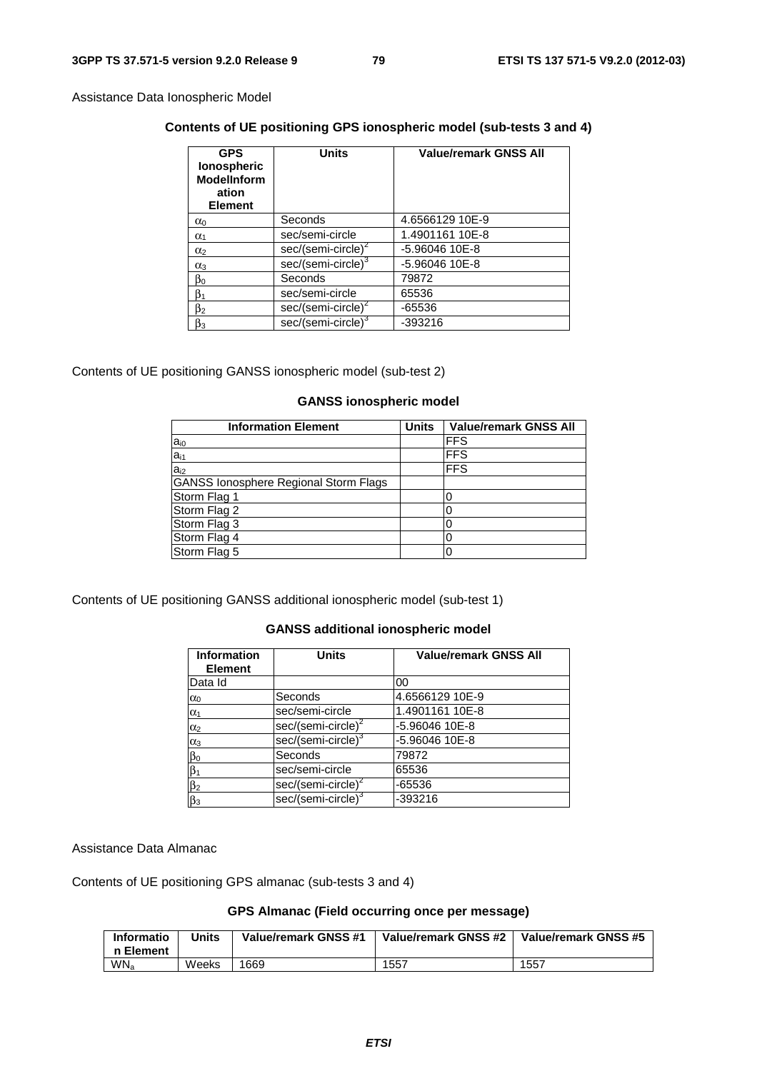Assistance Data Ionospheric Model

**Contents of UE positioning GPS ionospheric model (sub-tests 3 and 4)**

| GPS Ionospheric ModelInformation Element | Units | Value/remark GNSS All |
|---|---|---|
| $\alpha_0$ | Seconds | 4.6566129 10E-9 |
| $\alpha_1$ | sec/semi-circle | 1.4901161 10E-8 |
| $\alpha_2$ | sec/(semi-circle)$^2$ | -5.96046 10E-8 |
| $\alpha_3$ | sec/(semi-circle)$^3$ | -5.96046 10E-8 |
| $\beta_0$ | Seconds | 79872 |
| $\beta_1$ | sec/semi-circle | 65536 |
| $\beta_2$ | sec/(semi-circle)$^2$ | -65536 |
| $\beta_3$ | sec/(semi-circle)$^3$ | -393216 |

Contents of UE positioning GANSS ionospheric model (sub-test 2)

**GANSS ionospheric model**

| Information Element | Units | Value/remark GNSS All |
|---|---|---|
| $a_{i0}$ | | FFS |
| $a_{i1}$ | | FFS |
| $a_{i2}$ | | FFS |
| GANSS Ionosphere Regional Storm Flags | | |
| Storm Flag 1 | | 0 |
| Storm Flag 2 | | 0 |
| Storm Flag 3 | | 0 |
| Storm Flag 4 | | 0 |
| Storm Flag 5 | | 0 |

Contents of UE positioning GANSS additional ionospheric model (sub-test 1)

**GANSS additional ionospheric model**

| Information Element | Units | Value/remark GNSS All |
|---|---|---|
| Data Id | | 00 |
| $\alpha_0$ | Seconds | 4.6566129 10E-9 |
| $\alpha_1$ | sec/semi-circle | 1.4901161 10E-8 |
| $\alpha_2$ | sec/(semi-circle)$^2$ | -5.96046 10E-8 |
| $\alpha_3$ | sec/(semi-circle)$^3$ | -5.96046 10E-8 |
| $\beta_0$ | Seconds | 79872 |
| $\beta_1$ | sec/semi-circle | 65536 |
| $\beta_2$ | sec/(semi-circle)$^2$ | -65536 |
| $\beta_3$ | sec/(semi-circle)$^3$ | -393216 |

Assistance Data Almanac

Contents of UE positioning GPS almanac (sub-tests 3 and 4)

**GPS Almanac (Field occurring once per message)**

| Information Element | Units | Value/remark GNSS #1 | Value/remark GNSS #2 | Value/remark GNSS #5 |
|---|---|---|---|---|
| $WN_a$ | Weeks | 1669 | 1557 | 1557 |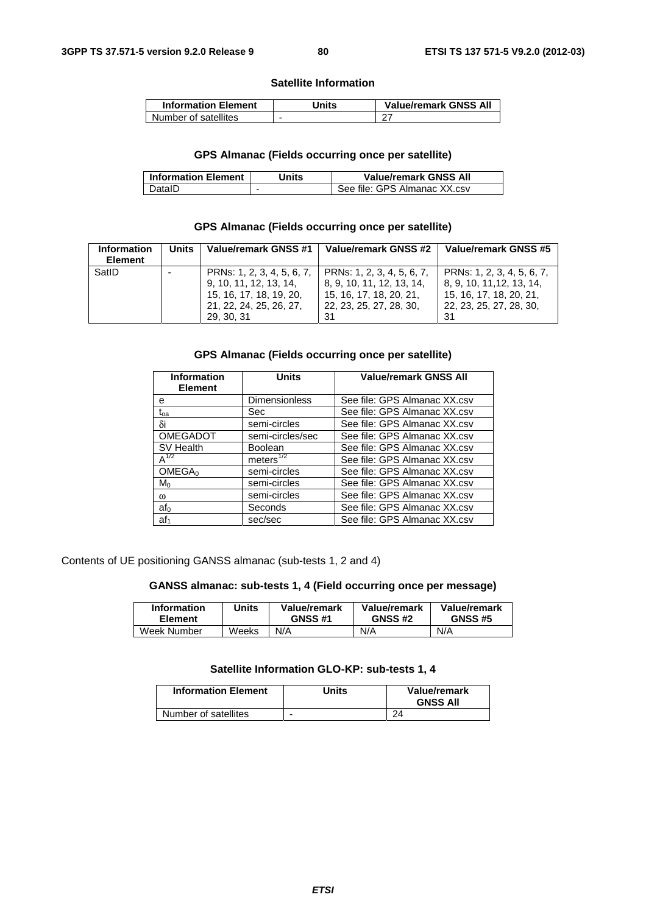**Satellite Information**

| Information Element | Units | Value/remark GNSS All |
|---|---|---|
| Number of satellites | - | 27 |

**GPS Almanac (Fields occurring once per satellite)**

| Information Element | Units | Value/remark GNSS All |
|---|---|---|
| DataID | - | See file: GPS Almanac XX.csv |

**GPS Almanac (Fields occurring once per satellite)**

| Information Element | Units | Value/remark GNSS #1 | Value/remark GNSS #2 | Value/remark GNSS #5 |
|---|---|---|---|---|
| SatID | - | PRNs: 1, 2, 3, 4, 5, 6, 7, 9, 10, 11, 12, 13, 14, 15, 16, 17, 18, 19, 20, 21, 22, 24, 25, 26, 27, 29, 30, 31 | PRNs: 1, 2, 3, 4, 5, 6, 7, 8, 9, 10, 11, 12, 13, 14, 15, 16, 17, 18, 20, 21, 22, 23, 25, 27, 28, 30, 31 | PRNs: 1, 2, 3, 4, 5, 6, 7, 8, 9, 10, 11,12, 13, 14, 15, 16, 17, 18, 20, 21, 22, 23, 25, 27, 28, 30, 31 |

**GPS Almanac (Fields occurring once per satellite)**

| Information Element | Units | Value/remark GNSS All |
|---|---|---|
| e | Dimensionless | See file: GPS Almanac XX.csv |
| $t_{oa}$ | Sec | See file: GPS Almanac XX.csv |
| δi | semi-circles | See file: GPS Almanac XX.csv |
| OMEGADOT | semi-circles/sec | See file: GPS Almanac XX.csv |
| SV Health | Boolean | See file: GPS Almanac XX.csv |
| $A^{1/2}$ | $meters^{1/2}$ | See file: GPS Almanac XX.csv |
| $OMEGA_0$ | semi-circles | See file: GPS Almanac XX.csv |
| $M_0$ | semi-circles | See file: GPS Almanac XX.csv |
| ω | semi-circles | See file: GPS Almanac XX.csv |
| $af_0$ | Seconds | See file: GPS Almanac XX.csv |
| $af_1$ | sec/sec | See file: GPS Almanac XX.csv |

Contents of UE positioning GANSS almanac (sub-tests 1, 2 and 4)

**GANSS almanac: sub-tests 1, 4 (Field occurring once per message)**

| Information Element | Units | Value/remark GNSS #1 | Value/remark GNSS #2 | Value/remark GNSS #5 |
|---|---|---|---|---|
| Week Number | Weeks | N/A | N/A | N/A |

**Satellite Information GLO-KP: sub-tests 1, 4**

| Information Element | Units | Value/remark GNSS All |
|---|---|---|
| Number of satellites | - | 24 |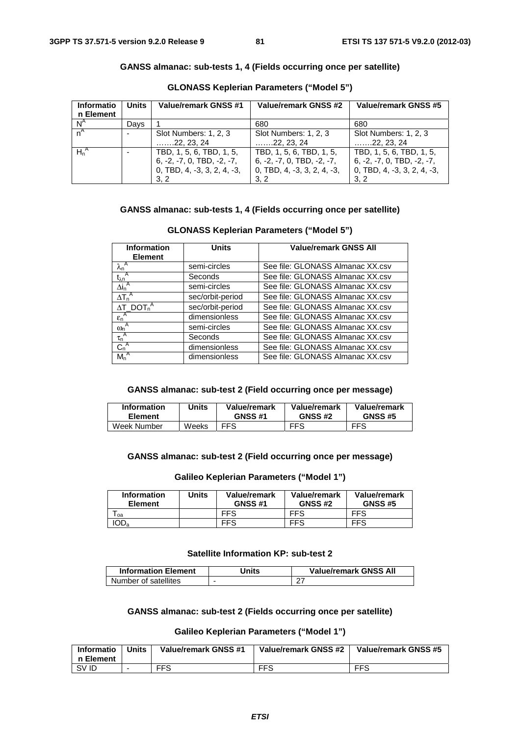**GANSS almanac: sub-tests 1, 4 (Fields occurring once per satellite)**

**GLONASS Keplerian Parameters ("Model 5")**

| Information Element | Units | Value/remark GNSS #1 | Value/remark GNSS #2 | Value/remark GNSS #5 |
|---|---|---|---|---|
| $N^A$ | Days | 1 | 680 | 680 |
| $n^A$ | - | Slot Numbers: 1, 2, 3 …….22, 23, 24 | Slot Numbers: 1, 2, 3 …….22, 23, 24 | Slot Numbers: 1, 2, 3 …….22, 23, 24 |
| $H_n^A$ | - | TBD, 1, 5, 6, TBD, 1, 5, 6, -2, -7, 0, TBD, -2, -7, 0, TBD, 4, -3, 3, 2, 4, -3, 3, 2 | TBD, 1, 5, 6, TBD, 1, 5, 6, -2, -7, 0, TBD, -2, -7, 0, TBD, 4, -3, 3, 2, 4, -3, 3, 2 | TBD, 1, 5, 6, TBD, 1, 5, 6, -2, -7, 0, TBD, -2, -7, 0, TBD, 4, -3, 3, 2, 4, -3, 3, 2 |

**GANSS almanac: sub-tests 1, 4 (Fields occurring once per satellite)**

**GLONASS Keplerian Parameters ("Model 5")**

| Information Element | Units | Value/remark GNSS All |
|---|---|---|
| $\lambda_n^A$ | semi-circles | See file: GLONASS Almanac XX.csv |
| $t_{\lambda n}^A$ | Seconds | See file: GLONASS Almanac XX.csv |
| $\Delta i_n^A$ | semi-circles | See file: GLONASS Almanac XX.csv |
| $\Delta T_n^A$ | sec/orbit-period | See file: GLONASS Almanac XX.csv |
| $\Delta T\_DOT_n^A$ | sec/orbit-period | See file: GLONASS Almanac XX.csv |
| $\varepsilon_n^A$ | dimensionless | See file: GLONASS Almanac XX.csv |
| $\omega_n^A$ | semi-circles | See file: GLONASS Almanac XX.csv |
| $\tau_n^A$ | Seconds | See file: GLONASS Almanac XX.csv |
| $C_n^A$ | dimensionless | See file: GLONASS Almanac XX.csv |
| $M_n^A$ | dimensionless | See file: GLONASS Almanac XX.csv |

**GANSS almanac: sub-test 2 (Field occurring once per message)**

| Information Element | Units | Value/remark GNSS #1 | Value/remark GNSS #2 | Value/remark GNSS #5 |
|---|---|---|---|---|
| Week Number | Weeks | FFS | FFS | FFS |

**GANSS almanac: sub-test 2 (Field occurring once per message)**

**Galileo Keplerian Parameters ("Model 1")**

| Information Element | Units | Value/remark GNSS #1 | Value/remark GNSS #2 | Value/remark GNSS #5 |
|---|---|---|---|---|
| $T_{oa}$ | | FFS | FFS | FFS |
| $IOD_a$ | | FFS | FFS | FFS |

**Satellite Information KP: sub-test 2**

| Information Element | Units | Value/remark GNSS All |
|---|---|---|
| Number of satellites | - | 27 |

**GANSS almanac: sub-test 2 (Fields occurring once per satellite)**

**Galileo Keplerian Parameters ("Model 1")**

| Information Element | Units | Value/remark GNSS #1 | Value/remark GNSS #2 | Value/remark GNSS #5 |
|---|---|---|---|---|
| SV ID | - | FFS | FFS | FFS |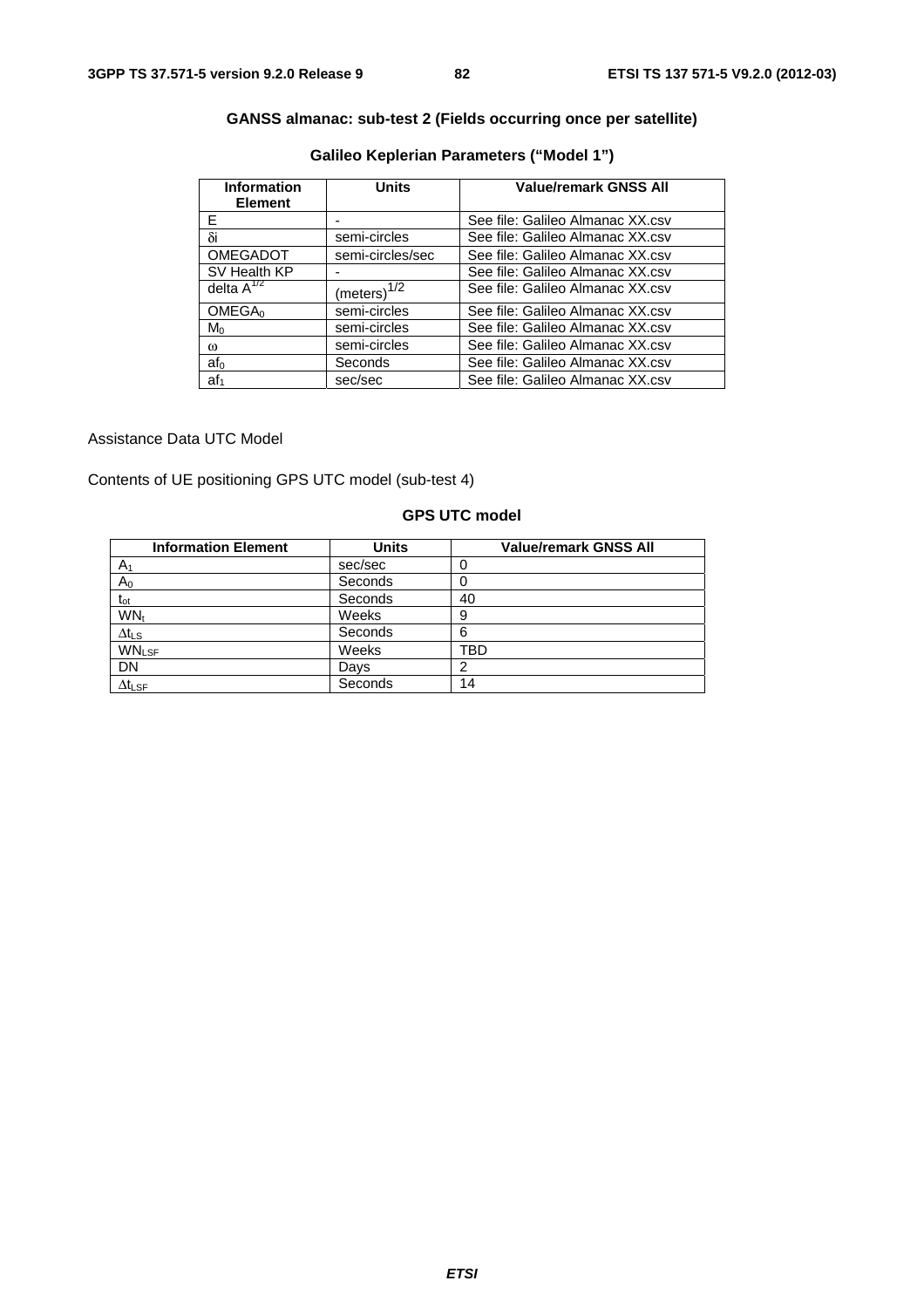**GANSS almanac: sub-test 2 (Fields occurring once per satellite)**

**Galileo Keplerian Parameters ("Model 1")**

| Information Element | Units | Value/remark GNSS All |
|---|---|---|
| E | - | See file: Galileo Almanac XX.csv |
| $\delta i$ | semi-circles | See file: Galileo Almanac XX.csv |
| OMEGADOT | semi-circles/sec | See file: Galileo Almanac XX.csv |
| SV Health KP | - | See file: Galileo Almanac XX.csv |
| delta $A^{1/2}$ | $(meters)^{1/2}$ | See file: Galileo Almanac XX.csv |
| $OMEGA_0$ | semi-circles | See file: Galileo Almanac XX.csv |
| $M_0$ | semi-circles | See file: Galileo Almanac XX.csv |
| $\omega$ | semi-circles | See file: Galileo Almanac XX.csv |
| $af_0$ | Seconds | See file: Galileo Almanac XX.csv |
| $af_1$ | sec/sec | See file: Galileo Almanac XX.csv |

Assistance Data UTC Model

Contents of UE positioning GPS UTC model (sub-test 4)

**GPS UTC model**

| Information Element | Units | Value/remark GNSS All |
|---|---|---|
| $A_1$ | sec/sec | 0 |
| $A_0$ | Seconds | 0 |
| $t_{ot}$ | Seconds | 40 |
| $WN_t$ | Weeks | 9 |
| $\Delta t_{LS}$ | Seconds | 6 |
| $WN_{LSF}$ | Weeks | TBD |
| DN | Days | 2 |
| $\Delta t_{LSF}$ | Seconds | 14 |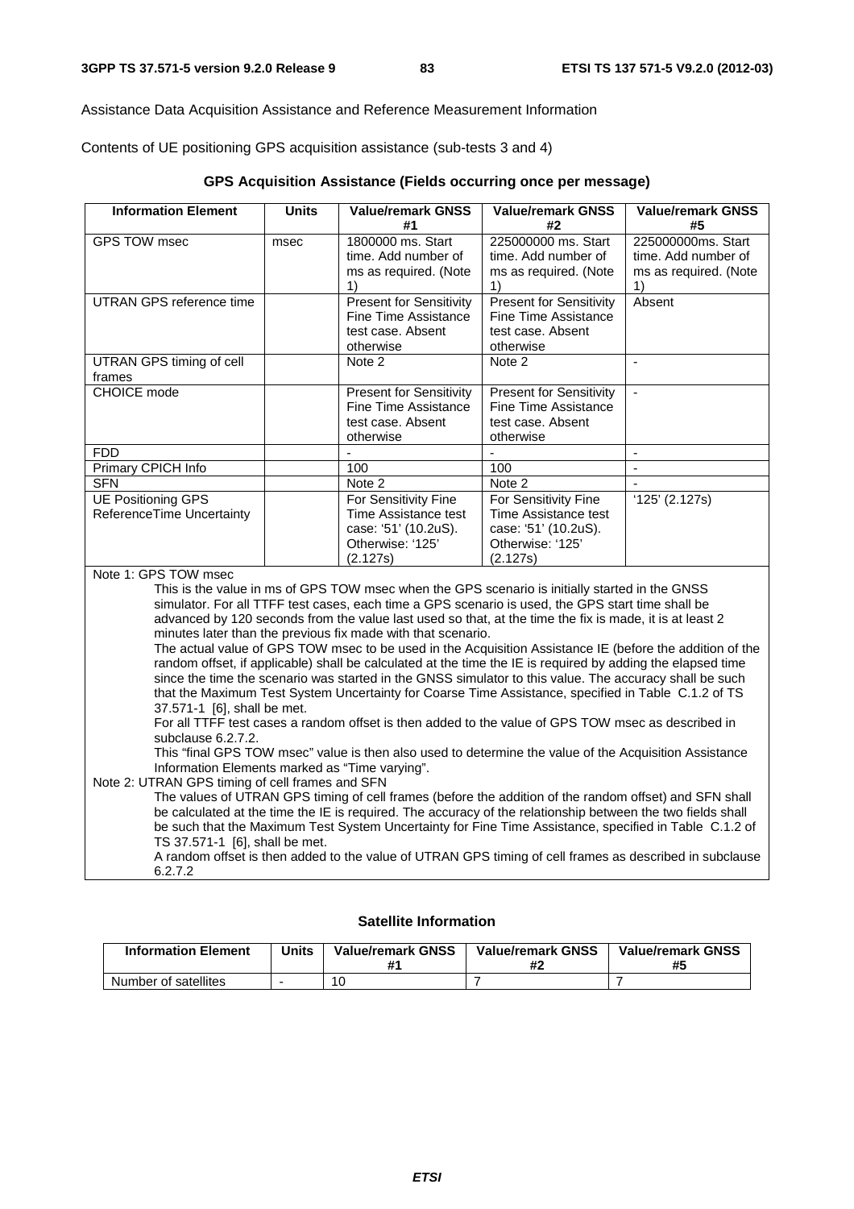Assistance Data Acquisition Assistance and Reference Measurement Information

Contents of UE positioning GPS acquisition assistance (sub-tests 3 and 4)

**GPS Acquisition Assistance (Fields occurring once per message)**

| Information Element | Units | Value/remark GNSS #1 | Value/remark GNSS #2 | Value/remark GNSS #5 |
|---|---|---|---|---|
| GPS TOW msec | msec | 1800000 ms. Start time. Add number of ms as required. (Note 1) | 225000000 ms. Start time. Add number of ms as required. (Note 1) | 225000000ms. Start time. Add number of ms as required. (Note 1) |
| UTRAN GPS reference time | | Present for Sensitivity Fine Time Assistance test case. Absent otherwise | Present for Sensitivity Fine Time Assistance test case. Absent otherwise | Absent |
| UTRAN GPS timing of cell frames | | Note 2 | Note 2 | - |
| CHOICE mode | | Present for Sensitivity Fine Time Assistance test case. Absent otherwise | Present for Sensitivity Fine Time Assistance test case. Absent otherwise | - |
| FDD | | - | - | - |
| Primary CPICH Info | | 100 | 100 | - |
| SFN | | Note 2 | Note 2 | - |
| UE Positioning GPS ReferenceTime Uncertainty | | For Sensitivity Fine Time Assistance test case: '51' (10.2uS). Otherwise: '125' (2.127s) | For Sensitivity Fine Time Assistance test case: '51' (10.2uS). Otherwise: '125' (2.127s) | '125' (2.127s) |

Note 1: GPS TOW msec

This is the value in ms of GPS TOW msec when the GPS scenario is initially started in the GNSS simulator. For all TTFF test cases, each time a GPS scenario is used, the GPS start time shall be advanced by 120 seconds from the value last used so that, at the time the fix is made, it is at least 2 minutes later than the previous fix made with that scenario.

The actual value of GPS TOW msec to be used in the Acquisition Assistance IE (before the addition of the random offset, if applicable) shall be calculated at the time the IE is required by adding the elapsed time since the time the scenario was started in the GNSS simulator to this value. The accuracy shall be such that the Maximum Test System Uncertainty for Coarse Time Assistance, specified in Table C.1.2 of TS 37.571-1 [6], shall be met.

For all TTFF test cases a random offset is then added to the value of GPS TOW msec as described in subclause 6.2.7.2.

This "final GPS TOW msec" value is then also used to determine the value of the Acquisition Assistance Information Elements marked as "Time varying".

Note 2: UTRAN GPS timing of cell frames and SFN

The values of UTRAN GPS timing of cell frames (before the addition of the random offset) and SFN shall be calculated at the time the IE is required. The accuracy of the relationship between the two fields shall be such that the Maximum Test System Uncertainty for Fine Time Assistance, specified in Table C.1.2 of TS 37.571-1 [6], shall be met.

A random offset is then added to the value of UTRAN GPS timing of cell frames as described in subclause 6.2.7.2

**Satellite Information**

| Information Element | Units | Value/remark GNSS #1 | Value/remark GNSS #2 | Value/remark GNSS #5 |
|---|---|---|---|---|
| Number of satellites | - | 10 | 7 | 7 |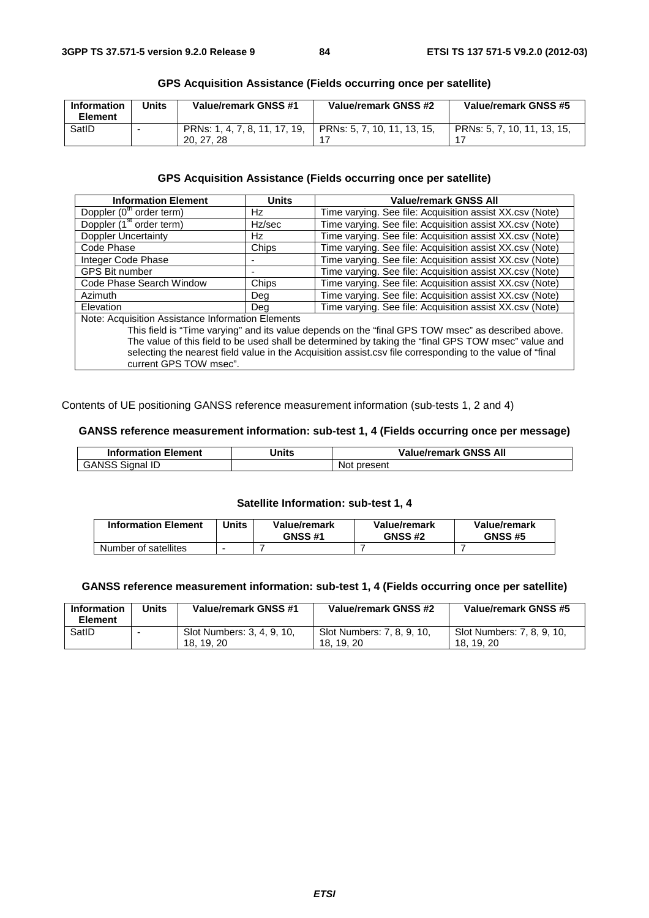**GPS Acquisition Assistance (Fields occurring once per satellite)**

| Information Element | Units | Value/remark GNSS #1 | Value/remark GNSS #2 | Value/remark GNSS #5 |
|---|---|---|---|---|
| SatID | - | PRNs: 1, 4, 7, 8, 11, 17, 19, 20, 27, 28 | PRNs: 5, 7, 10, 11, 13, 15, 17 | PRNs: 5, 7, 10, 11, 13, 15, 17 |

**GPS Acquisition Assistance (Fields occurring once per satellite)**

| Information Element | Units | Value/remark GNSS All |
|---|---|---|
| Doppler (0$^{th}$ order term) | Hz | Time varying. See file: Acquisition assist XX.csv (Note) |
| Doppler (1$^{st}$ order term) | Hz/sec | Time varying. See file: Acquisition assist XX.csv (Note) |
| Doppler Uncertainty | Hz | Time varying. See file: Acquisition assist XX.csv (Note) |
| Code Phase | Chips | Time varying. See file: Acquisition assist XX.csv (Note) |
| Integer Code Phase | - | Time varying. See file: Acquisition assist XX.csv (Note) |
| GPS Bit number | - | Time varying. See file: Acquisition assist XX.csv (Note) |
| Code Phase Search Window | Chips | Time varying. See file: Acquisition assist XX.csv (Note) |
| Azimuth | Deg | Time varying. See file: Acquisition assist XX.csv (Note) |
| Elevation | Deg | Time varying. See file: Acquisition assist XX.csv (Note) |
| Note: Acquisition Assistance Information Elements<br>This field is "Time varying" and its value depends on the "final GPS TOW msec" as described above. The value of this field to be used shall be determined by taking the "final GPS TOW msec" value and selecting the nearest field value in the Acquisition assist.csv file corresponding to the value of "final current GPS TOW msec". | | |

Contents of UE positioning GANSS reference measurement information (sub-tests 1, 2 and 4)

**GANSS reference measurement information: sub-test 1, 4 (Fields occurring once per message)**

| Information Element | Units | Value/remark GNSS All |
|---|---|---|
| GANSS Signal ID | | Not present |

**Satellite Information: sub-test 1, 4**

| Information Element | Units | Value/remark GNSS #1 | Value/remark GNSS #2 | Value/remark GNSS #5 |
|---|---|---|---|---|
| Number of satellites | - | 7 | 7 | 7 |

**GANSS reference measurement information: sub-test 1, 4 (Fields occurring once per satellite)**

| Information Element | Units | Value/remark GNSS #1 | Value/remark GNSS #2 | Value/remark GNSS #5 |
|---|---|---|---|---|
| SatID | - | Slot Numbers: 3, 4, 9, 10, 18, 19, 20 | Slot Numbers: 7, 8, 9, 10, 18, 19, 20 | Slot Numbers: 7, 8, 9, 10, 18, 19, 20 |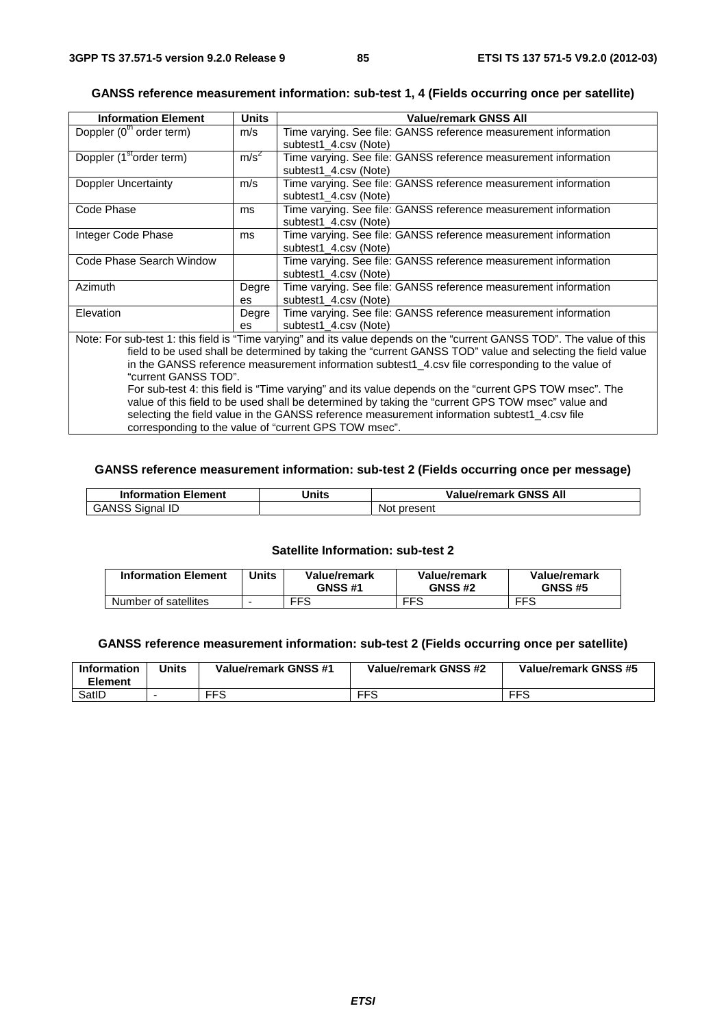**GANSS reference measurement information: sub-test 1, 4 (Fields occurring once per satellite)**

| Information Element | Units | Value/remark GNSS All |
|---|---|---|
| Doppler ($0^{th}$ order term) | m/s | Time varying. See file: GANSS reference measurement information subtest1_4.csv (Note) |
| Doppler ($1^{st}$order term) | $m/s^2$ | Time varying. See file: GANSS reference measurement information subtest1_4.csv (Note) |
| Doppler Uncertainty | m/s | Time varying. See file: GANSS reference measurement information subtest1_4.csv (Note) |
| Code Phase | ms | Time varying. See file: GANSS reference measurement information subtest1_4.csv (Note) |
| Integer Code Phase | ms | Time varying. See file: GANSS reference measurement information subtest1_4.csv (Note) |
| Code Phase Search Window | | Time varying. See file: GANSS reference measurement information subtest1_4.csv (Note) |
| Azimuth | Degrees | Time varying. See file: GANSS reference measurement information subtest1_4.csv (Note) |
| Elevation | Degrees | Time varying. See file: GANSS reference measurement information subtest1_4.csv (Note) |
| Note: For sub-test 1: this field is "Time varying" and its value depends on the "current GANSS TOD". The value of this field to be used shall be determined by taking the "current GANSS TOD" value and selecting the field value in the GANSS reference measurement information subtest1_4.csv file corresponding to the value of "current GANSS TOD". For sub-test 4: this field is "Time varying" and its value depends on the "current GPS TOW msec". The value of this field to be used shall be determined by taking the "current GPS TOW msec" value and selecting the field value in the GANSS reference measurement information subtest1_4.csv file corresponding to the value of "current GPS TOW msec". | | |

**GANSS reference measurement information: sub-test 2 (Fields occurring once per message)**

| Information Element | Units | Value/remark GNSS All |
|---|---|---|
| GANSS Signal ID | | Not present |

**Satellite Information: sub-test 2**

| Information Element | Units | Value/remark GNSS #1 | Value/remark GNSS #2 | Value/remark GNSS #5 |
|---|---|---|---|---|
| Number of satellites | - | FFS | FFS | FFS |

**GANSS reference measurement information: sub-test 2 (Fields occurring once per satellite)**

| Information Element | Units | Value/remark GNSS #1 | Value/remark GNSS #2 | Value/remark GNSS #5 |
|---|---|---|---|---|
| SatID | - | FFS | FFS | FFS |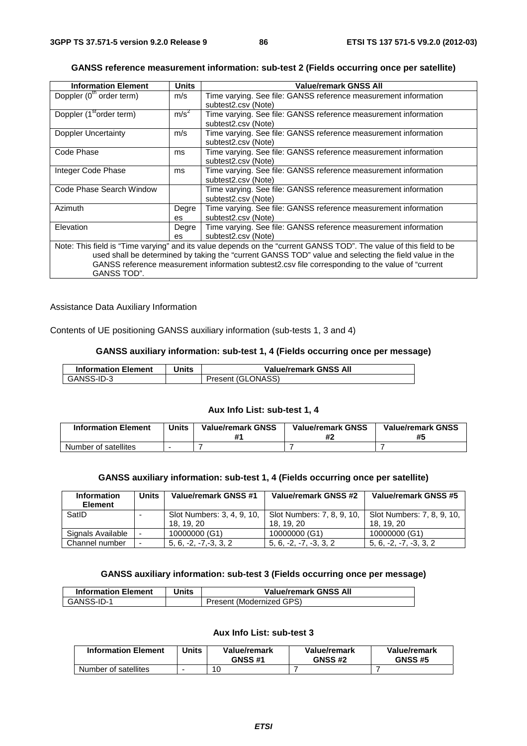**GANSS reference measurement information: sub-test 2 (Fields occurring once per satellite)**

| Information Element | Units | Value/remark GNSS All |
|---|---|---|
| Doppler ($0^{th}$ order term) | m/s | Time varying. See file: GANSS reference measurement information subtest2.csv (Note) |
| Doppler ($1^{st}$order term) | $m/s^2$ | Time varying. See file: GANSS reference measurement information subtest2.csv (Note) |
| Doppler Uncertainty | m/s | Time varying. See file: GANSS reference measurement information subtest2.csv (Note) |
| Code Phase | ms | Time varying. See file: GANSS reference measurement information subtest2.csv (Note) |
| Integer Code Phase | ms | Time varying. See file: GANSS reference measurement information subtest2.csv (Note) |
| Code Phase Search Window | | Time varying. See file: GANSS reference measurement information subtest2.csv (Note) |
| Azimuth | Degrees | Time varying. See file: GANSS reference measurement information subtest2.csv (Note) |
| Elevation | Degrees | Time varying. See file: GANSS reference measurement information subtest2.csv (Note) |
| Note: This field is "Time varying" and its value depends on the "current GANSS TOD". The value of this field to be used shall be determined by taking the "current GANSS TOD" value and selecting the field value in the GANSS reference measurement information subtest2.csv file corresponding to the value of "current GANSS TOD". | | |

Assistance Data Auxiliary Information

Contents of UE positioning GANSS auxiliary information (sub-tests 1, 3 and 4)

**GANSS auxiliary information: sub-test 1, 4 (Fields occurring once per message)**

| Information Element | Units | Value/remark GNSS All |
|---|---|---|
| GANSS-ID-3 | | Present (GLONASS) |

**Aux Info List: sub-test 1, 4**

| Information Element | Units | Value/remark GNSS #1 | Value/remark GNSS #2 | Value/remark GNSS #5 |
|---|---|---|---|---|
| Number of satellites | - | 7 | 7 | 7 |

**GANSS auxiliary information: sub-test 1, 4 (Fields occurring once per satellite)**

| Information Element | Units | Value/remark GNSS #1 | Value/remark GNSS #2 | Value/remark GNSS #5 |
|---|---|---|---|---|
| SatID | - | Slot Numbers: 3, 4, 9, 10, 18, 19, 20 | Slot Numbers: 7, 8, 9, 10, 18, 19, 20 | Slot Numbers: 7, 8, 9, 10, 18, 19, 20 |
| Signals Available | - | 10000000 (G1) | 10000000 (G1) | 10000000 (G1) |
| Channel number | - | 5, 6, -2, -7,-3, 3, 2 | 5, 6, -2, -7, -3, 3, 2 | 5, 6, -2, -7, -3, 3, 2 |

**GANSS auxiliary information: sub-test 3 (Fields occurring once per message)**

| Information Element | Units | Value/remark GNSS All |
|---|---|---|
| GANSS-ID-1 | | Present (Modernized GPS) |

**Aux Info List: sub-test 3**

| Information Element | Units | Value/remark GNSS #1 | Value/remark GNSS #2 | Value/remark GNSS #5 |
|---|---|---|---|---|
| Number of satellites | - | 10 | 7 | 7 |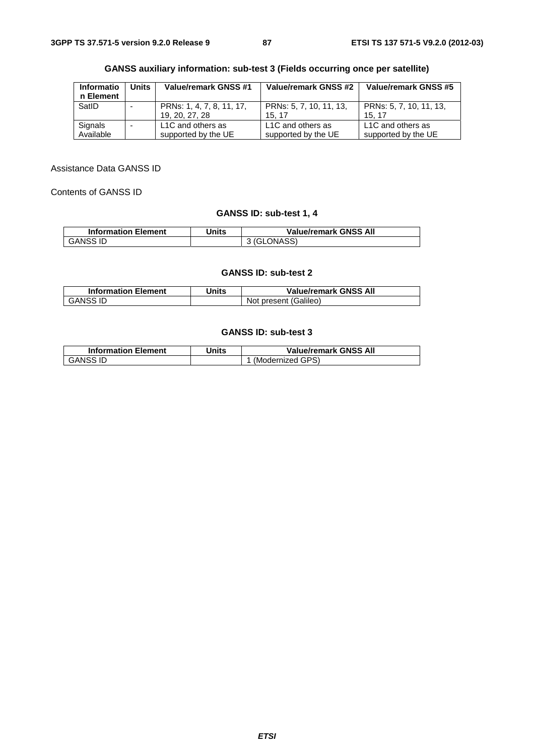**GANSS auxiliary information: sub-test 3 (Fields occurring once per satellite)**

| Information Element | Units | Value/remark GNSS #1 | Value/remark GNSS #2 | Value/remark GNSS #5 |
|---|---|---|---|---|
| SatID | - | PRNs: 1, 4, 7, 8, 11, 17, 19, 20, 27, 28 | PRNs: 5, 7, 10, 11, 13, 15, 17 | PRNs: 5, 7, 10, 11, 13, 15, 17 |
| Signals Available | - | L1C and others as supported by the UE | L1C and others as supported by the UE | L1C and others as supported by the UE |

Assistance Data GANSS ID

Contents of GANSS ID

**GANSS ID: sub-test 1, 4**

| Information Element | Units | Value/remark GNSS All |
|---|---|---|
| GANSS ID | | 3 (GLONASS) |

**GANSS ID: sub-test 2**

| Information Element | Units | Value/remark GNSS All |
|---|---|---|
| GANSS ID | | Not present (Galileo) |

**GANSS ID: sub-test 3**

| Information Element | Units | Value/remark GNSS All |
|---|---|---|
| GANSS ID | | 1 (Modernized GPS) |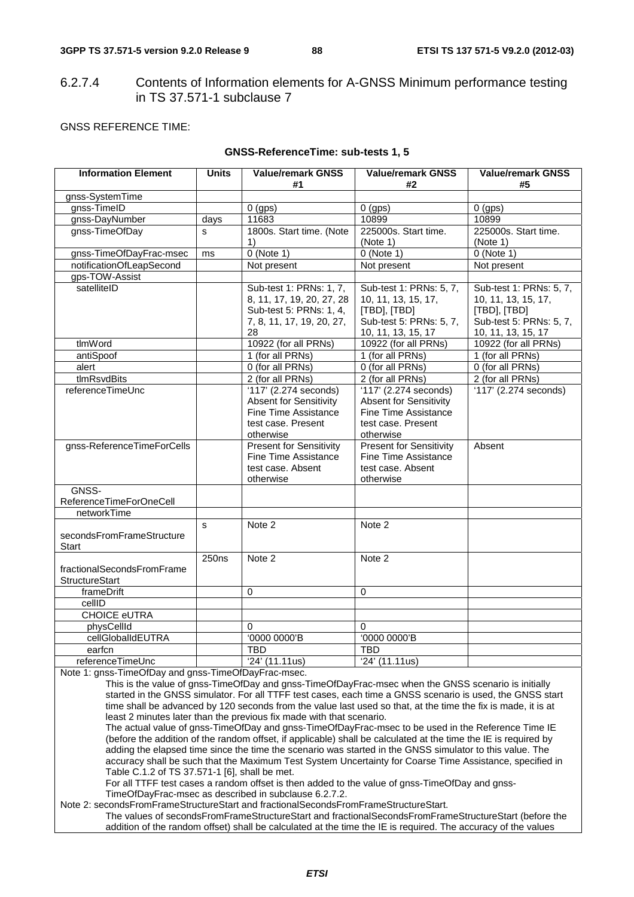### 6.2.7.4 Contents of Information elements for A-GNSS Minimum performance testing in TS 37.571-1 subclause 7

GNSS REFERENCE TIME:

**GNSS-ReferenceTime: sub-tests 1, 5**

| Information Element | Units | Value/remark GNSS #1 | Value/remark GNSS #2 | Value/remark GNSS #5 |
|---|---|---|---|---|
| gnss-SystemTime | | | | |
| gnss-TimeID | | 0 (gps) | 0 (gps) | 0 (gps) |
| gnss-DayNumber | days | 11683 | 10899 | 10899 |
| gnss-TimeOfDay | s | 1800s. Start time. (Note 1) | 225000s. Start time. (Note 1) | 225000s. Start time. (Note 1) |
| gnss-TimeOfDayFrac-msec | ms | 0 (Note 1) | 0 (Note 1) | 0 (Note 1) |
| notificationOfLeapSecond | | Not present | Not present | Not present |
| gps-TOW-Assist | | | | |
| satelliteID | | Sub-test 1: PRNs: 1, 7, 8, 11, 17, 19, 20, 27, 28 Sub-test 5: PRNs: 1, 4, 7, 8, 11, 17, 19, 20, 27, 28 | Sub-test 1: PRNs: 5, 7, 10, 11, 13, 15, 17, [TBD], [TBD] Sub-test 5: PRNs: 5, 7, 10, 11, 13, 15, 17 | Sub-test 1: PRNs: 5, 7, 10, 11, 13, 15, 17, [TBD], [TBD] Sub-test 5: PRNs: 5, 7, 10, 11, 13, 15, 17 |
| tlmWord | | 10922 (for all PRNs) | 10922 (for all PRNs) | 10922 (for all PRNs) |
| antiSpoof | | 1 (for all PRNs) | 1 (for all PRNs) | 1 (for all PRNs) |
| alert | | 0 (for all PRNs) | 0 (for all PRNs) | 0 (for all PRNs) |
| tlmRsvdBits | | 2 (for all PRNs) | 2 (for all PRNs) | 2 (for all PRNs) |
| referenceTimeUnc | | '117' (2.274 seconds) Absent for Sensitivity Fine Time Assistance test case. Present otherwise | '117' (2.274 seconds) Absent for Sensitivity Fine Time Assistance test case. Present otherwise | '117' (2.274 seconds) |
| gnss-ReferenceTimeForCells | | Present for Sensitivity Fine Time Assistance test case. Absent otherwise | Present for Sensitivity Fine Time Assistance test case. Absent otherwise | Absent |
| GNSS-ReferenceTimeForOneCell | | | | |
| networkTime | | | | |
| secondsFromFrameStructureStart | s | Note 2 | Note 2 | |
| fractionalSecondsFromFrameStructureStart | 250ns | Note 2 | Note 2 | |
| frameDrift | | 0 | 0 | |
| cellID | | | | |
| CHOICE eUTRA | | | | |
| physCellId | | 0 | 0 | |
| cellGlobalIdEUTRA | | '0000 0000'B | '0000 0000'B | |
| earfcn | | TBD | TBD | |
| referenceTimeUnc | | '24' (11.11us) | '24' (11.11us) | |

Note 1: gnss-TimeOfDay and gnss-TimeOfDayFrac-msec.

This is the value of gnss-TimeOfDay and gnss-TimeOfDayFrac-msec when the GNSS scenario is initially started in the GNSS simulator. For all TTFF test cases, each time a GNSS scenario is used, the GNSS start time shall be advanced by 120 seconds from the value last used so that, at the time the fix is made, it is at least 2 minutes later than the previous fix made with that scenario.

The actual value of gnss-TimeOfDay and gnss-TimeOfDayFrac-msec to be used in the Reference Time IE (before the addition of the random offset, if applicable) shall be calculated at the time the IE is required by adding the elapsed time since the time the scenario was started in the GNSS simulator to this value. The accuracy shall be such that the Maximum Test System Uncertainty for Coarse Time Assistance, specified in Table C.1.2 of TS 37.571-1 [6], shall be met.

For all TTFF test cases a random offset is then added to the value of gnss-TimeOfDay and gnss-TimeOfDayFrac-msec as described in subclause 6.2.7.2.

Note 2: secondsFromFrameStructureStart and fractionalSecondsFromFrameStructureStart.

The values of secondsFromFrameStructureStart and fractionalSecondsFromFrameStructureStart (before the addition of the random offset) shall be calculated at the time the IE is required. The accuracy of the values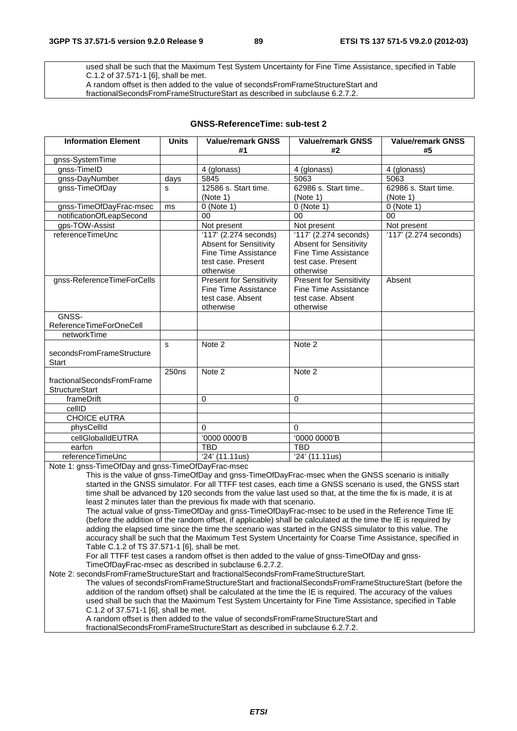used shall be such that the Maximum Test System Uncertainty for Fine Time Assistance, specified in Table C.1.2 of 37.571-1 [6], shall be met.
A random offset is then added to the value of secondsFromFrameStructureStart and fractionalSecondsFromFrameStructureStart as described in subclause 6.2.7.2.

**GNSS-ReferenceTime: sub-test 2**

| Information Element | Units | Value/remark GNSS #1 | Value/remark GNSS #2 | Value/remark GNSS #5 |
|---|---|---|---|---|
| gnss-SystemTime | | | | |
| gnss-TimeID | | 4 (glonass) | 4 (glonass) | 4 (glonass) |
| gnss-DayNumber | days | 5845 | 5063 | 5063 |
| gnss-TimeOfDay | s | 12586 s. Start time. (Note 1) | 62986 s. Start time.. (Note 1) | 62986 s. Start time. (Note 1) |
| gnss-TimeOfDayFrac-msec | ms | 0 (Note 1) | 0 (Note 1) | 0 (Note 1) |
| notificationOfLeapSecond | | 00 | 00 | 00 |
| gps-TOW-Assist | | Not present | Not present | Not present |
| referenceTimeUnc | | '117' (2.274 seconds) Absent for Sensitivity Fine Time Assistance test case. Present otherwise | '117' (2.274 seconds) Absent for Sensitivity Fine Time Assistance test case. Present otherwise | '117' (2.274 seconds) |
| gnss-ReferenceTimeForCells | | Present for Sensitivity Fine Time Assistance test case. Absent otherwise | Present for Sensitivity Fine Time Assistance test case. Absent otherwise | Absent |
| GNSS-ReferenceTimeForOneCell | | | | |
| networkTime | | | | |
| secondsFromFrameStructureStart | s | Note 2 | Note 2 | |
| fractionalSecondsFromFrameStructureStart | 250ns | Note 2 | Note 2 | |
| frameDrift | | 0 | 0 | |
| cellID | | | | |
| CHOICE eUTRA | | | | |
| physCellId | | 0 | 0 | |
| cellGlobalIdEUTRA | | '0000 0000'B | '0000 0000'B | |
| earfcn | | TBD | TBD | |
| referenceTimeUnc | | '24' (11.11us) | '24' (11.11us) | |

Note 1: gnss-TimeOfDay and gnss-TimeOfDayFrac-msec
This is the value of gnss-TimeOfDay and gnss-TimeOfDayFrac-msec when the GNSS scenario is initially started in the GNSS simulator. For all TTFF test cases, each time a GNSS scenario is used, the GNSS start time shall be advanced by 120 seconds from the value last used so that, at the time the fix is made, it is at least 2 minutes later than the previous fix made with that scenario.
The actual value of gnss-TimeOfDay and gnss-TimeOfDayFrac-msec to be used in the Reference Time IE (before the addition of the random offset, if applicable) shall be calculated at the time the IE is required by adding the elapsed time since the time the scenario was started in the GNSS simulator to this value. The accuracy shall be such that the Maximum Test System Uncertainty for Coarse Time Assistance, specified in Table C.1.2 of TS 37.571-1 [6], shall be met.
For all TTFF test cases a random offset is then added to the value of gnss-TimeOfDay and gnss-TimeOfDayFrac-msec as described in subclause 6.2.7.2.

Note 2: secondsFromFrameStructureStart and fractionalSecondsFromFrameStructureStart.
The values of secondsFromFrameStructureStart and fractionalSecondsFromFrameStructureStart (before the addition of the random offset) shall be calculated at the time the IE is required. The accuracy of the values used shall be such that the Maximum Test System Uncertainty for Fine Time Assistance, specified in Table C.1.2 of 37.571-1 [6], shall be met.
A random offset is then added to the value of secondsFromFrameStructureStart and fractionalSecondsFromFrameStructureStart as described in subclause 6.2.7.2.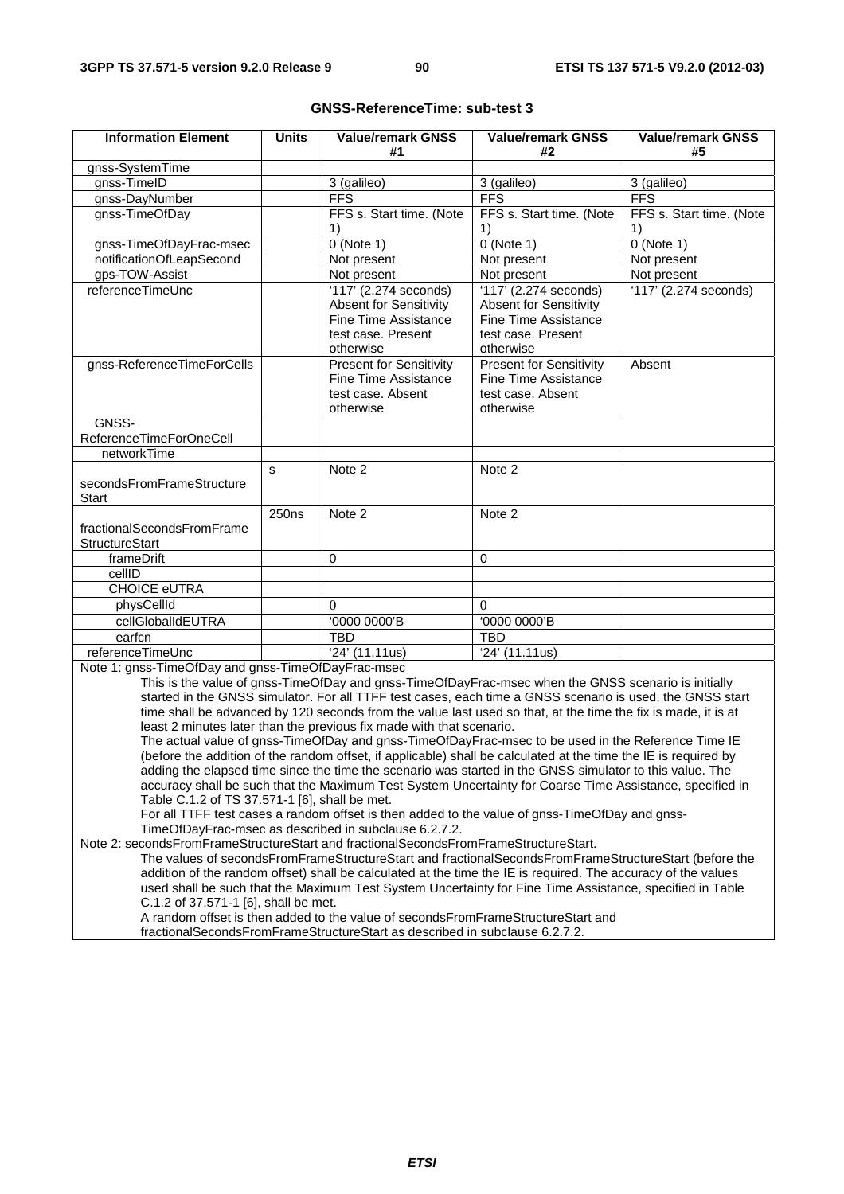**GNSS-ReferenceTime: sub-test 3**

| Information Element | Units | Value/remark GNSS #1 | Value/remark GNSS #2 | Value/remark GNSS #5 |
|---|---|---|---|---|
| gnss-SystemTime | | | | |
| gnss-TimeID | | 3 (galileo) | 3 (galileo) | 3 (galileo) |
| gnss-DayNumber | | FFS | FFS | FFS |
| gnss-TimeOfDay | | FFS s. Start time. (Note 1) | FFS s. Start time. (Note 1) | FFS s. Start time. (Note 1) |
| gnss-TimeOfDayFrac-msec | | 0 (Note 1) | 0 (Note 1) | 0 (Note 1) |
| notificationOfLeapSecond | | Not present | Not present | Not present |
| gps-TOW-Assist | | Not present | Not present | Not present |
| referenceTimeUnc | | '117' (2.274 seconds) Absent for Sensitivity Fine Time Assistance test case. Present otherwise | '117' (2.274 seconds) Absent for Sensitivity Fine Time Assistance test case. Present otherwise | '117' (2.274 seconds) |
| gnss-ReferenceTimeForCells | | Present for Sensitivity Fine Time Assistance test case. Absent otherwise | Present for Sensitivity Fine Time Assistance test case. Absent otherwise | Absent |
| GNSS-ReferenceTimeForOneCell | | | | |
| networkTime | | | | |
| secondsFromFrameStructureStart | s | Note 2 | Note 2 | |
| fractionalSecondsFromFrameStructureStart | 250ns | Note 2 | Note 2 | |
| frameDrift | | 0 | 0 | |
| cellID | | | | |
| CHOICE eUTRA | | | | |
| physCellId | | 0 | 0 | |
| cellGlobalIdEUTRA | | '0000 0000'B | '0000 0000'B | |
| earfcn | | TBD | TBD | |
| referenceTimeUnc | | '24' (11.11us) | '24' (11.11us) | |

Note 1: gnss-TimeOfDay and gnss-TimeOfDayFrac-msec

This is the value of gnss-TimeOfDay and gnss-TimeOfDayFrac-msec when the GNSS scenario is initially started in the GNSS simulator. For all TTFF test cases, each time a GNSS scenario is used, the GNSS start time shall be advanced by 120 seconds from the value last used so that, at the time the fix is made, it is at least 2 minutes later than the previous fix made with that scenario.

The actual value of gnss-TimeOfDay and gnss-TimeOfDayFrac-msec to be used in the Reference Time IE (before the addition of the random offset, if applicable) shall be calculated at the time the IE is required by adding the elapsed time since the time the scenario was started in the GNSS simulator to this value. The accuracy shall be such that the Maximum Test System Uncertainty for Coarse Time Assistance, specified in Table C.1.2 of TS 37.571-1 [6], shall be met.

For all TTFF test cases a random offset is then added to the value of gnss-TimeOfDay and gnss-TimeOfDayFrac-msec as described in subclause 6.2.7.2.

Note 2: secondsFromFrameStructureStart and fractionalSecondsFromFrameStructureStart.

The values of secondsFromFrameStructureStart and fractionalSecondsFromFrameStructureStart (before the addition of the random offset) shall be calculated at the time the IE is required. The accuracy of the values used shall be such that the Maximum Test System Uncertainty for Fine Time Assistance, specified in Table C.1.2 of 37.571-1 [6], shall be met.

A random offset is then added to the value of secondsFromFrameStructureStart and fractionalSecondsFromFrameStructureStart as described in subclause 6.2.7.2.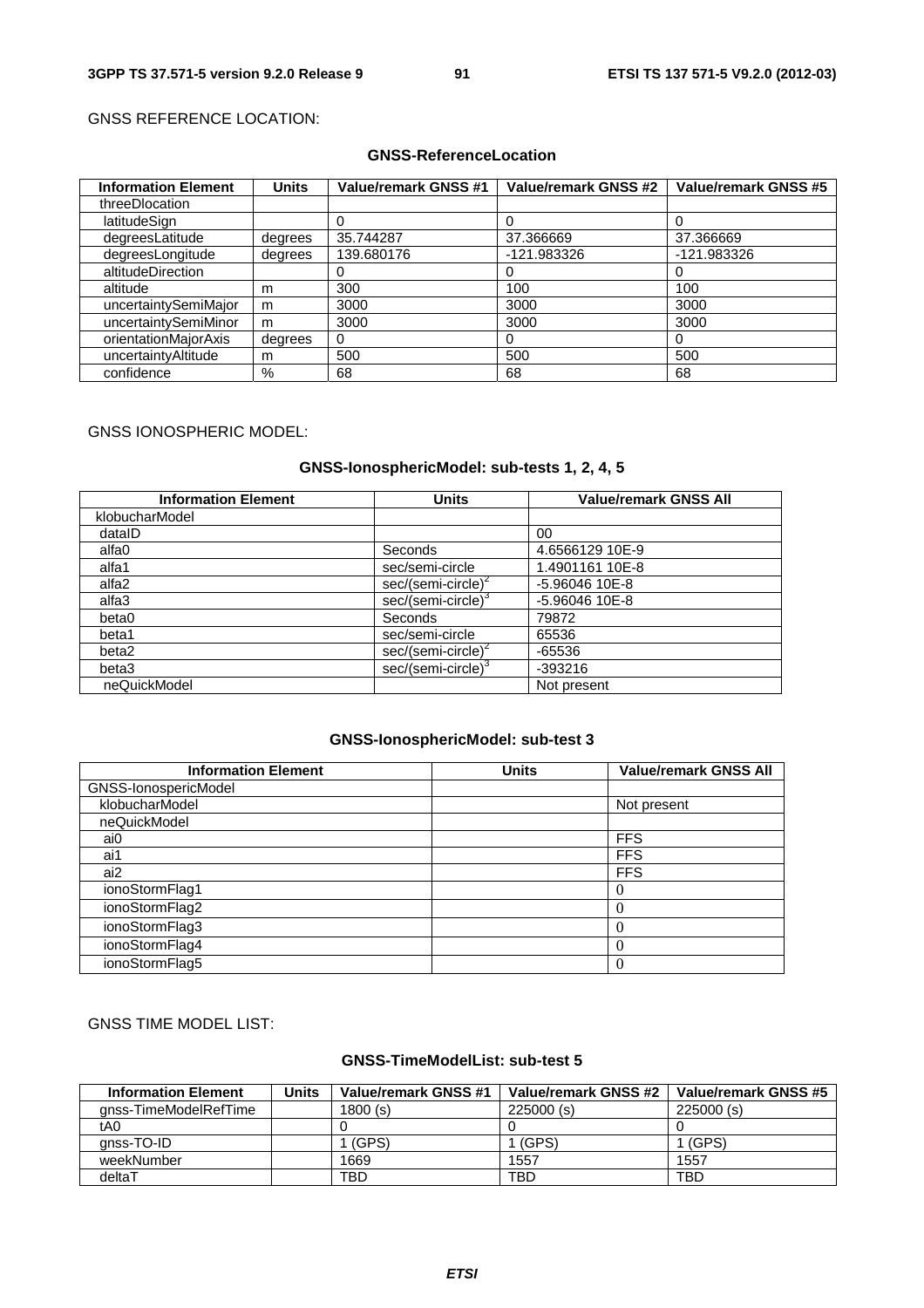GNSS REFERENCE LOCATION:

**GNSS-ReferenceLocation**

| Information Element | Units | Value/remark GNSS #1 | Value/remark GNSS #2 | Value/remark GNSS #5 |
|---|---|---|---|---|
| threeDlocation | | | | |
| latitudeSign | | 0 | 0 | 0 |
| degreesLatitude | degrees | 35.744287 | 37.366669 | 37.366669 |
| degreesLongitude | degrees | 139.680176 | -121.983326 | -121.983326 |
| altitudeDirection | | 0 | 0 | 0 |
| altitude | m | 300 | 100 | 100 |
| uncertaintySemiMajor | m | 3000 | 3000 | 3000 |
| uncertaintySemiMinor | m | 3000 | 3000 | 3000 |
| orientationMajorAxis | degrees | 0 | 0 | 0 |
| uncertaintyAltitude | m | 500 | 500 | 500 |
| confidence | % | 68 | 68 | 68 |

GNSS IONOSPHERIC MODEL:

**GNSS-IonosphericModel: sub-tests 1, 2, 4, 5**

| Information Element | Units | Value/remark GNSS All |
|---|---|---|
| klobucharModel | | |
| dataID | | 00 |
| alfa0 | Seconds | 4.6566129 10E-9 |
| alfa1 | sec/semi-circle | 1.4901161 10E-8 |
| alfa2 | sec/(semi-circle)$^2$ | -5.96046 10E-8 |
| alfa3 | sec/(semi-circle)$^3$ | -5.96046 10E-8 |
| beta0 | Seconds | 79872 |
| beta1 | sec/semi-circle | 65536 |
| beta2 | sec/(semi-circle)$^2$ | -65536 |
| beta3 | sec/(semi-circle)$^3$ | -393216 |
| neQuickModel | | Not present |

**GNSS-IonosphericModel: sub-test 3**

| Information Element | Units | Value/remark GNSS All |
|---|---|---|
| GNSS-IonospericModel | | |
| klobucharModel | | Not present |
| neQuickModel | | |
| ai0 | | FFS |
| ai1 | | FFS |
| ai2 | | FFS |
| ionoStormFlag1 | | 0 |
| ionoStormFlag2 | | 0 |
| ionoStormFlag3 | | 0 |
| ionoStormFlag4 | | 0 |
| ionoStormFlag5 | | 0 |

GNSS TIME MODEL LIST:

**GNSS-TimeModelList: sub-test 5**

| Information Element | Units | Value/remark GNSS #1 | Value/remark GNSS #2 | Value/remark GNSS #5 |
|---|---|---|---|---|
| gnss-TimeModelRefTime | | 1800 (s) | 225000 (s) | 225000 (s) |
| tA0 | | 0 | 0 | 0 |
| gnss-TO-ID | | 1 (GPS) | 1 (GPS) | 1 (GPS) |
| weekNumber | | 1669 | 1557 | 1557 |
| deltaT | | TBD | TBD | TBD |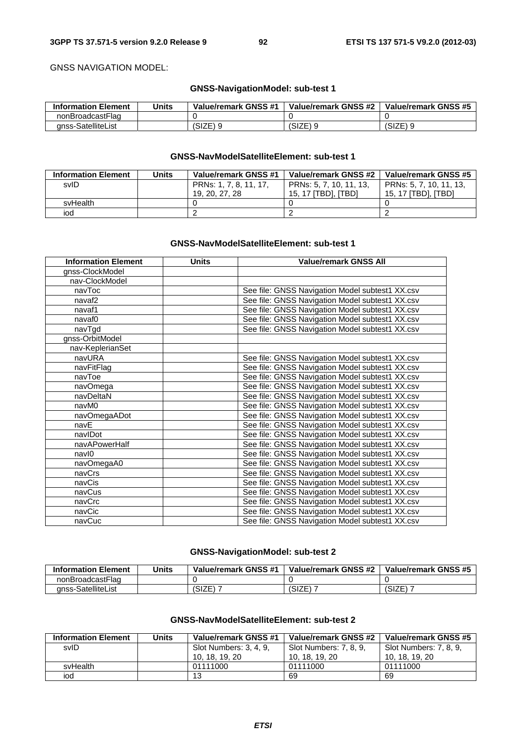GNSS NAVIGATION MODEL:

**GNSS-NavigationModel: sub-test 1**

| Information Element | Units | Value/remark GNSS #1 | Value/remark GNSS #2 | Value/remark GNSS #5 |
|---|---|---|---|---|
| nonBroadcastFlag | | 0 | 0 | 0 |
| gnss-SatelliteList | | (SIZE) 9 | (SIZE) 9 | (SIZE) 9 |

**GNSS-NavModelSatelliteElement: sub-test 1**

| Information Element | Units | Value/remark GNSS #1 | Value/remark GNSS #2 | Value/remark GNSS #5 |
|---|---|---|---|---|
| svID | | PRNs: 1, 7, 8, 11, 17, 19, 20, 27, 28 | PRNs: 5, 7, 10, 11, 13, 15, 17 [TBD], [TBD] | PRNs: 5, 7, 10, 11, 13, 15, 17 [TBD], [TBD] |
| svHealth | | 0 | 0 | 0 |
| iod | | 2 | 2 | 2 |

**GNSS-NavModelSatelliteElement: sub-test 1**

| Information Element | Units | Value/remark GNSS All |
|---|---|---|
| gnss-ClockModel | | |
| nav-ClockModel | | |
| navToc | | See file: GNSS Navigation Model subtest1 XX.csv |
| navaf2 | | See file: GNSS Navigation Model subtest1 XX.csv |
| navaf1 | | See file: GNSS Navigation Model subtest1 XX.csv |
| navaf0 | | See file: GNSS Navigation Model subtest1 XX.csv |
| navTgd | | See file: GNSS Navigation Model subtest1 XX.csv |
| gnss-OrbitModel | | |
| nav-KeplerianSet | | |
| navURA | | See file: GNSS Navigation Model subtest1 XX.csv |
| navFitFlag | | See file: GNSS Navigation Model subtest1 XX.csv |
| navToe | | See file: GNSS Navigation Model subtest1 XX.csv |
| navOmega | | See file: GNSS Navigation Model subtest1 XX.csv |
| navDeltaN | | See file: GNSS Navigation Model subtest1 XX.csv |
| navM0 | | See file: GNSS Navigation Model subtest1 XX.csv |
| navOmegaADot | | See file: GNSS Navigation Model subtest1 XX.csv |
| navE | | See file: GNSS Navigation Model subtest1 XX.csv |
| navIDot | | See file: GNSS Navigation Model subtest1 XX.csv |
| navAPowerHalf | | See file: GNSS Navigation Model subtest1 XX.csv |
| navI0 | | See file: GNSS Navigation Model subtest1 XX.csv |
| navOmegaA0 | | See file: GNSS Navigation Model subtest1 XX.csv |
| navCrs | | See file: GNSS Navigation Model subtest1 XX.csv |
| navCis | | See file: GNSS Navigation Model subtest1 XX.csv |
| navCus | | See file: GNSS Navigation Model subtest1 XX.csv |
| navCrc | | See file: GNSS Navigation Model subtest1 XX.csv |
| navCic | | See file: GNSS Navigation Model subtest1 XX.csv |
| navCuc | | See file: GNSS Navigation Model subtest1 XX.csv |

**GNSS-NavigationModel: sub-test 2**

| Information Element | Units | Value/remark GNSS #1 | Value/remark GNSS #2 | Value/remark GNSS #5 |
|---|---|---|---|---|
| nonBroadcastFlag | | 0 | 0 | 0 |
| gnss-SatelliteList | | (SIZE) 7 | (SIZE) 7 | (SIZE) 7 |

**GNSS-NavModelSatelliteElement: sub-test 2**

| Information Element | Units | Value/remark GNSS #1 | Value/remark GNSS #2 | Value/remark GNSS #5 |
|---|---|---|---|---|
| svID | | Slot Numbers: 3, 4, 9, 10, 18, 19, 20 | Slot Numbers: 7, 8, 9, 10, 18, 19, 20 | Slot Numbers: 7, 8, 9, 10, 18, 19, 20 |
| svHealth | | 01111000 | 01111000 | 01111000 |
| iod | | 13 | 69 | 69 |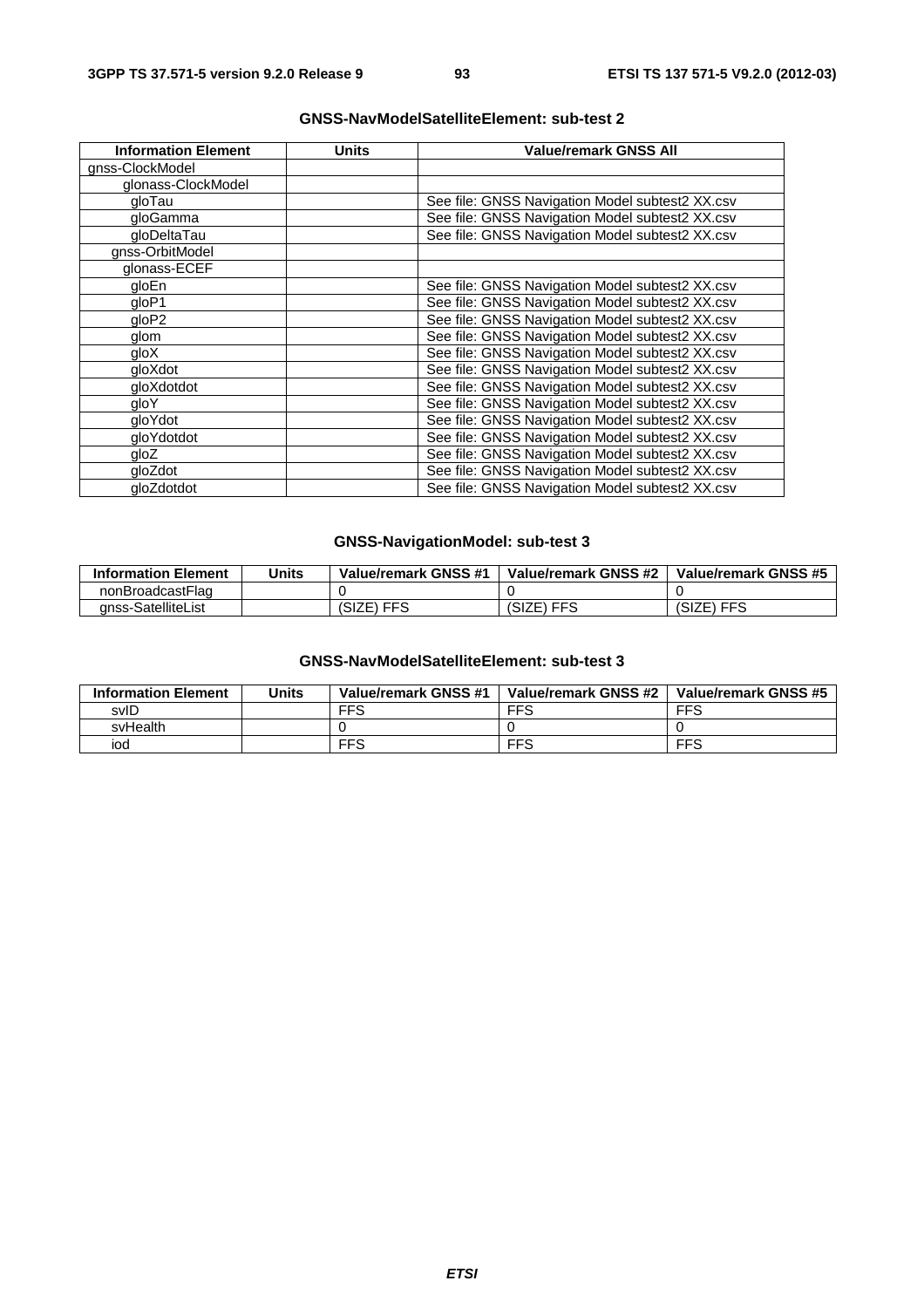**GNSS-NavModelSatelliteElement: sub-test 2**

| Information Element | Units | Value/remark GNSS All |
|---|---|---|
| gnss-ClockModel | | |
| glonass-ClockModel | | |
| gloTau | | See file: GNSS Navigation Model subtest2 XX.csv |
| gloGamma | | See file: GNSS Navigation Model subtest2 XX.csv |
| gloDeltaTau | | See file: GNSS Navigation Model subtest2 XX.csv |
| gnss-OrbitModel | | |
| glonass-ECEF | | |
| gloEn | | See file: GNSS Navigation Model subtest2 XX.csv |
| gloP1 | | See file: GNSS Navigation Model subtest2 XX.csv |
| gloP2 | | See file: GNSS Navigation Model subtest2 XX.csv |
| glom | | See file: GNSS Navigation Model subtest2 XX.csv |
| gloX | | See file: GNSS Navigation Model subtest2 XX.csv |
| gloXdot | | See file: GNSS Navigation Model subtest2 XX.csv |
| gloXdotdot | | See file: GNSS Navigation Model subtest2 XX.csv |
| gloY | | See file: GNSS Navigation Model subtest2 XX.csv |
| gloYdot | | See file: GNSS Navigation Model subtest2 XX.csv |
| gloYdotdot | | See file: GNSS Navigation Model subtest2 XX.csv |
| gloZ | | See file: GNSS Navigation Model subtest2 XX.csv |
| gloZdot | | See file: GNSS Navigation Model subtest2 XX.csv |
| gloZdotdot | | See file: GNSS Navigation Model subtest2 XX.csv |

**GNSS-NavigationModel: sub-test 3**

| Information Element | Units | Value/remark GNSS #1 | Value/remark GNSS #2 | Value/remark GNSS #5 |
|---|---|---|---|---|
| nonBroadcastFlag | | 0 | 0 | 0 |
| gnss-SatelliteList | | (SIZE) FFS | (SIZE) FFS | (SIZE) FFS |

**GNSS-NavModelSatelliteElement: sub-test 3**

| Information Element | Units | Value/remark GNSS #1 | Value/remark GNSS #2 | Value/remark GNSS #5 |
|---|---|---|---|---|
| svID | | FFS | FFS | FFS |
| svHealth | | 0 | 0 | 0 |
| iod | | FFS | FFS | FFS |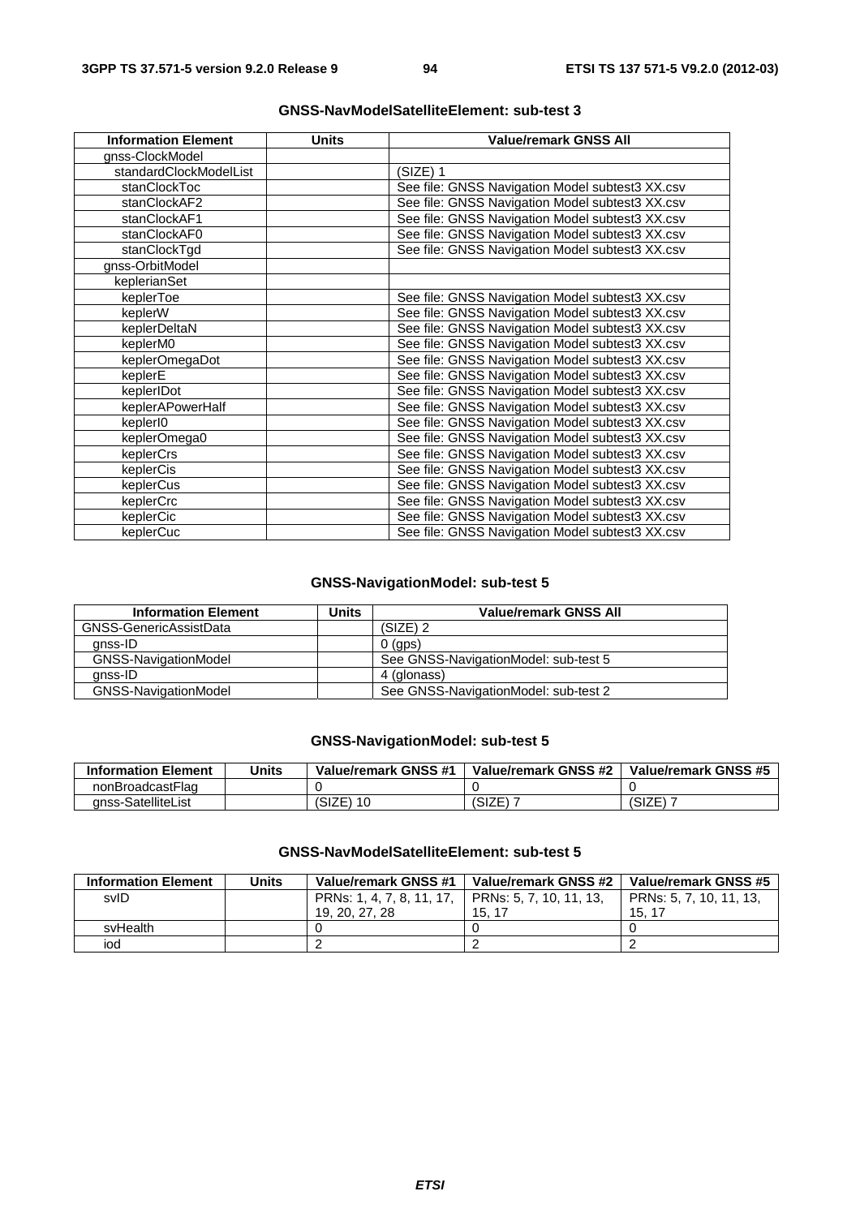### GNSS-NavModelSatelliteElement: sub-test 3

| Information Element | Units | Value/remark GNSS All |
|---|---|---|
| gnss-ClockModel | | |
| standardClockModelList | | (SIZE) 1 |
| stanClockToc | | See file: GNSS Navigation Model subtest3 XX.csv |
| stanClockAF2 | | See file: GNSS Navigation Model subtest3 XX.csv |
| stanClockAF1 | | See file: GNSS Navigation Model subtest3 XX.csv |
| stanClockAF0 | | See file: GNSS Navigation Model subtest3 XX.csv |
| stanClockTgd | | See file: GNSS Navigation Model subtest3 XX.csv |
| gnss-OrbitModel | | |
| keplerianSet | | |
| keplerToe | | See file: GNSS Navigation Model subtest3 XX.csv |
| keplerW | | See file: GNSS Navigation Model subtest3 XX.csv |
| keplerDeltaN | | See file: GNSS Navigation Model subtest3 XX.csv |
| keplerM0 | | See file: GNSS Navigation Model subtest3 XX.csv |
| keplerOmegaDot | | See file: GNSS Navigation Model subtest3 XX.csv |
| keplerE | | See file: GNSS Navigation Model subtest3 XX.csv |
| keplerIDot | | See file: GNSS Navigation Model subtest3 XX.csv |
| keplerAPowerHalf | | See file: GNSS Navigation Model subtest3 XX.csv |
| keplerI0 | | See file: GNSS Navigation Model subtest3 XX.csv |
| keplerOmega0 | | See file: GNSS Navigation Model subtest3 XX.csv |
| keplerCrs | | See file: GNSS Navigation Model subtest3 XX.csv |
| keplerCis | | See file: GNSS Navigation Model subtest3 XX.csv |
| keplerCus | | See file: GNSS Navigation Model subtest3 XX.csv |
| keplerCrc | | See file: GNSS Navigation Model subtest3 XX.csv |
| keplerCic | | See file: GNSS Navigation Model subtest3 XX.csv |
| keplerCuc | | See file: GNSS Navigation Model subtest3 XX.csv |

### GNSS-NavigationModel: sub-test 5

| Information Element | Units | Value/remark GNSS All |
|---|---|---|
| GNSS-GenericAssistData | | (SIZE) 2 |
| gnss-ID | | 0 (gps) |
| GNSS-NavigationModel | | See GNSS-NavigationModel: sub-test 5 |
| gnss-ID | | 4 (glonass) |
| GNSS-NavigationModel | | See GNSS-NavigationModel: sub-test 2 |

### GNSS-NavigationModel: sub-test 5

| Information Element | Units | Value/remark GNSS #1 | Value/remark GNSS #2 | Value/remark GNSS #5 |
|---|---|---|---|---|
| nonBroadcastFlag | | 0 | 0 | 0 |
| gnss-SatelliteList | | (SIZE) 10 | (SIZE) 7 | (SIZE) 7 |

### GNSS-NavModelSatelliteElement: sub-test 5

| Information Element | Units | Value/remark GNSS #1 | Value/remark GNSS #2 | Value/remark GNSS #5 |
|---|---|---|---|---|
| svID | | PRNs: 1, 4, 7, 8, 11, 17, 19, 20, 27, 28 | PRNs: 5, 7, 10, 11, 13, 15, 17 | PRNs: 5, 7, 10, 11, 13, 15, 17 |
| svHealth | | 0 | 0 | 0 |
| iod | | 2 | 2 | 2 |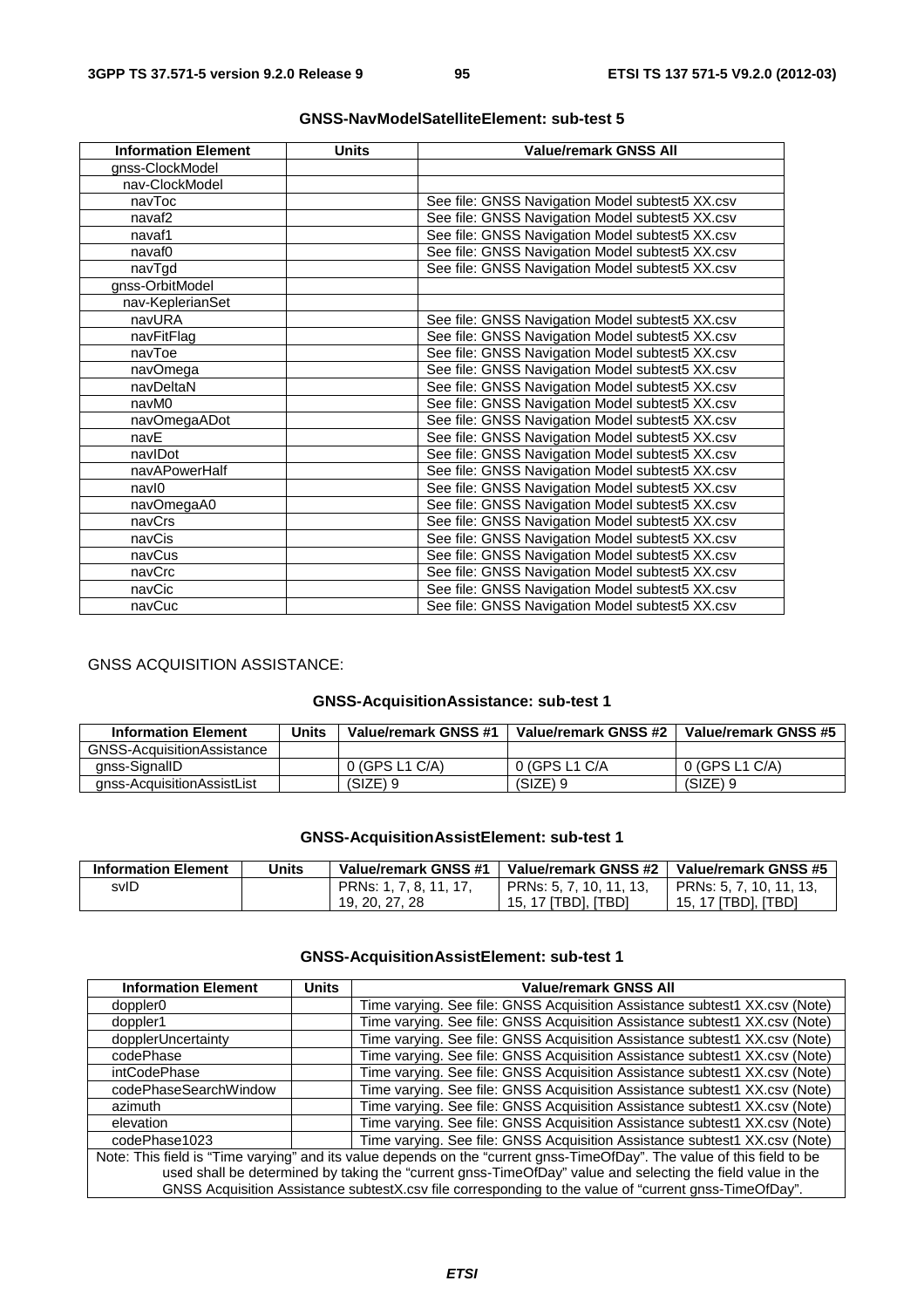**GNSS-NavModelSatelliteElement: sub-test 5**

| Information Element | Units | Value/remark GNSS All |
|---|---|---|
| gnss-ClockModel | | |
| nav-ClockModel | | |
| navToc | | See file: GNSS Navigation Model subtest5 XX.csv |
| navaf2 | | See file: GNSS Navigation Model subtest5 XX.csv |
| navaf1 | | See file: GNSS Navigation Model subtest5 XX.csv |
| navaf0 | | See file: GNSS Navigation Model subtest5 XX.csv |
| navTgd | | See file: GNSS Navigation Model subtest5 XX.csv |
| gnss-OrbitModel | | |
| nav-KeplerianSet | | |
| navURA | | See file: GNSS Navigation Model subtest5 XX.csv |
| navFitFlag | | See file: GNSS Navigation Model subtest5 XX.csv |
| navToe | | See file: GNSS Navigation Model subtest5 XX.csv |
| navOmega | | See file: GNSS Navigation Model subtest5 XX.csv |
| navDeltaN | | See file: GNSS Navigation Model subtest5 XX.csv |
| navM0 | | See file: GNSS Navigation Model subtest5 XX.csv |
| navOmegaADot | | See file: GNSS Navigation Model subtest5 XX.csv |
| navE | | See file: GNSS Navigation Model subtest5 XX.csv |
| navIDot | | See file: GNSS Navigation Model subtest5 XX.csv |
| navAPowerHalf | | See file: GNSS Navigation Model subtest5 XX.csv |
| navI0 | | See file: GNSS Navigation Model subtest5 XX.csv |
| navOmegaA0 | | See file: GNSS Navigation Model subtest5 XX.csv |
| navCrs | | See file: GNSS Navigation Model subtest5 XX.csv |
| navCis | | See file: GNSS Navigation Model subtest5 XX.csv |
| navCus | | See file: GNSS Navigation Model subtest5 XX.csv |
| navCrc | | See file: GNSS Navigation Model subtest5 XX.csv |
| navCic | | See file: GNSS Navigation Model subtest5 XX.csv |
| navCuc | | See file: GNSS Navigation Model subtest5 XX.csv |

GNSS ACQUISITION ASSISTANCE:

**GNSS-AcquisitionAssistance: sub-test 1**

| Information Element | Units | Value/remark GNSS #1 | Value/remark GNSS #2 | Value/remark GNSS #5 |
|---|---|---|---|---|
| GNSS-AcquisitionAssistance | | | | |
| gnss-SignalID | | 0 (GPS L1 C/A) | 0 (GPS L1 C/A | 0 (GPS L1 C/A) |
| gnss-AcquisitionAssistList | | (SIZE) 9 | (SIZE) 9 | (SIZE) 9 |

**GNSS-AcquisitionAssistElement: sub-test 1**

| Information Element | Units | Value/remark GNSS #1 | Value/remark GNSS #2 | Value/remark GNSS #5 |
|---|---|---|---|---|
| svID | | PRNs: 1, 7, 8, 11, 17, 19, 20, 27, 28 | PRNs: 5, 7, 10, 11, 13, 15, 17 [TBD], [TBD] | PRNs: 5, 7, 10, 11, 13, 15, 17 [TBD], [TBD] |

**GNSS-AcquisitionAssistElement: sub-test 1**

| Information Element | Units | Value/remark GNSS All |
|---|---|---|
| doppler0 | | Time varying. See file: GNSS Acquisition Assistance subtest1 XX.csv (Note) |
| doppler1 | | Time varying. See file: GNSS Acquisition Assistance subtest1 XX.csv (Note) |
| dopplerUncertainty | | Time varying. See file: GNSS Acquisition Assistance subtest1 XX.csv (Note) |
| codePhase | | Time varying. See file: GNSS Acquisition Assistance subtest1 XX.csv (Note) |
| intCodePhase | | Time varying. See file: GNSS Acquisition Assistance subtest1 XX.csv (Note) |
| codePhaseSearchWindow | | Time varying. See file: GNSS Acquisition Assistance subtest1 XX.csv (Note) |
| azimuth | | Time varying. See file: GNSS Acquisition Assistance subtest1 XX.csv (Note) |
| elevation | | Time varying. See file: GNSS Acquisition Assistance subtest1 XX.csv (Note) |
| codePhase1023 | | Time varying. See file: GNSS Acquisition Assistance subtest1 XX.csv (Note) |
| Note: This field is "Time varying" and its value depends on the "current gnss-TimeOfDay". The value of this field to be used shall be determined by taking the "current gnss-TimeOfDay" value and selecting the field value in the GNSS Acquisition Assistance subtestX.csv file corresponding to the value of "current gnss-TimeOfDay". | | |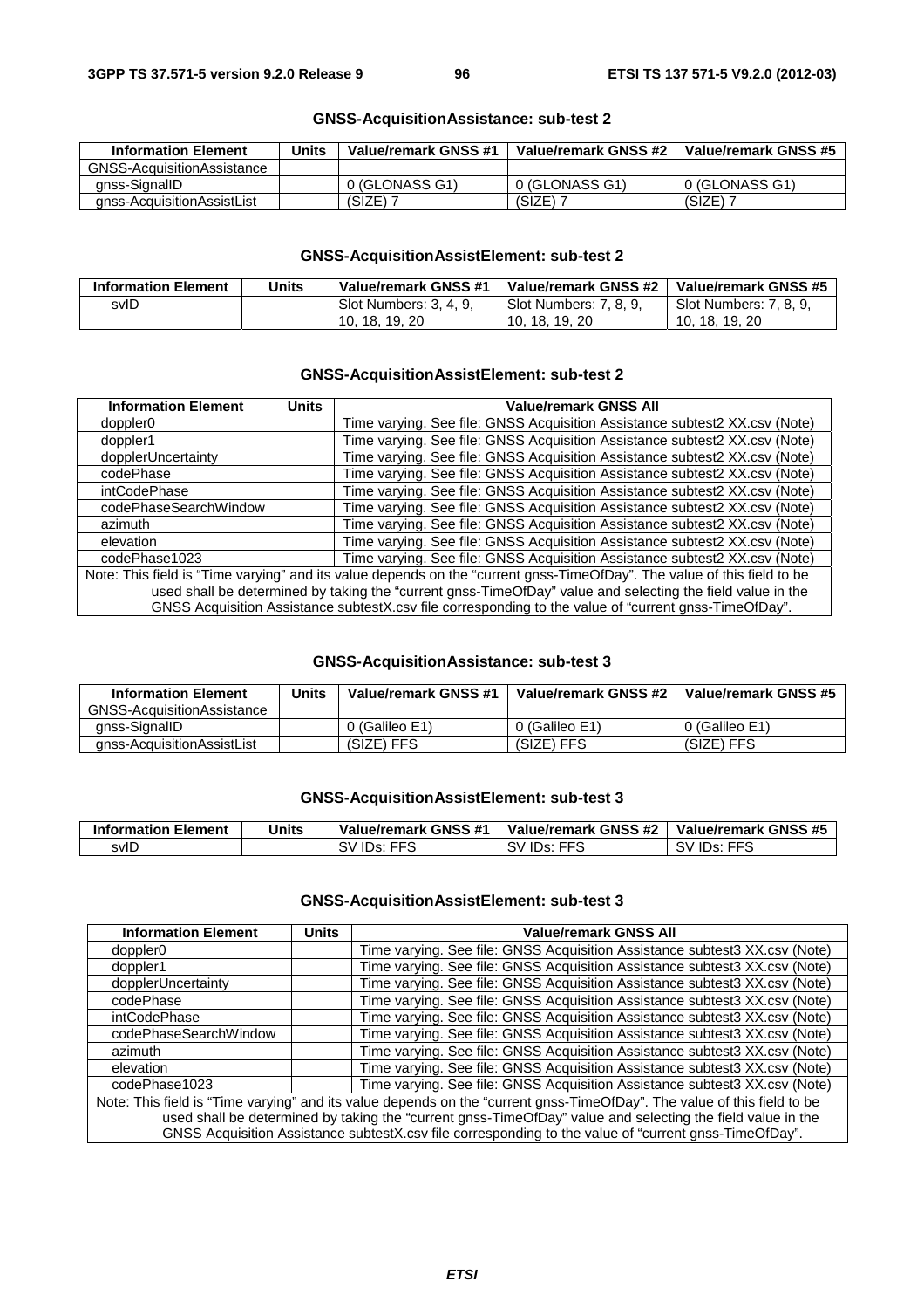**GNSS-AcquisitionAssistance: sub-test 2**

| Information Element | Units | Value/remark GNSS #1 | Value/remark GNSS #2 | Value/remark GNSS #5 |
|---|---|---|---|---|
| GNSS-AcquisitionAssistance | | | | |
| gnss-SignalID | | 0 (GLONASS G1) | 0 (GLONASS G1) | 0 (GLONASS G1) |
| gnss-AcquisitionAssistList | | (SIZE) 7 | (SIZE) 7 | (SIZE) 7 |

**GNSS-AcquisitionAssistElement: sub-test 2**

| Information Element | Units | Value/remark GNSS #1 | Value/remark GNSS #2 | Value/remark GNSS #5 |
|---|---|---|---|---|
| svID | | Slot Numbers: 3, 4, 9, 10, 18, 19, 20 | Slot Numbers: 7, 8, 9, 10, 18, 19, 20 | Slot Numbers: 7, 8, 9, 10, 18, 19, 20 |

**GNSS-AcquisitionAssistElement: sub-test 2**

| Information Element | Units | Value/remark GNSS All |
|---|---|---|
| doppler0 | | Time varying. See file: GNSS Acquisition Assistance subtest2 XX.csv (Note) |
| doppler1 | | Time varying. See file: GNSS Acquisition Assistance subtest2 XX.csv (Note) |
| dopplerUncertainty | | Time varying. See file: GNSS Acquisition Assistance subtest2 XX.csv (Note) |
| codePhase | | Time varying. See file: GNSS Acquisition Assistance subtest2 XX.csv (Note) |
| intCodePhase | | Time varying. See file: GNSS Acquisition Assistance subtest2 XX.csv (Note) |
| codePhaseSearchWindow | | Time varying. See file: GNSS Acquisition Assistance subtest2 XX.csv (Note) |
| azimuth | | Time varying. See file: GNSS Acquisition Assistance subtest2 XX.csv (Note) |
| elevation | | Time varying. See file: GNSS Acquisition Assistance subtest2 XX.csv (Note) |
| codePhase1023 | | Time varying. See file: GNSS Acquisition Assistance subtest2 XX.csv (Note) |
| Note: This field is "Time varying" and its value depends on the "current gnss-TimeOfDay". The value of this field to be used shall be determined by taking the "current gnss-TimeOfDay" value and selecting the field value in the GNSS Acquisition Assistance subtestX.csv file corresponding to the value of "current gnss-TimeOfDay". | | |

**GNSS-AcquisitionAssistance: sub-test 3**

| Information Element | Units | Value/remark GNSS #1 | Value/remark GNSS #2 | Value/remark GNSS #5 |
|---|---|---|---|---|
| GNSS-AcquisitionAssistance | | | | |
| gnss-SignalID | | 0 (Galileo E1) | 0 (Galileo E1) | 0 (Galileo E1) |
| gnss-AcquisitionAssistList | | (SIZE) FFS | (SIZE) FFS | (SIZE) FFS |

**GNSS-AcquisitionAssistElement: sub-test 3**

| Information Element | Units | Value/remark GNSS #1 | Value/remark GNSS #2 | Value/remark GNSS #5 |
|---|---|---|---|---|
| svID | | SV IDs: FFS | SV IDs: FFS | SV IDs: FFS |

**GNSS-AcquisitionAssistElement: sub-test 3**

| Information Element | Units | Value/remark GNSS All |
|---|---|---|
| doppler0 | | Time varying. See file: GNSS Acquisition Assistance subtest3 XX.csv (Note) |
| doppler1 | | Time varying. See file: GNSS Acquisition Assistance subtest3 XX.csv (Note) |
| dopplerUncertainty | | Time varying. See file: GNSS Acquisition Assistance subtest3 XX.csv (Note) |
| codePhase | | Time varying. See file: GNSS Acquisition Assistance subtest3 XX.csv (Note) |
| intCodePhase | | Time varying. See file: GNSS Acquisition Assistance subtest3 XX.csv (Note) |
| codePhaseSearchWindow | | Time varying. See file: GNSS Acquisition Assistance subtest3 XX.csv (Note) |
| azimuth | | Time varying. See file: GNSS Acquisition Assistance subtest3 XX.csv (Note) |
| elevation | | Time varying. See file: GNSS Acquisition Assistance subtest3 XX.csv (Note) |
| codePhase1023 | | Time varying. See file: GNSS Acquisition Assistance subtest3 XX.csv (Note) |
| Note: This field is "Time varying" and its value depends on the "current gnss-TimeOfDay". The value of this field to be used shall be determined by taking the "current gnss-TimeOfDay" value and selecting the field value in the GNSS Acquisition Assistance subtestX.csv file corresponding to the value of "current gnss-TimeOfDay". | | |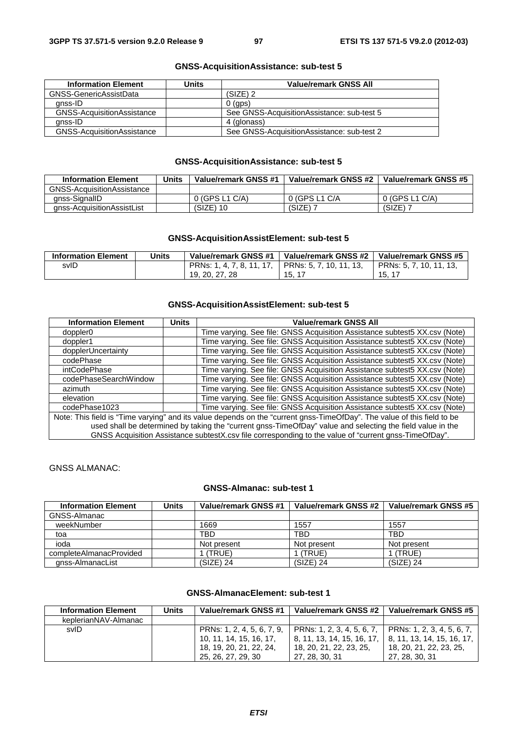**GNSS-AcquisitionAssistance: sub-test 5**

| Information Element | Units | Value/remark GNSS All |
|---|---|---|
| GNSS-GenericAssistData | | (SIZE) 2 |
| gnss-ID | | 0 (gps) |
| GNSS-AcquisitionAssistance | | See GNSS-AcquisitionAssistance: sub-test 5 |
| gnss-ID | | 4 (glonass) |
| GNSS-AcquisitionAssistance | | See GNSS-AcquisitionAssistance: sub-test 2 |

**GNSS-AcquisitionAssistance: sub-test 5**

| Information Element | Units | Value/remark GNSS #1 | Value/remark GNSS #2 | Value/remark GNSS #5 |
|---|---|---|---|---|
| GNSS-AcquisitionAssistance | | | | |
| gnss-SignalID | | 0 (GPS L1 C/A) | 0 (GPS L1 C/A | 0 (GPS L1 C/A) |
| gnss-AcquisitionAssistList | | (SIZE) 10 | (SIZE) 7 | (SIZE) 7 |

**GNSS-AcquisitionAssistElement: sub-test 5**

| Information Element | Units | Value/remark GNSS #1 | Value/remark GNSS #2 | Value/remark GNSS #5 |
|---|---|---|---|---|
| svID | | PRNs: 1, 4, 7, 8, 11, 17, 19, 20, 27, 28 | PRNs: 5, 7, 10, 11, 13, 15, 17 | PRNs: 5, 7, 10, 11, 13, 15, 17 |

**GNSS-AcquisitionAssistElement: sub-test 5**

| Information Element | Units | Value/remark GNSS All |
|---|---|---|
| doppler0 | | Time varying. See file: GNSS Acquisition Assistance subtest5 XX.csv (Note) |
| doppler1 | | Time varying. See file: GNSS Acquisition Assistance subtest5 XX.csv (Note) |
| dopplerUncertainty | | Time varying. See file: GNSS Acquisition Assistance subtest5 XX.csv (Note) |
| codePhase | | Time varying. See file: GNSS Acquisition Assistance subtest5 XX.csv (Note) |
| intCodePhase | | Time varying. See file: GNSS Acquisition Assistance subtest5 XX.csv (Note) |
| codePhaseSearchWindow | | Time varying. See file: GNSS Acquisition Assistance subtest5 XX.csv (Note) |
| azimuth | | Time varying. See file: GNSS Acquisition Assistance subtest5 XX.csv (Note) |
| elevation | | Time varying. See file: GNSS Acquisition Assistance subtest5 XX.csv (Note) |
| codePhase1023 | | Time varying. See file: GNSS Acquisition Assistance subtest5 XX.csv (Note) |
| Note: This field is "Time varying" and its value depends on the "current gnss-TimeOfDay". The value of this field to be used shall be determined by taking the "current gnss-TimeOfDay" value and selecting the field value in the GNSS Acquisition Assistance subtestX.csv file corresponding to the value of "current gnss-TimeOfDay". | | |

GNSS ALMANAC:

**GNSS-Almanac: sub-test 1**

| Information Element | Units | Value/remark GNSS #1 | Value/remark GNSS #2 | Value/remark GNSS #5 |
|---|---|---|---|---|
| GNSS-Almanac | | | | |
| weekNumber | | 1669 | 1557 | 1557 |
| toa | | TBD | TBD | TBD |
| ioda | | Not present | Not present | Not present |
| completeAlmanacProvided | | 1 (TRUE) | 1 (TRUE) | 1 (TRUE) |
| gnss-AlmanacList | | (SIZE) 24 | (SIZE) 24 | (SIZE) 24 |

**GNSS-AlmanacElement: sub-test 1**

| Information Element | Units | Value/remark GNSS #1 | Value/remark GNSS #2 | Value/remark GNSS #5 |
|---|---|---|---|---|
| keplerianNAV-Almanac | | | | |
| svID | | PRNs: 1, 2, 4, 5, 6, 7, 9, 10, 11, 14, 15, 16, 17, 18, 19, 20, 21, 22, 24, 25, 26, 27, 29, 30 | PRNs: 1, 2, 3, 4, 5, 6, 7, 8, 11, 13, 14, 15, 16, 17, 18, 20, 21, 22, 23, 25, 27, 28, 30, 31 | PRNs: 1, 2, 3, 4, 5, 6, 7, 8, 11, 13, 14, 15, 16, 17, 18, 20, 21, 22, 23, 25, 27, 28, 30, 31 |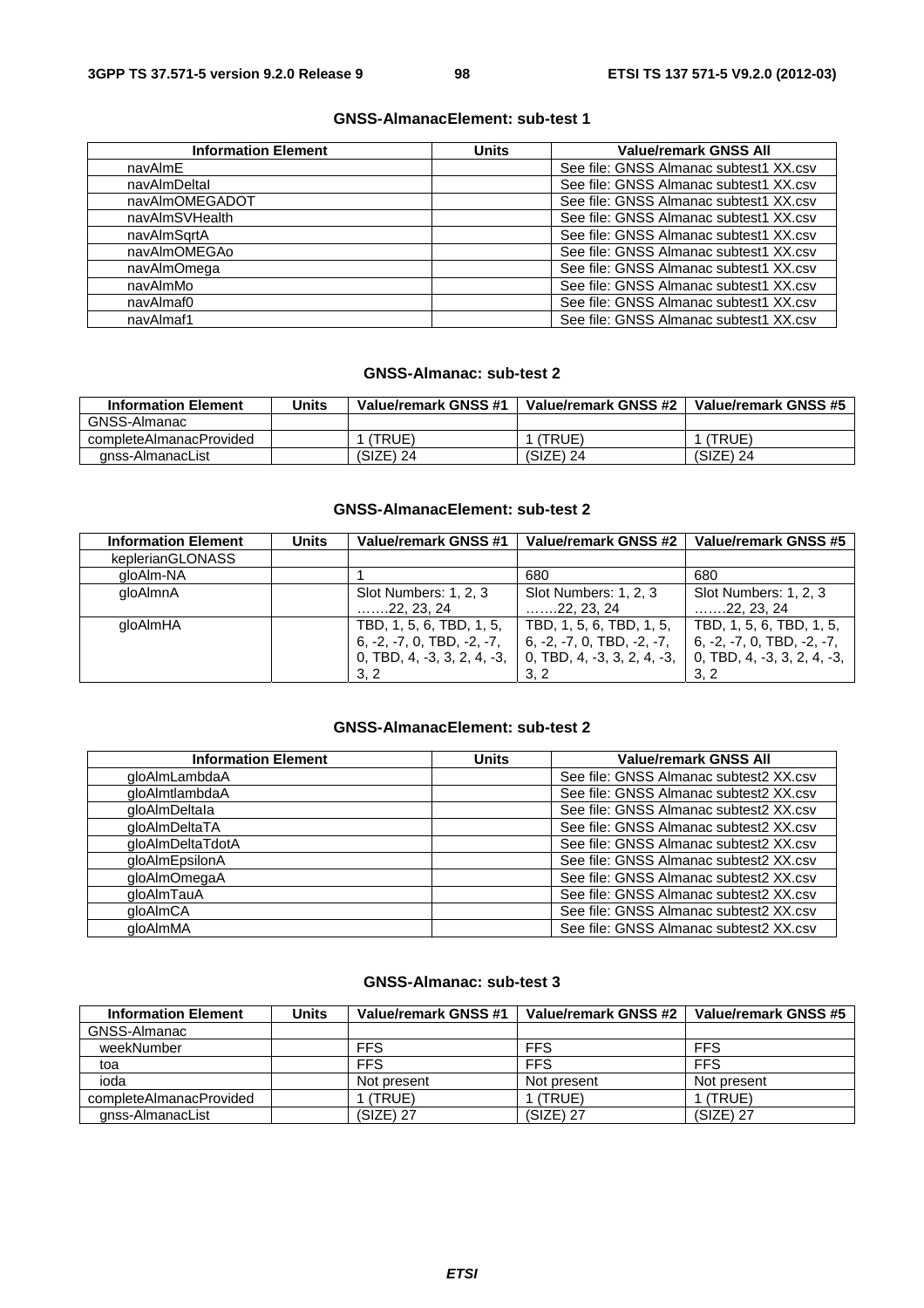**GNSS-AlmanacElement: sub-test 1**

| Information Element | Units | Value/remark GNSS All |
|---|---|---|
| navAlmE | | See file: GNSS Almanac subtest1 XX.csv |
| navAlmDeltaI | | See file: GNSS Almanac subtest1 XX.csv |
| navAlmOMEGADOT | | See file: GNSS Almanac subtest1 XX.csv |
| navAlmSVHealth | | See file: GNSS Almanac subtest1 XX.csv |
| navAlmSqrtA | | See file: GNSS Almanac subtest1 XX.csv |
| navAlmOMEGAo | | See file: GNSS Almanac subtest1 XX.csv |
| navAlmOmega | | See file: GNSS Almanac subtest1 XX.csv |
| navAlmMo | | See file: GNSS Almanac subtest1 XX.csv |
| navAlmaf0 | | See file: GNSS Almanac subtest1 XX.csv |
| navAlmaf1 | | See file: GNSS Almanac subtest1 XX.csv |

**GNSS-Almanac: sub-test 2**

| Information Element | Units | Value/remark GNSS #1 | Value/remark GNSS #2 | Value/remark GNSS #5 |
|---|---|---|---|---|
| GNSS-Almanac | | | | |
| completeAlmanacProvided | | 1 (TRUE) | 1 (TRUE) | 1 (TRUE) |
| gnss-AlmanacList | | (SIZE) 24 | (SIZE) 24 | (SIZE) 24 |

**GNSS-AlmanacElement: sub-test 2**

| Information Element | Units | Value/remark GNSS #1 | Value/remark GNSS #2 | Value/remark GNSS #5 |
|---|---|---|---|---|
| keplerianGLONASS | | | | |
| gloAlm-NA | | 1 | 680 | 680 |
| gloAlmnA | | Slot Numbers: 1, 2, 3 …….22, 23, 24 | Slot Numbers: 1, 2, 3 …….22, 23, 24 | Slot Numbers: 1, 2, 3 …….22, 23, 24 |
| gloAlmHA | | TBD, 1, 5, 6, TBD, 1, 5, 6, -2, -7, 0, TBD, -2, -7, 0, TBD, 4, -3, 3, 2, 4, -3, 3, 2 | TBD, 1, 5, 6, TBD, 1, 5, 6, -2, -7, 0, TBD, -2, -7, 0, TBD, 4, -3, 3, 2, 4, -3, 3, 2 | TBD, 1, 5, 6, TBD, 1, 5, 6, -2, -7, 0, TBD, -2, -7, 0, TBD, 4, -3, 3, 2, 4, -3, 3, 2 |

**GNSS-AlmanacElement: sub-test 2**

| Information Element | Units | Value/remark GNSS All |
|---|---|---|
| gloAlmLambdaA | | See file: GNSS Almanac subtest2 XX.csv |
| gloAlmtlambdaA | | See file: GNSS Almanac subtest2 XX.csv |
| gloAlmDeltaIa | | See file: GNSS Almanac subtest2 XX.csv |
| gloAlmDeltaTA | | See file: GNSS Almanac subtest2 XX.csv |
| gloAlmDeltaTdotA | | See file: GNSS Almanac subtest2 XX.csv |
| gloAlmEpsilonA | | See file: GNSS Almanac subtest2 XX.csv |
| gloAlmOmegaA | | See file: GNSS Almanac subtest2 XX.csv |
| gloAlmTauA | | See file: GNSS Almanac subtest2 XX.csv |
| gloAlmCA | | See file: GNSS Almanac subtest2 XX.csv |
| gloAlmMA | | See file: GNSS Almanac subtest2 XX.csv |

**GNSS-Almanac: sub-test 3**

| Information Element | Units | Value/remark GNSS #1 | Value/remark GNSS #2 | Value/remark GNSS #5 |
|---|---|---|---|---|
| GNSS-Almanac | | | | |
| weekNumber | | FFS | FFS | FFS |
| toa | | FFS | FFS | FFS |
| ioda | | Not present | Not present | Not present |
| completeAlmanacProvided | | 1 (TRUE) | 1 (TRUE) | 1 (TRUE) |
| gnss-AlmanacList | | (SIZE) 27 | (SIZE) 27 | (SIZE) 27 |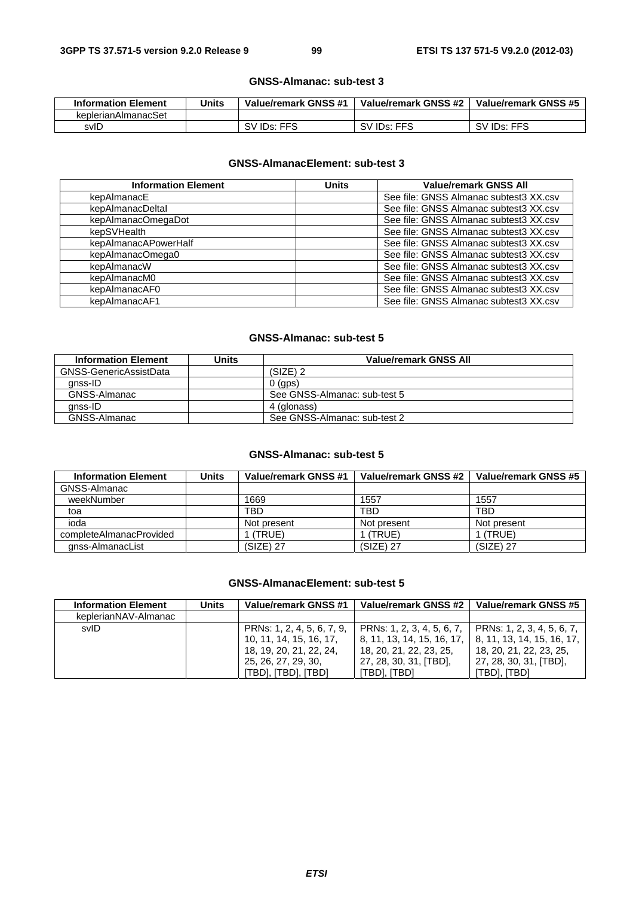**GNSS-Almanac: sub-test 3**

| Information Element | Units | Value/remark GNSS #1 | Value/remark GNSS #2 | Value/remark GNSS #5 |
|---|---|---|---|---|
| keplerianAlmanacSet | | | | |
| svID | | SV IDs: FFS | SV IDs: FFS | SV IDs: FFS |

**GNSS-AlmanacElement: sub-test 3**

| Information Element | Units | Value/remark GNSS All |
|---|---|---|
| kepAlmanacE | | See file: GNSS Almanac subtest3 XX.csv |
| kepAlmanacDeltaI | | See file: GNSS Almanac subtest3 XX.csv |
| kepAlmanacOmegaDot | | See file: GNSS Almanac subtest3 XX.csv |
| kepSVHealth | | See file: GNSS Almanac subtest3 XX.csv |
| kepAlmanacAPowerHalf | | See file: GNSS Almanac subtest3 XX.csv |
| kepAlmanacOmega0 | | See file: GNSS Almanac subtest3 XX.csv |
| kepAlmanacW | | See file: GNSS Almanac subtest3 XX.csv |
| kepAlmanacM0 | | See file: GNSS Almanac subtest3 XX.csv |
| kepAlmanacAF0 | | See file: GNSS Almanac subtest3 XX.csv |
| kepAlmanacAF1 | | See file: GNSS Almanac subtest3 XX.csv |

**GNSS-Almanac: sub-test 5**

| Information Element | Units | Value/remark GNSS All |
|---|---|---|
| GNSS-GenericAssistData | | (SIZE) 2 |
| gnss-ID | | 0 (gps) |
| GNSS-Almanac | | See GNSS-Almanac: sub-test 5 |
| gnss-ID | | 4 (glonass) |
| GNSS-Almanac | | See GNSS-Almanac: sub-test 2 |

**GNSS-Almanac: sub-test 5**

| Information Element | Units | Value/remark GNSS #1 | Value/remark GNSS #2 | Value/remark GNSS #5 |
|---|---|---|---|---|
| GNSS-Almanac | | | | |
| weekNumber | | 1669 | 1557 | 1557 |
| toa | | TBD | TBD | TBD |
| ioda | | Not present | Not present | Not present |
| completeAlmanacProvided | | 1 (TRUE) | 1 (TRUE) | 1 (TRUE) |
| gnss-AlmanacList | | (SIZE) 27 | (SIZE) 27 | (SIZE) 27 |

**GNSS-AlmanacElement: sub-test 5**

| Information Element | Units | Value/remark GNSS #1 | Value/remark GNSS #2 | Value/remark GNSS #5 |
|---|---|---|---|---|
| keplerianNAV-Almanac | | | | |
| svID | | PRNs: 1, 2, 4, 5, 6, 7, 9, 10, 11, 14, 15, 16, 17, 18, 19, 20, 21, 22, 24, 25, 26, 27, 29, 30, [TBD], [TBD], [TBD] | PRNs: 1, 2, 3, 4, 5, 6, 7, 8, 11, 13, 14, 15, 16, 17, 18, 20, 21, 22, 23, 25, 27, 28, 30, 31, [TBD], [TBD], [TBD] | PRNs: 1, 2, 3, 4, 5, 6, 7, 8, 11, 13, 14, 15, 16, 17, 18, 20, 21, 22, 23, 25, 27, 28, 30, 31, [TBD], [TBD], [TBD] |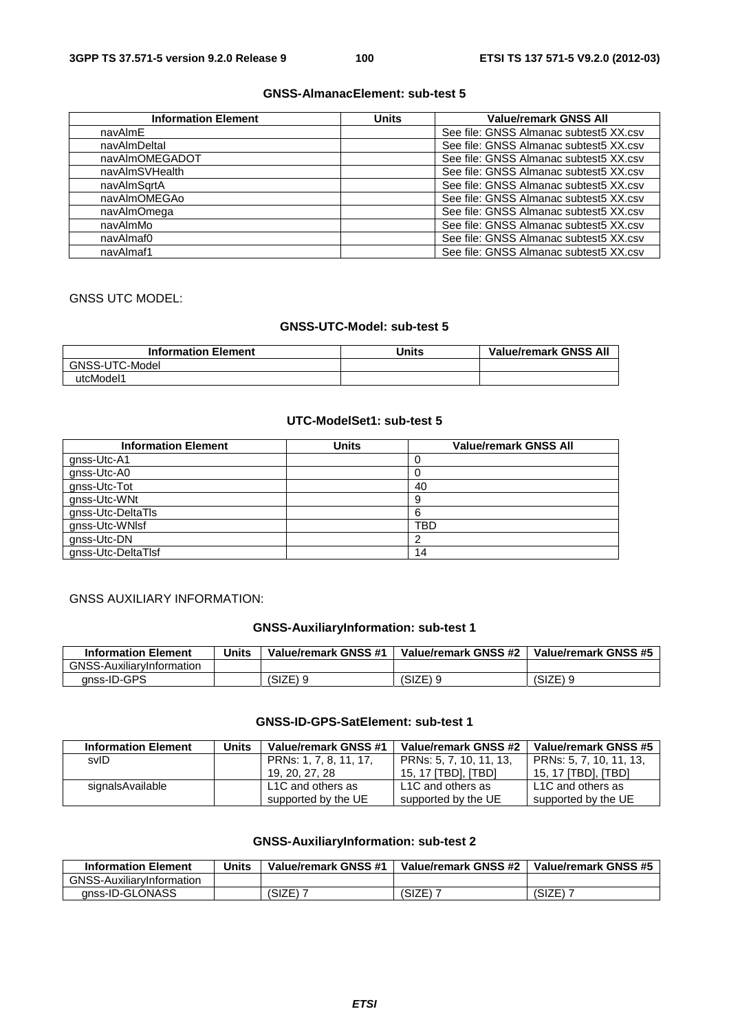**GNSS-AlmanacElement: sub-test 5**

| Information Element | Units | Value/remark GNSS All |
|---|---|---|
| navAlmE | | See file: GNSS Almanac subtest5 XX.csv |
| navAlmDeltaI | | See file: GNSS Almanac subtest5 XX.csv |
| navAlmOMEGADOT | | See file: GNSS Almanac subtest5 XX.csv |
| navAlmSVHealth | | See file: GNSS Almanac subtest5 XX.csv |
| navAlmSqrtA | | See file: GNSS Almanac subtest5 XX.csv |
| navAlmOMEGAo | | See file: GNSS Almanac subtest5 XX.csv |
| navAlmOmega | | See file: GNSS Almanac subtest5 XX.csv |
| navAlmMo | | See file: GNSS Almanac subtest5 XX.csv |
| navAlmaf0 | | See file: GNSS Almanac subtest5 XX.csv |
| navAlmaf1 | | See file: GNSS Almanac subtest5 XX.csv |

GNSS UTC MODEL:

**GNSS-UTC-Model: sub-test 5**

| Information Element | Units | Value/remark GNSS All |
|---|---|---|
| GNSS-UTC-Model | | |
| utcModel1 | | |

**UTC-ModelSet1: sub-test 5**

| Information Element | Units | Value/remark GNSS All |
|---|---|---|
| gnss-Utc-A1 | | 0 |
| gnss-Utc-A0 | | 0 |
| gnss-Utc-Tot | | 40 |
| gnss-Utc-WNt | | 9 |
| gnss-Utc-DeltaTls | | 6 |
| gnss-Utc-WNlsf | | TBD |
| gnss-Utc-DN | | 2 |
| gnss-Utc-DeltaTlsf | | 14 |

GNSS AUXILIARY INFORMATION:

**GNSS-AuxiliaryInformation: sub-test 1**

| Information Element | Units | Value/remark GNSS #1 | Value/remark GNSS #2 | Value/remark GNSS #5 |
|---|---|---|---|---|
| GNSS-AuxiliaryInformation | | | | |
| gnss-ID-GPS | | (SIZE) 9 | (SIZE) 9 | (SIZE) 9 |

**GNSS-ID-GPS-SatElement: sub-test 1**

| Information Element | Units | Value/remark GNSS #1 | Value/remark GNSS #2 | Value/remark GNSS #5 |
|---|---|---|---|---|
| svID | | PRNs: 1, 7, 8, 11, 17, 19, 20, 27, 28 | PRNs: 5, 7, 10, 11, 13, 15, 17 [TBD], [TBD] | PRNs: 5, 7, 10, 11, 13, 15, 17 [TBD], [TBD] |
| signalsAvailable | | L1C and others as supported by the UE | L1C and others as supported by the UE | L1C and others as supported by the UE |

**GNSS-AuxiliaryInformation: sub-test 2**

| Information Element | Units | Value/remark GNSS #1 | Value/remark GNSS #2 | Value/remark GNSS #5 |
|---|---|---|---|---|
| GNSS-AuxiliaryInformation | | | | |
| gnss-ID-GLONASS | | (SIZE) 7 | (SIZE) 7 | (SIZE) 7 |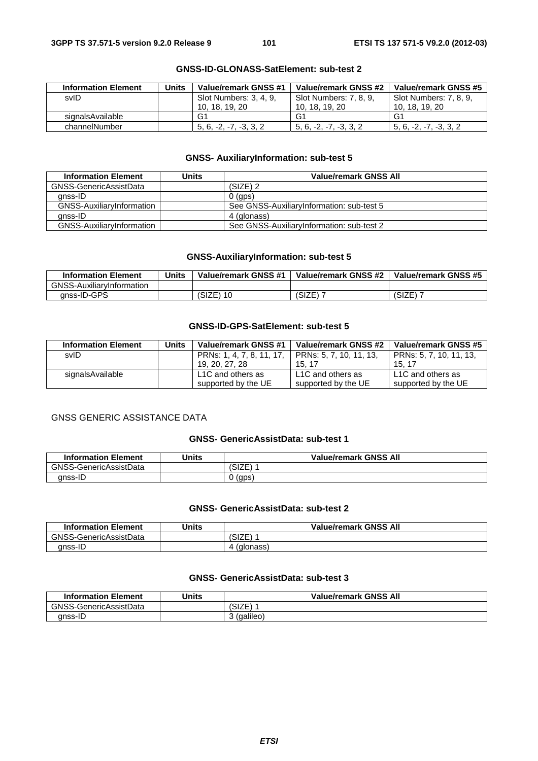#### GNSS-ID-GLONASS-SatElement: sub-test 2

| Information Element | Units | Value/remark GNSS #1 | Value/remark GNSS #2 | Value/remark GNSS #5 |
|---|---|---|---|---|
| svID | | Slot Numbers: 3, 4, 9, 10, 18, 19, 20 | Slot Numbers: 7, 8, 9, 10, 18, 19, 20 | Slot Numbers: 7, 8, 9, 10, 18, 19, 20 |
| signalsAvailable | | G1 | G1 | G1 |
| channelNumber | | 5, 6, -2, -7, -3, 3, 2 | 5, 6, -2, -7, -3, 3, 2 | 5, 6, -2, -7, -3, 3, 2 |

#### GNSS- AuxiliaryInformation: sub-test 5

| Information Element | Units | Value/remark GNSS All |
|---|---|---|
| GNSS-GenericAssistData | | (SIZE) 2 |
| gnss-ID | | 0 (gps) |
| GNSS-AuxiliaryInformation | | See GNSS-AuxiliaryInformation: sub-test 5 |
| gnss-ID | | 4 (glonass) |
| GNSS-AuxiliaryInformation | | See GNSS-AuxiliaryInformation: sub-test 2 |

#### GNSS-AuxiliaryInformation: sub-test 5

| Information Element | Units | Value/remark GNSS #1 | Value/remark GNSS #2 | Value/remark GNSS #5 |
|---|---|---|---|---|
| GNSS-AuxiliaryInformation | | | | |
| gnss-ID-GPS | | (SIZE) 10 | (SIZE) 7 | (SIZE) 7 |

#### GNSS-ID-GPS-SatElement: sub-test 5

| Information Element | Units | Value/remark GNSS #1 | Value/remark GNSS #2 | Value/remark GNSS #5 |
|---|---|---|---|---|
| svID | | PRNs: 1, 4, 7, 8, 11, 17, 19, 20, 27, 28 | PRNs: 5, 7, 10, 11, 13, 15, 17 | PRNs: 5, 7, 10, 11, 13, 15, 17 |
| signalsAvailable | | L1C and others as supported by the UE | L1C and others as supported by the UE | L1C and others as supported by the UE |

GNSS GENERIC ASSISTANCE DATA

#### GNSS- GenericAssistData: sub-test 1

| Information Element | Units | Value/remark GNSS All |
|---|---|---|
| GNSS-GenericAssistData | | (SIZE) 1 |
| gnss-ID | | 0 (gps) |

#### GNSS- GenericAssistData: sub-test 2

| Information Element | Units | Value/remark GNSS All |
|---|---|---|
| GNSS-GenericAssistData | | (SIZE) 1 |
| gnss-ID | | 4 (glonass) |

#### GNSS- GenericAssistData: sub-test 3

| Information Element | Units | Value/remark GNSS All |
|---|---|---|
| GNSS-GenericAssistData | | (SIZE) 1 |
| gnss-ID | | 3 (galileo) |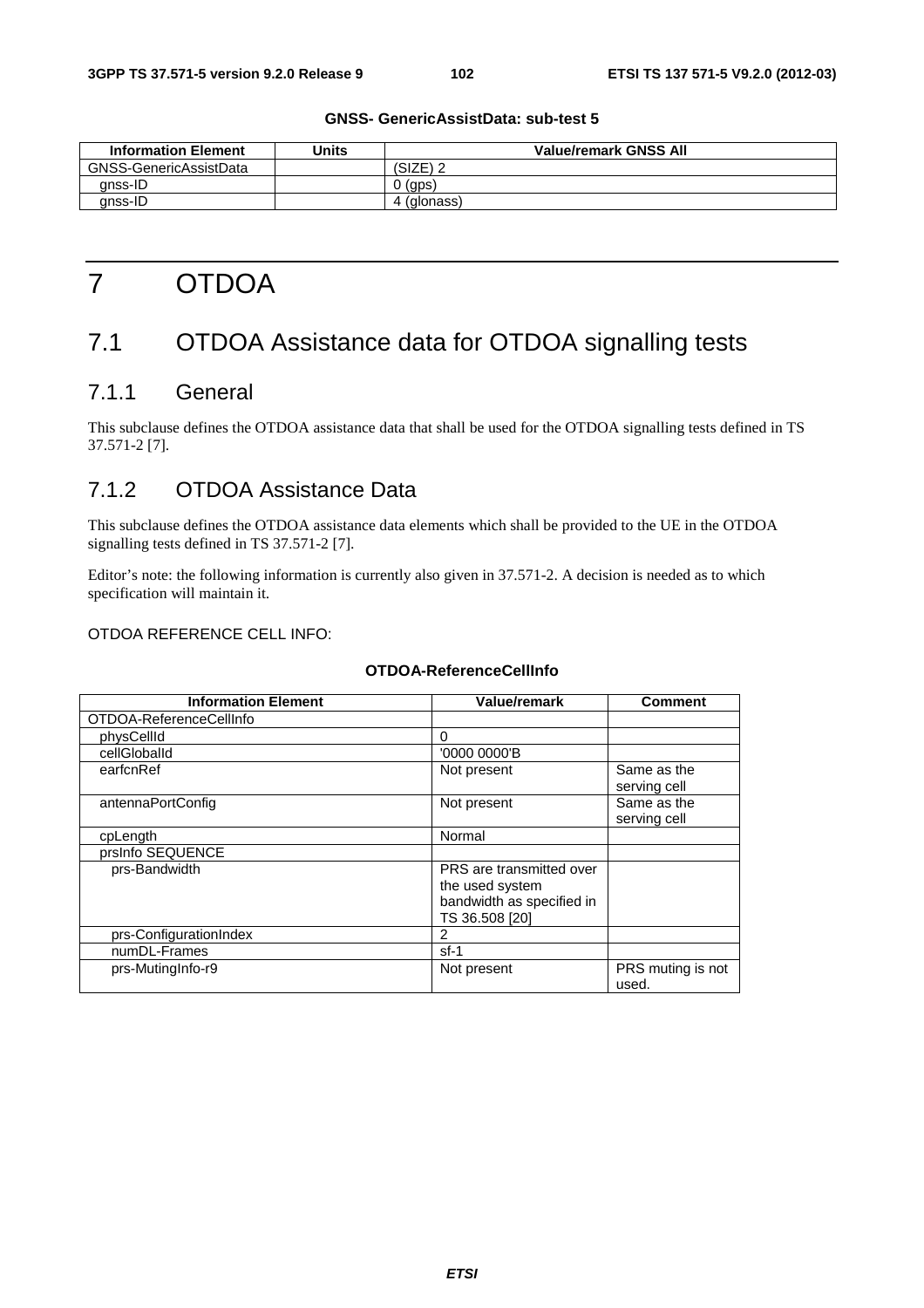**GNSS- GenericAssistData: sub-test 5**

| Information Element | Units | Value/remark GNSS All |
|---|---|---|
| GNSS-GenericAssistData | | (SIZE) 2 |
| gnss-ID | | 0 (gps) |
| gnss-ID | | 4 (glonass) |

# 7 OTDOA

## 7.1 OTDOA Assistance data for OTDOA signalling tests

### 7.1.1 General

This subclause defines the OTDOA assistance data that shall be used for the OTDOA signalling tests defined in TS 37.571-2 [7].

### 7.1.2 OTDOA Assistance Data

This subclause defines the OTDOA assistance data elements which shall be provided to the UE in the OTDOA signalling tests defined in TS 37.571-2 [7].

Editor's note: the following information is currently also given in 37.571-2. A decision is needed as to which specification will maintain it.

OTDOA REFERENCE CELL INFO:

**OTDOA-ReferenceCellInfo**

| Information Element | Value/remark | Comment |
|---|---|---|
| OTDOA-ReferenceCellInfo | | |
| physCellId | 0 | |
| cellGlobalId | '0000 0000'B | |
| earfcnRef | Not present | Same as the serving cell |
| antennaPortConfig | Not present | Same as the serving cell |
| cpLength | Normal | |
| prsInfo SEQUENCE | | |
| prs-Bandwidth | PRS are transmitted over the used system bandwidth as specified in TS 36.508 [20] | |
| prs-ConfigurationIndex | 2 | |
| numDL-Frames | sf-1 | |
| prs-MutingInfo-r9 | Not present | PRS muting is not used. |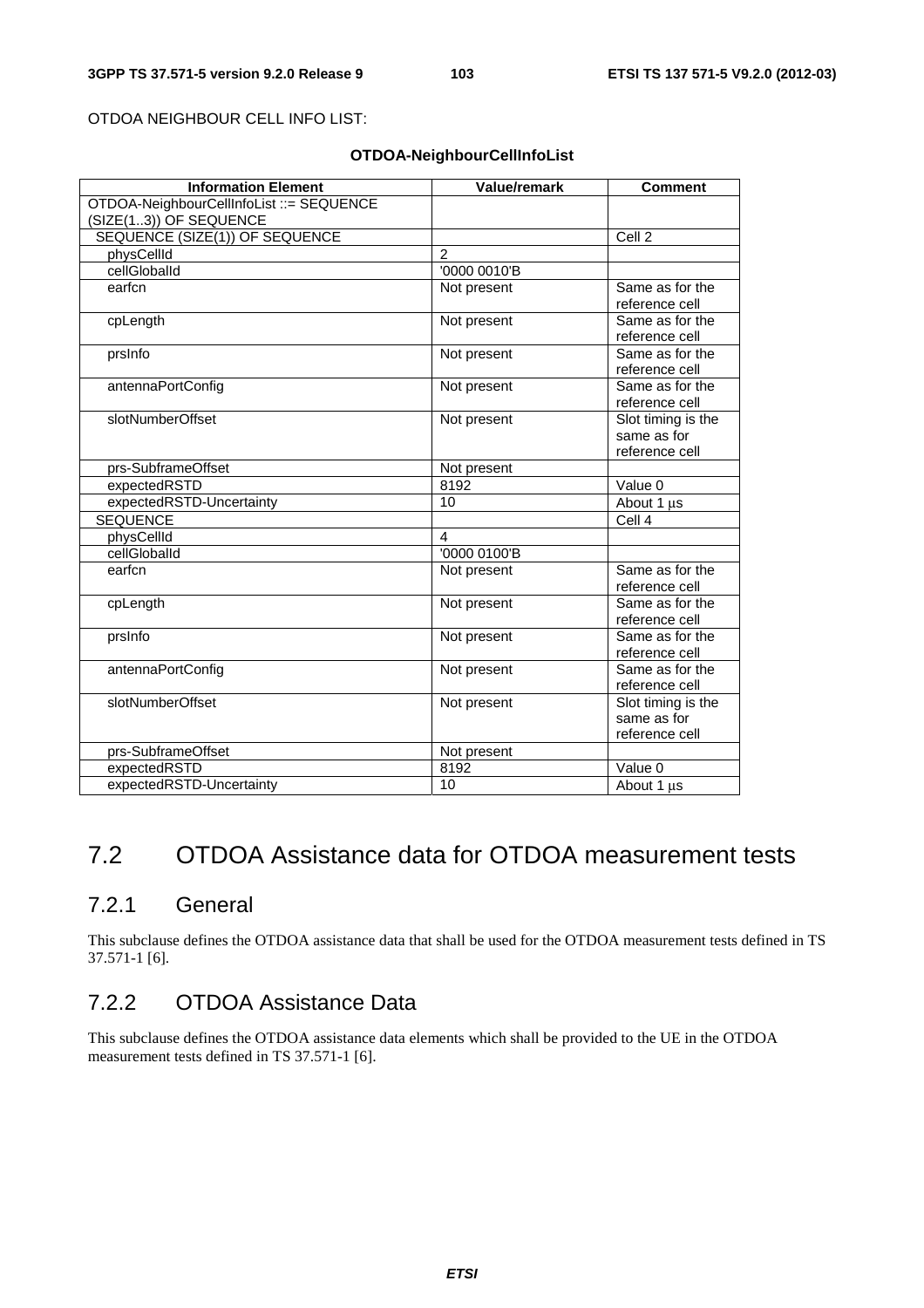OTDOA NEIGHBOUR CELL INFO LIST:

**OTDOA-NeighbourCellInfoList**

| Information Element | Value/remark | Comment |
|---|---|---|
| OTDOA-NeighbourCellInfoList ::= SEQUENCE (SIZE(1..3)) OF SEQUENCE | | |
| SEQUENCE (SIZE(1)) OF SEQUENCE | | Cell 2 |
| physCellId | 2 | |
| cellGlobalId | '0000 0010'B | |
| earfcn | Not present | Same as for the reference cell |
| cpLength | Not present | Same as for the reference cell |
| prsInfo | Not present | Same as for the reference cell |
| antennaPortConfig | Not present | Same as for the reference cell |
| slotNumberOffset | Not present | Slot timing is the same as for reference cell |
| prs-SubframeOffset | Not present | |
| expectedRSTD | 8192 | Value 0 |
| expectedRSTD-Uncertainty | 10 | About 1 μs |
| SEQUENCE | | Cell 4 |
| physCellId | 4 | |
| cellGlobalId | '0000 0100'B | |
| earfcn | Not present | Same as for the reference cell |
| cpLength | Not present | Same as for the reference cell |
| prsInfo | Not present | Same as for the reference cell |
| antennaPortConfig | Not present | Same as for the reference cell |
| slotNumberOffset | Not present | Slot timing is the same as for reference cell |
| prs-SubframeOffset | Not present | |
| expectedRSTD | 8192 | Value 0 |
| expectedRSTD-Uncertainty | 10 | About 1 μs |

## 7.2 OTDOA Assistance data for OTDOA measurement tests

### 7.2.1 General

This subclause defines the OTDOA assistance data that shall be used for the OTDOA measurement tests defined in TS 37.571-1 [6].

### 7.2.2 OTDOA Assistance Data

This subclause defines the OTDOA assistance data elements which shall be provided to the UE in the OTDOA measurement tests defined in TS 37.571-1 [6].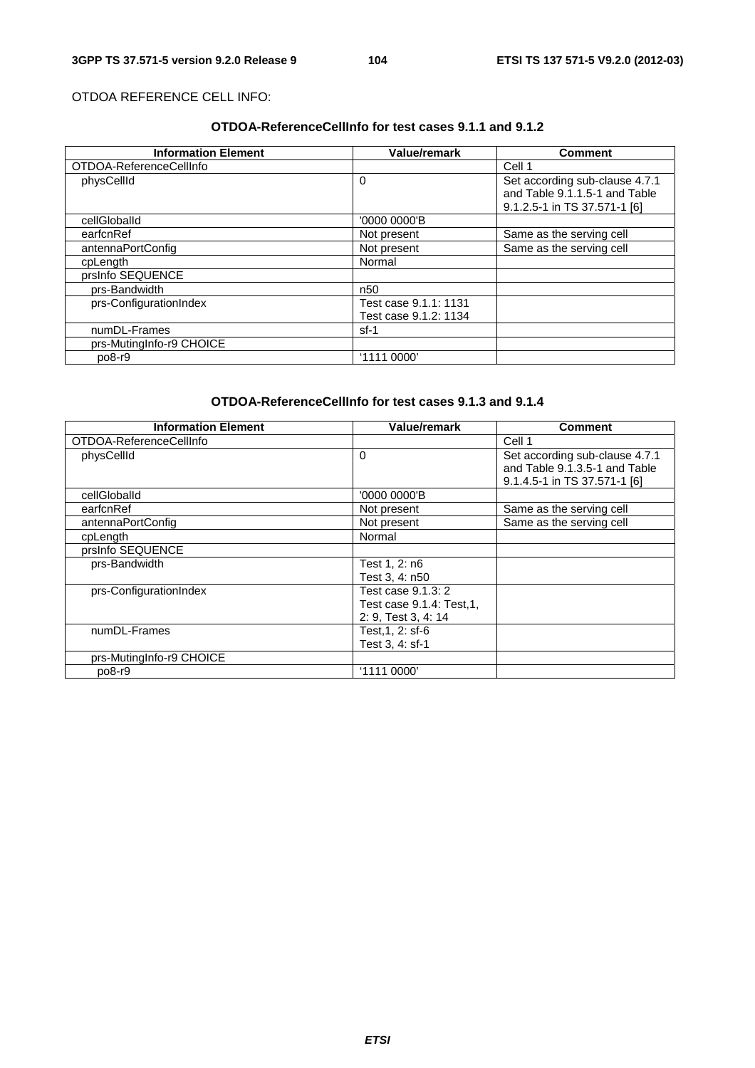OTDOA REFERENCE CELL INFO:

**OTDOA-ReferenceCellInfo for test cases 9.1.1 and 9.1.2**

| Information Element | Value/remark | Comment |
|---|---|---|
| OTDOA-ReferenceCellInfo | | Cell 1 |
| physCellId | 0 | Set according sub-clause 4.7.1 and Table 9.1.1.5-1 and Table 9.1.2.5-1 in TS 37.571-1 [6] |
| cellGlobalId | '0000 0000'B | |
| earfcnRef | Not present | Same as the serving cell |
| antennaPortConfig | Not present | Same as the serving cell |
| cpLength | Normal | |
| prsInfo SEQUENCE | | |
| prs-Bandwidth | n50 | |
| prs-ConfigurationIndex | Test case 9.1.1: 1131<br>Test case 9.1.2: 1134 | |
| numDL-Frames | sf-1 | |
| prs-MutingInfo-r9 CHOICE | | |
| po8-r9 | '1111 0000' | |

**OTDOA-ReferenceCellInfo for test cases 9.1.3 and 9.1.4**

| Information Element | Value/remark | Comment |
|---|---|---|
| OTDOA-ReferenceCellInfo | | Cell 1 |
| physCellId | 0 | Set according sub-clause 4.7.1 and Table 9.1.3.5-1 and Table 9.1.4.5-1 in TS 37.571-1 [6] |
| cellGlobalId | '0000 0000'B | |
| earfcnRef | Not present | Same as the serving cell |
| antennaPortConfig | Not present | Same as the serving cell |
| cpLength | Normal | |
| prsInfo SEQUENCE | | |
| prs-Bandwidth | Test 1, 2: n6<br>Test 3, 4: n50 | |
| prs-ConfigurationIndex | Test case 9.1.3: 2<br>Test case 9.1.4: Test,1, 2: 9, Test 3, 4: 14 | |
| numDL-Frames | Test,1, 2: sf-6<br>Test 3, 4: sf-1 | |
| prs-MutingInfo-r9 CHOICE | | |
| po8-r9 | '1111 0000' | |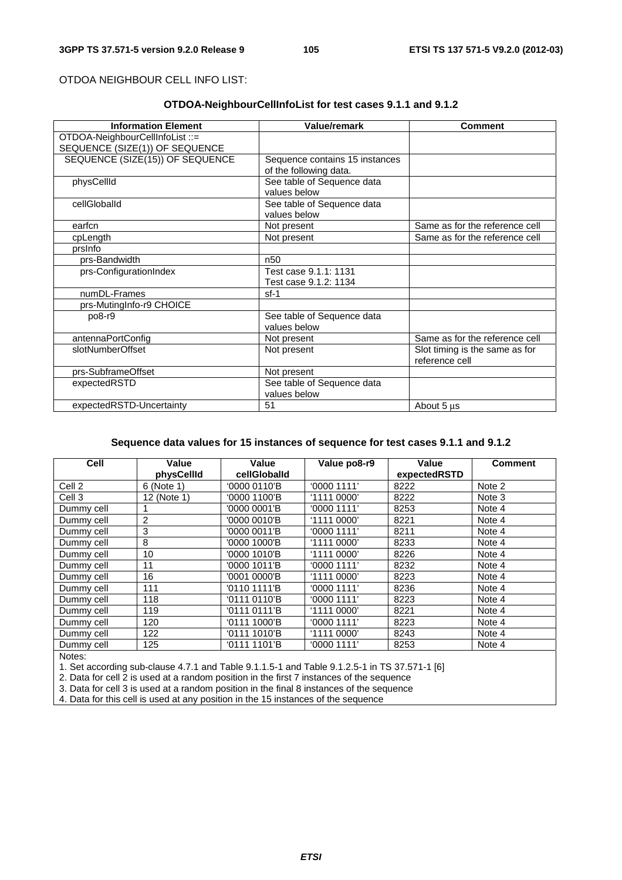OTDOA NEIGHBOUR CELL INFO LIST:

**OTDOA-NeighbourCellInfoList for test cases 9.1.1 and 9.1.2**

| Information Element | Value/remark | Comment |
|---|---|---|
| OTDOA-NeighbourCellInfoList ::= SEQUENCE (SIZE(1)) OF SEQUENCE | | |
| SEQUENCE (SIZE(15)) OF SEQUENCE | Sequence contains 15 instances of the following data. | |
| physCellId | See table of Sequence data values below | |
| cellGlobalId | See table of Sequence data values below | |
| earfcn | Not present | Same as for the reference cell |
| cpLength | Not present | Same as for the reference cell |
| prsInfo | | |
| prs-Bandwidth | n50 | |
| prs-ConfigurationIndex | Test case 9.1.1: 1131<br>Test case 9.1.2: 1134 | |
| numDL-Frames | sf-1 | |
| prs-MutingInfo-r9 CHOICE | | |
| po8-r9 | See table of Sequence data values below | |
| antennaPortConfig | Not present | Same as for the reference cell |
| slotNumberOffset | Not present | Slot timing is the same as for reference cell |
| prs-SubframeOffset | Not present | |
| expectedRSTD | See table of Sequence data values below | |
| expectedRSTD-Uncertainty | 51 | About 5 µs |

**Sequence data values for 15 instances of sequence for test cases 9.1.1 and 9.1.2**

| Cell | Value physCellId | Value cellGlobalId | Value po8-r9 | Value expectedRSTD | Comment |
|---|---|---|---|---|---|
| Cell 2 | 6 (Note 1) | '0000 0110'B | '0000 1111' | 8222 | Note 2 |
| Cell 3 | 12 (Note 1) | '0000 1100'B | '1111 0000' | 8222 | Note 3 |
| Dummy cell | 1 | '0000 0001'B | '0000 1111' | 8253 | Note 4 |
| Dummy cell | 2 | '0000 0010'B | '1111 0000' | 8221 | Note 4 |
| Dummy cell | 3 | '0000 0011'B | '0000 1111' | 8211 | Note 4 |
| Dummy cell | 8 | '0000 1000'B | '1111 0000' | 8233 | Note 4 |
| Dummy cell | 10 | '0000 1010'B | '1111 0000' | 8226 | Note 4 |
| Dummy cell | 11 | '0000 1011'B | '0000 1111' | 8232 | Note 4 |
| Dummy cell | 16 | '0001 0000'B | '1111 0000' | 8223 | Note 4 |
| Dummy cell | 111 | '0110 1111'B | '0000 1111' | 8236 | Note 4 |
| Dummy cell | 118 | '0111 0110'B | '0000 1111' | 8223 | Note 4 |
| Dummy cell | 119 | '0111 0111'B | '1111 0000' | 8221 | Note 4 |
| Dummy cell | 120 | '0111 1000'B | '0000 1111' | 8223 | Note 4 |
| Dummy cell | 122 | '0111 1010'B | '1111 0000' | 8243 | Note 4 |
| Dummy cell | 125 | '0111 1101'B | '0000 1111' | 8253 | Note 4 |

Notes:
1. Set according sub-clause 4.7.1 and Table 9.1.1.5-1 and Table 9.1.2.5-1 in TS 37.571-1 [6]
2. Data for cell 2 is used at a random position in the first 7 instances of the sequence
3. Data for cell 3 is used at a random position in the final 8 instances of the sequence
4. Data for this cell is used at any position in the 15 instances of the sequence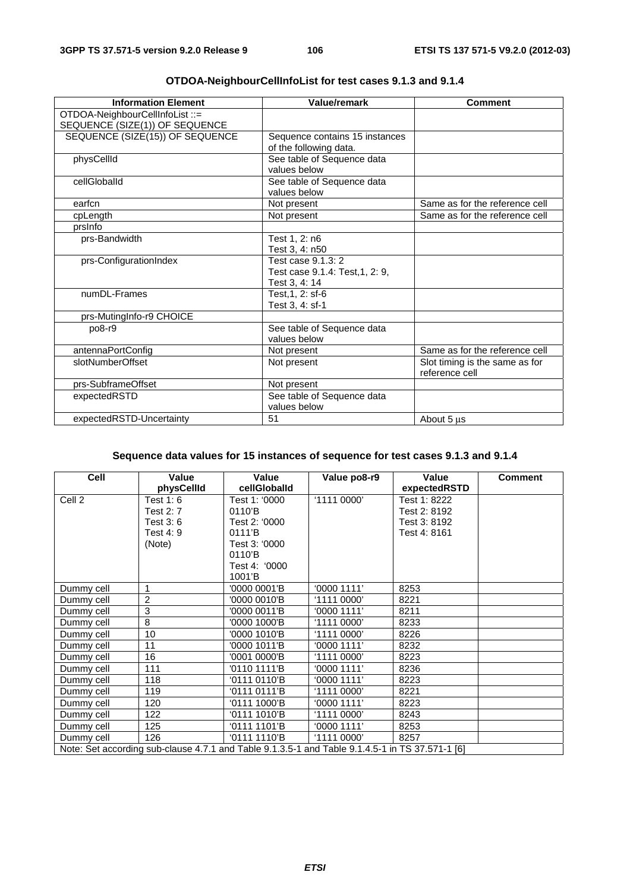**OTDOA-NeighbourCellInfoList for test cases 9.1.3 and 9.1.4**

| Information Element | Value/remark | Comment |
|---|---|---|
| OTDOA-NeighbourCellInfoList ::= SEQUENCE (SIZE(1)) OF SEQUENCE | | |
| SEQUENCE (SIZE(15)) OF SEQUENCE | Sequence contains 15 instances of the following data. | |
| physCellId | See table of Sequence data values below | |
| cellGlobalId | See table of Sequence data values below | |
| earfcn | Not present | Same as for the reference cell |
| cpLength | Not present | Same as for the reference cell |
| prsInfo | | |
| prs-Bandwidth | Test 1, 2: n6<br>Test 3, 4: n50 | |
| prs-ConfigurationIndex | Test case 9.1.3: 2<br>Test case 9.1.4: Test,1, 2: 9,<br>Test 3, 4: 14 | |
| numDL-Frames | Test,1, 2: sf-6<br>Test 3, 4: sf-1 | |
| prs-MutingInfo-r9 CHOICE | | |
| po8-r9 | See table of Sequence data values below | |
| antennaPortConfig | Not present | Same as for the reference cell |
| slotNumberOffset | Not present | Slot timing is the same as for reference cell |
| prs-SubframeOffset | Not present | |
| expectedRSTD | See table of Sequence data values below | |
| expectedRSTD-Uncertainty | 51 | About 5 μs |

**Sequence data values for 15 instances of sequence for test cases 9.1.3 and 9.1.4**

| Cell | Value physCellId | Value cellGlobalId | Value po8-r9 | Value expectedRSTD | Comment |
|---|---|---|---|---|---|
| Cell 2 | Test 1: 6<br>Test 2: 7<br>Test 3: 6<br>Test 4: 9<br>(Note) | Test 1: '0000 0110'B<br>Test 2: '0000 0111'B<br>Test 3: '0000 0110'B<br>Test 4: '0000 1001'B | '1111 0000' | Test 1: 8222<br>Test 2: 8192<br>Test 3: 8192<br>Test 4: 8161 | |
| Dummy cell | 1 | '0000 0001'B | '0000 1111' | 8253 | |
| Dummy cell | 2 | '0000 0010'B | '1111 0000' | 8221 | |
| Dummy cell | 3 | '0000 0011'B | '0000 1111' | 8211 | |
| Dummy cell | 8 | '0000 1000'B | '1111 0000' | 8233 | |
| Dummy cell | 10 | '0000 1010'B | '1111 0000' | 8226 | |
| Dummy cell | 11 | '0000 1011'B | '0000 1111' | 8232 | |
| Dummy cell | 16 | '0001 0000'B | '1111 0000' | 8223 | |
| Dummy cell | 111 | '0110 1111'B | '0000 1111' | 8236 | |
| Dummy cell | 118 | '0111 0110'B | '0000 1111' | 8223 | |
| Dummy cell | 119 | '0111 0111'B | '1111 0000' | 8221 | |
| Dummy cell | 120 | '0111 1000'B | '0000 1111' | 8223 | |
| Dummy cell | 122 | '0111 1010'B | '1111 0000' | 8243 | |
| Dummy cell | 125 | '0111 1101'B | '0000 1111' | 8253 | |
| Dummy cell | 126 | '0111 1110'B | '1111 0000' | 8257 | |
| Note: Set according sub-clause 4.7.1 and Table 9.1.3.5-1 and Table 9.1.4.5-1 in TS 37.571-1 [6] | | | | | |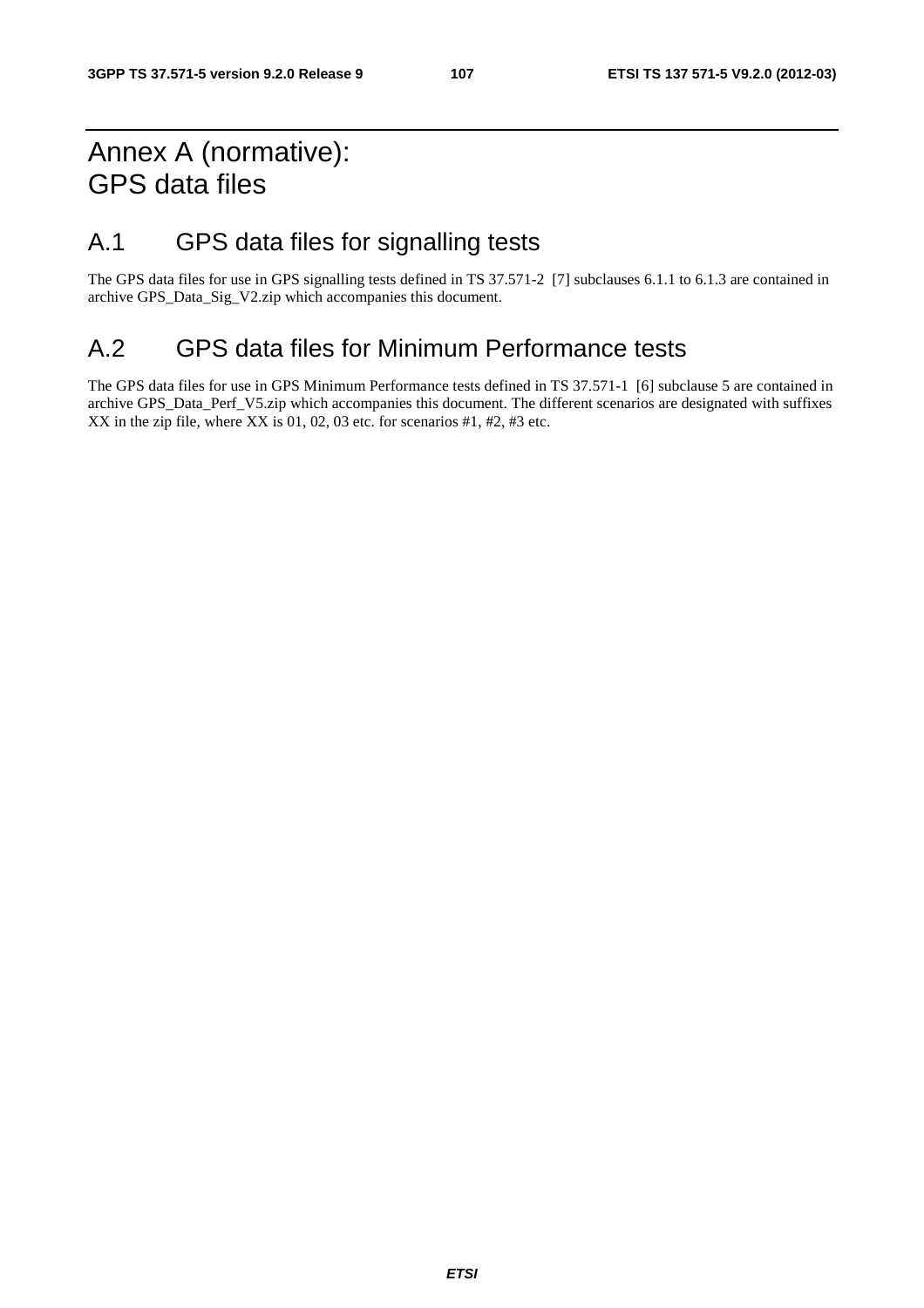# Annex A (normative): GPS data files

## A.1 GPS data files for signalling tests

The GPS data files for use in GPS signalling tests defined in TS 37.571-2 [7] subclauses 6.1.1 to 6.1.3 are contained in archive GPS_Data_Sig_V2.zip which accompanies this document.

## A.2 GPS data files for Minimum Performance tests

The GPS data files for use in GPS Minimum Performance tests defined in TS 37.571-1 [6] subclause 5 are contained in archive GPS_Data_Perf_V5.zip which accompanies this document. The different scenarios are designated with suffixes XX in the zip file, where XX is 01, 02, 03 etc. for scenarios #1, #2, #3 etc.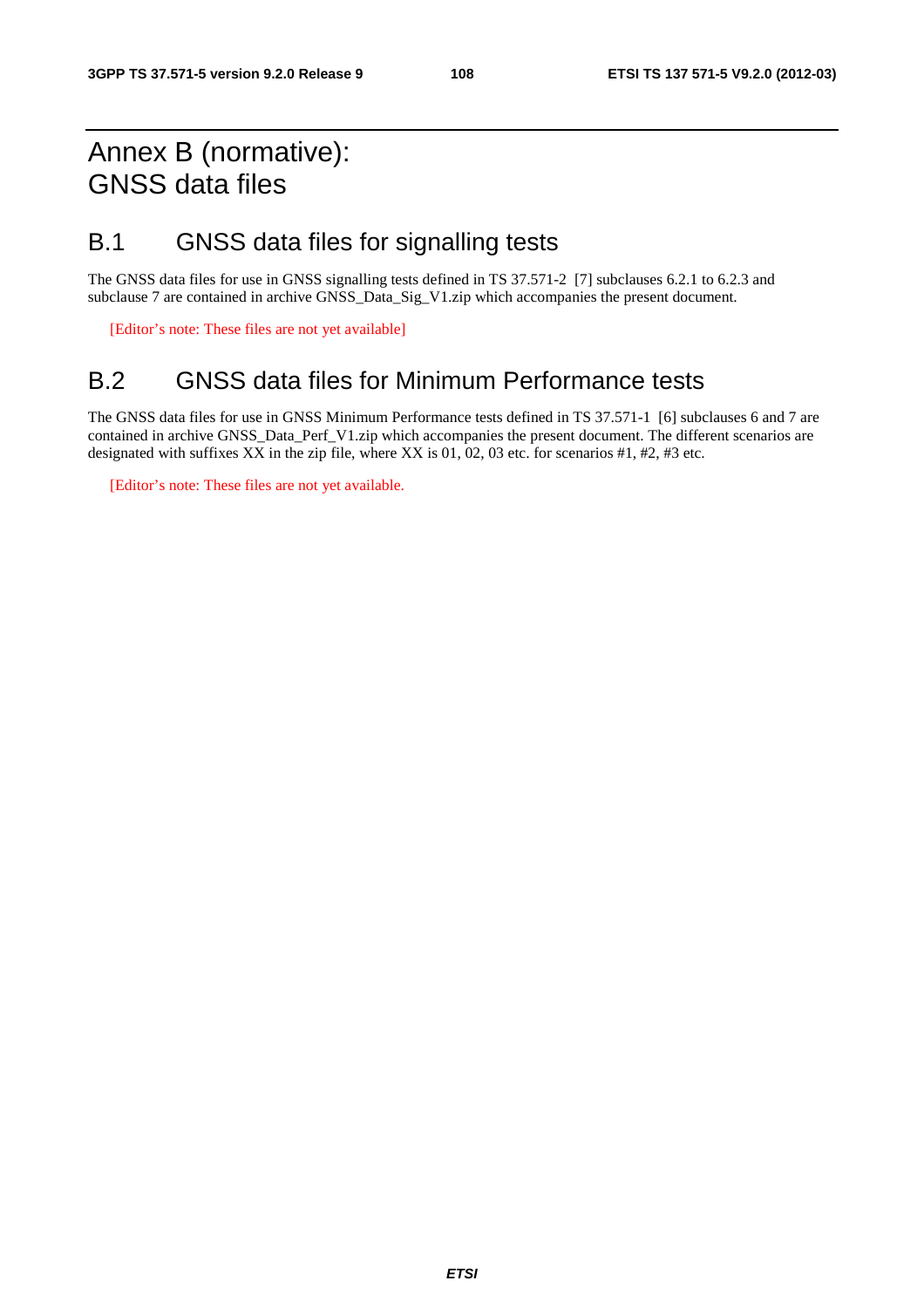# Annex B (normative): GNSS data files

## B.1 GNSS data files for signalling tests

The GNSS data files for use in GNSS signalling tests defined in TS 37.571-2 [7] subclauses 6.2.1 to 6.2.3 and subclause 7 are contained in archive GNSS_Data_Sig_V1.zip which accompanies the present document.

[Editor's note: These files are not yet available]

## B.2 GNSS data files for Minimum Performance tests

The GNSS data files for use in GNSS Minimum Performance tests defined in TS 37.571-1 [6] subclauses 6 and 7 are contained in archive GNSS_Data_Perf_V1.zip which accompanies the present document. The different scenarios are designated with suffixes XX in the zip file, where XX is 01, 02, 03 etc. for scenarios #1, #2, #3 etc.

[Editor's note: These files are not yet available.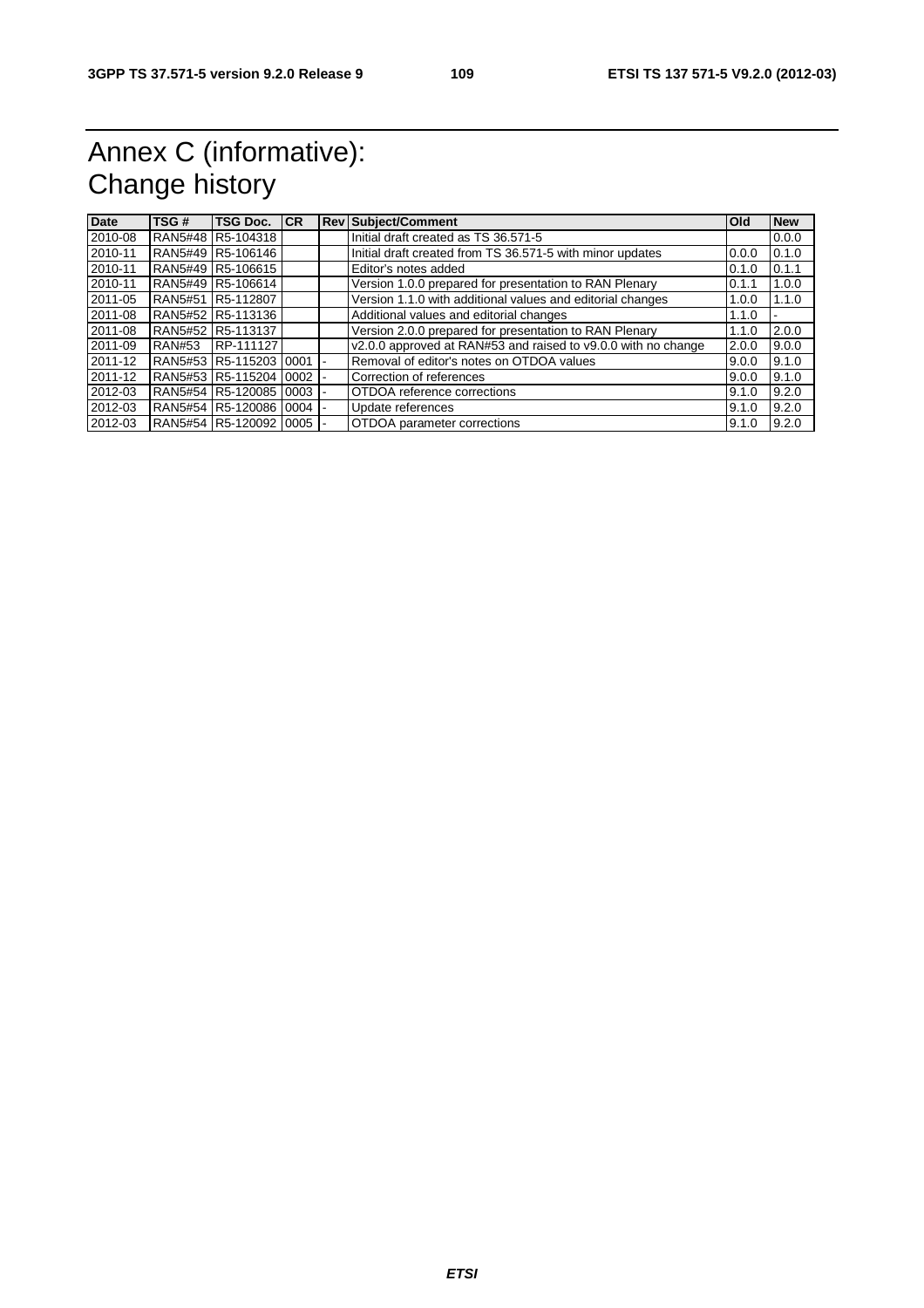# Annex C (informative): Change history

| Date | TSG # | TSG Doc. | CR | Rev | Subject/Comment | Old | New |
|---|---|---|---|---|---|---|---|
| 2010-08 | RAN5#48 | R5-104318 | | | Initial draft created as TS 36.571-5 | | 0.0.0 |
| 2010-11 | RAN5#49 | R5-106146 | | | Initial draft created from TS 36.571-5 with minor updates | 0.0.0 | 0.1.0 |
| 2010-11 | RAN5#49 | R5-106615 | | | Editor's notes added | 0.1.0 | 0.1.1 |
| 2010-11 | RAN5#49 | R5-106614 | | | Version 1.0.0 prepared for presentation to RAN Plenary | 0.1.1 | 1.0.0 |
| 2011-05 | RAN5#51 | R5-112807 | | | Version 1.1.0 with additional values and editorial changes | 1.0.0 | 1.1.0 |
| 2011-08 | RAN5#52 | R5-113136 | | | Additional values and editorial changes | 1.1.0 | - |
| 2011-08 | RAN5#52 | R5-113137 | | | Version 2.0.0 prepared for presentation to RAN Plenary | 1.1.0 | 2.0.0 |
| 2011-09 | RAN#53 | RP-111127 | | | v2.0.0 approved at RAN#53 and raised to v9.0.0 with no change | 2.0.0 | 9.0.0 |
| 2011-12 | RAN5#53 | R5-115203 | 0001 | - | Removal of editor's notes on OTDOA values | 9.0.0 | 9.1.0 |
| 2011-12 | RAN5#53 | R5-115204 | 0002 | - | Correction of references | 9.0.0 | 9.1.0 |
| 2012-03 | RAN5#54 | R5-120085 | 0003 | - | OTDOA reference corrections | 9.1.0 | 9.2.0 |
| 2012-03 | RAN5#54 | R5-120086 | 0004 | - | Update references | 9.1.0 | 9.2.0 |
| 2012-03 | RAN5#54 | R5-120092 | 0005 | - | OTDOA parameter corrections | 9.1.0 | 9.2.0 |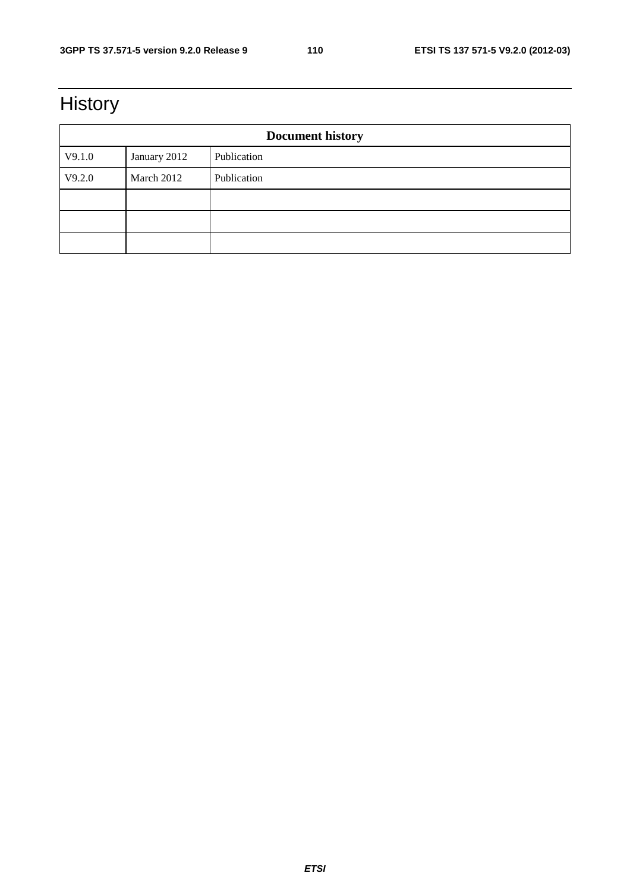# History

| Document history | | |
|---|---|---|
| V9.1.0 | January 2012 | Publication |
| V9.2.0 | March 2012 | Publication |
| | | |
| | | |
| | | |